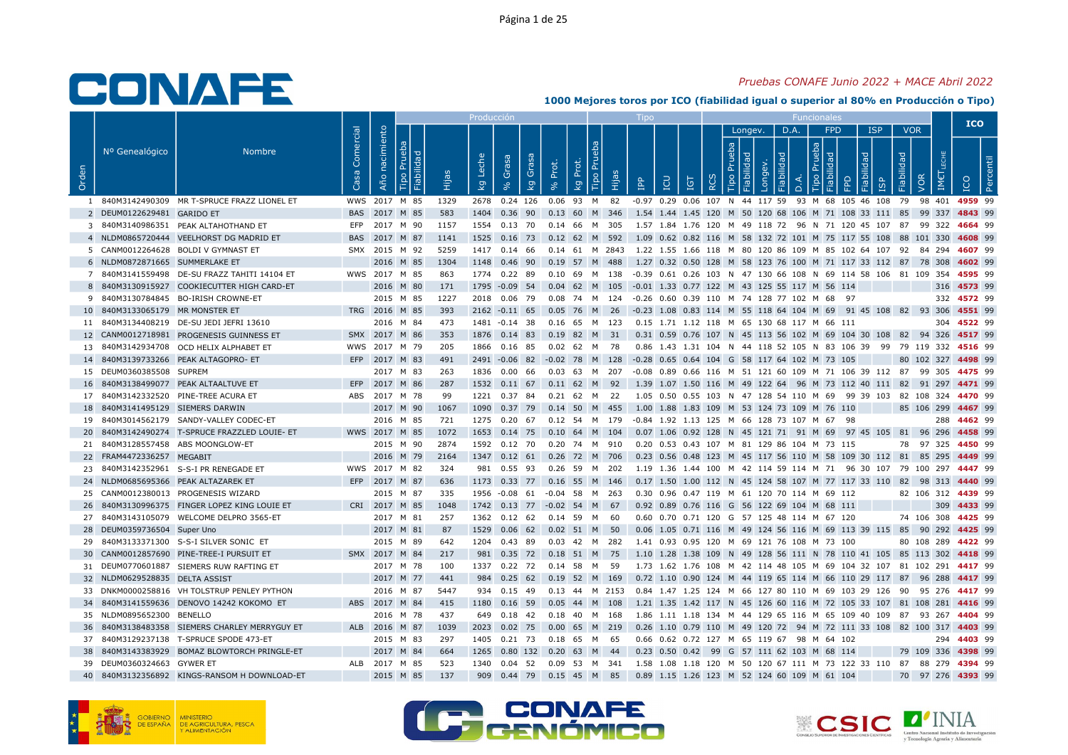*Pruebas CONAFE Junio 2022 + MACE Abril 2022*

**1000 Mejores toros por ICO (fiabilidad igual o superior al 80% en Producción o Tipo)**

| | | | | | Producción | | | | | | | | Tipo | | | | | Funcionales | | | | | | | | | | | | | | ICO | |
|---|---|---|---|---|---|---|---|---|---|---|---|---|---|---|---|---|---|---|---|---|---|---|---|---|---|---|---|---|---|---|---|---|---|
| | | | | | | | | | | | | | | | | | | | Longev. | | | D.A. | | FPD | | | ISP | | VOR | | | | |
| Orden | Nº Genealógico | Nombre | Casa Comercial | Año nacimiento | Tipo Prueba | Fiabilidad | Hijas | kg Leche | % Grasa | kg Grasa | % Prot. | kg Prot. | Tipo Prueba | Hijas | IPP | ICU | IGT | RCS | Tipo Prueba | Fiabilidad | Longev. | Fiabilidad | D.A. | Tipo Prueba | Fiabilidad | FPD | Fiabilidad | ISP | Fiabilidad | VOR | IMCT LECHE | ICO | Percentil |
| 1 | 840M3142490309 | MR T-SPRUCE FRAZZ LIONEL ET | WWS | 2017 | M | 85 | 1329 | 2678 | 0.24 | 126 | 0.06 | 93 | M | 82 | -0.97 | 0.29 | 0.06 | 107 | N | 44 | 117 | 59 | 93 | M | 68 | 105 | 46 | 108 | 79 | 98 | 401 | 4959 | 99 |
| 2 | DEUM0122629481 | GARIDO ET | BAS | 2017 | M | 85 | 583 | 1404 | 0.36 | 90 | 0.13 | 60 | M | 346 | 1.54 | 1.44 | 1.45 | 120 | M | 50 | 120 | 68 | 106 | M | 71 | 108 | 33 | 111 | 85 | 99 | 337 | 4843 | 99 |
| 3 | 840M3140986351 | PEAK ALTAHOTHAND ET | EFP | 2017 | M | 90 | 1157 | 1554 | 0.13 | 70 | 0.14 | 66 | M | 305 | 1.57 | 1.84 | 1.76 | 120 | M | 49 | 118 | 72 | 96 | N | 71 | 120 | 45 | 107 | 87 | 99 | 322 | 4664 | 99 |
| 4 | NLDM0865720444 | VEELHORST DG MADRID ET | BAS | 2017 | M | 87 | 1141 | 1525 | 0.16 | 73 | 0.12 | 62 | M | 592 | 1.09 | 0.62 | 0.82 | 116 | M | 58 | 132 | 72 | 101 | M | 75 | 117 | 55 | 108 | 88 | 101 | 330 | 4608 | 99 |
| 5 | CANM0012264628 | BOLDI V GYMNAST ET | SMX | 2015 | M | 92 | 5259 | 1417 | 0.14 | 66 | 0.14 | 61 | M | 2843 | 1.22 | 1.55 | 1.66 | 118 | M | 80 | 120 | 86 | 109 | M | 85 | 102 | 64 | 107 | 92 | 84 | 294 | 4607 | 99 |
| 6 | NLDM0872871665 | SUMMERLAKE ET | | 2016 | M | 85 | 1304 | 1148 | 0.46 | 90 | 0.19 | 57 | M | 488 | 1.27 | 0.32 | 0.50 | 128 | M | 58 | 123 | 76 | 100 | M | 71 | 117 | 33 | 112 | 87 | 78 | 308 | 4602 | 99 |
| 7 | 840M3141559498 | DE-SU FRAZZ TAHITI 14104 ET | WWS | 2017 | M | 85 | 863 | 1774 | 0.22 | 89 | 0.10 | 69 | M | 138 | -0.39 | 0.61 | 0.26 | 103 | N | 47 | 130 | 66 | 108 | N | 69 | 114 | 58 | 106 | 81 | 109 | 354 | 4595 | 99 |
| 8 | 840M3130915927 | COOKIECUTTER HIGH CARD-ET | | 2016 | M | 80 | 171 | 1795 | -0.09 | 54 | 0.04 | 62 | M | 105 | -0.01 | 1.33 | 0.77 | 122 | M | 43 | 125 | 55 | 117 | M | 56 | 114 | | | | | 316 | 4573 | 99 |
| 9 | 840M3130784845 | BO-IRISH CROWNE-ET | | 2015 | M | 85 | 1227 | 2018 | 0.06 | 79 | 0.08 | 74 | M | 124 | -0.26 | 0.60 | 0.39 | 110 | M | 74 | 128 | 77 | 102 | M | 68 | 97 | | | | | 332 | 4572 | 99 |
| 10 | 840M3133065179 | MR MONSTER ET | TRG | 2016 | M | 85 | 393 | 2162 | -0.11 | 65 | 0.05 | 76 | M | 26 | -0.23 | 1.08 | 0.83 | 114 | M | 55 | 118 | 64 | 104 | M | 69 | 91 | 45 | 108 | 82 | 93 | 306 | 4551 | 99 |
| 11 | 840M3134408219 | DE-SU JEDI JEFRI 13610 | | 2016 | M | 84 | 473 | 1481 | -0.14 | 38 | 0.16 | 65 | M | 123 | 0.15 | 1.71 | 1.12 | 118 | M | 65 | 130 | 68 | 117 | M | 66 | 111 | | | | | 304 | 4522 | 99 |
| 12 | CANM0012718981 | PROGENESIS GUINNESS ET | SMX | 2017 | M | 86 | 353 | 1876 | 0.14 | 83 | 0.19 | 82 | M | 31 | 0.31 | 0.59 | 0.76 | 107 | N | 45 | 113 | 56 | 102 | M | 69 | 104 | 30 | 108 | 82 | 94 | 326 | 4517 | 99 |
| 13 | 840M3142934708 | OCD HELIX ALPHABET ET | WWS | 2017 | M | 79 | 205 | 1866 | 0.16 | 85 | 0.02 | 62 | M | 78 | 0.86 | 1.43 | 1.31 | 104 | N | 44 | 118 | 52 | 105 | N | 83 | 106 | 39 | 99 | 79 | 119 | 332 | 4516 | 99 |
| 14 | 840M3139733266 | PEAK ALTAGOPRO- ET | EFP | 2017 | M | 83 | 491 | 2491 | -0.06 | 82 | -0.02 | 78 | M | 128 | -0.28 | 0.65 | 0.64 | 104 | G | 58 | 117 | 64 | 102 | M | 73 | 105 | | | 80 | 102 | 327 | 4498 | 99 |
| 15 | DEUM0360385508 | SUPREM | | 2017 | M | 83 | 263 | 1836 | 0.00 | 66 | 0.03 | 63 | M | 207 | -0.08 | 0.89 | 0.66 | 116 | M | 51 | 121 | 60 | 109 | M | 71 | 106 | 39 | 112 | 87 | 99 | 305 | 4475 | 99 |
| 16 | 840M3138499077 | PEAK ALTAALTUVE ET | EFP | 2017 | M | 86 | 287 | 1532 | 0.11 | 67 | 0.11 | 62 | M | 92 | 1.39 | 1.07 | 1.50 | 116 | M | 49 | 122 | 64 | 96 | M | 73 | 112 | 40 | 111 | 82 | 91 | 297 | 4471 | 99 |
| 17 | 840M3142332520 | PINE-TREE ACURA ET | ABS | 2017 | M | 78 | 99 | 1221 | 0.37 | 84 | 0.21 | 62 | M | 22 | 1.05 | 0.50 | 0.55 | 103 | N | 47 | 128 | 54 | 110 | M | 69 | 99 | 39 | 103 | 82 | 108 | 324 | 4470 | 99 |
| 18 | 840M3141495129 | SIEMERS DARWIN | | 2017 | M | 90 | 1067 | 1090 | 0.37 | 79 | 0.14 | 50 | M | 455 | 1.00 | 1.88 | 1.83 | 109 | M | 53 | 124 | 73 | 109 | M | 76 | 110 | | | 85 | 106 | 299 | 4467 | 99 |
| 19 | 840M3014562179 | SANDY-VALLEY CODEC-ET | | 2016 | M | 85 | 721 | 1275 | 0.20 | 67 | 0.12 | 54 | M | 179 | -0.84 | 1.92 | 1.13 | 125 | M | 66 | 128 | 73 | 107 | M | 67 | 98 | | | | | 288 | 4462 | 99 |
| 20 | 840M3142490274 | T-SPRUCE FRAZZLED LOUIE- ET | WWS | 2017 | M | 85 | 1072 | 1653 | 0.14 | 75 | 0.10 | 64 | M | 104 | 0.07 | 1.06 | 0.92 | 128 | N | 45 | 121 | 71 | 91 | M | 69 | 97 | 45 | 105 | 81 | 96 | 296 | 4458 | 99 |
| 21 | 840M3128557458 | ABS MOONGLOW-ET | | 2015 | M | 90 | 2874 | 1592 | 0.12 | 70 | 0.20 | 74 | M | 910 | 0.20 | 0.53 | 0.43 | 107 | M | 81 | 129 | 86 | 104 | M | 73 | 115 | | | 78 | 97 | 325 | 4450 | 99 |
| 22 | FRAM4472336257 | MEGABIT | | 2016 | M | 79 | 2164 | 1347 | 0.12 | 61 | 0.26 | 72 | M | 706 | 0.23 | 0.56 | 0.48 | 123 | M | 45 | 117 | 56 | 110 | M | 58 | 109 | 30 | 112 | 81 | 85 | 295 | 4449 | 99 |
| 23 | 840M3142352961 | S-S-I PR RENEGADE ET | WWS | 2017 | M | 82 | 324 | 981 | 0.55 | 93 | 0.26 | 59 | M | 202 | 1.19 | 1.36 | 1.44 | 100 | M | 42 | 114 | 59 | 114 | M | 71 | 96 | 30 | 107 | 79 | 100 | 297 | 4447 | 99 |
| 24 | NLDM0685695366 | PEAK ALTAZAREK ET | EFP | 2017 | M | 87 | 636 | 1173 | 0.33 | 77 | 0.16 | 55 | M | 146 | 0.17 | 1.50 | 1.00 | 112 | N | 45 | 124 | 58 | 107 | M | 77 | 117 | 33 | 110 | 82 | 98 | 313 | 4440 | 99 |
| 25 | CANM0012380013 | PROGENESIS WIZARD | | 2015 | M | 87 | 335 | 1956 | -0.08 | 61 | -0.04 | 58 | M | 263 | 0.30 | 0.96 | 0.47 | 119 | M | 61 | 120 | 70 | 114 | M | 69 | 112 | | | 82 | 106 | 312 | 4439 | 99 |
| 26 | 840M3130996375 | FINGER LOPEZ KING LOUIE ET | CRI | 2017 | M | 85 | 1048 | 1742 | 0.13 | 77 | -0.02 | 54 | M | 67 | 0.92 | 0.89 | 0.76 | 116 | G | 56 | 122 | 69 | 104 | M | 68 | 111 | | | | | 309 | 4433 | 99 |
| 27 | 840M3143105079 | WELCOME DELPRO 3565-ET | | 2017 | M | 81 | 257 | 1362 | 0.12 | 62 | 0.14 | 59 | M | 60 | 0.60 | 0.70 | 0.71 | 120 | G | 57 | 125 | 48 | 114 | M | 67 | 120 | | | 74 | 106 | 308 | 4425 | 99 |
| 28 | DEUM0359736504 | Super Uno | | 2017 | M | 81 | 87 | 1529 | 0.06 | 62 | 0.02 | 51 | M | 50 | 0.06 | 1.05 | 0.71 | 116 | M | 49 | 124 | 56 | 116 | M | 69 | 113 | 39 | 115 | 85 | 90 | 292 | 4425 | 99 |
| 29 | 840M3133371300 | S-S-I SILVER SONIC ET | | 2015 | M | 89 | 642 | 1204 | 0.43 | 89 | 0.03 | 42 | M | 282 | 1.41 | 0.93 | 0.95 | 120 | M | 69 | 121 | 76 | 108 | M | 73 | 100 | | | 80 | 108 | 289 | 4422 | 99 |
| 30 | CANM0012857690 | PINE-TREE-I PURSUIT ET | SMX | 2017 | M | 84 | 217 | 981 | 0.35 | 72 | 0.18 | 51 | M | 75 | 1.10 | 1.28 | 1.38 | 109 | N | 49 | 128 | 56 | 111 | N | 78 | 110 | 41 | 105 | 85 | 113 | 302 | 4418 | 99 |
| 31 | DEUM0770601887 | SIEMERS RUW RAFTING ET | | 2017 | M | 78 | 100 | 1337 | 0.22 | 72 | 0.14 | 58 | M | 59 | 1.73 | 1.62 | 1.76 | 108 | M | 42 | 114 | 48 | 105 | M | 69 | 104 | 32 | 107 | 81 | 102 | 291 | 4417 | 99 |
| 32 | NLDM0629528835 | DELTA ASSIST | | 2017 | M | 77 | 441 | 984 | 0.25 | 62 | 0.19 | 52 | M | 169 | 0.72 | 1.10 | 0.90 | 124 | M | 44 | 119 | 65 | 114 | M | 66 | 110 | 29 | 117 | 87 | 96 | 288 | 4417 | 99 |
| 33 | DNKM0000258816 | VH TOLSTRUP PENLEY PYTHON | | 2016 | M | 87 | 5447 | 934 | 0.15 | 49 | 0.13 | 44 | M | 2153 | 0.84 | 1.47 | 1.25 | 124 | M | 66 | 127 | 80 | 110 | M | 69 | 103 | 29 | 126 | 90 | 95 | 276 | 4417 | 99 |
| 34 | 840M3141559636 | DENOVO 14242 KOKOMO ET | ABS | 2017 | M | 84 | 415 | 1180 | 0.16 | 59 | 0.05 | 44 | M | 108 | 1.21 | 1.35 | 1.42 | 117 | N | 45 | 126 | 60 | 116 | M | 72 | 105 | 33 | 107 | 81 | 108 | 281 | 4416 | 99 |
| 35 | NLDM0895652300 | BENELLO | | 2016 | M | 78 | 437 | 649 | 0.18 | 42 | 0.18 | 40 | M | 168 | 1.86 | 1.11 | 1.18 | 134 | M | 44 | 129 | 65 | 116 | M | 65 | 109 | 40 | 109 | 87 | 93 | 267 | 4404 | 99 |
| 36 | 840M3138483358 | SIEMERS CHARLEY MERRYGUY ET | ALB | 2016 | M | 87 | 1039 | 2023 | 0.02 | 75 | 0.00 | 65 | M | 219 | 0.26 | 1.10 | 0.79 | 110 | M | 49 | 120 | 72 | 94 | M | 72 | 111 | 33 | 108 | 82 | 100 | 317 | 4403 | 99 |
| 37 | 840M3129237138 | T-SPRUCE SPODE 473-ET | | 2015 | M | 83 | 297 | 1405 | 0.21 | 73 | 0.18 | 65 | M | 65 | 0.66 | 0.62 | 0.72 | 127 | M | 65 | 119 | 67 | 98 | M | 64 | 102 | | | | | 294 | 4403 | 99 |
| 38 | 840M3143383929 | BOMAZ BLOWTORCH PRINGLE-ET | | 2017 | M | 84 | 664 | 1265 | 0.80 | 132 | 0.20 | 63 | M | 44 | 0.23 | 0.50 | 0.42 | 99 | G | 57 | 111 | 62 | 103 | M | 68 | 114 | | | 79 | 109 | 336 | 4398 | 99 |
| 39 | DEUM0360324663 | GYWER ET | ALB | 2017 | M | 85 | 523 | 1340 | 0.04 | 52 | 0.09 | 53 | M | 341 | 1.58 | 1.08 | 1.18 | 120 | M | 50 | 120 | 67 | 111 | M | 73 | 122 | 33 | 110 | 87 | 88 | 279 | 4394 | 99 |
| 40 | 840M3132356892 | KINGS-RANSOM H DOWNLOAD-ET | | 2015 | M | 85 | 137 | 909 | 0.44 | 79 | 0.15 | 45 | M | 85 | 0.89 | 1.15 | 1.26 | 123 | M | 52 | 124 | 60 | 109 | M | 61 | 104 | | | 70 | 97 | 276 | 4393 | 99 |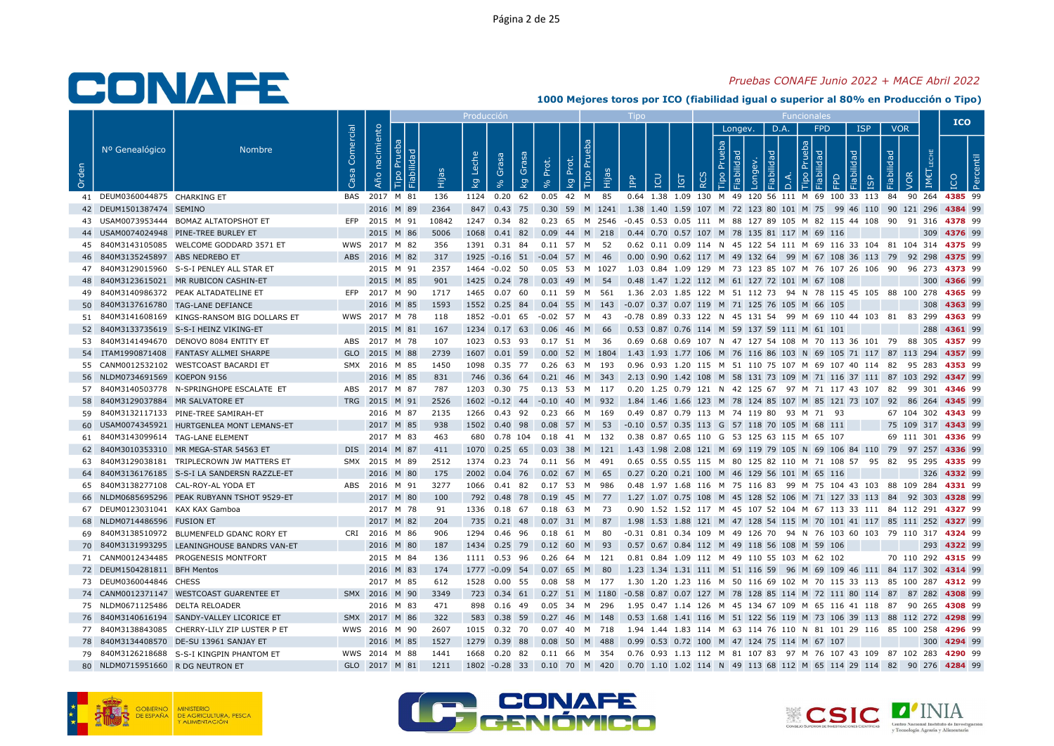# CONAFE

*Pruebas CONAFE Junio 2022 + MACE Abril 2022*

**1000 Mejores toros por ICO (fiabilidad igual o superior al 80% en Producción o Tipo)**

| | | | | | Producción | | | | | | | | Tipo | | | | | | Funcionales | | | | | | | | | | | | | ICO | |
|---|---|---|---|---|---|---|---|---|---|---|---|---|---|---|---|---|---|---|---|---|---|---|---|---|---|---|---|---|---|---|---|---|---|
| | | | | | | | | | | | | | | | | | | | Longev. | | | D.A. | | FPD | | | ISP | | VOR | | | | |
| Orden | Nº Genealógico | Nombre | Casa Comercial | Año nacimiento | Tipo Prueba | Fiabilidad | Hijas | kg Leche | % Grasa | kg Grasa | % Prot. | kg Prot. | Tipo Prueba | Hijas | IPP | ICU | IGT | RCS | Tipo Prueba | Fiabilidad | Longev. | Fiabilidad | D.A. | Tipo Prueba | Fiabilidad | FPD | Fiabilidad | ISP | Fiabilidad | VOR | IMCT LECHE | ICO | Percentil |
| 41 | DEUM0360044875 | CHARKING ET | BAS | 2017 | M | 81 | 136 | 1124 | 0.20 | 62 | 0.05 | 42 | M | 85 | 0.64 | 1.38 | 1.09 | 130 | M | 49 | 120 | 56 | 111 | M | 69 | 100 | 33 | 113 | 84 | 90 | 264 | 4385 | 99 |
| 42 | DEUM1501387474 | SEMINO | | 2016 | M | 89 | 2364 | 847 | 0.43 | 75 | 0.30 | 59 | M | 1241 | 1.38 | 1.40 | 1.59 | 107 | M | 72 | 123 | 80 | 101 | M | 75 | 99 | 46 | 110 | 90 | 121 | 296 | 4384 | 99 |
| 43 | USAM0073953444 | BOMAZ ALTATOPSHOT ET | EFP | 2015 | M | 91 | 10842 | 1247 | 0.34 | 82 | 0.23 | 65 | M | 2546 | -0.45 | 0.53 | 0.05 | 111 | M | 88 | 127 | 89 | 105 | M | 82 | 115 | 44 | 108 | 90 | 91 | 316 | 4378 | 99 |
| 44 | USAM0074024948 | PINE-TREE BURLEY ET | | 2015 | M | 86 | 5006 | 1068 | 0.41 | 82 | 0.09 | 44 | M | 218 | 0.44 | 0.70 | 0.57 | 107 | M | 78 | 135 | 81 | 117 | M | 69 | 116 | | | | | 309 | 4376 | 99 |
| 45 | 840M3143105085 | WELCOME GODDARD 3571 ET | WWS | 2017 | M | 82 | 356 | 1391 | 0.31 | 84 | 0.11 | 57 | M | 52 | 0.62 | 0.11 | 0.09 | 114 | N | 45 | 122 | 54 | 111 | M | 69 | 116 | 33 | 104 | 81 | 104 | 314 | 4375 | 99 |
| 46 | 840M3135245897 | ABS NEDREBO ET | ABS | 2016 | M | 82 | 317 | 1925 | -0.16 | 51 | -0.04 | 57 | M | 46 | 0.00 | 0.90 | 0.62 | 117 | M | 49 | 132 | 64 | 99 | M | 67 | 108 | 36 | 113 | 79 | 92 | 298 | 4375 | 99 |
| 47 | 840M3129015960 | S-S-I PENLEY ALL STAR ET | | 2015 | M | 91 | 2357 | 1464 | -0.02 | 50 | 0.05 | 53 | M | 1027 | 1.03 | 0.84 | 1.09 | 129 | M | 73 | 123 | 85 | 107 | M | 76 | 107 | 26 | 106 | 90 | 96 | 273 | 4373 | 99 |
| 48 | 840M3123615021 | MR RUBICON CASHIN-ET | | 2015 | M | 85 | 901 | 1425 | 0.24 | 78 | 0.03 | 49 | M | 54 | 0.48 | 1.47 | 1.22 | 112 | M | 61 | 127 | 72 | 101 | M | 67 | 108 | | | | | 300 | 4366 | 99 |
| 49 | 840M3140986372 | PEAK ALTADATELINE ET | EFP | 2017 | M | 90 | 1717 | 1465 | 0.07 | 60 | 0.11 | 59 | M | 561 | 1.36 | 2.03 | 1.85 | 122 | M | 51 | 112 | 73 | 94 | N | 78 | 115 | 45 | 105 | 88 | 100 | 278 | 4365 | 99 |
| 50 | 840M3137616780 | TAG-LANE DEFIANCE | | 2016 | M | 85 | 1593 | 1552 | 0.25 | 84 | 0.04 | 55 | M | 143 | -0.07 | 0.37 | 0.07 | 119 | M | 71 | 125 | 76 | 105 | M | 66 | 105 | | | | | 308 | 4363 | 99 |
| 51 | 840M3141608169 | KINGS-RANSOM BIG DOLLARS ET | WWS | 2017 | M | 78 | 118 | 1852 | -0.01 | 65 | -0.02 | 57 | M | 43 | -0.78 | 0.89 | 0.33 | 122 | N | 45 | 131 | 54 | 99 | M | 69 | 110 | 44 | 103 | 81 | 83 | 299 | 4363 | 99 |
| 52 | 840M3133735619 | S-S-I HEINZ VIKING-ET | | 2015 | M | 81 | 167 | 1234 | 0.17 | 63 | 0.06 | 46 | M | 66 | 0.53 | 0.87 | 0.76 | 114 | M | 59 | 137 | 59 | 111 | M | 61 | 101 | | | | | 288 | 4361 | 99 |
| 53 | 840M3141494670 | DENOVO 8084 ENTITY ET | ABS | 2017 | M | 78 | 107 | 1023 | 0.53 | 93 | 0.17 | 51 | M | 36 | 0.69 | 0.68 | 0.69 | 107 | N | 47 | 127 | 54 | 108 | M | 70 | 113 | 36 | 101 | 79 | 88 | 305 | 4357 | 99 |
| 54 | ITAM1990871408 | FANTASY ALLMEI SHARPE | GLO | 2015 | M | 88 | 2739 | 1607 | 0.01 | 59 | 0.00 | 52 | M | 1804 | 1.43 | 1.93 | 1.77 | 106 | M | 76 | 116 | 86 | 103 | N | 69 | 105 | 71 | 117 | 87 | 113 | 294 | 4357 | 99 |
| 55 | CANM0012532102 | WESTCOAST BACARDI ET | SMX | 2016 | M | 85 | 1450 | 1098 | 0.35 | 77 | 0.26 | 63 | M | 193 | 0.96 | 0.93 | 1.20 | 115 | M | 51 | 110 | 75 | 107 | M | 69 | 107 | 40 | 114 | 82 | 95 | 283 | 4353 | 99 |
| 56 | NLDM0734691569 | KOEPON 9156 | | 2016 | M | 85 | 831 | 746 | 0.36 | 64 | 0.21 | 46 | M | 343 | 2.13 | 0.90 | 1.42 | 108 | M | 58 | 131 | 73 | 109 | M | 71 | 116 | 37 | 111 | 87 | 103 | 292 | 4347 | 99 |
| 57 | 840M3140503778 | N-SPRINGHOPE ESCALATE ET | ABS | 2017 | M | 87 | 787 | 1203 | 0.30 | 75 | 0.13 | 53 | M | 117 | 0.20 | 1.25 | 0.79 | 121 | N | 42 | 125 | 67 | 97 | M | 71 | 117 | 43 | 107 | 82 | 99 | 301 | 4346 | 99 |
| 58 | 840M3129037884 | MR SALVATORE ET | TRG | 2015 | M | 91 | 2526 | 1602 | -0.12 | 44 | -0.10 | 40 | M | 932 | 1.84 | 1.46 | 1.66 | 123 | M | 78 | 124 | 85 | 107 | M | 85 | 121 | 73 | 107 | 92 | 86 | 264 | 4345 | 99 |
| 59 | 840M3132117133 | PINE-TREE SAMIRAH-ET | | 2016 | M | 87 | 2135 | 1266 | 0.43 | 92 | 0.23 | 66 | M | 169 | 0.49 | 0.87 | 0.79 | 113 | M | 74 | 119 | 80 | 93 | M | 71 | 93 | | | 67 | 104 | 302 | 4343 | 99 |
| 60 | USAM0074345921 | HURTGENLEA MONT LEMANS-ET | | 2017 | M | 85 | 938 | 1502 | 0.40 | 98 | 0.08 | 57 | M | 53 | -0.10 | 0.57 | 0.35 | 113 | G | 57 | 118 | 70 | 105 | M | 68 | 111 | | | 75 | 109 | 317 | 4343 | 99 |
| 61 | 840M3143099614 | TAG-LANE ELEMENT | | 2017 | M | 83 | 463 | 680 | 0.78 | 104 | 0.18 | 41 | M | 132 | 0.38 | 0.87 | 0.65 | 110 | G | 53 | 125 | 63 | 115 | M | 65 | 107 | | | 69 | 111 | 301 | 4336 | 99 |
| 62 | 840M3010353310 | MR MEGA-STAR 54563 ET | DIS | 2014 | M | 87 | 411 | 1070 | 0.25 | 65 | 0.03 | 38 | M | 121 | 1.43 | 1.98 | 2.08 | 121 | M | 69 | 119 | 79 | 105 | N | 69 | 106 | 84 | 110 | 79 | 97 | 257 | 4336 | 99 |
| 63 | 840M3129038181 | TRIPLECROWN JW MATTERS ET | SMX | 2015 | M | 89 | 2512 | 1374 | 0.23 | 74 | 0.11 | 56 | M | 491 | 0.65 | 0.55 | 0.55 | 115 | M | 80 | 125 | 82 | 110 | M | 71 | 108 | 57 | 95 | 82 | 95 | 295 | 4335 | 99 |
| 64 | 840M3136176185 | S-S-I LA SANDERSN RAZZLE-ET | | 2016 | M | 80 | 175 | 2002 | 0.04 | 76 | 0.02 | 67 | M | 65 | 0.27 | 0.20 | 0.21 | 100 | M | 46 | 129 | 56 | 101 | M | 65 | 116 | | | | | 326 | 4332 | 99 |
| 65 | 840M3138277108 | CAL-ROY-AL YODA ET | ABS | 2016 | M | 91 | 3277 | 1066 | 0.41 | 82 | 0.17 | 53 | M | 986 | 0.48 | 1.97 | 1.68 | 116 | M | 75 | 116 | 83 | 99 | M | 75 | 104 | 43 | 103 | 88 | 109 | 284 | 4331 | 99 |
| 66 | NLDM0685695296 | PEAK RUBYANN TSHOT 9529-ET | | 2017 | M | 80 | 100 | 792 | 0.48 | 78 | 0.19 | 45 | M | 77 | 1.27 | 1.07 | 0.75 | 108 | M | 45 | 128 | 52 | 106 | M | 71 | 127 | 33 | 113 | 84 | 92 | 303 | 4328 | 99 |
| 67 | DEUM0123031041 | KAX KAX Gamboa | | 2017 | M | 78 | 91 | 1336 | 0.18 | 67 | 0.18 | 63 | M | 73 | 0.90 | 1.52 | 1.52 | 117 | M | 45 | 107 | 52 | 104 | M | 67 | 113 | 33 | 111 | 84 | 112 | 291 | 4327 | 99 |
| 68 | NLDM0714486596 | FUSION ET | | 2017 | M | 82 | 204 | 735 | 0.21 | 48 | 0.07 | 31 | M | 87 | 1.98 | 1.53 | 1.88 | 121 | M | 47 | 128 | 54 | 115 | M | 70 | 101 | 41 | 117 | 85 | 111 | 252 | 4327 | 99 |
| 69 | 840M3138510972 | BLUMENFELD GDANC RORY ET | CRI | 2016 | M | 86 | 906 | 1294 | 0.46 | 96 | 0.18 | 61 | M | 80 | -0.31 | 0.81 | 0.34 | 109 | M | 49 | 126 | 70 | 94 | N | 76 | 103 | 60 | 103 | 79 | 110 | 317 | 4324 | 99 |
| 70 | 840M3131993295 | LEANINGHOUSE BANDRS VAN-ET | | 2016 | M | 80 | 187 | 1434 | 0.25 | 79 | 0.12 | 60 | M | 93 | 0.57 | 0.67 | 0.84 | 112 | M | 49 | 118 | 56 | 108 | M | 59 | 106 | | | | | 293 | 4322 | 99 |
| 71 | CANM0012434485 | PROGENESIS MONTFORT | | 2015 | M | 84 | 136 | 1111 | 0.53 | 96 | 0.26 | 64 | M | 121 | 0.81 | 0.84 | 1.09 | 112 | M | 49 | 110 | 55 | 103 | M | 62 | 102 | | | 70 | 110 | 292 | 4315 | 99 |
| 72 | DEUM1504281811 | BFH Mentos | | 2016 | M | 83 | 174 | 1777 | -0.09 | 54 | 0.07 | 65 | M | 80 | 1.23 | 1.34 | 1.31 | 111 | M | 51 | 116 | 59 | 96 | M | 69 | 109 | 46 | 111 | 84 | 117 | 302 | 4314 | 99 |
| 73 | DEUM0360044846 | CHESS | | 2017 | M | 85 | 612 | 1528 | 0.00 | 55 | 0.08 | 58 | M | 177 | 1.30 | 1.20 | 1.23 | 116 | M | 50 | 116 | 69 | 102 | M | 70 | 115 | 33 | 113 | 85 | 100 | 287 | 4312 | 99 |
| 74 | CANM0012371147 | WESTCOAST GUARENTEE ET | SMX | 2016 | M | 90 | 3349 | 723 | 0.34 | 61 | 0.27 | 51 | M | 1180 | -0.58 | 0.87 | 0.07 | 127 | M | 78 | 128 | 85 | 114 | M | 72 | 111 | 80 | 114 | 87 | 87 | 282 | 4308 | 99 |
| 75 | NLDM0671125486 | DELTA RELOADER | | 2016 | M | 83 | 471 | 898 | 0.16 | 49 | 0.05 | 34 | M | 296 | 1.95 | 0.47 | 1.14 | 126 | M | 45 | 134 | 67 | 109 | M | 65 | 116 | 41 | 118 | 87 | 90 | 265 | 4308 | 99 |
| 76 | 840M3140616194 | SANDY-VALLEY LICORICE ET | SMX | 2017 | M | 86 | 322 | 583 | 0.38 | 59 | 0.27 | 46 | M | 148 | 0.53 | 1.68 | 1.41 | 116 | M | 51 | 122 | 56 | 119 | M | 73 | 106 | 39 | 113 | 88 | 112 | 272 | 4298 | 99 |
| 77 | 840M3138843085 | CHERRY-LILY ZIP LUSTER P ET | WWS | 2016 | M | 90 | 2607 | 1015 | 0.32 | 70 | 0.07 | 40 | M | 718 | 1.94 | 1.44 | 1.83 | 114 | M | 63 | 114 | 76 | 110 | N | 81 | 101 | 29 | 116 | 85 | 100 | 258 | 4296 | 99 |
| 78 | 840M3134408570 | DE-SU 13961 SANJAY ET | | 2016 | M | 85 | 1527 | 1279 | 0.39 | 88 | 0.08 | 50 | M | 488 | 0.99 | 0.53 | 0.72 | 100 | M | 47 | 124 | 75 | 114 | M | 67 | 107 | | | | | 300 | 4294 | 99 |
| 79 | 840M3126218688 | S-S-I KINGPIN PHANTOM ET | WWS | 2014 | M | 88 | 1441 | 1668 | 0.20 | 82 | 0.11 | 66 | M | 354 | 0.76 | 0.93 | 1.13 | 112 | M | 81 | 107 | 83 | 97 | M | 76 | 107 | 43 | 109 | 87 | 102 | 283 | 4290 | 99 |
| 80 | NLDM0715951660 | R DG NEUTRON ET | GLO | 2017 | M | 81 | 1211 | 1802 | -0.28 | 33 | 0.10 | 70 | M | 420 | 0.70 | 1.10 | 1.02 | 114 | N | 49 | 113 | 68 | 112 | M | 65 | 114 | 29 | 114 | 82 | 90 | 276 | 4284 | 99 |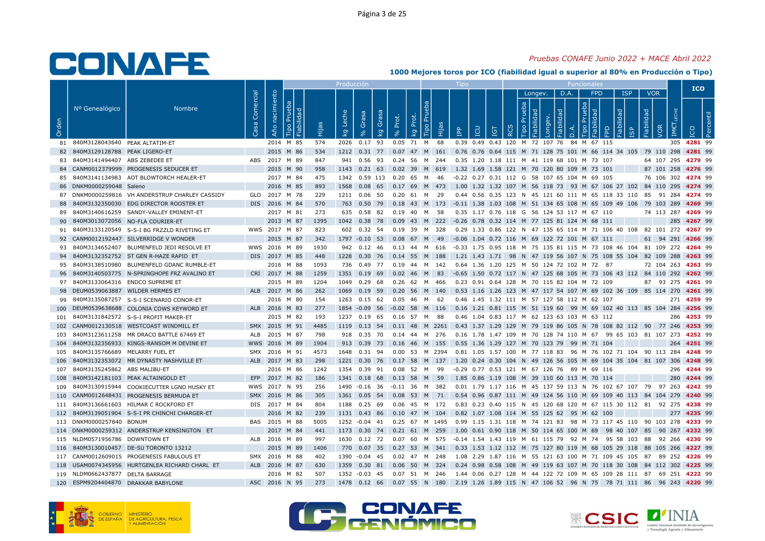*Pruebas CONAFE Junio 2022 + MACE Abril 2022*

**1000 Mejores toros por ICO (fiabilidad igual o superior al 80% en Producción o Tipo)**

| | | | | | Producción | | | | | | | | Tipo | | | | | | Funcionales | | | | | | | | | | | | | ICO | |
|---|---|---|---|---|---|---|---|---|---|---|---|---|---|---|---|---|---|---|---|---|---|---|---|---|---|---|---|---|---|---|---|---|---|
| | | | | | | | | | | | | | | | | | | | Longev. | | | D.A. | | FPD | | | ISP | | VOR | | | | |
| Orden | Nº Genealógico | Nombre | Casa Comercial | Año nacimiento | Tipo Prueba | Fiabilidad | Hijas | kg Leche | % Grasa | kg Grasa | % Prot. | kg Prot. | Tipo Prueba | Hijas | IPP | ICU | IGT | RCS | Tipo Prueba | Fiabilidad | Longev. | Fiabilidad | D.A. | Tipo Prueba | Fiabilidad | FPD | Fiabilidad | ISP | Fiabilidad | VOR | IMCT LECHE | ICO | Percentil |
| 81 | 840M3128043640 | PEAK ALTATIM-ET | | 2014 | M | 85 | 574 | 2026 | 0.17 | 93 | 0.05 | 71 | M | 68 | 0.39 | 0.49 | 0.43 | 120 | M | 72 | 107 | 76 | 84 | M | 67 | 115 | | | | | 305 | 4281 | 99 |
| 82 | 840M3129128788 | PEAK LIGERO-ET | | 2015 | M | 86 | 534 | 1212 | 0.31 | 77 | 0.07 | 47 | M | 161 | 0.76 | 0.76 | 0.64 | 115 | M | 71 | 128 | 75 | 101 | M | 66 | 114 | 34 | 105 | 79 | 110 | 298 | 4281 | 99 |
| 83 | 840M3141494407 | ABS ZEBEDEE ET | ABS | 2017 | M | 89 | 847 | 941 | 0.56 | 93 | 0.24 | 56 | M | 244 | 0.35 | 1.20 | 1.18 | 111 | M | 41 | 119 | 68 | 101 | M | 73 | 107 | | | 64 | 107 | 295 | 4279 | 99 |
| 84 | CANM0012379999 | PROGENESIS SEDUCER ET | | 2015 | M | 90 | 958 | 1143 | 0.21 | 63 | 0.02 | 39 | M | 619 | 1.32 | 1.69 | 1.58 | 121 | M | 70 | 120 | 80 | 109 | M | 73 | 101 | | | 87 | 101 | 258 | 4276 | 99 |
| 85 | 840M3141134983 | AOT BLOWTORCH HEALER-ET | | 2017 | M | 84 | 475 | 1342 | 0.59 | 113 | 0.20 | 65 | M | 46 | -0.22 | 0.27 | 0.31 | 112 | G | 58 | 107 | 65 | 104 | M | 69 | 105 | | | 76 | 106 | 302 | 4274 | 99 |
| 86 | DNKM0000259048 | Saleno | | 2016 | M | 85 | 893 | 1568 | 0.08 | 65 | 0.17 | 69 | M | 473 | 1.00 | 1.32 | 1.32 | 107 | M | 56 | 118 | 73 | 93 | M | 67 | 106 | 27 | 102 | 84 | 110 | 295 | 4274 | 99 |
| 87 | DNKM0000259816 | VH ANDERSTRUP CHARLEY CASSIDY | GLO | 2017 | M | 78 | 229 | 1211 | 0.06 | 50 | 0.20 | 61 | M | 29 | 0.44 | 0.56 | 0.35 | 123 | N | 45 | 121 | 60 | 111 | M | 65 | 118 | 33 | 110 | 85 | 91 | 284 | 4274 | 99 |
| 88 | 840M3132350030 | EDG DIRECTOR ROOSTER ET | DIS | 2016 | M | 84 | 570 | 763 | 0.50 | 79 | 0.18 | 43 | M | 173 | -0.11 | 1.38 | 1.03 | 108 | M | 51 | 134 | 65 | 108 | M | 65 | 109 | 49 | 106 | 79 | 103 | 289 | 4269 | 99 |
| 89 | 840M3140616259 | SANDY-VALLEY EMINENT-ET | | 2017 | M | 81 | 273 | 635 | 0.58 | 82 | 0.19 | 40 | M | 58 | 0.35 | 1.17 | 0.76 | 118 | G | 56 | 124 | 53 | 117 | M | 67 | 110 | | | 74 | 113 | 287 | 4269 | 99 |
| 90 | 840M3013072056 | NO-FLA COURIER-ET | | 2013 | M | 87 | 1395 | 1042 | 0.38 | 78 | 0.09 | 43 | M | 222 | -0.26 | 0.78 | 0.32 | 114 | M | 77 | 125 | 81 | 124 | M | 68 | 111 | | | | | 285 | 4267 | 99 |
| 91 | 840M3133120549 | S-S-I BG FRZZLD RIVETING ET | WWS | 2017 | M | 87 | 823 | 602 | 0.32 | 54 | 0.19 | 39 | M | 328 | 0.29 | 1.33 | 0.86 | 122 | N | 47 | 135 | 65 | 114 | M | 71 | 106 | 40 | 108 | 82 | 101 | 272 | 4267 | 99 |
| 92 | CANM0012192447 | SILVERRIDGE V WONDER | | 2015 | M | 87 | 342 | 1797 | -0.10 | 53 | 0.08 | 67 | M | 49 | -0.06 | 1.04 | 0.72 | 116 | M | 69 | 122 | 72 | 101 | M | 67 | 111 | | | 61 | 94 | 291 | 4266 | 99 |
| 93 | 840M3134652407 | BLUMENFELD JEDI RESOLVE ET | WWS | 2016 | M | 89 | 1930 | 942 | 0.12 | 46 | 0.13 | 44 | M | 616 | -0.33 | 1.75 | 0.95 | 118 | M | 75 | 135 | 81 | 115 | M | 73 | 108 | 46 | 104 | 81 | 109 | 272 | 4264 | 99 |
| 94 | 840M3132352752 | ST GEN R-HAZE RAPID ET | DIS | 2017 | M | 85 | 448 | 1228 | 0.30 | 76 | 0.14 | 55 | M | 188 | 1.21 | 1.43 | 1.71 | 98 | N | 47 | 119 | 56 | 107 | N | 75 | 108 | 55 | 104 | 82 | 109 | 288 | 4263 | 99 |
| 95 | 840M3138510980 | BLUMENFELD GDANC RUMBLE-ET | | 2016 | M | 88 | 1093 | 736 | 0.49 | 77 | 0.19 | 44 | M | 142 | 0.64 | 1.36 | 1.20 | 125 | M | 50 | 124 | 72 | 102 | M | 72 | 87 | | | 72 | 104 | 263 | 4263 | 99 |
| 96 | 840M3140503775 | N-SPRINGHOPE FRZ AVALINO ET | CRI | 2017 | M | 88 | 1259 | 1351 | 0.19 | 69 | 0.02 | 46 | M | 83 | -0.65 | 1.50 | 0.72 | 117 | N | 47 | 125 | 68 | 105 | M | 73 | 106 | 43 | 112 | 84 | 110 | 292 | 4262 | 99 |
| 97 | 840M3133064316 | ENDCO SUPREME ET | | 2015 | M | 89 | 1204 | 1049 | 0.29 | 68 | 0.26 | 62 | M | 466 | 0.23 | 0.91 | 0.64 | 128 | M | 70 | 115 | 82 | 104 | M | 72 | 109 | | | 87 | 93 | 275 | 4261 | 99 |
| 98 | DEUM0539063887 | WILDER HERMES ET | ALB | 2017 | M | 86 | 262 | 1069 | 0.19 | 59 | 0.20 | 56 | M | 140 | 0.53 | 1.16 | 1.26 | 123 | M | 47 | 117 | 54 | 107 | M | 69 | 102 | 36 | 109 | 85 | 114 | 270 | 4261 | 99 |
| 99 | 840M3135087257 | S-S-I SCENARIO CONOR-ET | | 2016 | M | 80 | 154 | 1263 | 0.15 | 62 | 0.05 | 46 | M | 62 | 0.46 | 1.45 | 1.32 | 111 | M | 57 | 127 | 58 | 112 | M | 62 | 107 | | | | | 271 | 4259 | 99 |
| 100 | DEUM0539638688 | COLONIA COWS KEYWORD ET | ALB | 2016 | M | 83 | 277 | 1854 | -0.09 | 56 | -0.02 | 58 | M | 116 | 0.16 | 1.21 | 0.81 | 115 | M | 51 | 119 | 60 | 99 | M | 69 | 102 | 40 | 113 | 85 | 104 | 284 | 4256 | 99 |
| 101 | 840M3131842572 | S-S-I PROFIT MAKER-ET | | 2015 | M | 82 | 193 | 1237 | 0.19 | 65 | 0.16 | 57 | M | 88 | 0.46 | 1.04 | 0.83 | 117 | M | 62 | 123 | 63 | 103 | M | 63 | 112 | | | | | 286 | 4253 | 99 |
| 102 | CANM0012130518 | WESTCOAST WINDMILL ET | SMX | 2015 | M | 91 | 4485 | 1119 | 0.13 | 54 | 0.11 | 48 | M | 2261 | 0.43 | 1.37 | 1.29 | 129 | M | 79 | 119 | 86 | 105 | N | 78 | 108 | 82 | 112 | 90 | 77 | 246 | 4253 | 99 |
| 103 | 840M3123611258 | MR DRACO BATTLE 67469 ET | ALB | 2015 | M | 87 | 798 | 918 | 0.35 | 70 | 0.14 | 44 | M | 276 | 0.16 | 1.78 | 1.47 | 109 | M | 70 | 128 | 74 | 110 | M | 67 | 99 | 65 | 103 | 81 | 107 | 273 | 4252 | 99 |
| 104 | 840M3132356933 | KINGS-RANSOM M DEVINE ET | WWS | 2016 | M | 89 | 1904 | 913 | 0.39 | 73 | 0.16 | 46 | M | 155 | 0.55 | 1.36 | 1.29 | 127 | M | 70 | 123 | 79 | 99 | M | 71 | 104 | | | | | 264 | 4251 | 99 |
| 105 | 840M3135766689 | MELARRY FUEL ET | SMX | 2016 | M | 91 | 4573 | 1648 | 0.31 | 94 | 0.00 | 53 | M | 2394 | 0.81 | 1.05 | 1.57 | 100 | M | 77 | 118 | 83 | 96 | M | 76 | 102 | 71 | 104 | 90 | 113 | 284 | 4248 | 99 |
| 106 | 840M3132353072 | MR DYNASTY NASHVILLE ET | ALB | 2017 | M | 83 | 298 | 1221 | 0.30 | 76 | 0.17 | 58 | M | 137 | 1.20 | 0.24 | 0.30 | 104 | N | 49 | 126 | 56 | 105 | M | 69 | 104 | 35 | 104 | 81 | 107 | 306 | 4248 | 99 |
| 107 | 840M3135245862 | ABS MALIBU-ET | | 2016 | M | 86 | 1242 | 1354 | 0.39 | 91 | 0.08 | 52 | M | 99 | -0.29 | 0.77 | 0.53 | 121 | M | 67 | 126 | 76 | 89 | M | 69 | 116 | | | | | 296 | 4244 | 99 |
| 108 | 840M3142181103 | PEAK ALTAINGOLD ET | EFP | 2017 | M | 82 | 186 | 1341 | 0.18 | 68 | 0.13 | 58 | M | 59 | 1.85 | 0.86 | 1.19 | 108 | M | 39 | 110 | 60 | 113 | M | 70 | 114 | | | | | 280 | 4244 | 99 |
| 109 | 840M3130915944 | COOKIECUTTER LGND HUSKY ET | WWS | 2017 | N | 95 | 256 | 1490 | -0.16 | 36 | -0.11 | 36 | M | 259 | 0.01 | 1.79 | 1.17 | 116 | M | 45 | 137 | 59 | 113 | N | 76 | 102 | 67 | 107 | 79 | 97 | 263 | 4242 | 99 |
| 110 | CANM0012648431 | PROGENESIS BERMUDA ET | SMX | 2016 | M | 86 | 305 | 1361 | 0.05 | 54 | 0.08 | 53 | M | 71 | 0.54 | 0.96 | 0.87 | 111 | M | 49 | 124 | 56 | 110 | M | 69 | 109 | 40 | 113 | 84 | 104 | 279 | 4240 | 99 |
| 111 | 840M3136661603 | HILMAR C ROCKFORD ET | DIS | 2017 | M | 84 | 804 | 1188 | 0.25 | 69 | 0.06 | 45 | M | 172 | 0.83 | 0.23 | 0.40 | 115 | N | 45 | 120 | 68 | 120 | M | 67 | 115 | 30 | 112 | 81 | 92 | 275 | 4238 | 99 |
| 112 | 840M3139051904 | S-S-I PR CHINCHI CHARGER-ET | | 2016 | M | 82 | 239 | 1131 | 0.43 | 86 | 0.10 | 47 | M | 104 | 0.82 | 1.07 | 1.08 | 114 | M | 55 | 125 | 62 | 95 | M | 62 | 100 | | | | | 277 | 4235 | 99 |
| 113 | DNKM0000257840 | BONUM | BAS | 2015 | M | 88 | 5005 | 1252 | -0.04 | 41 | 0.25 | 67 | M | 1495 | 0.99 | 1.15 | 1.31 | 118 | M | 74 | 121 | 83 | 98 | M | 73 | 117 | 45 | 110 | 90 | 103 | 278 | 4233 | 99 |
| 114 | DNKM0000259312 | ANDERSTRUP KENSINGTON ET | | 2017 | M | 84 | 441 | 1173 | 0.30 | 74 | 0.21 | 61 | M | 259 | 1.00 | 0.61 | 0.90 | 118 | M | 50 | 114 | 65 | 100 | M | 69 | 98 | 40 | 107 | 85 | 90 | 267 | 4232 | 99 |
| 115 | NLDM0571956786 | DOWNTOWN ET | ALB | 2016 | M | 89 | 997 | 1630 | 0.12 | 72 | 0.07 | 60 | M | 575 | -0.14 | 1.54 | 1.43 | 119 | M | 61 | 115 | 79 | 92 | M | 74 | 95 | 58 | 103 | 88 | 92 | 266 | 4230 | 99 |
| 116 | 840M3130010457 | DE-SU TORONTO 13212 | | 2015 | M | 89 | 1406 | 770 | 0.07 | 35 | 0.27 | 53 | M | 341 | 0.33 | 1.53 | 1.12 | 112 | M | 75 | 127 | 80 | 119 | M | 68 | 105 | 29 | 118 | 88 | 105 | 266 | 4227 | 99 |
| 117 | CANM0012609015 | PROGENESIS FABULOUS ET | SMX | 2016 | M | 88 | 402 | 1390 | -0.04 | 45 | 0.02 | 47 | M | 248 | 1.08 | 2.29 | 1.87 | 116 | M | 55 | 121 | 63 | 100 | M | 71 | 109 | 45 | 105 | 87 | 89 | 252 | 4226 | 99 |
| 118 | USAM0074345956 | HURTGENLEA RICHARD CHARL ET | ALB | 2016 | M | 87 | 630 | 1359 | 0.30 | 81 | 0.06 | 50 | M | 324 | 0.24 | 0.98 | 0.58 | 108 | M | 49 | 119 | 63 | 107 | M | 70 | 118 | 30 | 108 | 84 | 112 | 302 | 4225 | 99 |
| 119 | NLDM0662437877 | DELTA BARRAGE | | 2016 | M | 82 | 507 | 1352 | -0.03 | 45 | 0.07 | 51 | M | 246 | 1.44 | 0.06 | 0.27 | 128 | M | 44 | 122 | 72 | 109 | M | 65 | 109 | 28 | 111 | 87 | 69 | 251 | 4222 | 99 |
| 120 | ESPM9204404870 | DRAKKAR BABYLONE | ASC | 2016 | N | 95 | 273 | 1478 | 0.12 | 66 | 0.07 | 55 | N | 180 | 2.19 | 1.26 | 1.89 | 115 | N | 47 | 106 | 52 | 96 | N | 75 | 78 | 71 | 111 | 86 | 96 | 243 | 4220 | 99 |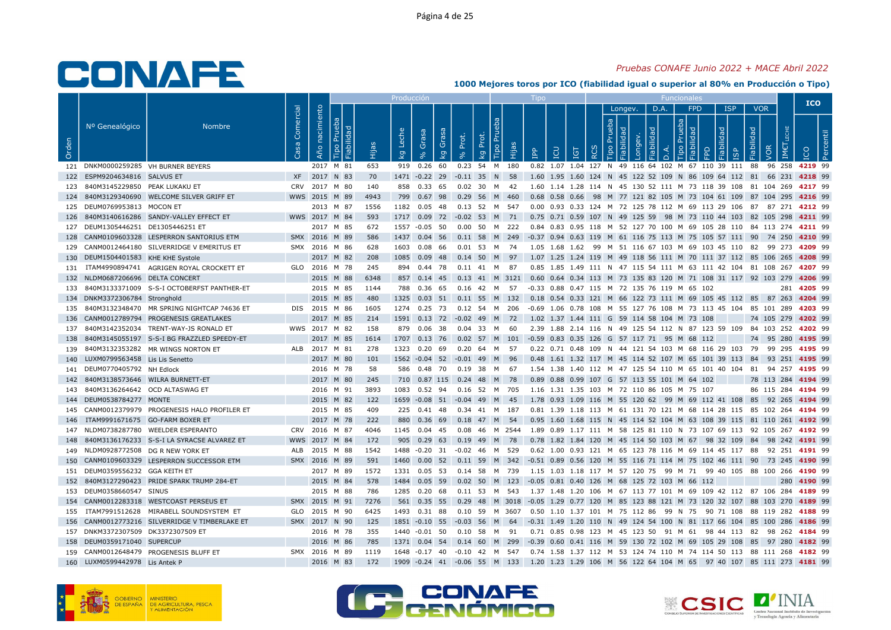# CONAFE

*Pruebas CONAFE Junio 2022 + MACE Abril 2022*

**1000 Mejores toros por ICO (fiabilidad igual o superior al 80% en Producción o Tipo)**

| | | | | | Producción | | | | | | | | Tipo | | | | | | Funcionales | | | | | | | | | | | | | ICO | |
|---|---|---|---|---|---|---|---|---|---|---|---|---|---|---|---|---|---|---|---|---|---|---|---|---|---|---|---|---|---|---|---|---|---|
| | | | | | | | | | | | | | | | | | | | Longev. | | | D.A. | | FPD | | | ISP | | VOR | | | | |
| Orden | Nº Genealógico | Nombre | Casa Comercial | Año nacimiento | Tipo Prueba | Fiabilidad | Hijas | kg Leche | % Grasa | kg Grasa | % Prot. | kg Prot. | Tipo Prueba | Hijas | IPP | ICU | IGT | RCS | Tipo Prueba | Fiabilidad | Longev. | Fiabilidad | D.A. | Tipo Prueba | Fiabilidad | FPD | Fiabilidad | ISP | Fiabilidad | VOR | IMCT LECHE | ICO | Percentil |
| 121 | DNKM0000259285 | VH BURNER BEYERS | | 2017 | M | 81 | 653 | 919 | 0.26 | 60 | 0.23 | 54 | M | 180 | 0.82 | 1.07 | 1.04 | 127 | N | 49 | 116 | 64 | 102 | M | 67 | 110 | 39 | 111 | 88 | 96 | 258 | 4219 | 99 |
| 122 | ESPM9204634816 | SALVUS ET | XF | 2017 | N | 83 | 70 | 1471 | -0.22 | 29 | -0.11 | 35 | N | 58 | 1.60 | 1.95 | 1.60 | 124 | N | 45 | 122 | 52 | 109 | N | 86 | 109 | 64 | 112 | 81 | 66 | 231 | 4218 | 99 |
| 123 | 840M3145229850 | PEAK LUKAKU ET | CRV | 2017 | M | 80 | 140 | 858 | 0.33 | 65 | 0.02 | 30 | M | 42 | 1.60 | 1.14 | 1.28 | 114 | N | 45 | 130 | 52 | 111 | M | 73 | 118 | 39 | 108 | 81 | 104 | 269 | 4217 | 99 |
| 124 | 840M3129340690 | WELCOME SILVER GRIFF ET | WWS | 2015 | M | 89 | 4943 | 799 | 0.67 | 98 | 0.29 | 56 | M | 460 | 0.68 | 0.58 | 0.66 | 98 | M | 77 | 121 | 82 | 105 | M | 73 | 104 | 61 | 109 | 87 | 104 | 295 | 4216 | 99 |
| 125 | DEUM0769953813 | MOCON ET | | 2013 | M | 87 | 1556 | 1182 | 0.05 | 48 | 0.13 | 52 | M | 547 | 0.00 | 0.93 | 0.33 | 124 | M | 72 | 125 | 78 | 112 | M | 69 | 113 | 29 | 106 | 87 | 87 | 271 | 4212 | 99 |
| 126 | 840M3140616286 | SANDY-VALLEY EFFECT ET | WWS | 2017 | M | 84 | 593 | 1717 | 0.09 | 72 | -0.02 | 53 | M | 71 | 0.75 | 0.71 | 0.59 | 107 | N | 49 | 125 | 59 | 98 | M | 73 | 110 | 44 | 103 | 82 | 105 | 298 | 4211 | 99 |
| 127 | DEUM1305446251 | DE1305446251 ET | | 2017 | M | 85 | 672 | 1557 | -0.05 | 50 | 0.00 | 50 | M | 222 | 0.84 | 0.83 | 0.95 | 118 | M | 52 | 127 | 70 | 100 | M | 69 | 105 | 28 | 110 | 84 | 113 | 274 | 4211 | 99 |
| 128 | CANM0109603328 | LESPERRON SANTORIUS ETM | SMX | 2016 | M | 89 | 586 | 1437 | 0.04 | 56 | 0.11 | 58 | M | 249 | -0.37 | 0.94 | 0.63 | 119 | M | 61 | 116 | 75 | 113 | M | 75 | 105 | 57 | 111 | 90 | 74 | 250 | 4210 | 99 |
| 129 | CANM0012464180 | SILVERRIDGE V EMERITUS ET | SMX | 2016 | M | 86 | 628 | 1603 | 0.08 | 66 | 0.01 | 53 | M | 74 | 1.05 | 1.68 | 1.62 | 99 | M | 51 | 116 | 67 | 103 | M | 69 | 103 | 45 | 110 | 82 | 99 | 273 | 4209 | 99 |
| 130 | DEUM1504401583 | KHE KHE Systole | | 2017 | M | 82 | 208 | 1085 | 0.09 | 48 | 0.14 | 50 | M | 97 | 1.07 | 1.25 | 1.24 | 119 | M | 49 | 118 | 56 | 111 | M | 70 | 111 | 37 | 112 | 85 | 106 | 265 | 4208 | 99 |
| 131 | ITAM4990894741 | AGRIGEN ROYAL CROCKETT ET | GLO | 2016 | M | 78 | 245 | 894 | 0.44 | 78 | 0.11 | 41 | M | 87 | 0.85 | 1.85 | 1.49 | 111 | N | 47 | 115 | 54 | 111 | M | 63 | 111 | 42 | 104 | 81 | 108 | 267 | 4207 | 99 |
| 132 | NLDM0687206696 | DELTA CONCERT | | 2015 | M | 88 | 6348 | 857 | 0.14 | 45 | 0.13 | 41 | M | 3121 | 0.60 | 0.64 | 0.34 | 113 | M | 73 | 135 | 83 | 120 | M | 71 | 108 | 31 | 117 | 92 | 103 | 279 | 4206 | 99 |
| 133 | 840M3133371009 | S-S-I OCTOBERFST PANTHER-ET | | 2015 | M | 85 | 1144 | 788 | 0.36 | 65 | 0.16 | 42 | M | 57 | -0.33 | 0.88 | 0.47 | 115 | M | 72 | 135 | 76 | 119 | M | 65 | 102 | | | | | 281 | 4205 | 99 |
| 134 | DNKM3372306784 | Stronghold | | 2015 | M | 85 | 480 | 1325 | 0.03 | 51 | 0.11 | 55 | M | 132 | 0.18 | 0.54 | 0.33 | 121 | M | 66 | 122 | 73 | 111 | M | 69 | 105 | 45 | 112 | 85 | 87 | 263 | 4204 | 99 |
| 135 | 840M3132348470 | MR SPRING NIGHTCAP 74636 ET | DIS | 2015 | M | 86 | 1605 | 1274 | 0.25 | 73 | 0.12 | 54 | M | 206 | -0.69 | 1.06 | 0.78 | 108 | M | 55 | 127 | 76 | 108 | M | 73 | 113 | 45 | 104 | 85 | 101 | 289 | 4203 | 99 |
| 136 | CANM0012789794 | PROGENESIS GREATLAKES | | 2017 | M | 85 | 214 | 1591 | 0.13 | 72 | -0.02 | 49 | M | 72 | 1.02 | 1.37 | 1.44 | 111 | G | 59 | 114 | 58 | 104 | M | 73 | 108 | | | 74 | 105 | 279 | 4202 | 99 |
| 137 | 840M3142352034 | TRENT-WAY-JS RONALD ET | WWS | 2017 | M | 82 | 158 | 879 | 0.06 | 38 | 0.04 | 33 | M | 60 | 2.39 | 1.88 | 2.14 | 116 | N | 49 | 125 | 54 | 112 | N | 87 | 123 | 59 | 109 | 84 | 103 | 252 | 4202 | 99 |
| 138 | 840M3145055197 | S-S-I BG FRAZZLED SPEEDY-ET | | 2017 | M | 85 | 1614 | 1707 | 0.13 | 76 | 0.02 | 57 | M | 101 | -0.59 | 0.83 | 0.35 | 126 | G | 57 | 117 | 71 | 95 | M | 68 | 112 | | | 74 | 95 | 280 | 4195 | 99 |
| 139 | 840M3132353282 | MR WINGS NORTON ET | ALB | 2017 | M | 81 | 278 | 1323 | 0.20 | 69 | 0.20 | 64 | M | 57 | 0.22 | 0.71 | 0.48 | 109 | N | 44 | 121 | 54 | 103 | M | 68 | 116 | 29 | 103 | 79 | 99 | 295 | 4195 | 99 |
| 140 | LUXM0799563458 | Lis Lis Senetto | | 2017 | M | 80 | 101 | 1562 | -0.04 | 52 | -0.01 | 49 | M | 96 | 0.48 | 1.61 | 1.32 | 117 | M | 45 | 114 | 52 | 107 | M | 65 | 101 | 39 | 113 | 84 | 93 | 251 | 4195 | 99 |
| 141 | DEUM0770405792 | NH Edlock | | 2016 | M | 78 | 58 | 586 | 0.48 | 70 | 0.19 | 38 | M | 67 | 1.54 | 1.38 | 1.40 | 112 | M | 47 | 125 | 54 | 110 | M | 65 | 101 | 40 | 104 | 81 | 94 | 257 | 4195 | 99 |
| 142 | 840M3138573646 | WILRA BURNETT-ET | | 2017 | M | 80 | 245 | 710 | 0.87 | 115 | 0.24 | 48 | M | 78 | 0.89 | 0.88 | 0.99 | 107 | G | 57 | 113 | 55 | 101 | M | 64 | 102 | | | 78 | 113 | 284 | 4194 | 99 |
| 143 | 840M3136264642 | OCD ALTASWAG ET | | 2016 | M | 91 | 3893 | 1083 | 0.52 | 94 | 0.16 | 52 | M | 705 | 1.16 | 1.31 | 1.35 | 103 | M | 72 | 110 | 86 | 105 | M | 75 | 107 | | | 86 | 115 | 284 | 4194 | 99 |
| 144 | DEUM0538784277 | MONTE | | 2015 | M | 82 | 122 | 1659 | -0.08 | 51 | -0.04 | 49 | M | 45 | 1.78 | 0.93 | 1.09 | 116 | M | 55 | 120 | 62 | 99 | M | 69 | 112 | 41 | 108 | 85 | 92 | 265 | 4194 | 99 |
| 145 | CANM0012379979 | PROGENESIS HALO PROFILER ET | | 2015 | M | 85 | 409 | 225 | 0.41 | 48 | 0.34 | 41 | M | 187 | 0.81 | 1.39 | 1.18 | 113 | M | 61 | 131 | 70 | 121 | M | 68 | 114 | 28 | 115 | 85 | 102 | 264 | 4194 | 99 |
| 146 | ITAM9991671675 | GO-FARM BOXER ET | | 2017 | M | 78 | 222 | 880 | 0.36 | 69 | 0.18 | 47 | M | 54 | 0.95 | 1.60 | 1.68 | 115 | N | 45 | 114 | 52 | 104 | M | 63 | 108 | 39 | 115 | 81 | 110 | 261 | 4192 | 99 |
| 147 | NLDM0738287780 | WEELDER ESPERANTO | CRV | 2016 | M | 87 | 4046 | 1145 | 0.04 | 45 | 0.08 | 46 | M | 2544 | 1.89 | 0.89 | 1.17 | 111 | M | 58 | 125 | 81 | 110 | N | 73 | 107 | 69 | 113 | 92 | 105 | 267 | 4192 | 99 |
| 148 | 840M3136176233 | S-S-I LA SYRACSE ALVAREZ ET | WWS | 2017 | M | 84 | 172 | 905 | 0.29 | 63 | 0.19 | 49 | M | 78 | 0.78 | 1.82 | 1.84 | 120 | M | 45 | 114 | 50 | 103 | M | 67 | 98 | 32 | 109 | 84 | 98 | 242 | 4191 | 99 |
| 149 | NLDM0928772508 | DG R NEW YORK ET | ALB | 2015 | M | 88 | 1542 | 1488 | -0.20 | 31 | -0.02 | 46 | M | 529 | 0.62 | 1.00 | 0.93 | 121 | M | 65 | 123 | 78 | 116 | M | 69 | 114 | 45 | 117 | 88 | 92 | 251 | 4191 | 99 |
| 150 | CANM0109603329 | LESPERRON SUCCESSOR ETM | SMX | 2016 | M | 89 | 591 | 1460 | 0.00 | 52 | 0.11 | 59 | M | 342 | -0.51 | 0.89 | 0.56 | 120 | M | 55 | 116 | 71 | 114 | M | 75 | 102 | 46 | 111 | 90 | 73 | 245 | 4190 | 99 |
| 151 | DEUM0359556232 | GGA KEITH ET | | 2017 | M | 89 | 1572 | 1331 | 0.05 | 53 | 0.14 | 58 | M | 739 | 1.15 | 1.03 | 1.18 | 117 | M | 57 | 120 | 75 | 99 | M | 71 | 99 | 40 | 105 | 88 | 100 | 266 | 4190 | 99 |
| 152 | 840M3127290423 | PRIDE SPARK TRUMP 284-ET | | 2015 | M | 84 | 578 | 1484 | 0.05 | 59 | 0.02 | 50 | M | 123 | -0.05 | 0.81 | 0.40 | 126 | M | 68 | 125 | 72 | 103 | M | 66 | 112 | | | | | 280 | 4190 | 99 |
| 153 | DEUM0358660547 | SINUS | | 2015 | M | 88 | 786 | 1285 | 0.20 | 68 | 0.11 | 53 | M | 543 | 1.37 | 1.48 | 1.20 | 106 | M | 67 | 113 | 77 | 101 | M | 69 | 109 | 42 | 112 | 87 | 106 | 284 | 4189 | 99 |
| 154 | CANM0012283318 | WESTCOAST PERSEUS ET | SMX | 2015 | M | 91 | 7276 | 561 | 0.35 | 55 | 0.29 | 48 | M | 3018 | -0.05 | 1.29 | 0.77 | 120 | M | 85 | 123 | 88 | 121 | M | 73 | 120 | 32 | 107 | 88 | 103 | 270 | 4189 | 99 |
| 155 | ITAM7991512628 | MIRABELL SOUNDSYSTEM ET | GLO | 2015 | M | 90 | 6425 | 1493 | 0.31 | 88 | 0.10 | 59 | M | 3607 | 0.50 | 1.10 | 1.37 | 101 | M | 75 | 112 | 86 | 99 | N | 75 | 90 | 71 | 108 | 88 | 119 | 282 | 4188 | 99 |
| 156 | CANM0012773216 | SILVERRIDGE V TIMBERLAKE ET | SMX | 2017 | M | 90 | 125 | 1851 | -0.10 | 55 | -0.03 | 56 | M | 64 | -0.31 | 1.49 | 1.20 | 110 | N | 49 | 124 | 54 | 100 | N | 81 | 117 | 66 | 104 | 85 | 100 | 286 | 4186 | 99 |
| 157 | DNKM3372307509 | DK3372307509 ET | | 2016 | M | 78 | 355 | 1440 | -0.01 | 50 | 0.10 | 58 | M | 91 | 0.71 | 0.85 | 0.98 | 123 | M | 45 | 123 | 50 | 91 | M | 61 | 98 | 44 | 113 | 82 | 98 | 262 | 4184 | 99 |
| 158 | DEUM0359171040 | SUPERCUP | | 2016 | M | 86 | 785 | 1371 | 0.04 | 54 | 0.14 | 60 | M | 299 | -0.39 | 0.60 | 0.41 | 116 | M | 59 | 130 | 72 | 102 | M | 69 | 105 | 29 | 108 | 85 | 97 | 280 | 4182 | 99 |
| 159 | CANM0012648479 | PROGENESIS BLUFF ET | SMX | 2016 | M | 89 | 1119 | 1648 | -0.17 | 40 | -0.10 | 42 | M | 547 | 0.74 | 1.58 | 1.37 | 112 | M | 53 | 124 | 74 | 110 | M | 74 | 114 | 50 | 113 | 88 | 111 | 268 | 4182 | 99 |
| 160 | LUXM0599442978 | Lis Antek P | | 2016 | M | 83 | 172 | 1909 | -0.24 | 41 | -0.06 | 55 | M | 133 | 1.20 | 1.23 | 1.29 | 106 | M | 56 | 122 | 64 | 104 | M | 65 | 97 | 40 | 107 | 85 | 111 | 273 | 4181 | 99 |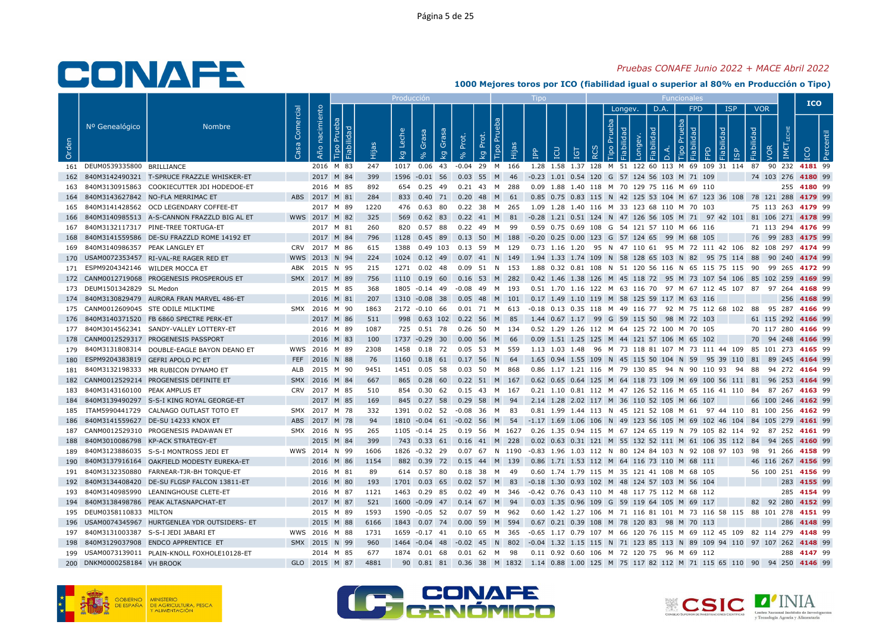# CONAFE

*Pruebas CONAFE Junio 2022 + MACE Abril 2022*

**1000 Mejores toros por ICO (fiabilidad igual o superior al 80% en Producción o Tipo)**

| Orden | Nº Genealógico | Nombre | Casa Comercial | Año nacimiento | Producción | | | | | | | | Tipo | | | | | Funcionales | | | | | | | | | | | | | | ICO | |
|---|---|---|---|---|---|---|---|---|---|---|---|---|---|---|---|---|---|---|---|---|---|---|---|---|---|---|---|---|---|---|---|---|---|
| | | | | | | | | | | | | | | | | | | | Longev. | | D.A. | | FPD | | | ISP | | VOR | | | | | |
| | | | | | Tipo Prueba | Fiabilidad | Hijas | kg Leche | % Grasa | kg Grasa | % Prot. | kg Prot. | Tipo Prueba | Hijas | IPP | ICU | IGT | RCS | Tipo Prueba | Fiabilidad | Longev. | Fiabilidad | D.A. | Tipo Prueba | Fiabilidad | FPD | Fiabilidad | ISP | Fiabilidad | VOR | IMET LECHE | ICO | Percentil |
| 161 | DEUM0539335800 | BRILLIANCE | | 2016 | M | 83 | 247 | 1017 | 0.06 | 43 | -0.04 | 29 | M | 166 | 1.28 | 1.58 | 1.37 | 128 | M | 51 | 122 | 60 | 113 | M | 69 | 109 | 31 | 114 | 87 | 90 | 232 | 4181 | 99 |
| 162 | 840M3142490321 | T-SPRUCE FRAZZLE WHISKER-ET | | 2017 | M | 84 | 399 | 1596 | -0.01 | 56 | 0.03 | 55 | M | 46 | -0.23 | 1.01 | 0.54 | 120 | G | 57 | 124 | 56 | 103 | M | 71 | 109 | | | 74 | 103 | 276 | 4180 | 99 |
| 163 | 840M3130915863 | COOKIECUTTER JDI HODEDOE-ET | | 2016 | M | 85 | 892 | 654 | 0.25 | 49 | 0.21 | 43 | M | 288 | 0.09 | 1.88 | 1.40 | 118 | M | 70 | 129 | 75 | 116 | M | 69 | 110 | | | | | 255 | 4180 | 99 |
| 164 | 840M3143627842 | NO-FLA MERRIMAC ET | ABS | 2017 | M | 81 | 284 | 833 | 0.40 | 71 | 0.20 | 48 | M | 61 | 0.85 | 0.75 | 0.83 | 115 | N | 42 | 125 | 53 | 104 | M | 67 | 123 | 36 | 108 | 78 | 121 | 288 | 4179 | 99 |
| 165 | 840M3141428562 | OCD LEGENDARY COFFEE-ET | | 2017 | M | 89 | 1220 | 476 | 0.63 | 80 | 0.22 | 38 | M | 265 | 1.09 | 1.28 | 1.40 | 116 | M | 33 | 123 | 68 | 110 | M | 70 | 103 | | | 75 | 113 | 263 | 4179 | 99 |
| 166 | 840M3140985513 | A-S-CANNON FRAZZLD BIG AL ET | WWS | 2017 | M | 82 | 325 | 569 | 0.62 | 83 | 0.22 | 41 | M | 81 | -0.28 | 1.21 | 0.51 | 124 | N | 47 | 126 | 56 | 105 | M | 71 | 97 | 42 | 101 | 81 | 106 | 271 | 4178 | 99 |
| 167 | 840M3132117317 | PINE-TREE TORTUGA-ET | | 2017 | M | 81 | 260 | 820 | 0.57 | 88 | 0.22 | 49 | M | 99 | 0.59 | 0.75 | 0.69 | 108 | G | 54 | 121 | 57 | 110 | M | 66 | 116 | | | 71 | 113 | 294 | 4176 | 99 |
| 168 | 840M3141559586 | DE-SU FRAZZLD ROME 14192 ET | | 2017 | M | 84 | 796 | 1128 | 0.45 | 89 | 0.13 | 50 | M | 188 | -0.20 | 0.25 | 0.00 | 123 | G | 57 | 124 | 65 | 99 | M | 68 | 105 | | | 76 | 99 | 283 | 4175 | 99 |
| 169 | 840M3140986357 | PEAK LANGLEY ET | CRV | 2017 | M | 86 | 615 | 1388 | 0.49 | 103 | 0.13 | 59 | M | 129 | 0.73 | 1.16 | 1.20 | 95 | N | 47 | 110 | 61 | 95 | M | 72 | 111 | 42 | 106 | 82 | 108 | 297 | 4174 | 99 |
| 170 | USAM0072353457 | RI-VAL-RE RAGER RED ET | WWS | 2013 | N | 94 | 224 | 1024 | 0.12 | 49 | 0.07 | 41 | N | 149 | 1.94 | 1.33 | 1.74 | 109 | N | 58 | 128 | 65 | 103 | N | 82 | 95 | 75 | 114 | 88 | 90 | 240 | 4174 | 99 |
| 171 | ESPM9204342146 | WILDER MOCCA ET | ABK | 2015 | N | 95 | 215 | 1271 | 0.02 | 48 | 0.09 | 51 | N | 153 | 1.88 | 0.32 | 0.81 | 108 | N | 51 | 120 | 56 | 116 | N | 65 | 115 | 75 | 115 | 90 | 99 | 265 | 4172 | 99 |
| 172 | CANM0012719068 | PROGENESIS PROSPEROUS ET | SMX | 2017 | M | 89 | 756 | 1110 | 0.19 | 60 | 0.16 | 53 | M | 282 | 0.42 | 1.46 | 1.38 | 126 | M | 45 | 118 | 72 | 95 | M | 73 | 107 | 54 | 106 | 85 | 102 | 259 | 4169 | 99 |
| 173 | DEUM1501342829 | SL Medon | | 2015 | M | 85 | 368 | 1805 | -0.14 | 49 | -0.08 | 49 | M | 193 | 0.51 | 1.70 | 1.16 | 122 | M | 63 | 116 | 70 | 97 | M | 67 | 112 | 45 | 107 | 87 | 97 | 264 | 4168 | 99 |
| 174 | 840M3130829479 | AURORA FRAN MARVEL 486-ET | | 2016 | M | 81 | 207 | 1310 | -0.08 | 38 | 0.05 | 48 | M | 101 | 0.17 | 1.49 | 1.10 | 119 | M | 58 | 125 | 59 | 117 | M | 63 | 116 | | | | | 256 | 4168 | 99 |
| 175 | CANM0012609045 | STE ODILE MILKTIME | SMX | 2016 | M | 90 | 1863 | 2172 | -0.10 | 66 | 0.01 | 71 | M | 613 | -0.18 | 0.13 | 0.35 | 118 | M | 49 | 116 | 77 | 92 | M | 75 | 112 | 68 | 102 | 88 | 95 | 287 | 4166 | 99 |
| 176 | 840M3140371520 | FB 6860 SPECTRE PERK-ET | | 2017 | M | 86 | 511 | 998 | 0.63 | 102 | 0.22 | 56 | M | 85 | 1.44 | 0.67 | 1.17 | 99 | G | 59 | 115 | 50 | 98 | M | 72 | 103 | | | 61 | 115 | 292 | 4166 | 99 |
| 177 | 840M3014562341 | SANDY-VALLEY LOTTERY-ET | | 2016 | M | 89 | 1087 | 725 | 0.51 | 78 | 0.26 | 50 | M | 134 | 0.52 | 1.29 | 1.26 | 112 | M | 64 | 125 | 72 | 100 | M | 70 | 105 | | | 70 | 117 | 280 | 4166 | 99 |
| 178 | CANM0012529317 | PROGENESIS PASSPORT | | 2016 | M | 83 | 100 | 1737 | -0.29 | 30 | 0.00 | 56 | M | 66 | 0.09 | 1.51 | 1.25 | 125 | M | 44 | 121 | 57 | 106 | M | 65 | 102 | | | 70 | 94 | 248 | 4166 | 99 |
| 179 | 840M3131808314 | DOUBLE-EAGLE BAYON DEANO ET | WWS | 2016 | M | 89 | 2308 | 1458 | 0.18 | 72 | 0.05 | 53 | M | 559 | 1.13 | 1.03 | 1.48 | 96 | M | 73 | 118 | 81 | 107 | M | 73 | 111 | 44 | 109 | 85 | 101 | 273 | 4165 | 99 |
| 180 | ESPM9204383819 | GEFRI APOLO PC ET | FEF | 2016 | N | 88 | 76 | 1160 | 0.18 | 61 | 0.17 | 56 | N | 64 | 1.65 | 0.94 | 1.55 | 109 | N | 45 | 115 | 50 | 104 | N | 59 | 95 | 39 | 110 | 81 | 89 | 245 | 4164 | 99 |
| 181 | 840M3132198333 | MR RUBICON DYNAMO ET | ALB | 2015 | M | 90 | 9451 | 1451 | 0.05 | 58 | 0.03 | 50 | M | 868 | 0.86 | 1.17 | 1.21 | 116 | M | 79 | 130 | 85 | 94 | N | 90 | 110 | 93 | 94 | 88 | 94 | 272 | 4164 | 99 |
| 182 | CANM0012529214 | PROGENESIS DEFINITE ET | SMX | 2016 | M | 84 | 667 | 865 | 0.28 | 60 | 0.22 | 51 | M | 167 | 0.62 | 0.65 | 0.64 | 125 | M | 64 | 118 | 73 | 109 | M | 69 | 100 | 56 | 111 | 81 | 96 | 253 | 4164 | 99 |
| 183 | 840M3143160100 | PEAK AMPLUS ET | CRV | 2017 | M | 85 | 510 | 854 | 0.30 | 62 | 0.15 | 43 | M | 167 | 0.21 | 1.10 | 0.81 | 112 | M | 47 | 126 | 52 | 116 | M | 65 | 116 | 41 | 110 | 84 | 87 | 267 | 4163 | 99 |
| 184 | 840M3139490297 | S-S-I KING ROYAL GEORGE-ET | | 2017 | M | 85 | 169 | 845 | 0.27 | 58 | 0.29 | 58 | M | 94 | 2.14 | 1.28 | 2.02 | 117 | M | 36 | 110 | 52 | 105 | M | 66 | 107 | | | 66 | 100 | 246 | 4162 | 99 |
| 185 | ITAM5990441729 | CALNAGO OUTLAST TOTO ET | SMX | 2017 | M | 78 | 332 | 1391 | 0.02 | 52 | -0.08 | 36 | M | 83 | 0.81 | 1.99 | 1.44 | 113 | N | 45 | 121 | 52 | 108 | M | 61 | 97 | 44 | 110 | 81 | 100 | 256 | 4162 | 99 |
| 186 | 840M3141559627 | DE-SU 14233 KNOX ET | ABS | 2017 | M | 78 | 94 | 1810 | -0.04 | 61 | -0.02 | 56 | M | 54 | -1.17 | 1.69 | 1.06 | 106 | N | 49 | 123 | 56 | 105 | M | 69 | 102 | 46 | 104 | 84 | 105 | 279 | 4161 | 99 |
| 187 | CANM0012529310 | PROGENESIS PADAWAN ET | SMX | 2016 | N | 95 | 265 | 1105 | -0.14 | 25 | 0.19 | 56 | M | 1627 | 0.26 | 1.35 | 0.94 | 115 | M | 67 | 124 | 65 | 119 | N | 79 | 105 | 82 | 114 | 92 | 87 | 252 | 4161 | 99 |
| 188 | 840M3010086798 | KP-ACK STRATEGY-ET | | 2015 | M | 84 | 399 | 743 | 0.33 | 61 | 0.16 | 41 | M | 228 | 0.02 | 0.63 | 0.31 | 121 | M | 55 | 132 | 52 | 111 | M | 61 | 106 | 35 | 112 | 84 | 94 | 265 | 4160 | 99 |
| 189 | 840M3123886035 | S-S-I MONTROSS JEDI ET | WWS | 2014 | N | 99 | 1606 | 1826 | -0.32 | 29 | 0.07 | 67 | N | 1190 | -0.83 | 1.96 | 1.03 | 112 | N | 80 | 124 | 84 | 103 | N | 92 | 108 | 97 | 103 | 98 | 91 | 266 | 4158 | 99 |
| 190 | 840M3137916164 | OAKFIELD MODESTY EUREKA-ET | | 2016 | M | 86 | 1154 | 882 | 0.39 | 72 | 0.15 | 44 | M | 139 | 0.86 | 1.71 | 1.53 | 112 | M | 64 | 116 | 73 | 110 | M | 68 | 111 | | | 46 | 116 | 267 | 4156 | 99 |
| 191 | 840M3132350880 | FARNEAR-TJR-BH TORQUE-ET | | 2016 | M | 81 | 89 | 614 | 0.57 | 80 | 0.18 | 38 | M | 49 | 0.60 | 1.74 | 1.79 | 115 | M | 35 | 121 | 41 | 108 | M | 68 | 105 | | | 56 | 100 | 251 | 4156 | 99 |
| 192 | 840M3134408420 | DE-SU FLGSP FALCON 13811-ET | | 2016 | M | 80 | 193 | 1701 | 0.03 | 65 | 0.02 | 57 | M | 83 | -0.18 | 1.30 | 0.93 | 102 | M | 48 | 124 | 57 | 103 | M | 56 | 104 | | | | | 283 | 4155 | 99 |
| 193 | 840M3140985990 | LEANINGHOUSE CLETE-ET | | 2016 | M | 87 | 1121 | 1463 | 0.29 | 85 | 0.02 | 49 | M | 346 | -0.42 | 0.76 | 0.43 | 110 | M | 48 | 117 | 75 | 112 | M | 68 | 112 | | | | | 285 | 4154 | 99 |
| 194 | 840M3138498786 | PEAK ALTASNAPCHAT-ET | | 2017 | M | 87 | 521 | 1600 | -0.09 | 47 | 0.14 | 67 | M | 94 | 0.03 | 1.35 | 0.96 | 109 | G | 59 | 119 | 64 | 105 | M | 69 | 117 | | | 82 | 92 | 280 | 4152 | 99 |
| 195 | DEUM0358110833 | MILTON | | 2015 | M | 89 | 1593 | 1590 | -0.05 | 52 | 0.07 | 59 | M | 962 | 0.60 | 1.42 | 1.27 | 106 | M | 71 | 116 | 81 | 101 | M | 73 | 116 | 58 | 115 | 88 | 101 | 278 | 4151 | 99 |
| 196 | USAM0074345967 | HURTGENLEA YDR OUTSIDERS-ET | | 2015 | M | 88 | 6166 | 1843 | 0.07 | 74 | 0.00 | 59 | M | 594 | 0.67 | 0.21 | 0.39 | 108 | M | 78 | 120 | 83 | 98 | M | 70 | 113 | | | | | 286 | 4148 | 99 |
| 197 | 840M3131003387 | S-S-I JEDI JABARI ET | WWS | 2016 | M | 88 | 1731 | 1659 | -0.17 | 41 | 0.10 | 65 | M | 365 | -0.65 | 1.17 | 0.79 | 107 | M | 66 | 120 | 76 | 115 | M | 69 | 112 | 45 | 109 | 82 | 114 | 279 | 4148 | 99 |
| 198 | 840M3129037908 | ENDCO APPRENTICE ET | SMX | 2015 | N | 99 | 960 | 1464 | -0.04 | 48 | -0.02 | 45 | N | 802 | -0.04 | 1.32 | 1.15 | 115 | N | 71 | 123 | 85 | 113 | N | 89 | 109 | 94 | 110 | 97 | 107 | 262 | 4148 | 99 |
| 199 | USAM0073139011 | PLAIN-KNOLL FOXHOLE10128-ET | | 2014 | M | 85 | 677 | 1874 | 0.01 | 68 | 0.01 | 62 | M | 98 | 0.11 | 0.92 | 0.60 | 106 | M | 72 | 120 | 75 | 96 | M | 69 | 112 | | | | | 288 | 4147 | 99 |
| 200 | DNKM0000258184 | VH BROOK | GLO | 2015 | M | 87 | 4881 | 90 | 0.81 | 81 | 0.36 | 38 | M | 1832 | 1.14 | 0.88 | 1.00 | 125 | M | 75 | 117 | 82 | 112 | M | 71 | 115 | 65 | 110 | 90 | 94 | 250 | 4146 | 99 |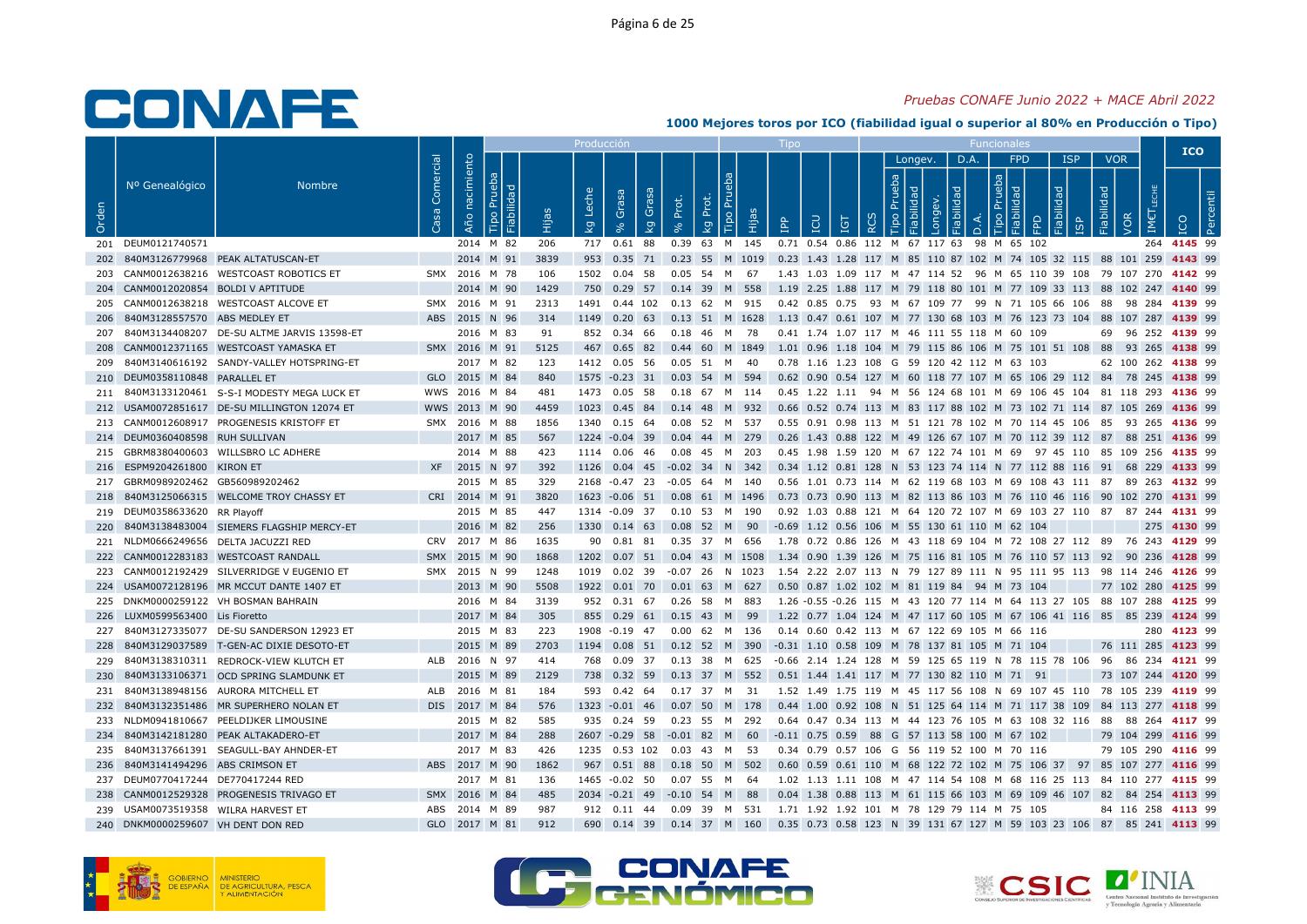# CONAFE

*Pruebas CONAFE Junio 2022 + MACE Abril 2022*

**1000 Mejores toros por ICO (fiabilidad igual o superior al 80% en Producción o Tipo)**

| | | | | | Producción | | | | | | | | Tipo | | | | | | Funcionales | | | | | | | | | | | | | ICO | |
|---|---|---|---|---|---|---|---|---|---|---|---|---|---|---|---|---|---|---|---|---|---|---|---|---|---|---|---|---|---|---|---|---|---|
| | | | | | | | | | | | | | | | | | | | Longev. | | | D.A. | | FPD | | | | ISP | | VOR | | | |
| Orden | Nº Genealógico | Nombre | Casa Comercial | Año nacimiento | Tipo Prueba | Fiabilidad | Hijas | kg Leche | % Grasa | kg Grasa | % Prot. | kg Prot. | Tipo Prueba | Hijas | IPP | ICU | IGT | RCS | Tipo Prueba | Fiabilidad | Longev. | Fiabilidad | D.A. | Tipo Prueba | Fiabilidad | FPD | Fiabilidad | ISP | Fiabilidad | VOR | IMCT LECHE | ICO | Percentil |
| 201 | DEUM0121740571 | | | 2014 | M | 82 | 206 | 717 | 0.61 | 88 | 0.39 | 63 | M | 145 | 0.71 | 0.54 | 0.86 | 112 | M | 67 | 117 | 63 | 98 | M | 65 | 102 | | | | | 264 | 4145 | 99 |
| 202 | 840M3126779968 | PEAK ALTATUSCAN-ET | | 2014 | M | 91 | 3839 | 953 | 0.35 | 71 | 0.23 | 55 | M | 1019 | 0.23 | 1.43 | 1.28 | 117 | M | 85 | 110 | 87 | 102 | M | 74 | 105 | 32 | 115 | 88 | 101 | 259 | 4143 | 99 |
| 203 | CANM0012638216 | WESTCOAST ROBOTICS ET | SMX | 2016 | M | 78 | 106 | 1502 | 0.04 | 58 | 0.05 | 54 | M | 67 | 1.43 | 1.03 | 1.09 | 117 | M | 47 | 114 | 52 | 96 | M | 65 | 110 | 39 | 108 | 79 | 107 | 270 | 4142 | 99 |
| 204 | CANM0012020854 | BOLDI V APTITUDE | | 2014 | M | 90 | 1429 | 750 | 0.29 | 57 | 0.14 | 39 | M | 558 | 1.19 | 2.25 | 1.88 | 117 | M | 79 | 118 | 80 | 101 | M | 77 | 109 | 33 | 113 | 88 | 102 | 247 | 4140 | 99 |
| 205 | CANM0012638218 | WESTCOAST ALCOVE ET | SMX | 2016 | M | 91 | 2313 | 1491 | 0.44 | 102 | 0.13 | 62 | M | 915 | 0.42 | 0.85 | 0.75 | 93 | M | 67 | 109 | 77 | 99 | N | 71 | 105 | 66 | 106 | 88 | 98 | 284 | 4139 | 99 |
| 206 | 840M3128557570 | ABS MEDLEY ET | ABS | 2015 | N | 96 | 314 | 1149 | 0.20 | 63 | 0.13 | 51 | M | 1628 | 1.13 | 0.47 | 0.61 | 107 | M | 77 | 130 | 68 | 103 | M | 76 | 123 | 73 | 104 | 88 | 107 | 287 | 4139 | 99 |
| 207 | 840M3134408207 | DE-SU ALTME JARVIS 13598-ET | | 2016 | M | 83 | 91 | 852 | 0.34 | 66 | 0.18 | 46 | M | 78 | 0.41 | 1.74 | 1.07 | 117 | M | 46 | 111 | 55 | 118 | M | 60 | 109 | | | 69 | 96 | 252 | 4139 | 99 |
| 208 | CANM0012371165 | WESTCOAST YAMASKA ET | SMX | 2016 | M | 91 | 5125 | 467 | 0.65 | 82 | 0.44 | 60 | M | 1849 | 1.01 | 0.96 | 1.18 | 104 | M | 79 | 115 | 86 | 106 | M | 75 | 101 | 51 | 108 | 88 | 93 | 265 | 4138 | 99 |
| 209 | 840M3140616192 | SANDY-VALLEY HOTSPRING-ET | | 2017 | M | 82 | 123 | 1412 | 0.05 | 56 | 0.05 | 51 | M | 40 | 0.78 | 1.16 | 1.23 | 108 | G | 59 | 120 | 42 | 112 | M | 63 | 103 | | | 62 | 100 | 262 | 4138 | 99 |
| 210 | DEUM0358110848 | PARALLEL ET | GLO | 2015 | M | 84 | 840 | 1575 | -0.23 | 31 | 0.03 | 54 | M | 594 | 0.62 | 0.90 | 0.54 | 127 | M | 60 | 118 | 77 | 107 | M | 65 | 106 | 29 | 112 | 84 | 78 | 245 | 4138 | 99 |
| 211 | 840M3133120461 | S-S-I MODESTY MEGA LUCK ET | WWS | 2016 | M | 84 | 481 | 1473 | 0.05 | 58 | 0.18 | 67 | M | 114 | 0.45 | 1.22 | 1.11 | 94 | M | 56 | 124 | 68 | 101 | M | 69 | 106 | 45 | 104 | 81 | 118 | 293 | 4136 | 99 |
| 212 | USAM0072851617 | DE-SU MILLINGTON 12074 ET | WWS | 2013 | M | 90 | 4459 | 1023 | 0.45 | 84 | 0.14 | 48 | M | 932 | 0.66 | 0.52 | 0.74 | 113 | M | 83 | 117 | 88 | 102 | M | 73 | 102 | 71 | 114 | 87 | 105 | 269 | 4136 | 99 |
| 213 | CANM0012608917 | PROGENESIS KRISTOFF ET | SMX | 2016 | M | 88 | 1856 | 1340 | 0.15 | 64 | 0.08 | 52 | M | 537 | 0.55 | 0.91 | 0.98 | 113 | M | 51 | 121 | 78 | 102 | M | 70 | 114 | 45 | 106 | 85 | 93 | 265 | 4136 | 99 |
| 214 | DEUM0360408598 | RUH SULLIVAN | | 2017 | M | 85 | 567 | 1224 | -0.04 | 39 | 0.04 | 44 | M | 279 | 0.26 | 1.43 | 0.88 | 122 | M | 49 | 126 | 67 | 107 | M | 70 | 112 | 39 | 112 | 87 | 88 | 251 | 4136 | 99 |
| 215 | GBRM8380400603 | WILLSBRO LC ADHERE | | 2014 | M | 88 | 423 | 1114 | 0.06 | 46 | 0.08 | 45 | M | 203 | 0.45 | 1.98 | 1.59 | 120 | M | 67 | 122 | 74 | 101 | M | 69 | 97 | 45 | 110 | 85 | 109 | 256 | 4135 | 99 |
| 216 | ESPM9204261800 | KIRON ET | XF | 2015 | N | 97 | 392 | 1126 | 0.04 | 45 | -0.02 | 34 | N | 342 | 0.34 | 1.12 | 0.81 | 128 | N | 53 | 123 | 74 | 114 | N | 77 | 112 | 88 | 116 | 91 | 68 | 229 | 4133 | 99 |
| 217 | GBRM0989202462 | GB560989202462 | | 2015 | M | 85 | 329 | 2168 | -0.47 | 23 | -0.05 | 64 | M | 140 | 0.56 | 1.01 | 0.73 | 114 | M | 62 | 119 | 68 | 103 | M | 69 | 108 | 43 | 111 | 87 | 89 | 263 | 4132 | 99 |
| 218 | 840M3125066315 | WELCOME TROY CHASSY ET | CRI | 2014 | M | 91 | 3820 | 1623 | -0.06 | 51 | 0.08 | 61 | M | 1496 | 0.73 | 0.73 | 0.90 | 113 | M | 82 | 113 | 86 | 103 | M | 76 | 110 | 46 | 116 | 90 | 102 | 270 | 4131 | 99 |
| 219 | DEUM0358633620 | RR Playoff | | 2015 | M | 85 | 447 | 1314 | -0.09 | 37 | 0.10 | 53 | M | 190 | 0.92 | 1.03 | 0.88 | 121 | M | 64 | 120 | 72 | 107 | M | 69 | 103 | 27 | 110 | 87 | 87 | 244 | 4131 | 99 |
| 220 | 840M3138483004 | SIEMERS FLAGSHIP MERCY-ET | | 2016 | M | 82 | 256 | 1330 | 0.14 | 63 | 0.08 | 52 | M | 90 | -0.69 | 1.12 | 0.56 | 106 | M | 55 | 130 | 61 | 110 | M | 62 | 104 | | | | | 275 | 4130 | 99 |
| 221 | NLDM0666249656 | DELTA JACUZZI RED | CRV | 2017 | M | 86 | 1635 | 90 | 0.81 | 81 | 0.35 | 37 | M | 656 | 1.78 | 0.72 | 0.86 | 126 | M | 43 | 118 | 69 | 104 | M | 72 | 108 | 27 | 112 | 89 | 76 | 243 | 4129 | 99 |
| 222 | CANM0012283183 | WESTCOAST RANDALL | SMX | 2015 | M | 90 | 1868 | 1202 | 0.07 | 51 | 0.04 | 43 | M | 1508 | 1.34 | 0.90 | 1.39 | 126 | M | 75 | 116 | 81 | 105 | M | 76 | 110 | 57 | 113 | 92 | 90 | 236 | 4128 | 99 |
| 223 | CANM0012192429 | SILVERRIDGE V EUGENIO ET | SMX | 2015 | N | 99 | 1248 | 1019 | 0.02 | 39 | -0.07 | 26 | N | 1023 | 1.54 | 2.22 | 2.07 | 113 | N | 79 | 127 | 89 | 111 | N | 95 | 111 | 95 | 113 | 98 | 114 | 246 | 4126 | 99 |
| 224 | USAM0072128196 | MR MCCUT DANTE 1407 ET | | 2013 | M | 90 | 5508 | 1922 | 0.01 | 70 | 0.01 | 63 | M | 627 | 0.50 | 0.87 | 1.02 | 102 | M | 81 | 119 | 84 | 94 | M | 73 | 104 | | | 77 | 102 | 280 | 4125 | 99 |
| 225 | DNKM0000259122 | VH BOSMAN BAHRAIN | | 2016 | M | 84 | 3139 | 952 | 0.31 | 67 | 0.26 | 58 | M | 883 | 1.26 | -0.55 | -0.26 | 115 | M | 43 | 120 | 77 | 114 | M | 64 | 113 | 27 | 105 | 88 | 107 | 288 | 4125 | 99 |
| 226 | LUXM0599563400 | Lis Fioretto | | 2017 | M | 84 | 305 | 855 | 0.29 | 61 | 0.15 | 43 | M | 99 | 1.22 | 0.77 | 1.04 | 124 | M | 47 | 117 | 60 | 105 | M | 67 | 106 | 41 | 116 | 85 | 85 | 229 | 4124 | 99 |
| 227 | 840M3127335077 | DE-SU SANDERSON 12923 ET | | 2015 | M | 83 | 223 | 1908 | -0.19 | 47 | 0.00 | 62 | M | 136 | 0.14 | 0.60 | 0.42 | 113 | M | 67 | 122 | 69 | 105 | M | 66 | 116 | | | | | 280 | 4123 | 99 |
| 228 | 840M3129037589 | T-GEN-AC DIXIE DESOTO-ET | | 2015 | M | 89 | 2703 | 1194 | 0.08 | 51 | 0.12 | 52 | M | 390 | -0.31 | 1.10 | 0.58 | 109 | M | 78 | 137 | 81 | 105 | M | 71 | 104 | | | 76 | 111 | 285 | 4123 | 99 |
| 229 | 840M3138310311 | REDROCK-VIEW KLUTCH ET | ALB | 2016 | N | 97 | 414 | 768 | 0.09 | 37 | 0.13 | 38 | M | 625 | -0.66 | 2.14 | 1.24 | 128 | M | 59 | 125 | 65 | 119 | N | 78 | 115 | 78 | 106 | 96 | 86 | 234 | 4121 | 99 |
| 230 | 840M3133106371 | OCD SPRING SLAMDUNK ET | | 2015 | M | 89 | 2129 | 738 | 0.32 | 59 | 0.13 | 37 | M | 552 | 0.51 | 1.44 | 1.41 | 117 | M | 77 | 130 | 82 | 110 | M | 71 | 91 | | | 73 | 107 | 244 | 4120 | 99 |
| 231 | 840M3138948156 | AURORA MITCHELL ET | ALB | 2016 | M | 81 | 184 | 593 | 0.42 | 64 | 0.17 | 37 | M | 31 | 1.52 | 1.49 | 1.75 | 119 | M | 45 | 117 | 56 | 108 | N | 69 | 107 | 45 | 110 | 78 | 105 | 239 | 4119 | 99 |
| 232 | 840M3132351486 | MR SUPERHERO NOLAN ET | DIS | 2017 | M | 84 | 576 | 1323 | -0.01 | 46 | 0.07 | 50 | M | 178 | 0.44 | 1.00 | 0.92 | 108 | N | 51 | 125 | 64 | 114 | M | 71 | 117 | 38 | 109 | 84 | 113 | 277 | 4118 | 99 |
| 233 | NLDM0941810667 | PEELDIJKER LIMOUSINE | | 2015 | M | 82 | 585 | 935 | 0.24 | 59 | 0.23 | 55 | M | 292 | 0.64 | 0.47 | 0.34 | 113 | M | 44 | 123 | 76 | 105 | M | 63 | 108 | 32 | 116 | 88 | 88 | 264 | 4117 | 99 |
| 234 | 840M3142181280 | PEAK ALTAKADERO-ET | | 2017 | M | 84 | 288 | 2607 | -0.29 | 58 | -0.01 | 82 | M | 60 | -0.11 | 0.75 | 0.59 | 88 | G | 57 | 113 | 58 | 100 | M | 67 | 102 | | | 79 | 104 | 299 | 4116 | 99 |
| 235 | 840M3137661391 | SEAGULL-BAY AHNDER-ET | | 2017 | M | 83 | 426 | 1235 | 0.53 | 102 | 0.03 | 43 | M | 53 | 0.34 | 0.79 | 0.57 | 106 | G | 56 | 119 | 52 | 100 | M | 70 | 116 | | | 79 | 105 | 290 | 4116 | 99 |
| 236 | 840M3141494296 | ABS CRIMSON ET | ABS | 2017 | M | 90 | 1862 | 967 | 0.51 | 88 | 0.18 | 50 | M | 502 | 0.60 | 0.59 | 0.61 | 110 | M | 68 | 122 | 72 | 102 | M | 75 | 106 | 37 | 97 | 85 | 107 | 277 | 4116 | 99 |
| 237 | DEUM0770417244 | DE770417244 RED | | 2017 | M | 81 | 136 | 1465 | -0.02 | 50 | 0.07 | 55 | M | 64 | 1.02 | 1.13 | 1.11 | 108 | M | 47 | 114 | 54 | 108 | M | 68 | 116 | 25 | 113 | 84 | 110 | 277 | 4115 | 99 |
| 238 | CANM0012529328 | PROGENESIS TRIVAGO ET | SMX | 2016 | M | 84 | 485 | 2034 | -0.21 | 49 | -0.10 | 54 | M | 88 | 0.04 | 1.38 | 0.88 | 113 | M | 61 | 115 | 66 | 103 | M | 69 | 109 | 46 | 107 | 82 | 84 | 254 | 4113 | 99 |
| 239 | USAM0073519358 | WILRA HARVEST ET | ABS | 2014 | M | 89 | 987 | 912 | 0.11 | 44 | 0.09 | 39 | M | 531 | 1.71 | 1.92 | 1.92 | 101 | M | 78 | 129 | 79 | 114 | M | 75 | 105 | | | 84 | 116 | 258 | 4113 | 99 |
| 240 | DNKM0000259607 | VH DENT DON RED | GLO | 2017 | M | 81 | 912 | 690 | 0.14 | 39 | 0.14 | 37 | M | 160 | 0.35 | 0.73 | 0.58 | 123 | N | 39 | 131 | 67 | 127 | M | 59 | 103 | 23 | 106 | 87 | 85 | 241 | 4113 | 99 |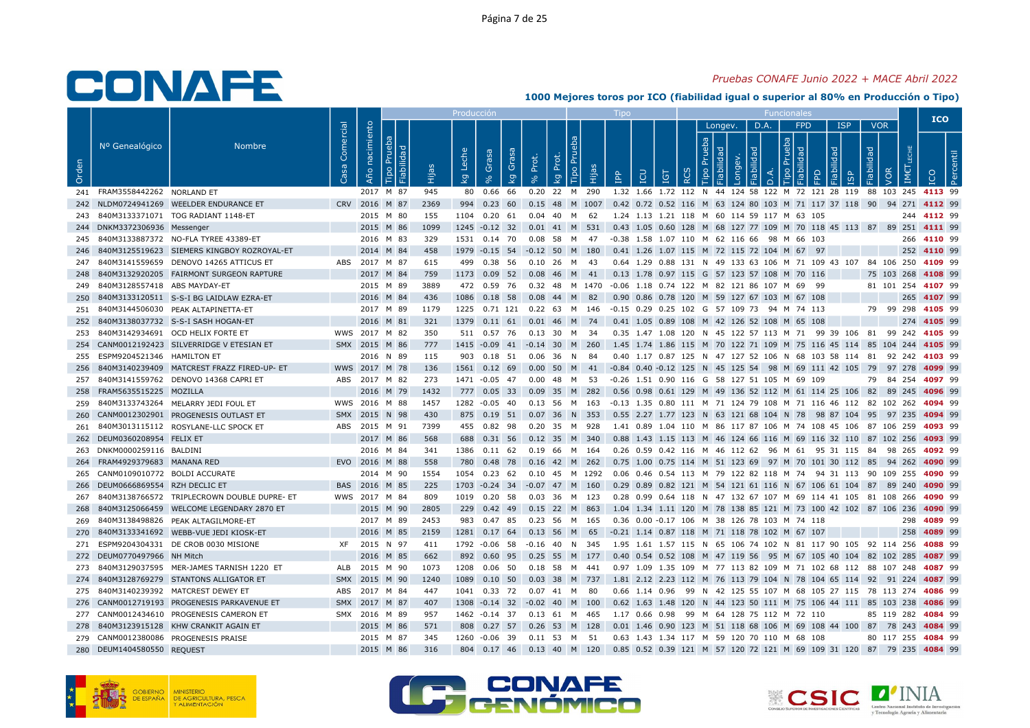# CONAFE

*Pruebas CONAFE Junio 2022 + MACE Abril 2022*

## 1000 Mejores toros por ICO (fiabilidad igual o superior al 80% en Producción o Tipo)

| | | | | | Producción | | | | | | | | Tipo | | | | | | Funcionales | | | | | | | | | | | | | ICO | |
|---|---|---|---|---|---|---|---|---|---|---|---|---|---|---|---|---|---|---|---|---|---|---|---|---|---|---|---|---|---|---|---|---|---|
| | | | | | | | | | | | | | | | | | | | Longev. | | | D.A. | | FPD | | | ISP | | VOR | | | | |
| Orden | Nº Genealógico | Nombre | Casa Comercial | Año nacimiento | Tipo Prueba | Fiabilidad | Hijas | kg Leche | % Grasa | kg Grasa | % Prot. | kg Prot. | Tipo Prueba | Hijas | IPP | ICU | IGT | RCS | Tipo Prueba | Fiabilidad | Longev. | Fiabilidad | D.A. | Tipo Prueba | Fiabilidad | FPD | Fiabilidad | ISP | Fiabilidad | VOR | IMCT LECHE | ICO | Percentil |
| 241 | FRAM3558442262 | NORLAND ET | | 2017 | M | 87 | 945 | 80 | 0.66 | 66 | 0.20 | 22 | M | 290 | 1.32 | 1.66 | 1.72 | 112 | N | 44 | 124 | 58 | 122 | M | 72 | 121 | 28 | 119 | 88 | 103 | 245 | 4113 | 99 |
| 242 | NLDM0724941269 | WEELDER ENDURANCE ET | CRV | 2016 | M | 87 | 2369 | 994 | 0.23 | 60 | 0.15 | 48 | M | 1007 | 0.42 | 0.72 | 0.52 | 116 | M | 63 | 124 | 80 | 103 | M | 71 | 117 | 37 | 118 | 90 | 94 | 271 | 4112 | 99 |
| 243 | 840M3133371071 | TOG RADIANT 1148-ET | | 2015 | M | 80 | 155 | 1104 | 0.20 | 61 | 0.04 | 40 | M | 62 | 1.24 | 1.13 | 1.21 | 118 | M | 60 | 114 | 59 | 117 | M | 63 | 105 | | | | | 244 | 4112 | 99 |
| 244 | DNKM3372306936 | Messenger | | 2015 | M | 86 | 1099 | 1245 | -0.12 | 32 | 0.01 | 41 | M | 531 | 0.43 | 1.05 | 0.60 | 128 | M | 68 | 127 | 77 | 109 | M | 70 | 118 | 45 | 113 | 87 | 89 | 251 | 4111 | 99 |
| 245 | 840M3133887372 | NO-FLA TYREE 43389-ET | | 2016 | M | 83 | 329 | 1531 | 0.14 | 70 | 0.08 | 58 | M | 47 | -0.38 | 1.58 | 1.07 | 110 | M | 62 | 116 | 66 | 98 | M | 66 | 103 | | | | | 266 | 4110 | 99 |
| 246 | 840M3125519623 | SIEMERS KINGBOY ROZROYAL-ET | | 2014 | M | 84 | 458 | 1979 | -0.15 | 54 | -0.12 | 50 | M | 180 | 0.41 | 1.26 | 1.07 | 115 | M | 72 | 115 | 72 | 104 | M | 67 | 97 | | | | | 252 | 4110 | 99 |
| 247 | 840M3141559659 | DENOVO 14265 ATTICUS ET | ABS | 2017 | M | 87 | 615 | 499 | 0.38 | 56 | 0.10 | 26 | M | 43 | 0.64 | 1.29 | 0.88 | 131 | N | 49 | 133 | 63 | 106 | M | 71 | 109 | 43 | 107 | 84 | 106 | 250 | 4109 | 99 |
| 248 | 840M3132920205 | FAIRMONT SURGEON RAPTURE | | 2017 | M | 84 | 759 | 1173 | 0.09 | 52 | 0.08 | 46 | M | 41 | 0.13 | 1.78 | 0.97 | 115 | G | 57 | 123 | 57 | 108 | M | 70 | 116 | | | 75 | 103 | 268 | 4108 | 99 |
| 249 | 840M3128557418 | ABS MAYDAY-ET | | 2015 | M | 89 | 3889 | 472 | 0.59 | 76 | 0.32 | 48 | M | 1470 | -0.06 | 1.18 | 0.74 | 122 | M | 82 | 121 | 86 | 107 | M | 69 | 99 | | | 81 | 101 | 254 | 4107 | 99 |
| 250 | 840M3133120511 | S-S-I BG LAIDLAW EZRA-ET | | 2016 | M | 84 | 436 | 1086 | 0.18 | 58 | 0.08 | 44 | M | 82 | 0.90 | 0.86 | 0.78 | 120 | M | 59 | 127 | 67 | 103 | M | 67 | 108 | | | | | 265 | 4107 | 99 |
| 251 | 840M3144506030 | PEAK ALTAPINETTA-ET | | 2017 | M | 89 | 1179 | 1225 | 0.71 | 121 | 0.22 | 63 | M | 146 | -0.15 | 0.29 | 0.25 | 102 | G | 57 | 109 | 73 | 94 | M | 74 | 113 | | | 79 | 99 | 298 | 4105 | 99 |
| 252 | 840M3138037732 | S-S-I SASH HOGAN-ET | | 2016 | M | 81 | 321 | 1379 | 0.11 | 61 | 0.01 | 46 | M | 74 | 0.41 | 1.05 | 0.89 | 108 | M | 42 | 126 | 52 | 108 | M | 65 | 108 | | | | | 274 | 4105 | 99 |
| 253 | 840M3142934691 | OCD HELIX FORTE ET | WWS | 2017 | M | 82 | 350 | 511 | 0.57 | 76 | 0.13 | 30 | M | 34 | 0.35 | 1.47 | 1.08 | 120 | N | 45 | 122 | 57 | 113 | M | 71 | 99 | 39 | 106 | 81 | 99 | 242 | 4105 | 99 |
| 254 | CANM0012192423 | SILVERRIDGE V ETESIAN ET | SMX | 2015 | M | 86 | 777 | 1415 | -0.09 | 41 | -0.14 | 30 | M | 260 | 1.45 | 1.74 | 1.86 | 115 | M | 70 | 122 | 71 | 109 | M | 75 | 116 | 45 | 114 | 85 | 104 | 244 | 4105 | 99 |
| 255 | ESPM9204521346 | HAMILTON ET | | 2016 | N | 89 | 115 | 903 | 0.18 | 51 | 0.06 | 36 | N | 84 | 0.40 | 1.17 | 0.87 | 125 | N | 47 | 127 | 52 | 106 | N | 68 | 103 | 58 | 114 | 81 | 92 | 242 | 4103 | 99 |
| 256 | 840M3140239409 | MATCREST FRAZZ FIRED-UP- ET | WWS | 2017 | M | 78 | 136 | 1561 | 0.12 | 69 | 0.00 | 50 | M | 41 | -0.84 | 0.40 | -0.12 | 125 | N | 45 | 125 | 54 | 98 | M | 69 | 111 | 42 | 105 | 79 | 97 | 278 | 4099 | 99 |
| 257 | 840M3141559762 | DENOVO 14368 CAPRI ET | ABS | 2017 | M | 82 | 273 | 1471 | -0.05 | 47 | 0.00 | 48 | M | 53 | -0.26 | 1.51 | 0.90 | 116 | G | 58 | 127 | 51 | 105 | M | 69 | 109 | | | 79 | 84 | 254 | 4097 | 99 |
| 258 | FRAM5635515225 | MOZILLA | | 2016 | M | 79 | 1432 | 777 | 0.05 | 33 | 0.09 | 35 | M | 282 | 0.56 | 0.98 | 0.61 | 129 | M | 49 | 136 | 52 | 112 | M | 61 | 114 | 25 | 106 | 82 | 89 | 245 | 4096 | 99 |
| 259 | 840M3133743264 | MELARRY JEDI FOUL ET | WWS | 2016 | M | 88 | 1457 | 1282 | -0.05 | 40 | 0.13 | 56 | M | 163 | -0.13 | 1.35 | 0.80 | 111 | M | 71 | 124 | 79 | 108 | M | 71 | 116 | 46 | 112 | 82 | 102 | 262 | 4094 | 99 |
| 260 | CANM0012302901 | PROGENESIS OUTLAST ET | SMX | 2015 | N | 98 | 430 | 875 | 0.19 | 51 | 0.07 | 36 | N | 353 | 0.55 | 2.27 | 1.77 | 123 | N | 63 | 121 | 68 | 104 | N | 78 | 98 | 87 | 104 | 95 | 97 | 235 | 4094 | 99 |
| 261 | 840M3013115112 | ROSYLANE-LLC SPOCK ET | ABS | 2015 | M | 91 | 7399 | 455 | 0.82 | 98 | 0.20 | 35 | M | 928 | 1.41 | 0.89 | 1.04 | 110 | M | 86 | 117 | 87 | 106 | M | 74 | 108 | 45 | 106 | 87 | 106 | 259 | 4093 | 99 |
| 262 | DEUM0360208954 | FELIX ET | | 2017 | M | 86 | 568 | 688 | 0.31 | 56 | 0.12 | 35 | M | 340 | 0.88 | 1.43 | 1.15 | 113 | M | 46 | 124 | 66 | 116 | M | 69 | 116 | 32 | 110 | 87 | 102 | 256 | 4093 | 99 |
| 263 | DNKM0000259116 | BALDINI | | 2016 | M | 84 | 341 | 1386 | 0.11 | 62 | 0.19 | 66 | M | 164 | 0.26 | 0.59 | 0.42 | 116 | M | 46 | 112 | 62 | 96 | M | 61 | 95 | 31 | 115 | 84 | 98 | 265 | 4092 | 99 |
| 264 | FRAM4929379683 | MANANA RED | EVO | 2016 | M | 88 | 558 | 780 | 0.48 | 78 | 0.16 | 42 | M | 262 | 0.75 | 1.00 | 0.75 | 114 | M | 51 | 123 | 69 | 97 | M | 70 | 101 | 30 | 112 | 85 | 94 | 262 | 4090 | 99 |
| 265 | CANM0109010772 | BOLDI ACCURATE | | 2014 | M | 90 | 1554 | 1054 | 0.23 | 62 | 0.10 | 45 | M | 1292 | 0.06 | 0.46 | 0.54 | 113 | M | 79 | 122 | 82 | 118 | M | 74 | 94 | 31 | 113 | 90 | 109 | 255 | 4090 | 99 |
| 266 | DEUM0666869554 | RZH DECLIC ET | BAS | 2016 | M | 85 | 225 | 1703 | -0.24 | 34 | -0.07 | 47 | M | 160 | 0.29 | 0.89 | 0.82 | 121 | M | 54 | 121 | 61 | 116 | M | 67 | 106 | 61 | 104 | 87 | 89 | 240 | 4090 | 99 |
| 267 | 840M3138766572 | TRIPLECROWN DOUBLE DUPRE- ET | WWS | 2017 | M | 84 | 809 | 1019 | 0.20 | 58 | 0.03 | 36 | M | 123 | 0.28 | 0.99 | 0.64 | 118 | N | 47 | 132 | 67 | 107 | M | 69 | 114 | 41 | 105 | 81 | 108 | 266 | 4090 | 99 |
| 268 | 840M3125066459 | WELCOME LEGENDARY 2870 ET | | 2015 | M | 90 | 2805 | 229 | 0.42 | 49 | 0.15 | 22 | M | 863 | 1.04 | 1.34 | 1.11 | 120 | M | 78 | 138 | 85 | 121 | M | 73 | 100 | 42 | 102 | 87 | 106 | 236 | 4090 | 99 |
| 269 | 840M3138498826 | PEAK ALTAGILMORE-ET | | 2017 | M | 89 | 2453 | 983 | 0.47 | 85 | 0.23 | 56 | M | 165 | 0.36 | 0.00 | -0.17 | 106 | M | 38 | 126 | 78 | 103 | M | 74 | 118 | | | | | 298 | 4089 | 99 |
| 270 | 840M3133341692 | WEBB-VUE JEDI KIOSK-ET | | 2016 | M | 85 | 2159 | 1281 | 0.17 | 64 | 0.13 | 56 | M | 65 | -0.21 | 1.14 | 0.87 | 118 | M | 71 | 118 | 78 | 102 | M | 67 | 107 | | | | | 258 | 4089 | 99 |
| 271 | ESPM9204304331 | DE CROB 0030 MISIONE | XF | 2015 | N | 97 | 411 | 1792 | -0.06 | 58 | -0.16 | 40 | N | 345 | 1.95 | 1.61 | 1.57 | 115 | N | 65 | 106 | 74 | 102 | N | 81 | 117 | 90 | 105 | 92 | 114 | 256 | 4088 | 99 |
| 272 | DEUM0770497966 | NH Mitch | | 2016 | M | 85 | 662 | 892 | 0.60 | 95 | 0.25 | 55 | M | 177 | 0.40 | 0.54 | 0.52 | 108 | M | 47 | 119 | 56 | 95 | M | 67 | 105 | 40 | 104 | 82 | 102 | 285 | 4087 | 99 |
| 273 | 840M3129037595 | MER-JAMES TARNISH 1220 ET | ALB | 2015 | M | 90 | 1073 | 1208 | 0.06 | 50 | 0.18 | 58 | M | 441 | 0.97 | 1.09 | 1.35 | 109 | M | 77 | 113 | 82 | 109 | M | 71 | 102 | 68 | 112 | 88 | 107 | 248 | 4087 | 99 |
| 274 | 840M3128769279 | STANTONS ALLIGATOR ET | SMX | 2015 | M | 90 | 1240 | 1089 | 0.10 | 50 | 0.03 | 38 | M | 737 | 1.81 | 2.12 | 2.23 | 112 | M | 76 | 113 | 79 | 104 | N | 78 | 104 | 65 | 114 | 92 | 91 | 224 | 4087 | 99 |
| 275 | 840M3140239392 | MATCREST DEWEY ET | ABS | 2017 | M | 84 | 447 | 1041 | 0.33 | 72 | 0.07 | 41 | M | 80 | 0.66 | 1.14 | 0.96 | 99 | N | 42 | 125 | 55 | 107 | M | 68 | 105 | 27 | 115 | 78 | 113 | 274 | 4086 | 99 |
| 276 | CANM0012719193 | PROGENESIS PARKAVENUE ET | SMX | 2017 | M | 87 | 407 | 1308 | -0.14 | 32 | -0.02 | 40 | M | 100 | 0.62 | 1.63 | 1.48 | 120 | N | 44 | 123 | 50 | 111 | M | 75 | 106 | 44 | 111 | 85 | 103 | 238 | 4086 | 99 |
| 277 | CANM0012434610 | PROGENESIS CAMERON ET | SMX | 2016 | M | 89 | 957 | 1462 | -0.14 | 37 | 0.13 | 61 | M | 465 | 1.17 | 0.66 | 0.98 | 99 | M | 64 | 128 | 75 | 112 | M | 72 | 110 | | | 85 | 119 | 282 | 4084 | 99 |
| 278 | 840M3123915128 | KHW CRANKIT AGAIN ET | | 2015 | M | 86 | 571 | 808 | 0.27 | 57 | 0.26 | 53 | M | 128 | 0.01 | 1.46 | 0.90 | 123 | M | 51 | 118 | 68 | 106 | M | 69 | 108 | 44 | 100 | 87 | 78 | 243 | 4084 | 99 |
| 279 | CANM0012380086 | PROGENESIS PRAISE | | 2015 | M | 87 | 345 | 1260 | -0.06 | 39 | 0.11 | 53 | M | 51 | 0.63 | 1.43 | 1.34 | 117 | M | 59 | 120 | 70 | 110 | M | 68 | 108 | | | 80 | 117 | 255 | 4084 | 99 |
| 280 | DEUM1404580550 | REQUEST | | 2015 | M | 86 | 316 | 804 | 0.17 | 46 | 0.13 | 40 | M | 120 | 0.85 | 0.52 | 0.39 | 121 | M | 57 | 120 | 72 | 121 | M | 69 | 109 | 31 | 120 | 87 | 79 | 235 | 4084 | 99 |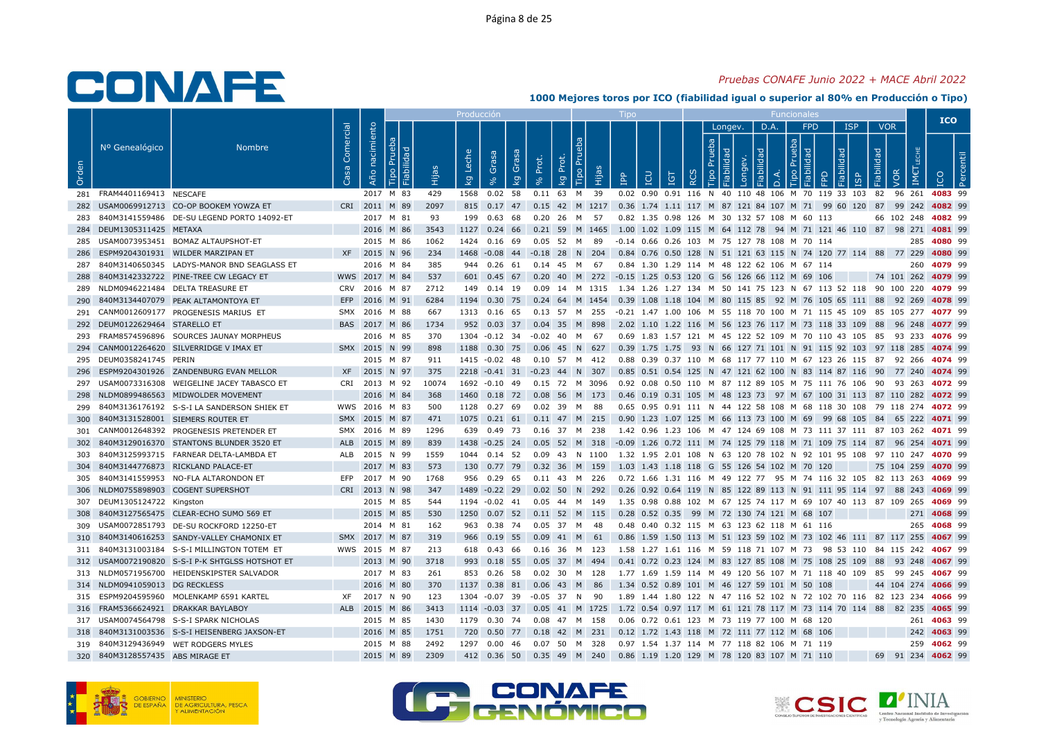# Pruebas CONAFE Junio 2022 + MACE Abril 2022

## 1000 Mejores toros por ICO (fiabilidad igual o superior al 80% en Producción o Tipo)

| Orden | Nº Genealógico | Nombre | Casa Comercial | Año nacimiento | Producción | | | | | | | | Tipo | | | | | Funcionales | | | | | | | | | | | | | | ICO | |
|---|---|---|---|---|---|---|---|---|---|---|---|---|---|---|---|---|---|---|---|---|---|---|---|---|---|---|---|---|---|---|---|---|---|
| | | | | | Tipo Prueba | Fiabilidad | Hijas | kg Leche | % Grasa | kg Grasa | % Prot. | kg Prot. | Tipo Prueba | Hijas | IPP | ICU | IGT | RCS | Longev. | | | D.A. | | FPD | | | ISP | | VOR | | IMET LECHE | | |
| | | | | | | | | | | | | | | | | | | | Tipo Prueba | Fiabilidad | Longev. | Fiabilidad | D.A. | Tipo Prueba | Fiabilidad | FPD | Fiabilidad | ISP | Fiabilidad | VOR | | ICO | Percentil |
| 281 | FRAM4401169413 | NESCAFE | | 2017 | M | 83 | 429 | 1568 | 0.02 | 58 | 0.11 | 63 | M | 39 | 0.02 | 0.90 | 0.91 | 116 | N | 40 | 110 | 48 | 106 | M | 70 | 119 | 33 | 103 | 82 | 96 | 261 | 4083 | 99 |
| 282 | USAM0069912713 | CO-OP BOOKEM YOWZA ET | CRI | 2011 | M | 89 | 2097 | 815 | 0.17 | 47 | 0.15 | 42 | M | 1217 | 0.36 | 1.74 | 1.11 | 117 | M | 87 | 121 | 84 | 107 | M | 71 | 99 | 60 | 120 | 87 | 99 | 242 | 4082 | 99 |
| 283 | 840M3141559486 | DE-SU LEGEND PORTO 14092-ET | | 2017 | M | 81 | 93 | 199 | 0.63 | 68 | 0.20 | 26 | M | 57 | 0.82 | 1.35 | 0.98 | 126 | M | 30 | 132 | 57 | 108 | M | 60 | 113 | | | 66 | 102 | 248 | 4082 | 99 |
| 284 | DEUM1305311425 | METAXA | | 2016 | M | 86 | 3543 | 1127 | 0.24 | 66 | 0.21 | 59 | M | 1465 | 1.00 | 1.02 | 1.09 | 115 | M | 64 | 112 | 78 | 94 | M | 71 | 121 | 46 | 110 | 87 | 98 | 271 | 4081 | 99 |
| 285 | USAM0073953451 | BOMAZ ALTAUPSHOT-ET | | 2015 | M | 86 | 1062 | 1424 | 0.16 | 69 | 0.05 | 52 | M | 89 | -0.14 | 0.66 | 0.26 | 103 | M | 75 | 127 | 78 | 108 | M | 70 | 114 | | | | | 285 | 4080 | 99 |
| 286 | ESPM9204301931 | WILDER MARZIPAN ET | XF | 2015 | N | 96 | 234 | 1468 | -0.08 | 44 | -0.18 | 28 | N | 204 | 0.84 | 0.76 | 0.50 | 128 | N | 51 | 121 | 63 | 115 | N | 74 | 120 | 77 | 114 | 88 | 77 | 229 | 4080 | 99 |
| 287 | 840M3140650345 | LADYS-MANOR BND SEAGLASS ET | | 2016 | M | 84 | 385 | 944 | 0.26 | 61 | 0.14 | 45 | M | 67 | 0.84 | 1.30 | 1.29 | 114 | M | 48 | 122 | 62 | 106 | M | 67 | 114 | | | | | 260 | 4079 | 99 |
| 288 | 840M3142332722 | PINE-TREE CW LEGACY ET | WWS | 2017 | M | 84 | 537 | 601 | 0.45 | 67 | 0.20 | 40 | M | 272 | -0.15 | 1.25 | 0.53 | 120 | G | 56 | 126 | 66 | 112 | M | 69 | 106 | | | 74 | 101 | 262 | 4079 | 99 |
| 289 | NLDM0946221484 | DELTA TREASURE ET | CRV | 2016 | M | 87 | 2712 | 149 | 0.14 | 19 | 0.09 | 14 | M | 1315 | 1.34 | 1.26 | 1.27 | 134 | M | 50 | 141 | 75 | 123 | N | 67 | 113 | 52 | 118 | 90 | 100 | 220 | 4079 | 99 |
| 290 | 840M3134407079 | PEAK ALTAMONTOYA ET | EFP | 2016 | M | 91 | 6284 | 1194 | 0.30 | 75 | 0.24 | 64 | M | 1454 | 0.39 | 1.08 | 1.18 | 104 | M | 80 | 115 | 85 | 92 | M | 76 | 105 | 65 | 111 | 88 | 92 | 269 | 4078 | 99 |
| 291 | CANM0012609177 | PROGENESIS MARIUS ET | SMX | 2016 | M | 88 | 667 | 1313 | 0.16 | 65 | 0.13 | 57 | M | 255 | -0.21 | 1.47 | 1.00 | 106 | M | 55 | 118 | 70 | 100 | M | 71 | 115 | 45 | 109 | 85 | 105 | 277 | 4077 | 99 |
| 292 | DEUM0122629464 | STARELLO ET | BAS | 2017 | M | 86 | 1734 | 952 | 0.03 | 37 | 0.04 | 35 | M | 898 | 2.02 | 1.10 | 1.22 | 116 | M | 56 | 123 | 76 | 117 | M | 73 | 118 | 33 | 109 | 88 | 96 | 248 | 4077 | 99 |
| 293 | FRAM8574596896 | SOURCES JAUNAY MORPHEUS | | 2016 | M | 85 | 370 | 1304 | -0.12 | 34 | -0.02 | 40 | M | 7 | 0.69 | 1.83 | 1.57 | 121 | M | 45 | 122 | 52 | 109 | N | 70 | 110 | 43 | 105 | 85 | 93 | 235 | 4076 | 99 |
| 294 | CANM0012264620 | SILVERRIDGE V IMAX ET | SMX | 2015 | N | 99 | 898 | 1188 | 0.30 | 75 | 0.06 | 45 | N | 627 | 0.39 | 1.75 | 1.75 | 93 | N | 66 | 127 | 71 | 101 | N | 91 | 115 | 92 | 103 | 97 | 118 | 285 | 4074 | 99 |
| 295 | DEUM0358241745 | PERIN | | 2015 | M | 87 | 911 | 1415 | -0.02 | 48 | 0.10 | 57 | M | 412 | 0.88 | 0.39 | 0.37 | 110 | M | 68 | 117 | 77 | 110 | M | 67 | 123 | 26 | 115 | 87 | 92 | 266 | 4074 | 99 |
| 296 | ESPM9204301926 | ZANDENBURG EVAN MELLOR | XF | 2015 | N | 97 | 375 | 2218 | -0.41 | 31 | -0.23 | 44 | N | 307 | 0.85 | 0.51 | 0.54 | 125 | N | 47 | 121 | 62 | 100 | N | 83 | 114 | 87 | 116 | 90 | 77 | 240 | 4074 | 99 |
| 297 | USAM0073316308 | WEIGELINE JACEY TABASCO ET | CRI | 2013 | M | 92 | 10074 | 1692 | -0.10 | 49 | 0.15 | 72 | M | 3096 | 0.92 | 0.08 | 0.50 | 110 | M | 87 | 112 | 89 | 105 | M | 75 | 111 | 76 | 106 | 90 | 93 | 263 | 4072 | 99 |
| 298 | NLDM0899486563 | MIDWOLDER MOVEMENT | | 2016 | M | 84 | 368 | 1460 | 0.18 | 72 | 0.08 | 56 | M | 173 | 0.46 | 0.19 | 0.31 | 105 | M | 48 | 123 | 73 | 97 | M | 67 | 100 | 31 | 113 | 87 | 110 | 282 | 4072 | 99 |
| 299 | 840M3136176192 | S-S-I LA SANDERSON SHIEK ET | WWS | 2016 | M | 83 | 500 | 1128 | 0.27 | 69 | 0.02 | 39 | M | 88 | 0.65 | 0.95 | 0.91 | 111 | N | 44 | 122 | 58 | 108 | M | 68 | 118 | 30 | 108 | 79 | 118 | 274 | 4072 | 99 |
| 300 | 840M3131528001 | SIEMERS ROUTER ET | SMX | 2015 | M | 87 | 471 | 1075 | 0.21 | 61 | 0.11 | 47 | M | 215 | 0.90 | 1.23 | 1.07 | 125 | M | 66 | 113 | 73 | 100 | M | 69 | 99 | 68 | 105 | 84 | 65 | 222 | 4071 | 99 |
| 301 | CANM0012648392 | PROGENESIS PRETENDER ET | SMX | 2016 | M | 89 | 1296 | 639 | 0.49 | 73 | 0.16 | 37 | M | 238 | 1.42 | 0.96 | 1.23 | 106 | M | 47 | 124 | 69 | 108 | M | 73 | 111 | 37 | 111 | 87 | 103 | 262 | 4071 | 99 |
| 302 | 840M3129016370 | STANTONS BLUNDER 3520 ET | ALB | 2015 | M | 89 | 839 | 1438 | -0.25 | 24 | 0.05 | 52 | M | 318 | -0.09 | 1.26 | 0.72 | 111 | M | 74 | 125 | 79 | 118 | M | 71 | 109 | 75 | 114 | 87 | 96 | 254 | 4071 | 99 |
| 303 | 840M3125993715 | FARNEAR DELTA-LAMBDA ET | ALB | 2015 | N | 99 | 1559 | 1044 | 0.14 | 52 | 0.09 | 43 | N | 1100 | 1.32 | 1.95 | 2.01 | 108 | N | 63 | 120 | 78 | 102 | N | 92 | 101 | 95 | 108 | 97 | 107 | 247 | 4070 | 99 |
| 304 | 840M3144776873 | RICKLAND PALACE-ET | | 2017 | M | 83 | 573 | 130 | 0.77 | 79 | 0.32 | 36 | M | 159 | 1.03 | 1.43 | 1.18 | 118 | G | 55 | 126 | 54 | 102 | M | 70 | 120 | | | 75 | 104 | 259 | 4070 | 99 |
| 305 | 840M3141559953 | NO-FLA ALTARONDON ET | EFP | 2017 | M | 90 | 1768 | 956 | 0.29 | 65 | 0.11 | 43 | M | 226 | 0.72 | 1.66 | 1.31 | 116 | M | 49 | 122 | 77 | 95 | M | 74 | 116 | 32 | 105 | 82 | 113 | 263 | 4069 | 99 |
| 306 | NLDM0755898903 | COGENT SUPERSHOT | CRI | 2013 | N | 98 | 347 | 1489 | -0.22 | 29 | 0.02 | 50 | N | 292 | 0.26 | 0.92 | 0.64 | 119 | N | 85 | 122 | 89 | 113 | N | 91 | 111 | 95 | 114 | 97 | 88 | 243 | 4069 | 99 |
| 307 | DEUM1305124722 | Kingston | | 2015 | M | 85 | 544 | 1194 | -0.02 | 41 | 0.05 | 44 | M | 149 | 1.35 | 0.98 | 0.88 | 102 | M | 67 | 125 | 74 | 117 | M | 69 | 107 | 40 | 113 | 87 | 109 | 265 | 4069 | 99 |
| 308 | 840M3127565475 | CLEAR-ECHO SUMO 569 ET | | 2015 | M | 85 | 530 | 1250 | 0.07 | 52 | 0.11 | 52 | M | 115 | 0.28 | 0.52 | 0.35 | 99 | M | 72 | 130 | 74 | 121 | M | 68 | 107 | | | | | 271 | 4068 | 99 |
| 309 | USAM0072851793 | DE-SU ROCKFORD 12250-ET | | 2014 | M | 81 | 162 | 963 | 0.38 | 74 | 0.05 | 37 | M | 48 | 0.48 | 0.40 | 0.32 | 115 | M | 63 | 123 | 62 | 118 | M | 61 | 116 | | | | | 265 | 4068 | 99 |
| 310 | 840M3140616253 | SANDY-VALLEY CHAMONIX ET | SMX | 2017 | M | 87 | 319 | 966 | 0.19 | 55 | 0.09 | 41 | M | 61 | 0.86 | 1.59 | 1.50 | 113 | M | 51 | 123 | 59 | 102 | M | 73 | 102 | 46 | 111 | 87 | 117 | 255 | 4067 | 99 |
| 311 | 840M3131003184 | S-S-I MILLINGTON TOTEM ET | WWS | 2015 | M | 87 | 213 | 618 | 0.43 | 66 | 0.16 | 36 | M | 123 | 1.58 | 1.27 | 1.61 | 116 | M | 59 | 118 | 71 | 107 | M | 73 | 98 | 53 | 110 | 84 | 115 | 242 | 4067 | 99 |
| 312 | USAM0072190820 | S-S-I P-K SHTGLSS HOTSHOT ET | | 2013 | M | 90 | 3718 | 993 | 0.18 | 55 | 0.05 | 37 | M | 494 | 0.41 | 0.72 | 0.23 | 124 | M | 83 | 127 | 85 | 108 | M | 75 | 108 | 25 | 109 | 88 | 93 | 248 | 4067 | 99 |
| 313 | NLDM0571956700 | HEIDENSKIPSTER SALVADOR | | 2017 | M | 83 | 261 | 853 | 0.26 | 58 | 0.02 | 30 | M | 128 | 1.77 | 1.69 | 1.59 | 114 | M | 49 | 120 | 56 | 107 | M | 71 | 118 | 40 | 109 | 85 | 99 | 245 | 4067 | 99 |
| 314 | NLDM0941059013 | DG RECKLESS | | 2016 | M | 80 | 370 | 1137 | 0.38 | 81 | 0.06 | 43 | M | 86 | 1.34 | 0.52 | 0.89 | 101 | M | 46 | 127 | 59 | 101 | M | 50 | 108 | | | 44 | 104 | 274 | 4066 | 99 |
| 315 | ESPM9204595960 | MOLENKAMP 6591 KARTEL | XF | 2017 | N | 90 | 123 | 1304 | -0.07 | 39 | -0.05 | 37 | N | 90 | 1.89 | 1.44 | 1.80 | 122 | N | 47 | 116 | 52 | 102 | N | 72 | 102 | 70 | 116 | 82 | 123 | 234 | 4066 | 99 |
| 316 | FRAM5366624921 | DRAKKAR BAYLABOY | ALB | 2015 | M | 86 | 3413 | 1114 | -0.03 | 37 | 0.05 | 41 | M | 1725 | 1.72 | 0.54 | 0.97 | 117 | M | 61 | 121 | 78 | 117 | M | 73 | 114 | 70 | 114 | 88 | 82 | 235 | 4065 | 99 |
| 317 | USAM0074564798 | S-S-I SPARK NICHOLAS | | 2015 | M | 85 | 1430 | 1179 | 0.30 | 74 | 0.08 | 47 | M | 158 | 0.06 | 0.72 | 0.61 | 123 | M | 73 | 119 | 77 | 100 | M | 68 | 120 | | | | | 261 | 4063 | 99 |
| 318 | 840M3131003536 | S-S-I HEISENBERG JAXSON-ET | | 2016 | M | 85 | 1751 | 720 | 0.50 | 77 | 0.18 | 42 | M | 231 | 0.12 | 1.72 | 1.43 | 118 | M | 72 | 111 | 77 | 112 | M | 68 | 106 | | | | | 242 | 4063 | 99 |
| 319 | 840M3129436949 | WET RODGERS MYLES | | 2015 | M | 88 | 2492 | 1297 | 0.00 | 46 | 0.07 | 50 | M | 328 | 0.97 | 1.54 | 1.37 | 114 | M | 77 | 118 | 82 | 106 | M | 71 | 119 | | | | | 259 | 4062 | 99 |
| 320 | 840M3128557435 | ABS MIRAGE ET | | 2015 | M | 89 | 2309 | 412 | 0.36 | 50 | 0.35 | 49 | M | 240 | 0.86 | 1.19 | 1.20 | 129 | M | 78 | 120 | 83 | 107 | M | 71 | 110 | | | 69 | 91 | 234 | 4062 | 99 |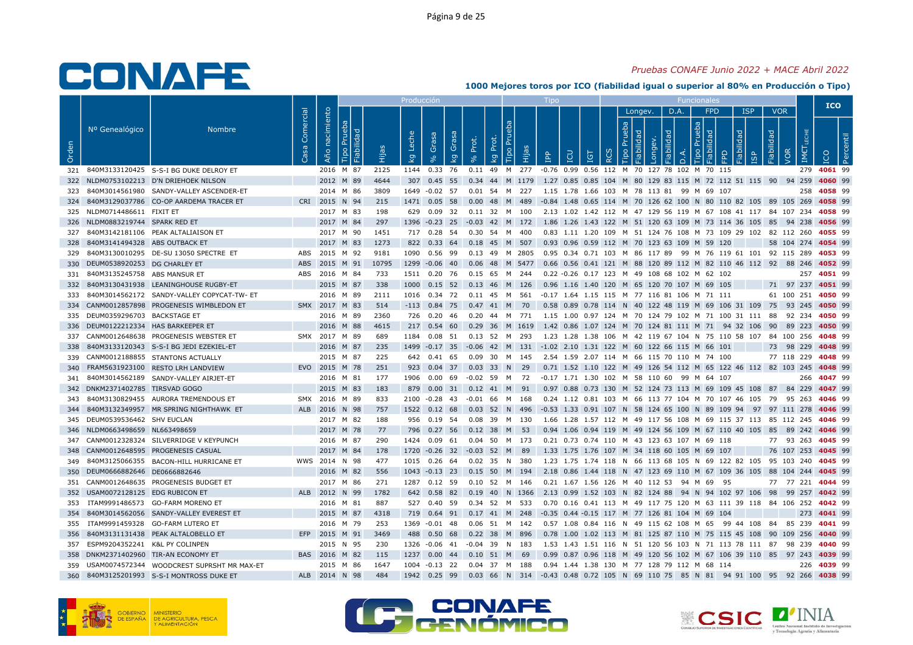# Pruebas CONAFE Junio 2022 + MACE Abril 2022

## 1000 Mejores toros por ICO (fiabilidad igual o superior al 80% en Producción o Tipo)

| | | | | | Producción | | | | | | | | Tipo | | | | | Funcionales | | | | | | | | | | | | | | ICO | |
|---|---|---|---|---|---|---|---|---|---|---|---|---|---|---|---|---|---|---|---|---|---|---|---|---|---|---|---|---|---|---|---|---|---|
| | | | | | | | | | | | | | | | | | | | Longev. | | | D.A. | | FPD | | | ISP | | VOR | | | | |
| Orden | Nº Genealógico | Nombre | Casa Comercial | Año nacimiento | Tipo Prueba | Fiabilidad | Hijas | kg Leche | % Grasa | kg Grasa | % Prot. | kg Prot. | Tipo Prueba | Hijas | IPP | ICU | IGT | RCS | Tipo Prueba | Fiabilidad | Longev. | Fiabilidad | D.A. | Tipo Prueba | Fiabilidad | FPD | Fiabilidad | ISP | Fiabilidad | VOR | IMCT LECHE | ICO | Percentil |
| 321 | 840M3133120425 | S-S-I BG DUKE DELROY ET | | 2016 | M | 87 | 2125 | 1144 | 0.33 | 76 | 0.11 | 49 | M | 277 | -0.76 | 0.99 | 0.56 | 112 | M | 70 | 127 | 78 | 102 | M | 70 | 115 | | | | | 279 | 4061 | 99 |
| 322 | NLDM0753102213 | D'N DRIEHOEK NILSON | | 2012 | M | 89 | 4644 | 307 | 0.45 | 55 | 0.34 | 44 | M | 1179 | 1.27 | 0.85 | 0.85 | 104 | M | 80 | 129 | 83 | 115 | M | 72 | 112 | 51 | 115 | 90 | 94 | 259 | 4060 | 99 |
| 323 | 840M3014561980 | SANDY-VALLEY ASCENDER-ET | | 2014 | M | 86 | 3809 | 1649 | -0.02 | 57 | 0.01 | 54 | M | 227 | 1.15 | 1.78 | 1.66 | 103 | M | 78 | 113 | 81 | 99 | M | 69 | 107 | | | | | 258 | 4058 | 99 |
| 324 | 840M3129037786 | CO-OP AARDEMA TRACER ET | CRI | 2015 | N | 94 | 215 | 1471 | 0.05 | 58 | 0.00 | 48 | M | 489 | -0.84 | 1.48 | 0.65 | 114 | M | 70 | 126 | 62 | 100 | N | 80 | 110 | 82 | 105 | 89 | 105 | 269 | 4058 | 99 |
| 325 | NLDM0714486611 | FIXIT ET | | 2017 | M | 83 | 198 | 629 | 0.09 | 32 | 0.11 | 32 | M | 100 | 2.13 | 1.02 | 1.42 | 112 | M | 47 | 129 | 56 | 119 | M | 67 | 108 | 41 | 117 | 84 | 107 | 234 | 4058 | 99 |
| 326 | NLDM0883219744 | SPARK RED ET | | 2017 | M | 84 | 297 | 1396 | -0.23 | 25 | -0.03 | 42 | M | 172 | 1.86 | 1.26 | 1.43 | 122 | M | 51 | 120 | 63 | 109 | M | 73 | 114 | 36 | 105 | 85 | 94 | 238 | 4056 | 99 |
| 327 | 840M3142181106 | PEAK ALTALIAISON ET | | 2017 | M | 90 | 1451 | 717 | 0.28 | 54 | 0.30 | 54 | M | 400 | 0.83 | 1.11 | 1.20 | 109 | M | 51 | 124 | 76 | 108 | M | 73 | 109 | 29 | 102 | 82 | 112 | 260 | 4055 | 99 |
| 328 | 840M3141494328 | ABS OUTBACK ET | | 2017 | M | 83 | 1273 | 822 | 0.33 | 64 | 0.18 | 45 | M | 507 | 0.93 | 0.96 | 0.59 | 112 | M | 70 | 123 | 63 | 109 | M | 59 | 120 | | | 58 | 104 | 274 | 4054 | 99 |
| 329 | 840M3130010295 | DE-SU 13050 SPECTRE ET | ABS | 2015 | M | 92 | 9181 | 1090 | 0.56 | 99 | 0.13 | 49 | M | 2805 | 0.95 | 0.34 | 0.71 | 103 | M | 86 | 117 | 89 | 99 | M | 76 | 119 | 61 | 101 | 92 | 115 | 289 | 4053 | 99 |
| 330 | DEUM0538920253 | DG CHARLEY ET | ABS | 2015 | M | 91 | 10795 | 1299 | -0.06 | 40 | 0.06 | 48 | M | 5477 | 0.66 | 0.56 | 0.41 | 121 | M | 88 | 120 | 89 | 112 | M | 82 | 110 | 46 | 112 | 92 | 88 | 246 | 4052 | 99 |
| 331 | 840M3135245758 | ABS MANSUR ET | ABS | 2016 | M | 84 | 733 | 1511 | 0.20 | 76 | 0.15 | 65 | M | 244 | 0.22 | -0.26 | 0.17 | 123 | M | 49 | 108 | 68 | 102 | M | 62 | 102 | | | | | 257 | 4051 | 99 |
| 332 | 840M3130431938 | LEANINGHOUSE RUGBY-ET | | 2015 | M | 87 | 338 | 1000 | 0.15 | 52 | 0.13 | 46 | M | 126 | 0.96 | 1.16 | 1.40 | 120 | M | 65 | 120 | 70 | 107 | M | 69 | 105 | | | 71 | 97 | 237 | 4051 | 99 |
| 333 | 840M3014562172 | SANDY-VALLEY COPYCAT-TW- ET | | 2016 | M | 89 | 2111 | 1016 | 0.34 | 72 | 0.11 | 45 | M | 561 | -0.17 | 1.64 | 1.15 | 115 | M | 77 | 116 | 81 | 106 | M | 71 | 111 | | | 61 | 100 | 251 | 4050 | 99 |
| 334 | CANM0012857898 | PROGENESIS WIMBLEDON ET | SMX | 2017 | M | 83 | 514 | -113 | 0.84 | 75 | 0.47 | 41 | M | 70 | 0.58 | 0.89 | 0.78 | 114 | N | 40 | 122 | 48 | 119 | M | 69 | 106 | 31 | 109 | 75 | 93 | 245 | 4050 | 99 |
| 335 | DEUM0359296703 | BACKSTAGE ET | | 2016 | M | 89 | 2360 | 726 | 0.20 | 46 | 0.20 | 44 | M | 771 | 1.15 | 1.00 | 0.97 | 124 | M | 70 | 124 | 79 | 102 | M | 71 | 100 | 31 | 111 | 88 | 92 | 234 | 4050 | 99 |
| 336 | DEUM0122212334 | HAS BARKEEPER ET | | 2016 | M | 88 | 4615 | 217 | 0.54 | 60 | 0.29 | 36 | M | 1619 | 1.42 | 0.86 | 1.07 | 124 | M | 70 | 124 | 81 | 111 | M | 71 | 94 | 32 | 106 | 90 | 89 | 223 | 4050 | 99 |
| 337 | CANM0012648638 | PROGENESIS WEBSTER ET | SMX | 2017 | M | 89 | 689 | 1184 | 0.08 | 51 | 0.13 | 52 | M | 293 | 1.23 | 1.28 | 1.38 | 106 | M | 42 | 119 | 67 | 104 | N | 75 | 110 | 58 | 107 | 84 | 100 | 256 | 4048 | 99 |
| 338 | 840M3133120343 | S-S-I BG JEDI EZEKIEL-ET | | 2016 | M | 87 | 235 | 1499 | -0.17 | 35 | -0.06 | 42 | M | 131 | -1.02 | 2.10 | 1.31 | 122 | M | 60 | 122 | 66 | 115 | M | 66 | 101 | | | 73 | 98 | 229 | 4048 | 99 |
| 339 | CANM0012188855 | STANTONS ACTUALLY | | 2015 | M | 87 | 225 | 642 | 0.41 | 65 | 0.09 | 30 | M | 145 | 2.54 | 1.59 | 2.07 | 114 | M | 66 | 115 | 70 | 110 | M | 74 | 100 | | | 77 | 118 | 229 | 4048 | 99 |
| 340 | FRAM5631923100 | RESTO LRH LANDVIEW | EVO | 2015 | M | 78 | 251 | 923 | 0.04 | 37 | 0.03 | 33 | N | 29 | 0.71 | 1.52 | 1.10 | 122 | M | 49 | 126 | 54 | 112 | M | 65 | 122 | 46 | 112 | 82 | 103 | 245 | 4048 | 99 |
| 341 | 840M3014562189 | SANDY-VALLEY AIRJET-ET | | 2016 | M | 81 | 177 | 1906 | 0.00 | 69 | -0.02 | 59 | M | 72 | -0.17 | 1.71 | 1.30 | 102 | M | 58 | 110 | 60 | 99 | M | 64 | 107 | | | | | 266 | 4047 | 99 |
| 342 | DNKM2371402785 | TIRSVAD GOGO | | 2015 | M | 83 | 183 | 879 | 0.00 | 31 | 0.12 | 41 | M | 91 | 0.97 | 0.88 | 0.73 | 130 | M | 52 | 124 | 73 | 113 | M | 69 | 109 | 45 | 108 | 87 | 84 | 229 | 4047 | 99 |
| 343 | 840M3130829455 | AURORA TREMENDOUS ET | SMX | 2016 | M | 89 | 833 | 2100 | -0.28 | 43 | -0.01 | 66 | M | 168 | 0.24 | 1.12 | 0.81 | 103 | M | 66 | 113 | 77 | 104 | M | 70 | 107 | 46 | 105 | 79 | 95 | 263 | 4046 | 99 |
| 344 | 840M3132349957 | MR SPRING NIGHTHAWK ET | ALB | 2016 | N | 98 | 757 | 1522 | 0.12 | 68 | 0.03 | 52 | N | 496 | -0.53 | 1.33 | 0.91 | 107 | N | 58 | 124 | 65 | 100 | N | 89 | 109 | 94 | 97 | 97 | 111 | 278 | 4046 | 99 |
| 345 | DEUM0539536462 | SHV EUCLAN | | 2017 | M | 82 | 188 | 956 | 0.19 | 54 | 0.08 | 39 | M | 130 | 1.66 | 1.28 | 1.57 | 112 | M | 49 | 117 | 56 | 108 | M | 69 | 115 | 37 | 113 | 85 | 112 | 245 | 4046 | 99 |
| 346 | NLDM0663498659 | NL663498659 | | 2017 | M | 78 | 77 | 796 | 0.27 | 56 | 0.12 | 38 | M | 53 | 0.94 | 1.06 | 0.94 | 119 | M | 49 | 124 | 56 | 109 | M | 67 | 110 | 40 | 105 | 85 | 89 | 242 | 4046 | 99 |
| 347 | CANM0012328324 | SILVERRIDGE V KEYPUNCH | | 2016 | M | 87 | 290 | 1424 | 0.09 | 61 | 0.04 | 50 | M | 173 | 0.21 | 0.73 | 0.74 | 110 | M | 43 | 123 | 63 | 107 | M | 69 | 118 | | | 77 | 93 | 263 | 4045 | 99 |
| 348 | CANM0012648595 | PROGENESIS CASUAL | | 2017 | M | 84 | 178 | 1720 | -0.26 | 32 | -0.03 | 52 | M | 89 | 1.33 | 1.75 | 1.76 | 107 | M | 34 | 118 | 60 | 105 | M | 69 | 107 | | | 76 | 107 | 253 | 4045 | 99 |
| 349 | 840M3125066355 | BACON-HILL HURRICANE ET | WWS | 2014 | N | 98 | 477 | 1015 | 0.26 | 64 | 0.02 | 35 | N | 380 | 1.23 | 1.75 | 1.74 | 118 | N | 66 | 113 | 68 | 105 | N | 69 | 122 | 82 | 105 | 95 | 103 | 240 | 4045 | 99 |
| 350 | DEUM0666882646 | DE0666882646 | | 2016 | M | 82 | 556 | 1043 | -0.13 | 23 | 0.15 | 50 | M | 194 | 2.18 | 0.86 | 1.44 | 118 | N | 47 | 123 | 69 | 110 | M | 67 | 109 | 36 | 105 | 88 | 104 | 244 | 4045 | 99 |
| 351 | CANM0012648635 | PROGENESIS BUDGET ET | | 2017 | M | 86 | 271 | 1287 | 0.12 | 59 | 0.10 | 52 | M | 146 | 0.21 | 1.67 | 1.56 | 126 | M | 40 | 112 | 53 | 94 | M | 69 | 95 | | | 77 | 77 | 221 | 4044 | 99 |
| 352 | USAM0072128125 | EDG RUBICON ET | ALB | 2012 | N | 99 | 1782 | 642 | 0.58 | 82 | 0.19 | 40 | N | 1366 | 2.13 | 0.99 | 1.52 | 103 | M | 82 | 124 | 88 | 94 | N | 94 | 102 | 97 | 106 | 98 | 99 | 257 | 4042 | 99 |
| 353 | ITAM9991486573 | GO-FARM MORENO ET | | 2016 | M | 81 | 887 | 527 | 0.40 | 59 | 0.34 | 52 | M | 533 | 0.70 | 0.16 | 0.41 | 113 | M | 49 | 117 | 75 | 120 | M | 63 | 111 | 39 | 118 | 84 | 106 | 252 | 4042 | 99 |
| 354 | 840M3014562056 | SANDY-VALLEY EVEREST ET | | 2015 | M | 87 | 4318 | 719 | 0.64 | 91 | 0.17 | 41 | M | 248 | -0.35 | 0.44 | -0.15 | 117 | M | 77 | 126 | 81 | 104 | M | 69 | 104 | | | | | 273 | 4041 | 99 |
| 355 | ITAM9991459328 | GO-FARM LUTERO ET | | 2016 | M | 79 | 253 | 1369 | -0.01 | 48 | 0.06 | 51 | M | 142 | 0.57 | 1.08 | 0.84 | 116 | N | 49 | 115 | 62 | 108 | M | 65 | 99 | 44 | 108 | 84 | 85 | 239 | 4041 | 99 |
| 356 | 840M3131131438 | PEAK ALTALOBELLO ET | EFP | 2015 | M | 91 | 3469 | 488 | 0.50 | 68 | 0.22 | 38 | M | 896 | 0.78 | 1.00 | 1.02 | 113 | M | 81 | 125 | 87 | 110 | M | 75 | 115 | 45 | 108 | 90 | 109 | 256 | 4040 | 99 |
| 357 | ESPM9204352241 | K&L PY COLINPEN | | 2015 | N | 95 | 230 | 1326 | -0.06 | 41 | -0.04 | 39 | N | 183 | 1.53 | 1.43 | 1.51 | 116 | N | 51 | 120 | 56 | 103 | N | 71 | 113 | 78 | 111 | 87 | 98 | 239 | 4040 | 99 |
| 358 | DNKM2371402960 | TIR-AN ECONOMY ET | BAS | 2016 | M | 82 | 115 | 1237 | 0.00 | 44 | 0.10 | 51 | M | 69 | 0.99 | 0.87 | 0.96 | 118 | M | 49 | 120 | 56 | 102 | M | 67 | 106 | 39 | 110 | 85 | 97 | 243 | 4039 | 99 |
| 359 | USAM0074572344 | WOODCREST SUPRSHT MR MAX-ET | | 2015 | M | 86 | 1647 | 1004 | -0.13 | 22 | 0.04 | 37 | M | 188 | 0.94 | 1.44 | 1.38 | 130 | M | 77 | 128 | 79 | 112 | M | 68 | 114 | | | | | 226 | 4039 | 99 |
| 360 | 840M3125201993 | S-S-I MONTROSS DUKE ET | ALB | 2014 | N | 98 | 484 | 1942 | 0.25 | 99 | 0.03 | 66 | N | 314 | -0.43 | 0.48 | 0.72 | 105 | N | 69 | 110 | 75 | 85 | N | 81 | 94 | 91 | 100 | 95 | 92 | 266 | 4038 | 99 |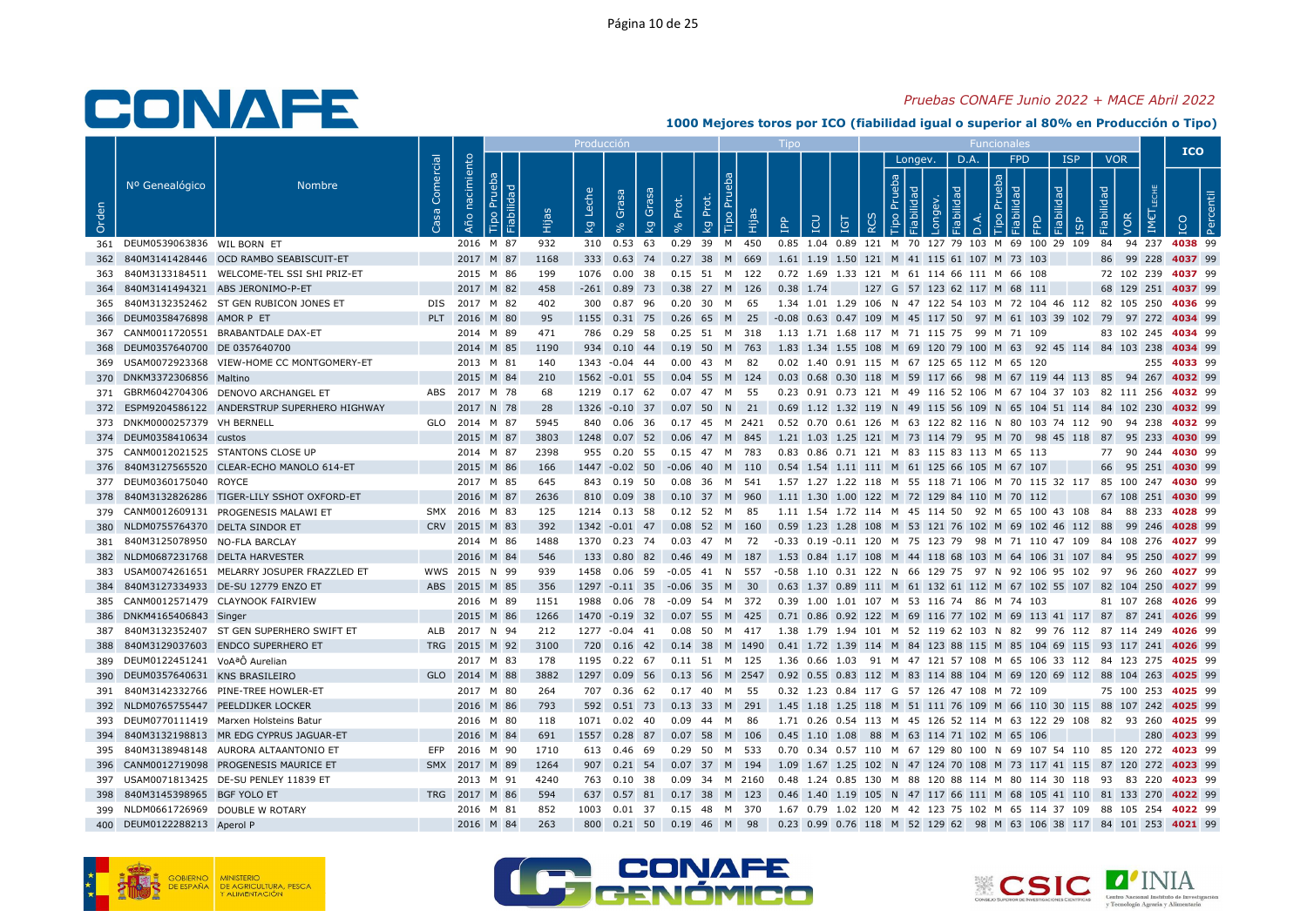*Pruebas CONAFE Junio 2022 + MACE Abril 2022*

**1000 Mejores toros por ICO (fiabilidad igual o superior al 80% en Producción o Tipo)**

| | | | | | Producción | | | | | | | | Tipo | | | | | | Funcionales | | | | | | | | | | | | | ICO | |
|---|---|---|---|---|---|---|---|---|---|---|---|---|---|---|---|---|---|---|---|---|---|---|---|---|---|---|---|---|---|---|---|---|---|
| | | | | | | | | | | | | | | | | | | | Longev. | | | D.A. | | FPD | | | ISP | | VOR | | | | |
| Orden | Nº Genealógico | Nombre | Casa Comercial | Año nacimiento | Tipo Prueba | Fiabilidad | Hijas | kg Leche | % Grasa | kg Grasa | % Prot. | kg Prot. | Tipo Prueba | Hijas | IPP | ICU | IGT | RCS | Tipo Prueba | Fiabilidad | Longev. | Fiabilidad | D.A. | Tipo Prueba | Fiabilidad | FPD | Fiabilidad | ISP | Fiabilidad | VOR | IMET LECHE | ICO | Percentil |
| 361 | DEUM0539063836 | WIL BORN ET | | 2016 | M | 87 | 932 | 310 | 0.53 | 63 | 0.29 | 39 | M | 450 | 0.85 | 1.04 | 0.89 | 121 | M | 70 | 127 | 79 | 103 | M | 69 | 100 | 29 | 109 | 84 | 94 | 237 | 4038 | 99 |
| 362 | 840M3141428446 | OCD RAMBO SEABISCUIT-ET | | 2017 | M | 87 | 1168 | 333 | 0.63 | 74 | 0.27 | 38 | M | 669 | 1.61 | 1.19 | 1.50 | 121 | M | 41 | 115 | 61 | 107 | M | 73 | 103 | | | 86 | 99 | 228 | 4037 | 99 |
| 363 | 840M3133184511 | WELCOME-TEL SSI SHI PRIZ-ET | | 2015 | M | 86 | 199 | 1076 | 0.00 | 38 | 0.15 | 51 | M | 122 | 0.72 | 1.69 | 1.33 | 121 | M | 61 | 114 | 66 | 111 | M | 66 | 108 | | | 72 | 102 | 239 | 4037 | 99 |
| 364 | 840M3141494321 | ABS JERONIMO-P-ET | | 2017 | M | 82 | 458 | -261 | 0.89 | 73 | 0.38 | 27 | M | 126 | 0.38 | 1.74 | | 127 | G | 57 | 123 | 62 | 117 | M | 68 | 111 | | | 68 | 129 | 251 | 4037 | 99 |
| 365 | 840M3132352462 | ST GEN RUBICON JONES ET | DIS | 2017 | M | 82 | 402 | 300 | 0.87 | 96 | 0.20 | 30 | M | 65 | 1.34 | 1.01 | 1.29 | 106 | N | 47 | 122 | 54 | 103 | M | 72 | 104 | 46 | 112 | 82 | 105 | 250 | 4036 | 99 |
| 366 | DEUM0358476898 | AMOR P ET | PLT | 2016 | M | 80 | 95 | 1155 | 0.31 | 75 | 0.26 | 65 | M | 25 | -0.08 | 0.63 | 0.47 | 109 | M | 45 | 117 | 50 | 97 | M | 61 | 103 | 39 | 102 | 79 | 97 | 272 | 4034 | 99 |
| 367 | CANM0011720551 | BRABANTDALE DAX-ET | | 2014 | M | 89 | 471 | 786 | 0.29 | 58 | 0.25 | 51 | M | 318 | 1.13 | 1.71 | 1.68 | 117 | M | 71 | 115 | 75 | 99 | M | 71 | 109 | | | 83 | 102 | 245 | 4034 | 99 |
| 368 | DEUM0357640700 | DE 0357640700 | | 2014 | M | 85 | 1190 | 934 | 0.10 | 44 | 0.19 | 50 | M | 763 | 1.83 | 1.34 | 1.55 | 108 | M | 69 | 129 | 79 | 100 | M | 63 | 92 | 45 | 114 | 84 | 103 | 238 | 4034 | 99 |
| 369 | USAM0072923368 | VIEW-HOME CC MONTGOMERY-ET | | 2013 | M | 81 | 140 | 1343 | -0.04 | 44 | 0.00 | 43 | M | 82 | 0.02 | 1.40 | 0.91 | 115 | M | 67 | 125 | 65 | 112 | M | 65 | 120 | | | | | 255 | 4033 | 99 |
| 370 | DNKM3372306856 | Maltino | | 2015 | M | 84 | 210 | 1562 | -0.01 | 55 | 0.04 | 55 | M | 124 | 0.03 | 0.68 | 0.30 | 118 | M | 59 | 117 | 66 | 98 | M | 67 | 119 | 44 | 113 | 85 | 94 | 267 | 4032 | 99 |
| 371 | GBRM6042704306 | DENOVO ARCHANGEL ET | ABS | 2017 | M | 78 | 68 | 1219 | 0.17 | 62 | 0.07 | 47 | M | 55 | 0.23 | 0.91 | 0.73 | 121 | M | 49 | 116 | 52 | 106 | M | 67 | 104 | 37 | 103 | 82 | 111 | 256 | 4032 | 99 |
| 372 | ESPM9204586122 | ANDERSTRUP SUPERHERO HIGHWAY | | 2017 | N | 78 | 28 | 1326 | -0.10 | 37 | 0.07 | 50 | N | 21 | 0.69 | 1.12 | 1.32 | 119 | N | 49 | 115 | 56 | 109 | N | 65 | 104 | 51 | 114 | 84 | 102 | 230 | 4032 | 99 |
| 373 | DNKM0000257379 | VH BERNELL | GLO | 2014 | M | 87 | 5945 | 840 | 0.06 | 36 | 0.17 | 45 | M | 2421 | 0.52 | 0.70 | 0.61 | 126 | M | 63 | 122 | 82 | 116 | N | 80 | 103 | 74 | 112 | 90 | 94 | 238 | 4032 | 99 |
| 374 | DEUM0358410634 | custos | | 2015 | M | 87 | 3803 | 1248 | 0.07 | 52 | 0.06 | 47 | M | 845 | 1.21 | 1.03 | 1.25 | 121 | M | 73 | 114 | 79 | 95 | M | 70 | 98 | 45 | 118 | 87 | 95 | 233 | 4030 | 99 |
| 375 | CANM0012021525 | STANTONS CLOSE UP | | 2014 | M | 87 | 2398 | 955 | 0.20 | 55 | 0.15 | 47 | M | 783 | 0.83 | 0.86 | 0.71 | 121 | M | 83 | 115 | 83 | 113 | M | 65 | 113 | | | 77 | 90 | 244 | 4030 | 99 |
| 376 | 840M3127565520 | CLEAR-ECHO MANOLO 614-ET | | 2015 | M | 86 | 166 | 1447 | -0.02 | 50 | -0.06 | 40 | M | 110 | 0.54 | 1.54 | 1.11 | 111 | M | 61 | 125 | 66 | 105 | M | 67 | 107 | | | 66 | 95 | 251 | 4030 | 99 |
| 377 | DEUM0360175040 | ROYCE | | 2017 | M | 85 | 645 | 843 | 0.19 | 50 | 0.08 | 36 | M | 541 | 1.57 | 1.27 | 1.22 | 118 | M | 55 | 118 | 71 | 106 | M | 70 | 115 | 32 | 117 | 85 | 100 | 247 | 4030 | 99 |
| 378 | 840M3132826286 | TIGER-LILY SSHOT OXFORD-ET | | 2016 | M | 87 | 2636 | 810 | 0.09 | 38 | 0.10 | 37 | M | 960 | 1.11 | 1.30 | 1.00 | 122 | M | 72 | 129 | 84 | 110 | M | 70 | 112 | | | 67 | 108 | 251 | 4030 | 99 |
| 379 | CANM0012609131 | PROGENESIS MALAWI ET | SMX | 2016 | M | 83 | 125 | 1214 | 0.13 | 58 | 0.12 | 52 | M | 85 | 1.11 | 1.54 | 1.72 | 114 | M | 45 | 114 | 50 | 92 | M | 65 | 100 | 43 | 108 | 84 | 88 | 233 | 4028 | 99 |
| 380 | NLDM0755764370 | DELTA SINDOR ET | CRV | 2015 | M | 83 | 392 | 1342 | -0.01 | 47 | 0.08 | 52 | M | 160 | 0.59 | 1.23 | 1.28 | 108 | M | 53 | 121 | 76 | 102 | M | 69 | 102 | 46 | 112 | 88 | 99 | 246 | 4028 | 99 |
| 381 | 840M3125078950 | NO-FLA BARCLAY | | 2014 | M | 86 | 1488 | 1370 | 0.23 | 74 | 0.03 | 47 | M | 72 | -0.33 | 0.19 | -0.11 | 120 | M | 75 | 123 | 79 | 98 | M | 71 | 110 | 47 | 109 | 84 | 108 | 276 | 4027 | 99 |
| 382 | NLDM0687231768 | DELTA HARVESTER | | 2016 | M | 84 | 546 | 133 | 0.80 | 82 | 0.46 | 49 | M | 187 | 1.53 | 0.84 | 1.17 | 108 | M | 44 | 118 | 68 | 103 | M | 64 | 106 | 31 | 107 | 84 | 95 | 250 | 4027 | 99 |
| 383 | USAM0074261651 | MELARRY JOSUPER FRAZZLED ET | WWS | 2015 | N | 99 | 939 | 1458 | 0.06 | 59 | -0.05 | 41 | N | 557 | -0.58 | 1.10 | 0.31 | 122 | N | 66 | 129 | 75 | 97 | N | 92 | 106 | 95 | 102 | 97 | 96 | 260 | 4027 | 99 |
| 384 | 840M3127334933 | DE-SU 12779 ENZO ET | ABS | 2015 | M | 85 | 356 | 1297 | -0.11 | 35 | -0.06 | 35 | M | 30 | 0.63 | 1.37 | 0.89 | 111 | M | 61 | 132 | 61 | 112 | M | 67 | 102 | 55 | 107 | 82 | 104 | 250 | 4027 | 99 |
| 385 | CANM0012571479 | CLAYNOOK FAIRVIEW | | 2016 | M | 89 | 1151 | 1988 | 0.06 | 78 | -0.09 | 54 | M | 372 | 0.39 | 1.00 | 1.01 | 107 | M | 53 | 116 | 74 | 86 | M | 74 | 103 | | | 81 | 107 | 268 | 4026 | 99 |
| 386 | DNKM4165406843 | Singer | | 2015 | M | 86 | 1266 | 1470 | -0.19 | 32 | 0.07 | 55 | M | 425 | 0.71 | 0.86 | 0.92 | 122 | M | 69 | 116 | 77 | 102 | M | 69 | 113 | 41 | 117 | 87 | 87 | 241 | 4026 | 99 |
| 387 | 840M3132352407 | ST GEN SUPERHERO SWIFT ET | ALB | 2017 | N | 94 | 212 | 1277 | -0.04 | 41 | 0.08 | 50 | M | 417 | 1.38 | 1.79 | 1.94 | 101 | M | 52 | 119 | 62 | 103 | N | 82 | 99 | 76 | 112 | 87 | 114 | 249 | 4026 | 99 |
| 388 | 840M3129037603 | ENDCO SUPERHERO ET | TRG | 2015 | M | 92 | 3100 | 720 | 0.16 | 42 | 0.14 | 38 | M | 1490 | 0.41 | 1.72 | 1.39 | 114 | M | 84 | 123 | 88 | 115 | M | 85 | 104 | 69 | 115 | 93 | 117 | 241 | 4026 | 99 |
| 389 | DEUM0122451241 | VoAªÔ Aurelian | | 2017 | M | 83 | 178 | 1195 | 0.22 | 67 | 0.11 | 51 | M | 125 | 1.36 | 0.66 | 1.03 | 91 | M | 47 | 121 | 57 | 108 | M | 65 | 106 | 33 | 112 | 84 | 123 | 275 | 4025 | 99 |
| 390 | DEUM0357640631 | KNS BRASILEIRO | GLO | 2014 | M | 88 | 3882 | 1297 | 0.09 | 56 | 0.13 | 56 | M | 2547 | 0.92 | 0.55 | 0.83 | 112 | M | 83 | 114 | 88 | 104 | M | 69 | 120 | 69 | 112 | 88 | 104 | 263 | 4025 | 99 |
| 391 | 840M3142332766 | PINE-TREE HOWLER-ET | | 2017 | M | 80 | 264 | 707 | 0.36 | 62 | 0.17 | 40 | M | 55 | 0.32 | 1.23 | 0.84 | 117 | G | 57 | 126 | 47 | 108 | M | 72 | 109 | | | 75 | 100 | 253 | 4025 | 99 |
| 392 | NLDM0765755447 | PEELDIJKER LOCKER | | 2016 | M | 86 | 793 | 592 | 0.51 | 73 | 0.13 | 33 | M | 291 | 1.45 | 1.18 | 1.25 | 118 | M | 51 | 111 | 76 | 109 | M | 66 | 110 | 30 | 115 | 88 | 107 | 242 | 4025 | 99 |
| 393 | DEUM0770111419 | Marxen Holsteins Batur | | 2016 | M | 80 | 118 | 1071 | 0.02 | 40 | 0.09 | 44 | M | 86 | 1.71 | 0.26 | 0.54 | 113 | M | 45 | 126 | 52 | 114 | M | 63 | 122 | 29 | 108 | 82 | 93 | 260 | 4025 | 99 |
| 394 | 840M3132198813 | MR EDG CYPRUS JAGUAR-ET | | 2016 | M | 84 | 691 | 1557 | 0.28 | 87 | 0.07 | 58 | M | 106 | 0.45 | 1.10 | 1.08 | 88 | M | 63 | 114 | 71 | 102 | M | 65 | 106 | | | | | 280 | 4023 | 99 |
| 395 | 840M3138948148 | AURORA ALTAANTONIO ET | EFP | 2016 | M | 90 | 1710 | 613 | 0.46 | 69 | 0.29 | 50 | M | 533 | 0.70 | 0.34 | 0.57 | 110 | M | 67 | 129 | 80 | 100 | N | 69 | 107 | 54 | 110 | 85 | 120 | 272 | 4023 | 99 |
| 396 | CANM0012719098 | PROGENESIS MAURICE ET | SMX | 2017 | M | 89 | 1264 | 907 | 0.21 | 54 | 0.07 | 37 | M | 194 | 1.09 | 1.67 | 1.25 | 102 | N | 47 | 124 | 70 | 108 | M | 73 | 117 | 41 | 115 | 87 | 120 | 272 | 4023 | 99 |
| 397 | USAM0071813425 | DE-SU PENLEY 11839 ET | | 2013 | M | 91 | 4240 | 763 | 0.10 | 38 | 0.09 | 34 | M | 2160 | 0.48 | 1.24 | 0.85 | 130 | M | 88 | 120 | 88 | 114 | M | 80 | 114 | 30 | 118 | 93 | 83 | 220 | 4023 | 99 |
| 398 | 840M3145398965 | BGF YOLO ET | TRG | 2017 | M | 86 | 594 | 637 | 0.57 | 81 | 0.17 | 38 | M | 123 | 0.46 | 1.40 | 1.19 | 105 | M | 47 | 117 | 66 | 111 | M | 68 | 105 | 41 | 110 | 81 | 133 | 270 | 4022 | 99 |
| 399 | NLDM0661726969 | DOUBLE W ROTARY | | 2016 | M | 81 | 852 | 1003 | 0.01 | 37 | 0.15 | 48 | M | 370 | 1.67 | 0.79 | 1.02 | 120 | M | 42 | 123 | 75 | 102 | M | 65 | 114 | 37 | 109 | 88 | 105 | 254 | 4022 | 99 |
| 400 | DEUM0122288213 | Aperol P | | 2016 | M | 84 | 263 | 800 | 0.21 | 50 | 0.19 | 46 | M | 98 | 0.23 | 0.99 | 0.76 | 118 | M | 52 | 129 | 62 | 98 | M | 63 | 106 | 38 | 117 | 84 | 101 | 253 | 4021 | 99 |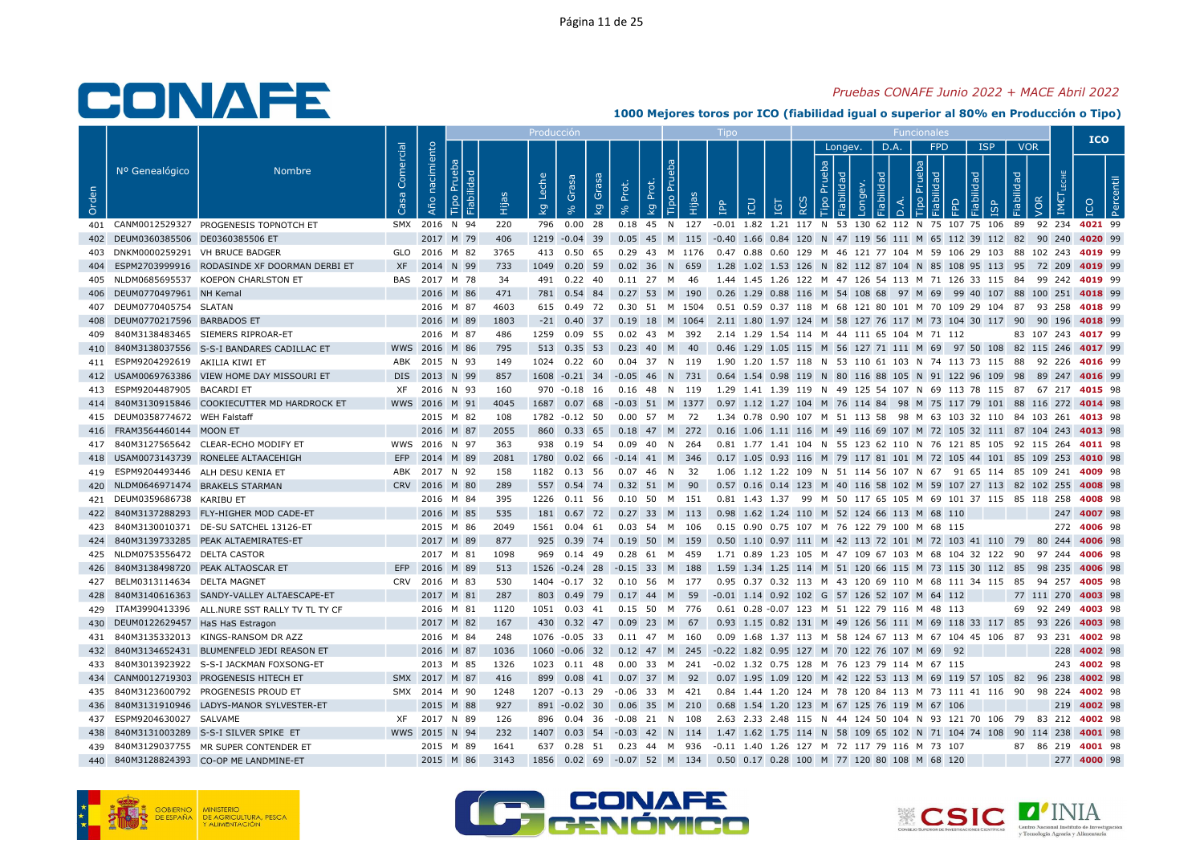# CONAFE

*Pruebas CONAFE Junio 2022 + MACE Abril 2022*

## 1000 Mejores toros por ICO (fiabilidad igual o superior al 80% en Producción o Tipo)

| Orden | Nº Genealógico | Nombre | Casa Comercial | Año nacimiento | Producción | | | | | | | | Tipo | | | | | | Funcionales | | | | | | | | | | | | IMET LECHE | ICO | |
|---|---|---|---|---|---|---|---|---|---|---|---|---|---|---|---|---|---|---|---|---|---|---|---|---|---|---|---|---|---|---|---|---|---|
| | | | | | Tipo Prueba | Fiabilidad | Hijas | kg Leche | % Grasa | kg Grasa | % Prot. | kg Prot. | Tipo Prueba | Hijas | IPP | ICU | IGT | RCS | Longev. Tipo Prueba | Fiabilidad | Longev. | D.A. Fiabilidad | D.A. | FPD Tipo Prueba | Fiabilidad | FPD | ISP Fiabilidad | ISP | VOR Fiabilidad | VOR | | ICO | Percentil |
| 401 | CANM0012529327 | PROGENESIS TOPNOTCH ET | SMX | 2016 | N | 94 | 220 | 796 | 0.00 | 28 | 0.18 | 45 | N | 127 | -0.01 | 1.82 | 1.21 | 117 | N | 53 | 130 | 62 | 112 | N | 75 | 107 | 75 | 106 | 89 | 92 | 234 | 4021 | 99 |
| 402 | DEUM0360385506 | DE0360385506 ET | | 2017 | M | 79 | 406 | 1219 | -0.04 | 39 | 0.05 | 45 | M | 115 | -0.40 | 1.66 | 0.84 | 120 | N | 47 | 119 | 56 | 111 | M | 65 | 112 | 39 | 112 | 82 | 90 | 240 | 4020 | 99 |
| 403 | DNKM0000259291 | VH BRUCE BADGER | GLO | 2016 | M | 82 | 3765 | 413 | 0.50 | 65 | 0.29 | 43 | M | 1176 | 0.47 | 0.88 | 0.60 | 129 | M | 46 | 121 | 77 | 104 | M | 59 | 106 | 29 | 103 | 88 | 102 | 243 | 4019 | 99 |
| 404 | ESPM2703999916 | RODASINDE XF DOORMAN DERBI ET | XF | 2014 | N | 99 | 733 | 1049 | 0.20 | 59 | 0.02 | 36 | N | 659 | 1.28 | 1.02 | 1.53 | 126 | N | 82 | 112 | 87 | 104 | N | 85 | 108 | 95 | 113 | 95 | 72 | 209 | 4019 | 99 |
| 405 | NLDM0685695537 | KOEPON CHARLSTON ET | BAS | 2017 | M | 78 | 34 | 491 | 0.22 | 40 | 0.11 | 27 | M | 46 | 1.44 | 1.45 | 1.26 | 122 | M | 47 | 126 | 54 | 113 | M | 71 | 126 | 33 | 115 | 84 | 99 | 242 | 4019 | 99 |
| 406 | DEUM0770497961 | NH Kemal | | 2016 | M | 86 | 471 | 781 | 0.54 | 84 | 0.27 | 53 | M | 190 | 0.26 | 1.29 | 0.88 | 116 | M | 54 | 108 | 68 | 97 | M | 69 | 99 | 40 | 107 | 88 | 100 | 251 | 4018 | 99 |
| 407 | DEUM0770405754 | SLATAN | | 2016 | M | 87 | 4603 | 615 | 0.49 | 72 | 0.30 | 51 | M | 1504 | 0.51 | 0.59 | 0.37 | 118 | M | 68 | 121 | 80 | 101 | M | 70 | 109 | 29 | 104 | 87 | 93 | 258 | 4018 | 99 |
| 408 | DEUM0770217596 | BARBADOS ET | | 2016 | M | 89 | 1803 | -21 | 0.40 | 37 | 0.19 | 18 | M | 1064 | 2.11 | 1.80 | 1.97 | 124 | M | 58 | 127 | 76 | 117 | M | 73 | 104 | 30 | 117 | 90 | 90 | 196 | 4018 | 99 |
| 409 | 840M3138483465 | SIEMERS RIPROAR-ET | | 2016 | M | 87 | 486 | 1259 | 0.09 | 55 | 0.02 | 43 | M | 392 | 2.14 | 1.29 | 1.54 | 114 | M | 44 | 111 | 65 | 104 | M | 71 | 112 | | | 83 | 107 | 243 | 4017 | 99 |
| 410 | 840M3138037556 | S-S-I BANDARES CADILLAC ET | WWS | 2016 | M | 86 | 795 | 513 | 0.35 | 53 | 0.23 | 40 | M | 40 | 0.46 | 1.29 | 1.05 | 115 | M | 56 | 127 | 71 | 111 | M | 69 | 97 | 50 | 108 | 82 | 115 | 246 | 4017 | 99 |
| 411 | ESPM9204292619 | AKILIA KIWI ET | ABK | 2015 | N | 93 | 149 | 1024 | 0.22 | 60 | 0.04 | 37 | N | 119 | 1.90 | 1.20 | 1.57 | 118 | N | 53 | 110 | 61 | 103 | N | 74 | 113 | 73 | 115 | 88 | 92 | 226 | 4016 | 99 |
| 412 | USAM0069763386 | VIEW HOME DAY MISSOURI ET | DIS | 2013 | N | 99 | 857 | 1608 | -0.21 | 34 | -0.05 | 46 | N | 731 | 0.64 | 1.54 | 0.98 | 119 | N | 80 | 116 | 88 | 105 | N | 91 | 122 | 96 | 109 | 98 | 89 | 247 | 4016 | 99 |
| 413 | ESPM9204487905 | BACARDI ET | XF | 2016 | N | 93 | 160 | 970 | -0.18 | 16 | 0.16 | 48 | N | 119 | 1.29 | 1.41 | 1.39 | 119 | N | 49 | 125 | 54 | 107 | N | 69 | 113 | 78 | 115 | 87 | 67 | 217 | 4015 | 98 |
| 414 | 840M3130915846 | COOKIECUTTER MD HARDROCK ET | WWS | 2016 | M | 91 | 4045 | 1687 | 0.07 | 68 | -0.03 | 51 | M | 1377 | 0.97 | 1.12 | 1.27 | 104 | M | 76 | 114 | 84 | 98 | M | 75 | 117 | 79 | 101 | 88 | 116 | 272 | 4014 | 98 |
| 415 | DEUM0358774672 | WEH Falstaff | | 2015 | M | 82 | 108 | 1782 | -0.12 | 50 | 0.00 | 57 | M | 72 | 1.34 | 0.78 | 0.90 | 107 | M | 51 | 113 | 58 | 98 | M | 63 | 103 | 32 | 110 | 84 | 103 | 261 | 4013 | 98 |
| 416 | FRAM3564460144 | MOON ET | | 2016 | M | 87 | 2055 | 860 | 0.33 | 65 | 0.18 | 47 | M | 272 | 0.16 | 1.06 | 1.11 | 116 | M | 49 | 116 | 69 | 107 | M | 72 | 105 | 32 | 111 | 87 | 104 | 243 | 4013 | 98 |
| 417 | 840M3127565642 | CLEAR-ECHO MODIFY ET | WWS | 2016 | N | 97 | 363 | 938 | 0.19 | 54 | 0.09 | 40 | N | 264 | 0.81 | 1.77 | 1.41 | 104 | N | 55 | 123 | 62 | 110 | N | 76 | 121 | 85 | 105 | 92 | 115 | 264 | 4011 | 98 |
| 418 | USAM0073143739 | RONELEE ALTAACEHIGH | EFP | 2014 | M | 89 | 2081 | 1780 | 0.02 | 66 | -0.14 | 41 | M | 346 | 0.17 | 1.05 | 0.93 | 116 | M | 79 | 117 | 81 | 101 | M | 72 | 105 | 44 | 101 | 85 | 109 | 253 | 4010 | 98 |
| 419 | ESPM9204493446 | ALH DESU KENIA ET | ABK | 2017 | N | 92 | 158 | 1182 | 0.13 | 56 | 0.07 | 46 | N | 32 | 1.06 | 1.12 | 1.22 | 109 | N | 51 | 114 | 56 | 107 | N | 67 | 91 | 65 | 114 | 85 | 109 | 241 | 4009 | 98 |
| 420 | NLDM0646971474 | BRAKELS STARMAN | CRV | 2016 | M | 80 | 289 | 557 | 0.54 | 74 | 0.32 | 51 | M | 90 | 0.57 | 0.16 | 0.14 | 123 | M | 40 | 116 | 58 | 102 | M | 59 | 107 | 27 | 113 | 82 | 102 | 255 | 4008 | 98 |
| 421 | DEUM0359686738 | KARIBU ET | | 2016 | M | 84 | 395 | 1226 | 0.11 | 56 | 0.10 | 50 | M | 151 | 0.81 | 1.43 | 1.37 | 99 | M | 50 | 117 | 65 | 105 | M | 69 | 101 | 37 | 115 | 85 | 118 | 258 | 4008 | 98 |
| 422 | 840M3137288293 | FLY-HIGHER MOD CADE-ET | | 2016 | M | 85 | 535 | 181 | 0.67 | 72 | 0.27 | 33 | M | 113 | 0.98 | 1.62 | 1.24 | 110 | M | 52 | 124 | 66 | 113 | M | 68 | 110 | | | | | 247 | 4007 | 98 |
| 423 | 840M3130010371 | DE-SU SATCHEL 13126-ET | | 2015 | M | 86 | 2049 | 1561 | 0.04 | 61 | 0.03 | 54 | M | 106 | 0.15 | 0.90 | 0.75 | 107 | M | 76 | 122 | 79 | 100 | M | 68 | 115 | | | | | 272 | 4006 | 98 |
| 424 | 840M3139733285 | PEAK ALTAEMIRATES-ET | | 2017 | M | 89 | 877 | 925 | 0.39 | 74 | 0.19 | 50 | M | 159 | 0.50 | 1.10 | 0.97 | 111 | M | 42 | 113 | 72 | 101 | M | 72 | 103 | 41 | 110 | 79 | 80 | 244 | 4006 | 98 |
| 425 | NLDM0753556472 | DELTA CASTOR | | 2017 | M | 81 | 1098 | 969 | 0.14 | 49 | 0.28 | 61 | M | 459 | 1.71 | 0.89 | 1.23 | 105 | M | 47 | 109 | 67 | 103 | M | 68 | 104 | 32 | 122 | 90 | 97 | 244 | 4006 | 98 |
| 426 | 840M3138498720 | PEAK ALTAOSCAR ET | EFP | 2016 | M | 89 | 513 | 1526 | -0.24 | 28 | -0.15 | 33 | M | 188 | 1.59 | 1.34 | 1.25 | 114 | M | 51 | 120 | 66 | 115 | M | 73 | 115 | 30 | 112 | 85 | 98 | 235 | 4006 | 98 |
| 427 | BELM0313114634 | DELTA MAGNET | CRV | 2016 | M | 83 | 530 | 1404 | -0.17 | 32 | 0.10 | 56 | M | 177 | 0.95 | 0.37 | 0.32 | 113 | M | 43 | 120 | 69 | 110 | M | 68 | 111 | 34 | 115 | 85 | 94 | 257 | 4005 | 98 |
| 428 | 840M3140616363 | SANDY-VALLEY ALTAESCAPE-ET | | 2017 | M | 81 | 287 | 803 | 0.49 | 79 | 0.17 | 44 | M | 59 | -0.01 | 1.14 | 0.92 | 102 | G | 57 | 126 | 52 | 107 | M | 64 | 112 | | | 77 | 111 | 270 | 4003 | 98 |
| 429 | ITAM3990413396 | ALL.NURE SST RALLY TV TL TY CF | | 2016 | M | 81 | 1120 | 1051 | 0.03 | 41 | 0.15 | 50 | M | 776 | 0.61 | 0.28 | -0.07 | 123 | M | 51 | 122 | 79 | 116 | M | 48 | 113 | | | 69 | 92 | 249 | 4003 | 98 |
| 430 | DEUM0122629457 | HaS HaS Estragon | | 2017 | M | 82 | 167 | 430 | 0.32 | 47 | 0.09 | 23 | M | 67 | 0.93 | 1.15 | 0.82 | 131 | M | 49 | 126 | 56 | 111 | M | 69 | 118 | 33 | 117 | 85 | 93 | 226 | 4003 | 98 |
| 431 | 840M3135332013 | KINGS-RANSOM DR AZZ | | 2016 | M | 84 | 248 | 1076 | -0.05 | 33 | 0.11 | 47 | M | 160 | 0.09 | 1.68 | 1.37 | 113 | M | 58 | 124 | 67 | 113 | M | 67 | 104 | 45 | 106 | 87 | 93 | 231 | 4002 | 98 |
| 432 | 840M3134652431 | BLUMENFELD JEDI REASON ET | | 2016 | M | 87 | 1036 | 1060 | -0.06 | 32 | 0.12 | 47 | M | 245 | -0.22 | 1.82 | 0.95 | 127 | M | 70 | 122 | 76 | 107 | M | 69 | 92 | | | | | 228 | 4002 | 98 |
| 433 | 840M3013923922 | S-S-I JACKMAN FOXSONG-ET | | 2013 | M | 85 | 1326 | 1023 | 0.11 | 48 | 0.00 | 33 | M | 241 | -0.02 | 1.32 | 0.75 | 128 | M | 76 | 123 | 79 | 114 | M | 67 | 115 | | | | | 243 | 4002 | 98 |
| 434 | CANM0012719303 | PROGENESIS HITECH ET | SMX | 2017 | M | 87 | 416 | 899 | 0.08 | 41 | 0.07 | 37 | M | 92 | 0.07 | 1.95 | 1.09 | 120 | M | 42 | 122 | 53 | 113 | M | 69 | 119 | 57 | 105 | 82 | 96 | 238 | 4002 | 98 |
| 435 | 840M3123600792 | PROGENESIS PROUD ET | SMX | 2014 | M | 90 | 1248 | 1207 | -0.13 | 29 | -0.06 | 33 | M | 421 | 0.84 | 1.44 | 1.20 | 124 | M | 78 | 120 | 84 | 113 | M | 73 | 111 | 41 | 116 | 90 | 98 | 224 | 4002 | 98 |
| 436 | 840M3131910946 | LADYS-MANOR SYLVESTER-ET | | 2015 | M | 88 | 927 | 891 | -0.02 | 30 | 0.06 | 35 | M | 210 | 0.68 | 1.54 | 1.20 | 123 | M | 67 | 125 | 76 | 119 | M | 67 | 106 | | | | | 219 | 4002 | 98 |
| 437 | ESPM9204630027 | SALVAME | XF | 2017 | N | 89 | 126 | 896 | 0.04 | 36 | -0.08 | 21 | N | 108 | 2.63 | 2.33 | 2.48 | 115 | N | 44 | 124 | 50 | 104 | N | 93 | 121 | 70 | 106 | 79 | 83 | 212 | 4002 | 98 |
| 438 | 840M3131003289 | S-S-I SILVER SPIKE ET | WWS | 2015 | N | 94 | 232 | 1407 | 0.03 | 54 | -0.03 | 42 | N | 114 | 1.47 | 1.62 | 1.75 | 114 | N | 58 | 109 | 65 | 102 | N | 71 | 104 | 74 | 108 | 90 | 114 | 238 | 4001 | 98 |
| 439 | 840M3129037755 | MR SUPER CONTENDER ET | | 2015 | M | 89 | 1641 | 637 | 0.28 | 51 | 0.23 | 44 | M | 936 | -0.11 | 1.40 | 1.26 | 127 | M | 72 | 117 | 79 | 116 | M | 73 | 107 | | | 87 | 86 | 219 | 4001 | 98 |
| 440 | 840M3128824393 | CO-OP ME LANDMINE-ET | | 2015 | M | 86 | 3143 | 1856 | 0.02 | 69 | -0.07 | 52 | M | 134 | 0.50 | 0.17 | 0.28 | 100 | M | 77 | 120 | 80 | 108 | M | 68 | 120 | | | | | 277 | 4000 | 98 |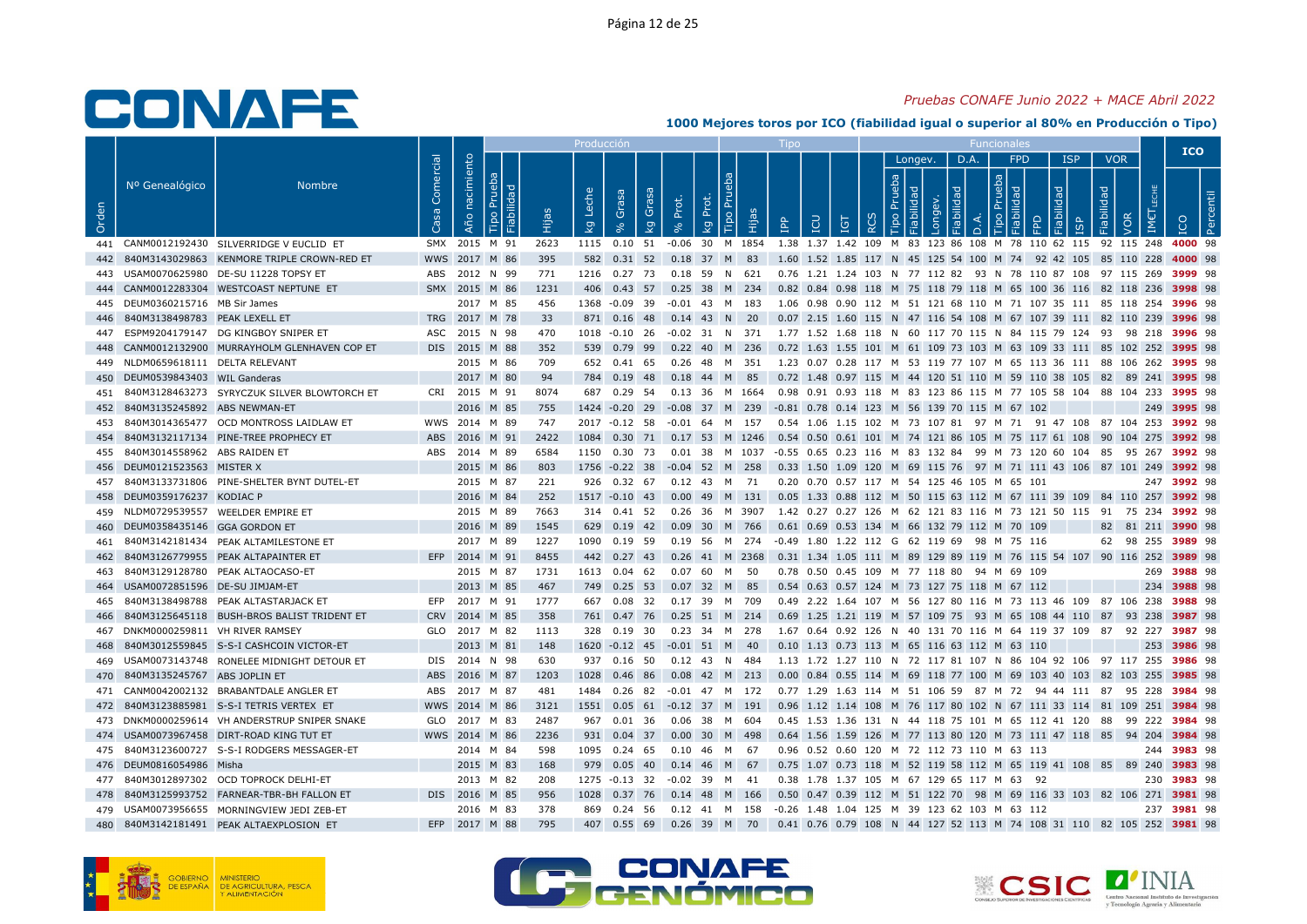# CONAFE

*Pruebas CONAFE Junio 2022 + MACE Abril 2022*

**1000 Mejores toros por ICO (fiabilidad igual o superior al 80% en Producción o Tipo)**

| Orden | Nº Genealógico | Nombre | Casa Comercial | Año nacimiento | Producción Tipo Prueba | Fiabilidad | Hijas | kg Leche | % Grasa | kg Grasa | % Prot. | kg Prot. | Tipo Tipo Prueba | Hijas | IPP | ICU | IGT | RCS | Longev. Tipo Prueba | Fiabilidad | Longev. | D.A. Fiabilidad | D.A. | FPD Tipo Prueba | Fiabilidad | FPD | ISP Fiabilidad | ISP | VOR Fiabilidad | VOR | IMET LECHE | ICO | Percentil |
|---|---|---|---|---|---|---|---|---|---|---|---|---|---|---|---|---|---|---|---|---|---|---|---|---|---|---|---|---|---|---|---|---|---|
| 441 | CANM0012192430 | SILVERRIDGE V EUCLID ET | SMX | 2015 | M | 91 | 2623 | 1115 | 0.10 | 51 | -0.06 | 30 | M | 1854 | 1.38 | 1.37 | 1.42 | 109 | M | 83 | 123 | 86 | 108 | M | 78 | 110 | 62 | 115 | 92 | 115 | 248 | 4000 | 98 |
| 442 | 840M3143029863 | KENMORE TRIPLE CROWN-RED ET | WWS | 2017 | M | 86 | 395 | 582 | 0.31 | 52 | 0.18 | 37 | M | 83 | 1.60 | 1.52 | 1.85 | 117 | N | 45 | 125 | 54 | 100 | M | 74 | 92 | 42 | 105 | 85 | 110 | 228 | 4000 | 98 |
| 443 | USAM0070625980 | DE-SU 11228 TOPSY ET | ABS | 2012 | N | 99 | 771 | 1216 | 0.27 | 73 | 0.18 | 59 | N | 621 | 0.76 | 1.21 | 1.24 | 103 | N | 77 | 112 | 82 | 93 | N | 78 | 110 | 87 | 108 | 97 | 115 | 269 | 3999 | 98 |
| 444 | CANM0012283304 | WESTCOAST NEPTUNE ET | SMX | 2015 | M | 86 | 1231 | 406 | 0.43 | 57 | 0.25 | 38 | M | 234 | 0.82 | 0.84 | 0.98 | 118 | M | 75 | 118 | 79 | 118 | M | 65 | 100 | 36 | 116 | 82 | 118 | 236 | 3998 | 98 |
| 445 | DEUM0360215716 | MB Sir James | | 2017 | M | 85 | 456 | 1368 | -0.09 | 39 | -0.01 | 43 | M | 183 | 1.06 | 0.98 | 0.90 | 112 | M | 51 | 121 | 68 | 110 | M | 71 | 107 | 35 | 111 | 85 | 118 | 254 | 3996 | 98 |
| 446 | 840M3138498783 | PEAK LEXELL ET | TRG | 2017 | M | 78 | 33 | 871 | 0.16 | 48 | 0.14 | 43 | N | 20 | 0.07 | 2.15 | 1.60 | 115 | N | 47 | 116 | 54 | 108 | M | 67 | 107 | 39 | 111 | 82 | 110 | 239 | 3996 | 98 |
| 447 | ESPM9204179147 | DG KINGBOY SNIPER ET | ASC | 2015 | N | 98 | 470 | 1018 | -0.10 | 26 | -0.02 | 31 | N | 371 | 1.77 | 1.52 | 1.68 | 118 | N | 60 | 117 | 70 | 115 | N | 84 | 115 | 79 | 124 | 93 | 98 | 218 | 3996 | 98 |
| 448 | CANM0012132900 | MURRAYHOLM GLENHAVEN COP ET | DIS | 2015 | M | 88 | 352 | 539 | 0.79 | 99 | 0.22 | 40 | M | 236 | 0.72 | 1.63 | 1.55 | 101 | M | 61 | 109 | 73 | 103 | M | 63 | 109 | 33 | 111 | 85 | 102 | 252 | 3995 | 98 |
| 449 | NLDM0659618111 | DELTA RELEVANT | | 2015 | M | 86 | 709 | 652 | 0.41 | 65 | 0.26 | 48 | M | 351 | 1.23 | 0.07 | 0.28 | 117 | M | 53 | 119 | 77 | 107 | M | 65 | 113 | 36 | 111 | 88 | 106 | 262 | 3995 | 98 |
| 450 | DEUM0539843403 | WIL Ganderas | | 2017 | M | 80 | 94 | 784 | 0.19 | 48 | 0.18 | 44 | M | 85 | 0.72 | 1.48 | 0.97 | 115 | M | 44 | 120 | 51 | 110 | M | 59 | 110 | 38 | 105 | 82 | 89 | 241 | 3995 | 98 |
| 451 | 840M3128463273 | SYRYCZUK SILVER BLOWTORCH ET | CRI | 2015 | M | 91 | 8074 | 687 | 0.29 | 54 | 0.13 | 36 | M | 1664 | 0.98 | 0.91 | 0.93 | 118 | M | 83 | 123 | 86 | 115 | M | 77 | 105 | 58 | 104 | 88 | 104 | 233 | 3995 | 98 |
| 452 | 840M3135245892 | ABS NEWMAN-ET | | 2016 | M | 85 | 755 | 1424 | -0.20 | 29 | -0.08 | 37 | M | 239 | -0.81 | 0.78 | 0.14 | 123 | M | 56 | 139 | 70 | 115 | M | 67 | 102 | | | | | 249 | 3995 | 98 |
| 453 | 840M3014365477 | OCD MONTROSS LAIDLAW ET | WWS | 2014 | M | 89 | 747 | 2017 | -0.12 | 58 | -0.01 | 64 | M | 157 | 0.54 | 1.06 | 1.15 | 102 | M | 73 | 107 | 81 | 97 | M | 71 | 91 | 47 | 108 | 87 | 104 | 253 | 3992 | 98 |
| 454 | 840M3132117134 | PINE-TREE PROPHECY ET | ABS | 2016 | M | 91 | 2422 | 1084 | 0.30 | 71 | 0.17 | 53 | M | 1246 | 0.54 | 0.50 | 0.61 | 101 | M | 74 | 121 | 86 | 105 | M | 75 | 117 | 61 | 108 | 90 | 104 | 275 | 3992 | 98 |
| 455 | 840M3014558962 | ABS RAIDEN ET | ABS | 2014 | M | 89 | 6584 | 1150 | 0.30 | 73 | 0.01 | 38 | M | 1037 | -0.55 | 0.65 | 0.23 | 116 | M | 83 | 132 | 84 | 99 | M | 73 | 120 | 60 | 104 | 85 | 95 | 267 | 3992 | 98 |
| 456 | DEUM0121523563 | MISTER X | | 2015 | M | 86 | 803 | 1756 | -0.22 | 38 | -0.04 | 52 | M | 258 | 0.33 | 1.50 | 1.09 | 120 | M | 69 | 115 | 76 | 97 | M | 71 | 111 | 43 | 106 | 87 | 101 | 249 | 3992 | 98 |
| 457 | 840M3133731806 | PINE-SHELTER BYNT DUTEL-ET | | 2015 | M | 87 | 221 | 926 | 0.32 | 67 | 0.12 | 43 | M | 71 | 0.20 | 0.70 | 0.57 | 117 | M | 54 | 125 | 46 | 105 | M | 65 | 101 | | | | | 247 | 3992 | 98 |
| 458 | DEUM0359176237 | KODIAC P | | 2016 | M | 84 | 252 | 1517 | -0.10 | 43 | 0.00 | 49 | M | 131 | 0.05 | 1.33 | 0.88 | 112 | M | 50 | 115 | 63 | 112 | M | 67 | 111 | 39 | 109 | 84 | 110 | 257 | 3992 | 98 |
| 459 | NLDM0729539557 | WEELDER EMPIRE ET | | 2015 | M | 89 | 7663 | 314 | 0.41 | 52 | 0.26 | 36 | M | 3907 | 1.42 | 0.27 | 0.27 | 126 | M | 62 | 121 | 83 | 116 | M | 73 | 121 | 50 | 115 | 91 | 75 | 234 | 3992 | 98 |
| 460 | DEUM0358435146 | GGA GORDON ET | | 2016 | M | 89 | 1545 | 629 | 0.19 | 42 | 0.09 | 30 | M | 766 | 0.61 | 0.69 | 0.53 | 134 | M | 66 | 132 | 79 | 112 | M | 70 | 109 | | | 82 | 81 | 211 | 3990 | 98 |
| 461 | 840M3142181434 | PEAK ALTAMILESTONE ET | | 2017 | M | 89 | 1227 | 1090 | 0.19 | 59 | 0.19 | 56 | M | 274 | -0.49 | 1.80 | 1.22 | 112 | G | 62 | 119 | 69 | 98 | M | 75 | 116 | | | 62 | 98 | 255 | 3989 | 98 |
| 462 | 840M3126779955 | PEAK ALTAPAINTER ET | EFP | 2014 | M | 91 | 8455 | 442 | 0.27 | 43 | 0.26 | 41 | M | 2368 | 0.31 | 1.34 | 1.05 | 111 | M | 89 | 129 | 89 | 119 | M | 76 | 115 | 54 | 107 | 90 | 116 | 252 | 3989 | 98 |
| 463 | 840M3129128780 | PEAK ALTAOCASO-ET | | 2015 | M | 87 | 1731 | 1613 | 0.04 | 62 | 0.07 | 60 | M | 50 | 0.78 | 0.50 | 0.45 | 109 | M | 77 | 118 | 80 | 94 | M | 69 | 109 | | | | | 269 | 3988 | 98 |
| 464 | USAM0072851596 | DE-SU JIMJAM-ET | | 2013 | M | 85 | 467 | 749 | 0.25 | 53 | 0.07 | 32 | M | 85 | 0.54 | 0.63 | 0.57 | 124 | M | 73 | 127 | 75 | 118 | M | 67 | 112 | | | | | 234 | 3988 | 98 |
| 465 | 840M3138498788 | PEAK ALTASTARJACK ET | EFP | 2017 | M | 91 | 1777 | 667 | 0.08 | 32 | 0.17 | 39 | M | 709 | 0.49 | 2.22 | 1.64 | 107 | M | 56 | 127 | 80 | 116 | M | 73 | 113 | 46 | 109 | 87 | 106 | 238 | 3988 | 98 |
| 466 | 840M3125645118 | BUSH-BROS BALIST TRIDENT ET | CRV | 2014 | M | 85 | 358 | 761 | 0.47 | 76 | 0.25 | 51 | M | 214 | 0.69 | 1.25 | 1.21 | 119 | M | 57 | 109 | 75 | 93 | M | 65 | 108 | 44 | 110 | 87 | 93 | 238 | 3987 | 98 |
| 467 | DNKM0000259811 | VH RIVER RAMSEY | GLO | 2017 | M | 82 | 1113 | 328 | 0.19 | 30 | 0.23 | 34 | M | 278 | 1.67 | 0.64 | 0.92 | 126 | N | 40 | 131 | 70 | 116 | M | 64 | 119 | 37 | 109 | 87 | 92 | 227 | 3987 | 98 |
| 468 | 840M3012559845 | S-S-I CASHCOIN VICTOR-ET | | 2013 | M | 81 | 148 | 1620 | -0.12 | 45 | -0.01 | 51 | M | 40 | 0.10 | 1.13 | 0.73 | 113 | M | 65 | 116 | 63 | 112 | M | 63 | 110 | | | | | 253 | 3986 | 98 |
| 469 | USAM0073143748 | RONELEE MIDNIGHT DETOUR ET | DIS | 2014 | N | 98 | 630 | 937 | 0.16 | 50 | 0.12 | 43 | N | 484 | 1.13 | 1.72 | 1.27 | 110 | N | 72 | 117 | 81 | 107 | N | 86 | 104 | 92 | 106 | 97 | 117 | 255 | 3986 | 98 |
| 470 | 840M3135245767 | ABS JOPLIN ET | ABS | 2016 | M | 87 | 1203 | 1028 | 0.46 | 86 | 0.08 | 42 | M | 213 | 0.00 | 0.84 | 0.55 | 114 | M | 69 | 118 | 77 | 100 | M | 69 | 103 | 40 | 103 | 82 | 103 | 255 | 3985 | 98 |
| 471 | CANM0042002132 | BRABANTDALE ANGLER ET | ABS | 2017 | M | 87 | 481 | 1484 | 0.26 | 82 | -0.01 | 47 | M | 172 | 0.77 | 1.29 | 1.63 | 114 | M | 51 | 106 | 59 | 87 | M | 72 | 94 | 44 | 111 | 87 | 95 | 228 | 3984 | 98 |
| 472 | 840M3123885981 | S-S-I TETRIS VERTEX ET | WWS | 2014 | M | 86 | 3121 | 1551 | 0.05 | 61 | -0.12 | 37 | M | 191 | 0.96 | 1.12 | 1.14 | 108 | M | 76 | 117 | 80 | 102 | N | 67 | 111 | 33 | 114 | 81 | 109 | 251 | 3984 | 98 |
| 473 | DNKM0000259614 | VH ANDERSTRUP SNIPER SNAKE | GLO | 2017 | M | 83 | 2487 | 967 | 0.01 | 36 | 0.06 | 38 | M | 604 | 0.45 | 1.53 | 1.36 | 131 | N | 44 | 118 | 75 | 101 | M | 65 | 112 | 41 | 120 | 88 | 99 | 222 | 3984 | 98 |
| 474 | USAM0073967458 | DIRT-ROAD KING TUT ET | WWS | 2014 | M | 86 | 2236 | 931 | 0.04 | 37 | 0.00 | 30 | M | 498 | 0.64 | 1.56 | 1.59 | 126 | M | 77 | 113 | 80 | 120 | M | 73 | 111 | 47 | 118 | 85 | 94 | 204 | 3984 | 98 |
| 475 | 840M3123600727 | S-S-I RODGERS MESSAGER-ET | | 2014 | M | 84 | 598 | 1095 | 0.24 | 65 | 0.10 | 46 | M | 67 | 0.96 | 0.52 | 0.60 | 120 | M | 72 | 112 | 73 | 110 | M | 63 | 113 | | | | | 244 | 3983 | 98 |
| 476 | DEUM0816054986 | Misha | | 2015 | M | 83 | 168 | 979 | 0.05 | 40 | 0.14 | 46 | M | 67 | 0.75 | 1.07 | 0.73 | 118 | M | 52 | 119 | 58 | 112 | M | 65 | 119 | 41 | 108 | 85 | 89 | 240 | 3983 | 98 |
| 477 | 840M3012897302 | OCD TOPROCK DELHI-ET | | 2013 | M | 82 | 208 | 1275 | -0.13 | 32 | -0.02 | 39 | M | 41 | 0.38 | 1.78 | 1.37 | 105 | M | 67 | 129 | 65 | 117 | M | 63 | 92 | | | | | 230 | 3983 | 98 |
| 478 | 840M3125993752 | FARNEAR-TBR-BH FALLON ET | DIS | 2016 | M | 85 | 956 | 1028 | 0.37 | 76 | 0.14 | 48 | M | 166 | 0.50 | 0.47 | 0.39 | 112 | M | 51 | 122 | 70 | 98 | M | 69 | 116 | 33 | 103 | 82 | 106 | 271 | 3981 | 98 |
| 479 | USAM0073956655 | MORNINGVIEW JEDI ZEB-ET | | 2016 | M | 83 | 378 | 869 | 0.24 | 56 | 0.12 | 41 | M | 158 | -0.26 | 1.48 | 1.04 | 125 | M | 39 | 123 | 62 | 103 | M | 63 | 112 | | | | | 237 | 3981 | 98 |
| 480 | 840M3142181491 | PEAK ALTAEXPLOSION ET | EFP | 2017 | M | 88 | 795 | 407 | 0.55 | 69 | 0.26 | 39 | M | 70 | 0.41 | 0.76 | 0.79 | 108 | N | 44 | 127 | 52 | 113 | M | 74 | 108 | 31 | 110 | 82 | 105 | 252 | 3981 | 98 |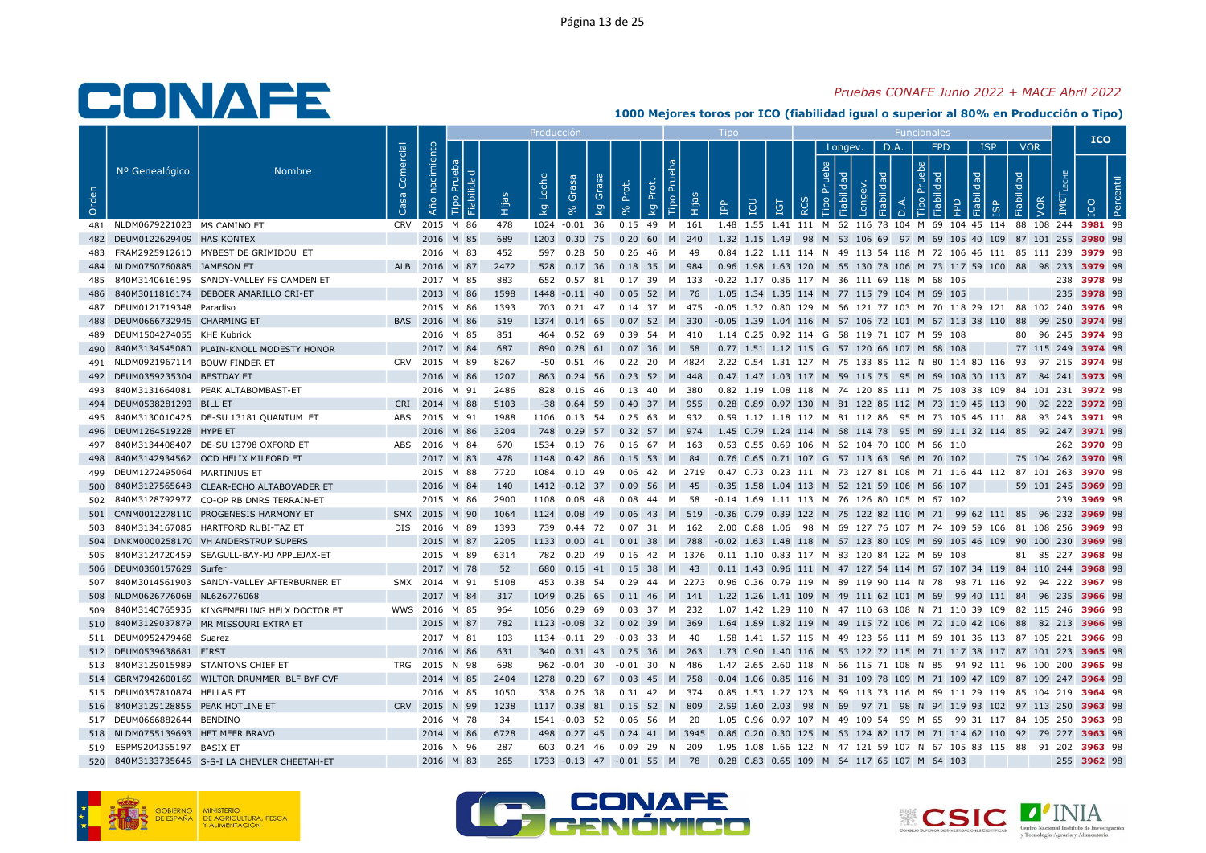# CONAFE

*Pruebas CONAFE Junio 2022 + MACE Abril 2022*

**1000 Mejores toros por ICO (fiabilidad igual o superior al 80% en Producción o Tipo)**

| Orden | Nº Genealógico | Nombre | Casa Comercial | Año nacimiento | Producción | | | | | | | | Tipo | | | | | Funcionales | | | | | | | | | | | | | IMCT LECHE | ICO | |
|---|---|---|---|---|---|---|---|---|---|---|---|---|---|---|---|---|---|---|---|---|---|---|---|---|---|---|---|---|---|---|---|---|---|
| | | | | | | | | | | | | | | | | | | | Longev. | | | D.A. | | FPD | | | ISP | | VOR | | | | |
| | | | | | Tipo Prueba | Fiabilidad | Hijas | kg Leche | % Grasa | kg Grasa | % Prot. | kg Prot. | Tipo Prueba | Hijas | IPP | ICU | IGT | RCS | Tipo Prueba | Fiabilidad | Longev. | Fiabilidad | D.A. | Tipo Prueba | Fiabilidad | FPD | Fiabilidad | ISP | Fiabilidad | VOR | | ICO | Percentil |
| 481 | NLD0679221023 | MS CAMINO ET | CRV | 2015 | M | 86 | 478 | 1024 | -0.01 | 36 | 0.15 | 49 | M | 161 | 1.48 | 1.55 | 1.41 | 111 | M | 62 | 116 | 78 | 104 | M | 69 | 104 | 45 | 114 | 88 | 108 | 244 | 3981 | 98 |
| 482 | DEU0122629409 | HAS KONTEX | | 2016 | M | 85 | 689 | 1203 | 0.30 | 75 | 0.20 | 60 | M | 240 | 1.32 | 1.15 | 1.49 | 98 | M | 53 | 106 | 69 | 97 | M | 69 | 105 | 40 | 109 | 87 | 101 | 255 | 3980 | 98 |
| 483 | FRA2925912610 | MYBEST DE GRIMIDOU ET | | 2016 | M | 83 | 452 | 597 | 0.28 | 50 | 0.26 | 46 | M | 49 | 0.84 | 1.22 | 1.11 | 114 | N | 49 | 113 | 54 | 118 | M | 72 | 106 | 46 | 111 | 85 | 111 | 239 | 3979 | 98 |
| 484 | NLD0750760885 | JAMESON ET | ALB | 2016 | M | 87 | 2472 | 528 | 0.17 | 36 | 0.18 | 35 | M | 984 | 0.96 | 1.98 | 1.63 | 120 | M | 65 | 130 | 78 | 106 | M | 73 | 117 | 59 | 100 | 88 | 98 | 233 | 3979 | 98 |
| 485 | 840M3140616195 | SANDY-VALLEY FS CAMDEN ET | | 2017 | M | 85 | 883 | 652 | 0.57 | 81 | 0.17 | 39 | M | 133 | -0.22 | 1.17 | 0.86 | 117 | M | 36 | 111 | 69 | 118 | M | 68 | 105 | | | | | 238 | 3978 | 98 |
| 486 | 840M3011816174 | DEBOER AMARILLO CRI-ET | | 2013 | M | 86 | 1598 | 1448 | -0.11 | 40 | 0.05 | 52 | M | 76 | 1.05 | 1.34 | 1.35 | 114 | M | 77 | 115 | 79 | 104 | M | 69 | 105 | | | | | 235 | 3978 | 98 |
| 487 | DEU0121719348 | Paradiso | | 2015 | M | 86 | 1393 | 703 | 0.21 | 47 | 0.14 | 37 | M | 475 | -0.05 | 1.32 | 0.80 | 129 | M | 66 | 121 | 77 | 103 | M | 70 | 118 | 29 | 121 | 88 | 102 | 240 | 3976 | 98 |
| 488 | DEU0666732945 | CHARMING ET | BAS | 2016 | M | 86 | 519 | 1374 | 0.14 | 65 | 0.07 | 52 | M | 330 | -0.05 | 1.39 | 1.04 | 116 | M | 57 | 106 | 72 | 101 | M | 67 | 113 | 38 | 110 | 88 | 99 | 250 | 3974 | 98 |
| 489 | DEU1504274055 | KHE Kubrick | | 2016 | M | 85 | 851 | 464 | 0.52 | 69 | 0.39 | 54 | M | 410 | 1.14 | 0.25 | 0.92 | 114 | G | 58 | 119 | 71 | 107 | M | 59 | 108 | | | 80 | 96 | 245 | 3974 | 98 |
| 490 | 840M3134545080 | PLAIN-KNOLL MODESTY HONOR | | 2017 | M | 84 | 687 | 890 | 0.28 | 61 | 0.07 | 36 | M | 58 | 0.77 | 1.51 | 1.12 | 115 | G | 57 | 120 | 66 | 107 | M | 68 | 108 | | | 77 | 115 | 249 | 3974 | 98 |
| 491 | NLD0921967114 | BOUW FINDER ET | CRV | 2015 | M | 89 | 8267 | -50 | 0.51 | 46 | 0.22 | 20 | M | 4824 | 2.22 | 0.54 | 1.31 | 127 | M | 75 | 133 | 85 | 112 | N | 80 | 114 | 80 | 116 | 93 | 97 | 215 | 3974 | 98 |
| 492 | DEU0359235304 | BESTDAY ET | | 2016 | M | 86 | 1207 | 863 | 0.24 | 56 | 0.23 | 52 | M | 448 | 0.47 | 1.47 | 1.03 | 117 | M | 59 | 115 | 75 | 95 | M | 69 | 108 | 30 | 113 | 87 | 84 | 241 | 3973 | 98 |
| 493 | 840M3131664081 | PEAK ALTABOMBAST-ET | | 2016 | M | 91 | 2486 | 828 | 0.16 | 46 | 0.13 | 40 | M | 380 | 0.82 | 1.19 | 1.08 | 118 | M | 74 | 120 | 85 | 111 | M | 75 | 108 | 38 | 109 | 84 | 101 | 231 | 3972 | 98 |
| 494 | DEU0538281293 | BILL ET | CRI | 2014 | M | 88 | 5103 | -38 | 0.64 | 59 | 0.40 | 37 | M | 955 | 0.28 | 0.89 | 0.97 | 130 | M | 81 | 122 | 85 | 112 | M | 73 | 119 | 45 | 113 | 90 | 92 | 222 | 3972 | 98 |
| 495 | 840M3130010426 | DE-SU 13181 QUANTUM ET | ABS | 2015 | M | 91 | 1988 | 1106 | 0.13 | 54 | 0.25 | 63 | M | 932 | 0.59 | 1.12 | 1.18 | 112 | M | 81 | 112 | 86 | 95 | M | 73 | 105 | 46 | 111 | 88 | 93 | 243 | 3971 | 98 |
| 496 | DEU1264519228 | HYPE ET | | 2016 | M | 86 | 3204 | 748 | 0.29 | 57 | 0.32 | 57 | M | 974 | 1.45 | 0.79 | 1.24 | 114 | M | 68 | 114 | 78 | 95 | M | 69 | 111 | 32 | 114 | 85 | 92 | 247 | 3971 | 98 |
| 497 | 840M3134408407 | DE-SU 13798 OXFORD ET | ABS | 2016 | M | 84 | 670 | 1534 | 0.19 | 76 | 0.16 | 67 | M | 163 | 0.53 | 0.55 | 0.69 | 106 | M | 62 | 104 | 70 | 100 | M | 66 | 110 | | | | | 262 | 3970 | 98 |
| 498 | 840M3142934562 | OCD HELIX MILFORD ET | | 2017 | M | 83 | 478 | 1148 | 0.42 | 86 | 0.15 | 53 | M | 84 | 0.76 | 0.65 | 0.71 | 107 | G | 57 | 113 | 63 | 96 | M | 70 | 102 | | | 75 | 104 | 262 | 3970 | 98 |
| 499 | DEU1272495064 | MARTINIUS ET | | 2015 | M | 88 | 7720 | 1084 | 0.10 | 49 | 0.06 | 42 | M | 2719 | 0.47 | 0.73 | 0.23 | 111 | M | 73 | 127 | 81 | 108 | M | 71 | 116 | 44 | 112 | 87 | 101 | 263 | 3970 | 98 |
| 500 | 840M3127565648 | CLEAR-ECHO ALTABOVADER ET | | 2016 | M | 84 | 140 | 1412 | -0.12 | 37 | 0.09 | 56 | M | 45 | -0.35 | 1.58 | 1.04 | 113 | M | 52 | 121 | 59 | 106 | M | 66 | 107 | | | 59 | 101 | 245 | 3969 | 98 |
| 502 | 840M3128792977 | CO-OP RB DMRS TERRAIN-ET | | 2015 | M | 86 | 2900 | 1108 | 0.08 | 48 | 0.08 | 44 | M | 58 | -0.14 | 1.69 | 1.11 | 113 | M | 76 | 126 | 80 | 105 | M | 67 | 102 | | | | | 239 | 3969 | 98 |
| 501 | CANM0012278110 | PROGENESIS HARMONY ET | SMX | 2015 | M | 90 | 1064 | 1124 | 0.08 | 49 | 0.06 | 43 | M | 519 | -0.36 | 0.79 | 0.39 | 122 | M | 75 | 122 | 82 | 110 | M | 71 | 99 | 62 | 111 | 85 | 96 | 232 | 3969 | 98 |
| 503 | 840M3134167086 | HARTFORD RUBI-TAZ ET | DIS | 2016 | M | 89 | 1393 | 739 | 0.44 | 72 | 0.07 | 31 | M | 162 | 2.00 | 0.88 | 1.06 | 98 | M | 69 | 127 | 76 | 107 | M | 74 | 109 | 59 | 106 | 81 | 108 | 256 | 3969 | 98 |
| 504 | DNKM0000258170 | VH ANDERSTRUP SUPERS | | 2015 | M | 87 | 2205 | 1133 | 0.00 | 41 | 0.01 | 38 | M | 788 | -0.02 | 1.63 | 1.48 | 118 | M | 67 | 123 | 80 | 109 | M | 69 | 105 | 46 | 109 | 90 | 100 | 230 | 3969 | 98 |
| 505 | 840M3124720459 | SEAGULL-BAY-MJ APPLEJAX-ET | | 2015 | M | 89 | 6314 | 782 | 0.20 | 49 | 0.16 | 42 | M | 1376 | 0.11 | 1.10 | 0.83 | 117 | M | 83 | 120 | 84 | 122 | M | 69 | 108 | | | 81 | 85 | 227 | 3968 | 98 |
| 506 | DEU0360157629 | Surfer | | 2017 | M | 78 | 52 | 680 | 0.16 | 41 | 0.15 | 38 | M | 43 | 0.11 | 1.43 | 0.96 | 111 | M | 47 | 127 | 54 | 114 | M | 67 | 107 | 34 | 119 | 84 | 110 | 244 | 3968 | 98 |
| 507 | 840M3014561903 | SANDY-VALLEY AFTERBURNER ET | SMX | 2014 | M | 91 | 5108 | 453 | 0.38 | 54 | 0.29 | 44 | M | 2273 | 0.96 | 0.36 | 0.79 | 119 | M | 89 | 119 | 90 | 114 | N | 78 | 98 | 71 | 116 | 92 | 94 | 222 | 3967 | 98 |
| 508 | NLD0626776068 | NL626776068 | | 2017 | M | 84 | 317 | 1049 | 0.26 | 65 | 0.11 | 46 | M | 141 | 1.22 | 1.26 | 1.41 | 109 | M | 49 | 111 | 62 | 101 | M | 69 | 99 | 40 | 111 | 84 | 96 | 235 | 3966 | 98 |
| 509 | 840M3140765936 | KINGEMERLING HELX DOCTOR ET | WWS | 2016 | M | 85 | 964 | 1056 | 0.29 | 69 | 0.03 | 37 | M | 232 | 1.07 | 1.42 | 1.29 | 110 | N | 47 | 110 | 68 | 108 | N | 71 | 110 | 39 | 109 | 82 | 115 | 246 | 3966 | 98 |
| 510 | 840M3129037879 | MR MISSOURI EXTRA ET | | 2015 | M | 87 | 782 | 1123 | -0.08 | 32 | 0.02 | 39 | M | 369 | 1.64 | 1.89 | 1.82 | 119 | M | 49 | 115 | 72 | 106 | M | 72 | 110 | 42 | 106 | 88 | 82 | 213 | 3966 | 98 |
| 511 | DEU0952479468 | Suarez | | 2017 | M | 81 | 103 | 1134 | -0.11 | 29 | -0.03 | 33 | M | 40 | 1.58 | 1.41 | 1.57 | 115 | M | 49 | 123 | 56 | 111 | M | 69 | 101 | 36 | 113 | 87 | 105 | 221 | 3966 | 98 |
| 512 | DEU0539638681 | FIRST | | 2016 | M | 86 | 631 | 340 | 0.31 | 43 | 0.25 | 36 | M | 263 | 1.73 | 0.90 | 1.40 | 116 | M | 53 | 122 | 72 | 115 | M | 71 | 117 | 38 | 117 | 87 | 101 | 223 | 3965 | 98 |
| 513 | 840M3129015989 | STANTONS CHIEF ET | TRG | 2015 | N | 98 | 698 | 962 | -0.04 | 30 | -0.01 | 30 | N | 486 | 1.47 | 2.65 | 2.60 | 118 | N | 66 | 115 | 71 | 108 | N | 85 | 94 | 92 | 111 | 96 | 100 | 200 | 3965 | 98 |
| 514 | GBRM7942600169 | WILTOR DRUMMER BLF BYF CVF | | 2014 | M | 85 | 2404 | 1278 | 0.20 | 67 | 0.03 | 45 | M | 758 | -0.04 | 1.06 | 0.85 | 116 | M | 81 | 109 | 78 | 109 | M | 71 | 109 | 47 | 109 | 87 | 109 | 247 | 3964 | 98 |
| 515 | DEU0357810874 | HELLAS ET | | 2016 | M | 85 | 1050 | 338 | 0.26 | 38 | 0.31 | 42 | M | 374 | 0.85 | 1.53 | 1.27 | 123 | M | 59 | 113 | 73 | 116 | M | 69 | 111 | 29 | 119 | 85 | 104 | 219 | 3964 | 98 |
| 516 | 840M3129128855 | PEAK HOTLINE ET | CRV | 2015 | N | 99 | 1238 | 1117 | 0.38 | 81 | 0.15 | 52 | N | 809 | 2.59 | 1.60 | 2.03 | 98 | N | 69 | 97 | 71 | 98 | N | 94 | 119 | 93 | 102 | 97 | 113 | 250 | 3963 | 98 |
| 517 | DEU0666882644 | BENDINO | | 2016 | M | 78 | 34 | 1541 | -0.03 | 52 | 0.06 | 56 | M | 20 | 1.05 | 0.96 | 0.97 | 107 | M | 49 | 109 | 54 | 99 | M | 65 | 99 | 31 | 117 | 84 | 105 | 250 | 3963 | 98 |
| 518 | NLD0755139693 | HET MEER BRAVO | | 2014 | M | 86 | 6728 | 498 | 0.27 | 45 | 0.24 | 41 | M | 3945 | 0.86 | 0.20 | 0.30 | 125 | M | 63 | 124 | 82 | 117 | M | 71 | 114 | 62 | 110 | 92 | 79 | 227 | 3963 | 98 |
| 519 | ESPM9204355197 | BASIX ET | | 2016 | N | 96 | 287 | 603 | 0.24 | 46 | 0.09 | 29 | N | 209 | 1.95 | 1.08 | 1.66 | 122 | N | 47 | 121 | 59 | 107 | N | 67 | 105 | 83 | 115 | 88 | 91 | 202 | 3963 | 98 |
| 520 | 840M3133735646 | S-S-I LA CHEVLER CHEETAH-ET | | 2016 | M | 83 | 265 | 1733 | -0.13 | 47 | -0.01 | 55 | M | 78 | 0.28 | 0.83 | 0.65 | 109 | M | 64 | 117 | 65 | 107 | M | 64 | 103 | | | | | 255 | 3962 | 98 |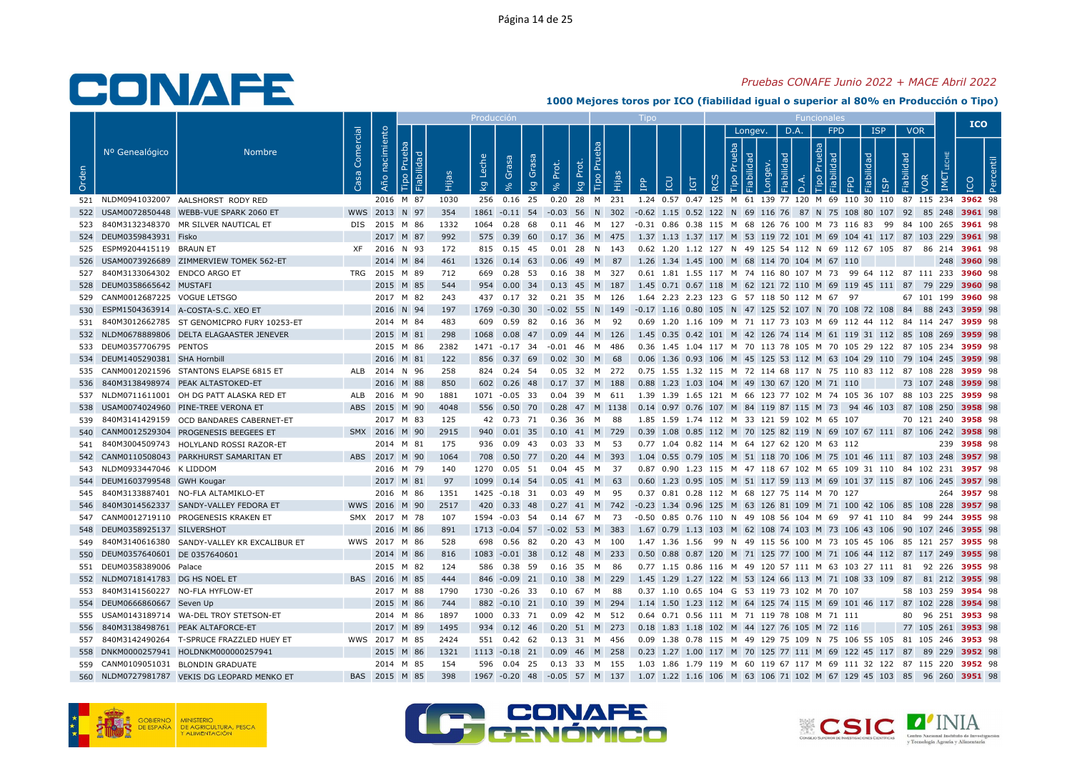# 1000 Mejores toros por ICO (fiabilidad igual o superior al 80% en Producción o Tipo)

Pruebas CONAFE Junio 2022 + MACE Abril 2022

| Orden | Nº Genealógico | Nombre | Casa Comercial | Año nacimiento | Producción Tipo Prueba | Producción Fiabilidad | Producción Hijas | kg Leche | % Grasa | kg Grasa | % Prot. | kg Prot. | Tipo Tipo Prueba | Tipo Hijas | IPP | ICU | IGT | RCS | Longev. Tipo Prueba | Longev. Fiabilidad | Longev. | D.A. Fiabilidad | D.A. | FPD Tipo Prueba | FPD Fiabilidad | FPD | ISP Fiabilidad | ISP | VOR Fiabilidad | VOR | IMET LECHE | ICO | ICO Percentil |
|---|---|---|---|---|---|---|---|---|---|---|---|---|---|---|---|---|---|---|---|---|---|---|---|---|---|---|---|---|---|---|---|---|---|
| 521 | NLDM0941032007 | AALSHORST RODY RED | | 2016 | M | 87 | 1030 | 256 | 0.16 | 25 | 0.20 | 28 | M | 231 | 1.24 | 0.57 | 0.47 | 125 | M | 61 | 139 | 77 | 120 | M | 69 | 110 | 30 | 110 | 87 | 115 | 234 | 3962 | 98 |
| 522 | USAM0072850448 | WEBB-VUE SPARK 2060 ET | WWS | 2013 | N | 97 | 354 | 1861 | -0.11 | 54 | -0.03 | 56 | N | 302 | -0.62 | 1.15 | 0.52 | 122 | N | 69 | 116 | 76 | 87 | N | 75 | 108 | 80 | 107 | 92 | 85 | 248 | 3961 | 98 |
| 523 | 840M3132348370 | MR SILVER NAUTICAL ET | DIS | 2015 | M | 86 | 1332 | 1064 | 0.28 | 68 | 0.11 | 46 | M | 127 | -0.31 | 0.86 | 0.38 | 115 | M | 68 | 126 | 76 | 100 | M | 73 | 116 | 83 | 99 | 84 | 100 | 265 | 3961 | 98 |
| 524 | DEUM0359843931 | Fisko | | 2017 | M | 87 | 992 | 575 | 0.39 | 60 | 0.17 | 36 | M | 475 | 1.37 | 1.13 | 1.37 | 117 | M | 53 | 119 | 72 | 101 | M | 69 | 104 | 41 | 117 | 87 | 103 | 229 | 3961 | 98 |
| 525 | ESPM9204415119 | BRAUN ET | XF | 2016 | N | 93 | 172 | 815 | 0.15 | 45 | 0.01 | 28 | N | 143 | 0.62 | 1.20 | 1.12 | 127 | N | 49 | 125 | 54 | 112 | N | 69 | 112 | 67 | 105 | 87 | 86 | 214 | 3961 | 98 |
| 526 | USAM0073926689 | ZIMMERVIEW TOMEK 562-ET | | 2014 | M | 84 | 461 | 1326 | 0.14 | 63 | 0.06 | 49 | M | 87 | 1.26 | 1.34 | 1.45 | 100 | M | 68 | 114 | 70 | 104 | M | 67 | 110 | | | | | 248 | 3960 | 98 |
| 527 | 840M3133064302 | ENDCO ARGO ET | TRG | 2015 | M | 89 | 712 | 669 | 0.28 | 53 | 0.16 | 38 | M | 327 | 0.61 | 1.81 | 1.55 | 117 | M | 74 | 116 | 80 | 107 | M | 73 | 99 | 64 | 112 | 87 | 111 | 233 | 3960 | 98 |
| 528 | DEUM0358665642 | MUSTAFI | | 2015 | M | 85 | 544 | 954 | 0.00 | 34 | 0.13 | 45 | M | 187 | 1.45 | 0.71 | 0.67 | 118 | M | 62 | 121 | 72 | 110 | M | 69 | 119 | 45 | 111 | 87 | 79 | 229 | 3960 | 98 |
| 529 | CANM0012687225 | VOGUE LETSGO | | 2017 | M | 82 | 243 | 437 | 0.17 | 32 | 0.21 | 35 | M | 126 | 1.64 | 2.23 | 2.23 | 123 | G | 57 | 118 | 50 | 112 | M | 67 | 97 | | | 67 | 101 | 199 | 3960 | 98 |
| 530 | ESPM1504363914 | A-COSTA-S.C. XEO ET | | 2016 | N | 94 | 197 | 1769 | -0.30 | 30 | -0.02 | 55 | N | 149 | -0.17 | 1.16 | 0.80 | 105 | N | 47 | 125 | 52 | 107 | N | 70 | 108 | 72 | 108 | 84 | 88 | 243 | 3959 | 98 |
| 531 | 840M3012662785 | ST GENOMICPRO FURY 10253-ET | | 2014 | M | 84 | 483 | 609 | 0.59 | 82 | 0.16 | 36 | M | 92 | 0.69 | 1.20 | 1.16 | 109 | M | 71 | 117 | 73 | 103 | M | 69 | 112 | 44 | 112 | 84 | 114 | 247 | 3959 | 98 |
| 532 | NLDM0678889806 | DELTA ELAGAASTER JENEVER | | 2015 | M | 81 | 298 | 1068 | 0.08 | 47 | 0.09 | 44 | M | 126 | 1.45 | 0.35 | 0.42 | 101 | M | 42 | 126 | 74 | 114 | M | 61 | 119 | 31 | 112 | 85 | 108 | 269 | 3959 | 98 |
| 533 | DEUM0357706795 | PENTOS | | 2015 | M | 86 | 2382 | 1471 | -0.17 | 34 | -0.01 | 46 | M | 486 | 0.36 | 1.45 | 1.04 | 117 | M | 70 | 113 | 78 | 105 | M | 70 | 105 | 29 | 122 | 87 | 105 | 234 | 3959 | 98 |
| 534 | DEUM1405290381 | SHA Hornbill | | 2016 | M | 81 | 122 | 856 | 0.37 | 69 | 0.02 | 30 | M | 68 | 0.06 | 1.36 | 0.93 | 106 | M | 45 | 125 | 53 | 112 | M | 63 | 104 | 29 | 110 | 79 | 104 | 245 | 3959 | 98 |
| 535 | CANM0012021596 | STANTONS ELAPSE 6815 ET | ALB | 2014 | N | 96 | 258 | 824 | 0.24 | 54 | 0.05 | 32 | M | 272 | 0.75 | 1.55 | 1.32 | 115 | M | 72 | 114 | 68 | 117 | N | 75 | 110 | 83 | 112 | 87 | 108 | 228 | 3959 | 98 |
| 536 | 840M3138498974 | PEAK ALTASTOKED-ET | | 2016 | M | 88 | 850 | 602 | 0.26 | 48 | 0.17 | 37 | M | 188 | 0.88 | 1.23 | 1.03 | 104 | M | 49 | 130 | 67 | 120 | M | 71 | 110 | | | 73 | 107 | 248 | 3959 | 98 |
| 537 | NLDM0711611001 | OH DG PATT ALASKA RED ET | ALB | 2016 | M | 90 | 1881 | 1071 | -0.05 | 33 | 0.04 | 39 | M | 611 | 1.39 | 1.39 | 1.65 | 121 | M | 66 | 123 | 77 | 102 | M | 74 | 105 | 36 | 107 | 88 | 103 | 225 | 3959 | 98 |
| 538 | USAM0074024960 | PINE-TREE VERONA ET | ABS | 2015 | M | 90 | 4048 | 556 | 0.50 | 70 | 0.28 | 47 | M | 1138 | 0.14 | 0.97 | 0.76 | 107 | M | 84 | 119 | 87 | 115 | M | 73 | 94 | 46 | 103 | 87 | 108 | 250 | 3958 | 98 |
| 539 | 840M3141429159 | OCD BANDARES CABERNET-ET | | 2017 | M | 83 | 125 | 42 | 0.73 | 71 | 0.36 | 36 | M | 88 | 1.85 | 1.59 | 1.74 | 112 | M | 33 | 121 | 59 | 102 | M | 65 | 107 | | | 70 | 121 | 240 | 3958 | 98 |
| 540 | CANM0012529304 | PROGENESIS BEEGEES ET | SMX | 2016 | M | 90 | 2915 | 940 | 0.01 | 35 | 0.10 | 41 | M | 729 | 0.39 | 1.08 | 0.85 | 112 | M | 70 | 125 | 82 | 119 | N | 69 | 107 | 67 | 111 | 87 | 106 | 242 | 3958 | 98 |
| 541 | 840M3004509743 | HOLYLAND ROSSI RAZOR-ET | | 2014 | M | 81 | 175 | 936 | 0.09 | 43 | 0.03 | 33 | M | 53 | 0.77 | 1.04 | 0.82 | 114 | M | 64 | 127 | 62 | 120 | M | 63 | 112 | | | | | 239 | 3958 | 98 |
| 542 | CANM0110508043 | PARKHURST SAMARITAN ET | ABS | 2017 | M | 90 | 1064 | 708 | 0.50 | 77 | 0.20 | 44 | M | 393 | 1.04 | 0.55 | 0.79 | 105 | M | 51 | 118 | 70 | 106 | M | 75 | 101 | 46 | 111 | 87 | 103 | 248 | 3957 | 98 |
| 543 | NLDM0933447046 | K LIDDOM | | 2016 | M | 79 | 140 | 1270 | 0.05 | 51 | 0.04 | 45 | M | 37 | 0.87 | 0.90 | 1.23 | 115 | M | 47 | 118 | 67 | 102 | M | 65 | 109 | 31 | 110 | 84 | 102 | 231 | 3957 | 98 |
| 544 | DEUM1603799548 | GWH Kougar | | 2017 | M | 81 | 97 | 1099 | 0.14 | 54 | 0.05 | 41 | M | 63 | 0.60 | 1.23 | 0.95 | 105 | M | 51 | 117 | 59 | 113 | M | 69 | 101 | 37 | 115 | 87 | 106 | 245 | 3957 | 98 |
| 545 | 840M3133887401 | NO-FLA ALTAMIKLO-ET | | 2016 | M | 86 | 1351 | 1425 | -0.18 | 31 | 0.03 | 49 | M | 95 | 0.37 | 0.81 | 0.28 | 112 | M | 68 | 127 | 75 | 114 | M | 70 | 127 | | | | | 264 | 3957 | 98 |
| 546 | 840M3014562337 | SANDY-VALLEY FEDORA ET | WWS | 2016 | M | 90 | 2517 | 420 | 0.33 | 48 | 0.27 | 41 | M | 742 | -0.23 | 1.34 | 0.96 | 125 | M | 63 | 126 | 81 | 109 | M | 71 | 100 | 42 | 106 | 85 | 108 | 228 | 3957 | 98 |
| 547 | CANM0012719110 | PROGENESIS KRAKEN ET | SMX | 2017 | M | 78 | 107 | 1594 | -0.03 | 54 | 0.14 | 67 | M | 73 | -0.50 | 0.85 | 0.76 | 110 | N | 49 | 108 | 56 | 104 | M | 69 | 97 | 41 | 110 | 84 | 99 | 244 | 3955 | 98 |
| 548 | DEUM0358925137 | SILVERSHOT | | 2016 | M | 86 | 891 | 1713 | -0.04 | 57 | -0.02 | 53 | M | 383 | 1.67 | 0.79 | 1.13 | 103 | M | 62 | 108 | 74 | 103 | M | 73 | 106 | 43 | 106 | 90 | 107 | 246 | 3955 | 98 |
| 549 | 840M3140616380 | SANDY-VALLEY KR EXCALIBUR ET | WWS | 2017 | M | 86 | 528 | 698 | 0.56 | 82 | 0.20 | 43 | M | 100 | 1.47 | 1.36 | 1.56 | 99 | N | 49 | 115 | 56 | 100 | M | 73 | 105 | 45 | 106 | 85 | 121 | 257 | 3955 | 98 |
| 550 | DEUM0357640601 | DE 0357640601 | | 2014 | M | 86 | 816 | 1083 | -0.01 | 38 | 0.12 | 48 | M | 233 | 0.50 | 0.88 | 0.87 | 120 | M | 71 | 125 | 77 | 100 | M | 71 | 106 | 44 | 112 | 87 | 117 | 249 | 3955 | 98 |
| 551 | DEUM0358389006 | Palace | | 2015 | M | 82 | 124 | 586 | 0.38 | 59 | 0.16 | 35 | M | 86 | 0.77 | 1.15 | 0.86 | 116 | M | 49 | 120 | 57 | 111 | M | 63 | 103 | 27 | 111 | 81 | 92 | 226 | 3955 | 98 |
| 552 | NLDM0718141783 | DG HS NOEL ET | BAS | 2016 | M | 85 | 444 | 846 | -0.09 | 21 | 0.10 | 38 | M | 229 | 1.45 | 1.29 | 1.27 | 122 | M | 53 | 124 | 66 | 113 | M | 71 | 108 | 33 | 109 | 87 | 81 | 212 | 3955 | 98 |
| 553 | 840M3141560227 | NO-FLA HYFLOW-ET | | 2017 | M | 88 | 1790 | 1730 | -0.26 | 33 | 0.10 | 67 | M | 88 | 0.37 | 1.10 | 0.65 | 104 | G | 53 | 119 | 73 | 102 | M | 70 | 107 | | | 58 | 103 | 259 | 3954 | 98 |
| 554 | DEUM0666860667 | Seven Up | | 2015 | M | 86 | 744 | 882 | -0.10 | 21 | 0.10 | 39 | M | 294 | 1.14 | 1.50 | 1.23 | 112 | M | 64 | 125 | 74 | 115 | M | 69 | 101 | 46 | 117 | 87 | 102 | 228 | 3954 | 98 |
| 555 | USAM0143189714 | WA-DEL TROY STETSON-ET | | 2014 | M | 86 | 1897 | 1000 | 0.33 | 71 | 0.09 | 42 | M | 512 | 0.64 | 0.71 | 0.56 | 111 | M | 71 | 119 | 78 | 108 | M | 71 | 111 | | | 80 | 96 | 251 | 3953 | 98 |
| 556 | 840M3138498761 | PEAK ALTAFORCE-ET | | 2017 | M | 89 | 1495 | 934 | 0.12 | 46 | 0.20 | 51 | M | 273 | 0.18 | 1.83 | 1.18 | 102 | M | 44 | 127 | 76 | 105 | M | 72 | 116 | | | 77 | 105 | 261 | 3953 | 98 |
| 557 | 840M3142490264 | T-SPRUCE FRAZZLED HUEY ET | WWS | 2017 | M | 85 | 2424 | 551 | 0.42 | 62 | 0.13 | 31 | M | 456 | 0.09 | 1.38 | 0.78 | 115 | M | 49 | 129 | 75 | 109 | N | 75 | 106 | 55 | 105 | 81 | 105 | 246 | 3953 | 98 |
| 558 | DNKM0000257941 | HOLDNKM000000257941 | | 2015 | M | 86 | 1321 | 1113 | -0.18 | 21 | 0.09 | 46 | M | 258 | 0.23 | 1.27 | 1.00 | 117 | M | 70 | 125 | 77 | 111 | M | 69 | 122 | 45 | 117 | 87 | 89 | 229 | 3952 | 98 |
| 559 | CANM0109051031 | BLONDIN GRADUATE | | 2014 | M | 85 | 154 | 596 | 0.04 | 25 | 0.13 | 33 | M | 155 | 1.03 | 1.86 | 1.79 | 119 | M | 60 | 119 | 67 | 117 | M | 69 | 111 | 32 | 122 | 87 | 115 | 220 | 3952 | 98 |
| 560 | NLDM0727981787 | VEKIS DG LEOPARD MENKO ET | BAS | 2015 | M | 85 | 398 | 1967 | -0.20 | 48 | -0.05 | 57 | M | 137 | 1.07 | 1.22 | 1.16 | 106 | M | 63 | 106 | 71 | 102 | M | 67 | 129 | 45 | 103 | 85 | 96 | 260 | 3951 | 98 |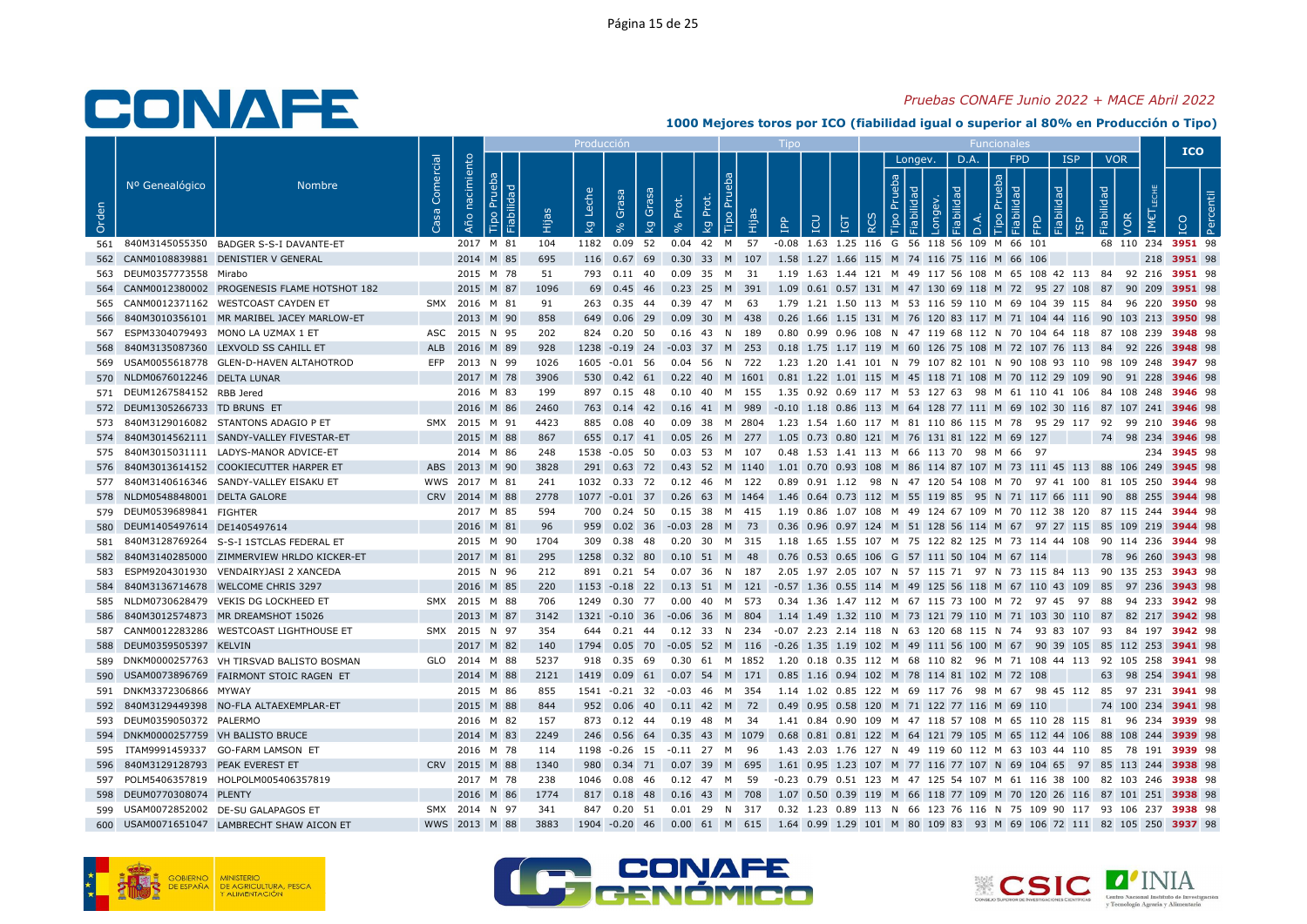# CONAFE

*Pruebas CONAFE Junio 2022 + MACE Abril 2022*

## 1000 Mejores toros por ICO (fiabilidad igual o superior al 80% en Producción o Tipo)

| | | | | | Producción | | | | | | | | | | Tipo | | | | Funcionales | | | | | | | | | | | | | ICO | |
|---|---|---|---|---|---|---|---|---|---|---|---|---|---|---|---|---|---|---|---|---|---|---|---|---|---|---|---|---|---|---|---|---|---|
| | | | | | | | | | | | | | | | | | | | Longev. | | | D.A. | | FPD | | | ISP | | VOR | | | | |
| Orden | Nº Genealógico | Nombre | Casa Comercial | Año nacimiento | Tipo Prueba | Fiabilidad | Hijas | kg Leche | % Grasa | kg Grasa | % Prot. | kg Prot. | Tipo Prueba | Hijas | IPP | ICU | IGT | RCS | Tipo Prueba | Fiabilidad | Longev. | Fiabilidad | D.A. | Tipo Prueba | Fiabilidad | FPD | Fiabilidad | ISP | Fiabilidad | VOR | IMET LECHE | ICO | Percentil |
| 561 | 840M3145055350 | BADGER S-S-I DAVANTE-ET | | 2017 | M | 81 | 104 | 1182 | 0.09 | 52 | 0.04 | 42 | M | 57 | -0.08 | 1.63 | 1.25 | 116 | G | 56 | 118 | 56 | 109 | M | 66 | 101 | | | 68 | 110 | 234 | 3951 | 98 |
| 562 | CANM0108839881 | DENISTIER V GENERAL | | 2014 | M | 85 | 695 | 116 | 0.67 | 69 | 0.30 | 33 | M | 107 | 1.58 | 1.27 | 1.66 | 115 | M | 74 | 116 | 75 | 116 | M | 66 | 106 | | | | | 218 | 3951 | 98 |
| 563 | DEUM0357773558 | Mirabo | | 2015 | M | 78 | 51 | 793 | 0.11 | 40 | 0.09 | 35 | M | 31 | 1.19 | 1.63 | 1.44 | 121 | M | 49 | 117 | 56 | 108 | M | 65 | 108 | 42 | 113 | 84 | 92 | 216 | 3951 | 98 |
| 564 | CANM0012380002 | PROGENESIS FLAME HOTSHOT 182 | | 2015 | M | 87 | 1096 | 69 | 0.45 | 46 | 0.23 | 25 | M | 391 | 1.09 | 0.61 | 0.57 | 131 | M | 47 | 130 | 69 | 118 | M | 72 | 95 | 27 | 108 | 87 | 90 | 209 | 3951 | 98 |
| 565 | CANM0012371162 | WESTCOAST CAYDEN ET | SMX | 2016 | M | 81 | 91 | 263 | 0.35 | 44 | 0.39 | 47 | M | 63 | 1.79 | 1.21 | 1.50 | 113 | M | 53 | 116 | 59 | 110 | M | 69 | 104 | 39 | 115 | 84 | 96 | 220 | 3950 | 98 |
| 566 | 840M3010356101 | MR MARIBEL JACEY MARLOW-ET | | 2013 | M | 90 | 858 | 649 | 0.06 | 29 | 0.09 | 30 | M | 438 | 0.26 | 1.66 | 1.15 | 131 | M | 76 | 120 | 83 | 117 | M | 71 | 104 | 44 | 116 | 90 | 103 | 213 | 3950 | 98 |
| 567 | ESPM3304079493 | MONO LA UZMAX 1 ET | ASC | 2015 | N | 95 | 202 | 824 | 0.20 | 50 | 0.16 | 43 | N | 189 | 0.80 | 0.99 | 0.96 | 108 | N | 47 | 119 | 68 | 112 | N | 70 | 104 | 64 | 118 | 87 | 108 | 239 | 3948 | 98 |
| 568 | 840M3135087360 | LEXVOLD SS CAHILL ET | ALB | 2016 | M | 89 | 928 | 1238 | -0.19 | 24 | -0.03 | 37 | M | 253 | 0.18 | 1.75 | 1.17 | 119 | M | 60 | 126 | 75 | 108 | M | 72 | 107 | 76 | 113 | 84 | 92 | 226 | 3948 | 98 |
| 569 | USAM0055618778 | GLEN-D-HAVEN ALTAHOTROD | EFP | 2013 | N | 99 | 1026 | 1605 | -0.01 | 56 | 0.04 | 56 | N | 722 | 1.23 | 1.20 | 1.41 | 101 | N | 79 | 107 | 82 | 101 | N | 90 | 108 | 93 | 110 | 98 | 109 | 248 | 3947 | 98 |
| 570 | NLDM0676012246 | DELTA LUNAR | | 2017 | M | 78 | 3906 | 530 | 0.42 | 61 | 0.22 | 40 | M | 1601 | 0.81 | 1.22 | 1.01 | 115 | M | 45 | 118 | 71 | 108 | M | 70 | 112 | 29 | 109 | 90 | 91 | 228 | 3946 | 98 |
| 571 | DEUM1267584152 | RBB Jered | | 2016 | M | 83 | 199 | 897 | 0.15 | 48 | 0.10 | 40 | M | 155 | 1.35 | 0.92 | 0.69 | 117 | M | 53 | 127 | 63 | 98 | M | 61 | 110 | 41 | 106 | 84 | 108 | 248 | 3946 | 98 |
| 572 | DEUM1305266733 | TD BRUNS ET | | 2016 | M | 86 | 2460 | 763 | 0.14 | 42 | 0.16 | 41 | M | 989 | -0.10 | 1.18 | 0.86 | 113 | M | 64 | 128 | 77 | 111 | M | 69 | 102 | 30 | 116 | 87 | 107 | 241 | 3946 | 98 |
| 573 | 840M3129016082 | STANTONS ADAGIO P ET | SMX | 2015 | M | 91 | 4423 | 885 | 0.08 | 40 | 0.09 | 38 | M | 2804 | 1.23 | 1.54 | 1.60 | 117 | M | 81 | 110 | 86 | 115 | M | 78 | 95 | 29 | 117 | 92 | 99 | 210 | 3946 | 98 |
| 574 | 840M3014562111 | SANDY-VALLEY FIVESTAR-ET | | 2015 | M | 88 | 867 | 655 | 0.17 | 41 | 0.05 | 26 | M | 277 | 1.05 | 0.73 | 0.80 | 121 | M | 76 | 131 | 81 | 122 | M | 69 | 127 | | | 74 | 98 | 234 | 3946 | 98 |
| 575 | 840M3015031111 | LADYS-MANOR ADVICE-ET | | 2014 | M | 86 | 248 | 1538 | -0.05 | 50 | 0.03 | 53 | M | 107 | 0.48 | 1.53 | 1.41 | 113 | M | 66 | 113 | 70 | 98 | M | 66 | 97 | | | | | 234 | 3945 | 98 |
| 576 | 840M3013614152 | COOKIECUTTER HARPER ET | ABS | 2013 | M | 90 | 3828 | 291 | 0.63 | 72 | 0.43 | 52 | M | 1140 | 1.01 | 0.70 | 0.93 | 108 | M | 86 | 114 | 87 | 107 | M | 73 | 111 | 45 | 113 | 88 | 106 | 249 | 3945 | 98 |
| 577 | 840M3140616346 | SANDY-VALLEY EISAKU ET | WWS | 2017 | M | 81 | 241 | 1032 | 0.33 | 72 | 0.12 | 46 | M | 122 | 0.89 | 0.91 | 1.12 | 98 | N | 47 | 120 | 54 | 108 | M | 70 | 97 | 41 | 100 | 81 | 105 | 250 | 3944 | 98 |
| 578 | NLDM0548848001 | DELTA GALORE | CRV | 2014 | M | 88 | 2778 | 1077 | -0.01 | 37 | 0.26 | 63 | M | 1464 | 1.46 | 0.64 | 0.73 | 112 | M | 55 | 119 | 85 | 95 | N | 71 | 117 | 66 | 111 | 90 | 88 | 255 | 3944 | 98 |
| 579 | DEUM0539689841 | FIGHTER | | 2017 | M | 85 | 594 | 700 | 0.24 | 50 | 0.15 | 38 | M | 415 | 1.19 | 0.86 | 1.07 | 108 | M | 49 | 124 | 67 | 109 | M | 70 | 112 | 38 | 120 | 87 | 115 | 244 | 3944 | 98 |
| 580 | DEUM1405497614 | DE1405497614 | | 2016 | M | 81 | 96 | 959 | 0.02 | 36 | -0.03 | 28 | M | 73 | 0.36 | 0.96 | 0.97 | 124 | M | 51 | 128 | 56 | 114 | M | 67 | 97 | 27 | 115 | 85 | 109 | 219 | 3944 | 98 |
| 581 | 840M3128769264 | S-S-I 1STCLAS FEDERAL ET | | 2015 | M | 90 | 1704 | 309 | 0.38 | 48 | 0.20 | 30 | M | 315 | 1.18 | 1.65 | 1.55 | 107 | M | 75 | 122 | 82 | 125 | M | 73 | 114 | 44 | 108 | 90 | 114 | 236 | 3944 | 98 |
| 582 | 840M3140285000 | ZIMMERVIEW HRLDO KICKER-ET | | 2017 | M | 81 | 295 | 1258 | 0.32 | 80 | 0.10 | 51 | M | 48 | 0.76 | 0.53 | 0.65 | 106 | G | 57 | 111 | 50 | 104 | M | 67 | 114 | | | 78 | 96 | 260 | 3943 | 98 |
| 583 | ESPM9204301930 | VENDAIRYJASI 2 XANCEDA | | 2015 | N | 96 | 212 | 891 | 0.21 | 54 | 0.07 | 36 | N | 187 | 2.05 | 1.97 | 2.05 | 107 | N | 57 | 115 | 71 | 97 | N | 73 | 115 | 84 | 113 | 90 | 135 | 253 | 3943 | 98 |
| 584 | 840M3136714678 | WELCOME CHRIS 3297 | | 2016 | M | 85 | 220 | 1153 | -0.18 | 22 | 0.13 | 51 | M | 121 | -0.57 | 1.36 | 0.55 | 114 | M | 49 | 125 | 56 | 118 | M | 67 | 110 | 43 | 109 | 85 | 97 | 236 | 3943 | 98 |
| 585 | NLDM0730628479 | VEKIS DG LOCKHEED ET | SMX | 2015 | M | 88 | 706 | 1249 | 0.30 | 77 | 0.00 | 40 | M | 573 | 0.34 | 1.36 | 1.47 | 112 | M | 67 | 115 | 73 | 100 | M | 72 | 97 | 45 | 97 | 88 | 94 | 233 | 3942 | 98 |
| 586 | 840M3012574873 | MR DREAMSHOT 15026 | | 2013 | M | 87 | 3142 | 1321 | -0.10 | 36 | -0.06 | 36 | M | 804 | 1.14 | 1.49 | 1.32 | 110 | M | 73 | 121 | 79 | 110 | M | 71 | 103 | 30 | 110 | 87 | 82 | 217 | 3942 | 98 |
| 587 | CANM0012283286 | WESTCOAST LIGHTHOUSE ET | SMX | 2015 | N | 97 | 354 | 644 | 0.21 | 44 | 0.12 | 33 | N | 234 | -0.07 | 2.23 | 2.14 | 118 | N | 63 | 120 | 68 | 115 | N | 74 | 93 | 83 | 107 | 93 | 84 | 197 | 3942 | 98 |
| 588 | DEUM0359505397 | KELVIN | | 2017 | M | 82 | 140 | 1794 | 0.05 | 70 | -0.05 | 52 | M | 116 | -0.26 | 1.35 | 1.19 | 102 | M | 49 | 111 | 56 | 100 | M | 67 | 90 | 39 | 105 | 85 | 112 | 253 | 3941 | 98 |
| 589 | DNKM0000257763 | VH TIRSVAD BALISTO BOSMAN | GLO | 2014 | M | 88 | 5237 | 918 | 0.35 | 69 | 0.30 | 61 | M | 1852 | 1.20 | 0.18 | 0.35 | 112 | M | 68 | 110 | 82 | 96 | M | 71 | 108 | 44 | 113 | 92 | 105 | 258 | 3941 | 98 |
| 590 | USAM0073896769 | FAIRMONT STOIC RAGEN ET | | 2014 | M | 88 | 2121 | 1419 | 0.09 | 61 | 0.07 | 54 | M | 171 | 0.85 | 1.16 | 0.94 | 102 | M | 78 | 114 | 81 | 102 | M | 72 | 108 | | | 63 | 98 | 254 | 3941 | 98 |
| 591 | DNKM3372306866 | MYWAY | | 2015 | M | 86 | 855 | 1541 | -0.21 | 32 | -0.03 | 46 | M | 354 | 1.14 | 1.02 | 0.85 | 122 | M | 69 | 117 | 76 | 98 | M | 67 | 98 | 45 | 112 | 85 | 97 | 231 | 3941 | 98 |
| 592 | 840M3129449398 | NO-FLA ALTAEXEMPLAR-ET | | 2015 | M | 88 | 844 | 952 | 0.06 | 40 | 0.11 | 42 | M | 72 | 0.49 | 0.95 | 0.58 | 120 | M | 71 | 122 | 77 | 116 | M | 69 | 110 | | | 74 | 100 | 234 | 3941 | 98 |
| 593 | DEUM0359050372 | PALERMO | | 2016 | M | 82 | 157 | 873 | 0.12 | 44 | 0.19 | 48 | M | 34 | 1.41 | 0.84 | 0.90 | 109 | M | 47 | 118 | 57 | 108 | M | 65 | 110 | 28 | 115 | 81 | 96 | 234 | 3939 | 98 |
| 594 | DNKM0000257759 | VH BALISTO BRUCE | | 2014 | M | 83 | 2249 | 246 | 0.56 | 64 | 0.35 | 43 | M | 1079 | 0.68 | 0.81 | 0.81 | 122 | M | 64 | 121 | 79 | 105 | M | 65 | 112 | 44 | 106 | 88 | 108 | 244 | 3939 | 98 |
| 595 | ITAM9991459337 | GO-FARM LAMSON ET | | 2016 | M | 78 | 114 | 1198 | -0.26 | 15 | -0.11 | 27 | M | 96 | 1.43 | 2.03 | 1.76 | 127 | N | 49 | 119 | 60 | 112 | M | 63 | 103 | 44 | 110 | 85 | 78 | 191 | 3939 | 98 |
| 596 | 840M3129128793 | PEAK EVEREST ET | CRV | 2015 | M | 88 | 1340 | 980 | 0.34 | 71 | 0.07 | 39 | M | 695 | 1.61 | 0.95 | 1.23 | 107 | M | 77 | 116 | 77 | 107 | N | 69 | 104 | 65 | 97 | 85 | 113 | 244 | 3938 | 98 |
| 597 | POLM5406357819 | HOLPOLM005406357819 | | 2017 | M | 78 | 238 | 1046 | 0.08 | 46 | 0.12 | 47 | M | 59 | -0.23 | 0.79 | 0.51 | 123 | M | 47 | 125 | 54 | 107 | M | 61 | 116 | 38 | 100 | 82 | 103 | 246 | 3938 | 98 |
| 598 | DEUM0770308074 | PLENTY | | 2016 | M | 86 | 1774 | 817 | 0.18 | 48 | 0.16 | 43 | M | 708 | 1.07 | 0.50 | 0.39 | 119 | M | 66 | 118 | 77 | 109 | M | 70 | 120 | 26 | 116 | 87 | 101 | 251 | 3938 | 98 |
| 599 | USAM0072852002 | DE-SU GALAPAGOS ET | SMX | 2014 | N | 97 | 341 | 847 | 0.20 | 51 | 0.01 | 29 | N | 317 | 0.32 | 1.23 | 0.89 | 113 | N | 66 | 123 | 76 | 116 | N | 75 | 109 | 90 | 117 | 93 | 106 | 237 | 3938 | 98 |
| 600 | USAM0071651047 | LAMBRECHT SHAW AICON ET | WWS | 2013 | M | 88 | 3883 | 1904 | -0.20 | 46 | 0.00 | 61 | M | 615 | 1.64 | 0.99 | 1.29 | 101 | M | 80 | 109 | 83 | 93 | M | 69 | 106 | 72 | 111 | 82 | 105 | 250 | 3937 | 98 |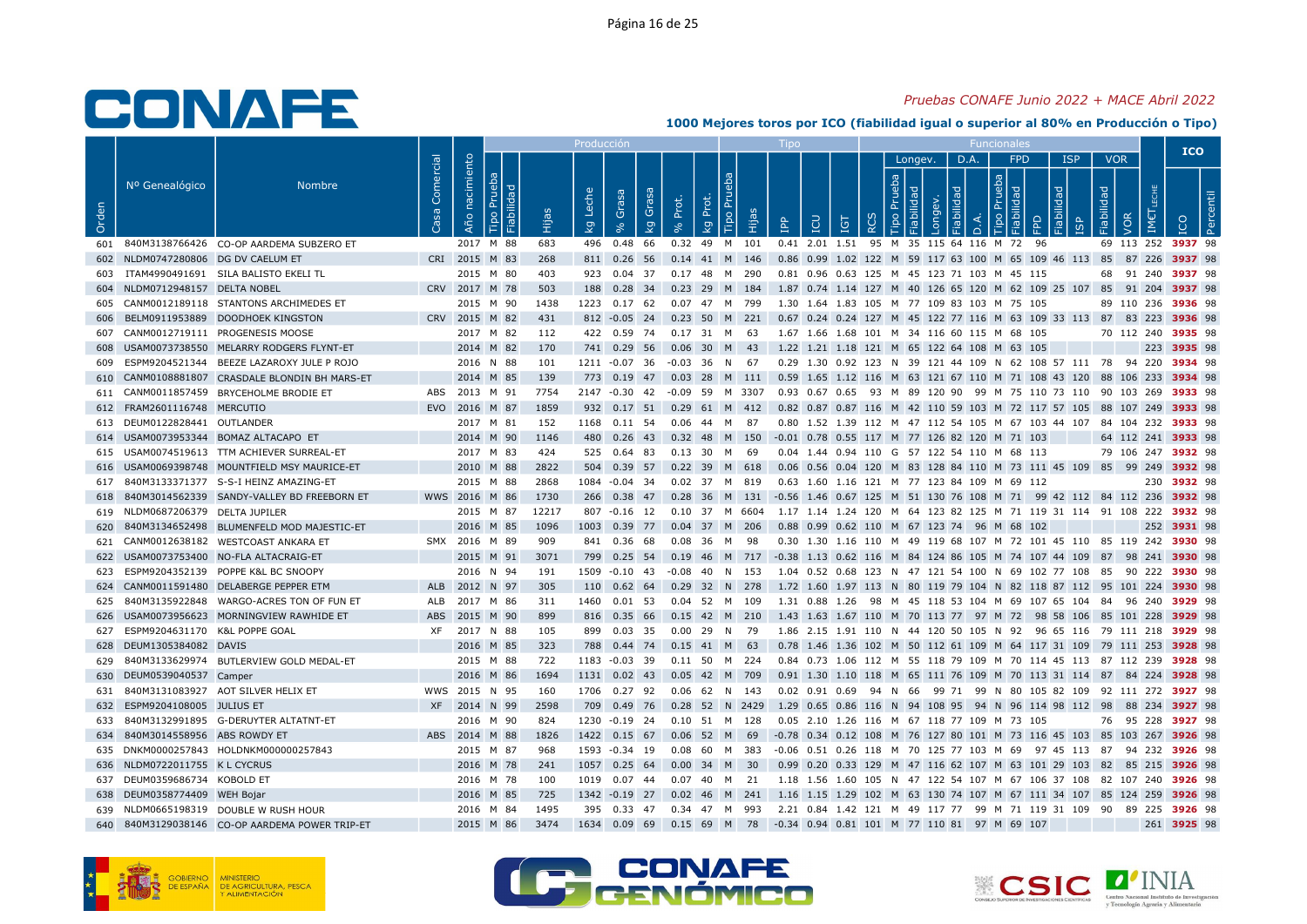# CONAFE

*Pruebas CONAFE Junio 2022 + MACE Abril 2022*

## 1000 Mejores toros por ICO (fiabilidad igual o superior al 80% en Producción o Tipo)

| Orden | Nº Genealógico | Nombre | Casa Comercial | Año nacimiento | Producción: Tipo Prueba | Producción: Fiabilidad | Producción: Hijas | kg Leche | % Grasa | kg Grasa | % Prot. | kg Prot. | Tipo: Tipo Prueba | Tipo: Hijas | IPP | ICU | IGT | RCS | Longev.: Tipo Prueba | Longev.: Fiabilidad | Longev. | D.A.: Fiabilidad | D.A. | FPD: Tipo Prueba | FPD: Fiabilidad | FPD | ISP: Fiabilidad | ISP | VOR: Fiabilidad | VOR | IMET LECHE | ICO | Percentil |
|---|---|---|---|---|---|---|---|---|---|---|---|---|---|---|---|---|---|---|---|---|---|---|---|---|---|---|---|---|---|---|---|---|---|
| 601 | 840M3138766426 | CO-OP AARDEMA SUBZERO ET | | 2017 | M | 88 | 683 | 496 | 0.48 | 66 | 0.32 | 49 | M | 101 | 0.41 | 2.01 | 1.51 | 95 | M | 35 | 115 | 64 | 116 | M | 72 | 96 | | | 69 | 113 | 252 | 3937 | 98 |
| 602 | NLDM0747280806 | DG DV CAELUM ET | CRI | 2015 | M | 83 | 268 | 811 | 0.26 | 56 | 0.14 | 41 | M | 146 | 0.86 | 0.99 | 1.02 | 122 | M | 59 | 117 | 63 | 100 | M | 65 | 109 | 46 | 113 | 85 | 87 | 226 | 3937 | 98 |
| 603 | ITAM4990491691 | SILA BALISTO EKELI TL | | 2015 | M | 80 | 403 | 923 | 0.04 | 37 | 0.17 | 48 | M | 290 | 0.81 | 0.96 | 0.63 | 125 | M | 45 | 123 | 71 | 103 | M | 45 | 115 | | | 68 | 91 | 240 | 3937 | 98 |
| 604 | NLDM0712948157 | DELTA NOBEL | CRV | 2017 | M | 78 | 503 | 188 | 0.28 | 34 | 0.23 | 29 | M | 184 | 1.87 | 0.74 | 1.14 | 127 | M | 40 | 126 | 65 | 120 | M | 62 | 109 | 25 | 107 | 85 | 91 | 204 | 3937 | 98 |
| 605 | CANM0012189118 | STANTONS ARCHIMEDES ET | | 2015 | M | 90 | 1438 | 1223 | 0.17 | 62 | 0.07 | 47 | M | 799 | 1.30 | 1.64 | 1.83 | 105 | M | 77 | 109 | 83 | 103 | M | 75 | 105 | | | 89 | 110 | 236 | 3936 | 98 |
| 606 | BELM0911953889 | DOODHOEK KINGSTON | CRV | 2015 | M | 82 | 431 | 812 | -0.05 | 24 | 0.23 | 50 | M | 221 | 0.67 | 0.24 | 0.24 | 127 | M | 45 | 122 | 77 | 116 | M | 63 | 109 | 33 | 113 | 87 | 83 | 223 | 3936 | 98 |
| 607 | CANM0012719111 | PROGENESIS MOOSE | | 2017 | M | 82 | 112 | 422 | 0.59 | 74 | 0.17 | 31 | M | 63 | 1.67 | 1.66 | 1.68 | 101 | M | 34 | 116 | 60 | 115 | M | 68 | 105 | | | 70 | 112 | 240 | 3935 | 98 |
| 608 | USAM0073738550 | MELARRY RODGERS FLYNT-ET | | 2014 | M | 82 | 170 | 741 | 0.29 | 56 | 0.06 | 30 | M | 43 | 1.22 | 1.21 | 1.18 | 121 | M | 65 | 122 | 64 | 108 | M | 63 | 105 | | | | | 223 | 3935 | 98 |
| 609 | ESPM9204521344 | BEEZE LAZAROXY JULE P ROJO | | 2016 | N | 88 | 101 | 1211 | -0.07 | 36 | -0.03 | 36 | N | 67 | 0.29 | 1.30 | 0.92 | 123 | N | 39 | 121 | 44 | 109 | N | 62 | 108 | 57 | 111 | 78 | 94 | 220 | 3934 | 98 |
| 610 | CANM0108881807 | CRASDALE BLONDIN BH MARS-ET | | 2014 | M | 85 | 139 | 773 | 0.19 | 47 | 0.03 | 28 | M | 111 | 0.59 | 1.65 | 1.12 | 116 | M | 63 | 121 | 67 | 110 | M | 71 | 108 | 43 | 120 | 88 | 106 | 233 | 3934 | 98 |
| 611 | CANM0011857459 | BRYCEHOLME BRODIE ET | ABS | 2013 | M | 91 | 7754 | 2147 | -0.30 | 42 | -0.09 | 59 | M | 3307 | 0.93 | 0.67 | 0.65 | 93 | M | 89 | 120 | 90 | 99 | M | 75 | 110 | 73 | 110 | 90 | 103 | 269 | 3933 | 98 |
| 612 | FRAM2601116748 | MERCUTIO | EVO | 2016 | M | 87 | 1859 | 932 | 0.17 | 51 | 0.29 | 61 | M | 412 | 0.82 | 0.87 | 0.87 | 116 | M | 42 | 110 | 59 | 103 | M | 72 | 117 | 57 | 105 | 88 | 107 | 249 | 3933 | 98 |
| 613 | DEUM0122828441 | OUTLANDER | | 2017 | M | 81 | 152 | 1168 | 0.11 | 54 | 0.06 | 44 | M | 87 | 0.80 | 1.52 | 1.39 | 112 | M | 47 | 112 | 54 | 105 | M | 67 | 103 | 44 | 107 | 84 | 104 | 232 | 3933 | 98 |
| 614 | USAM0073953344 | BOMAZ ALTACAPO ET | | 2014 | M | 90 | 1146 | 480 | 0.26 | 43 | 0.32 | 48 | M | 150 | -0.01 | 0.78 | 0.55 | 117 | M | 77 | 126 | 82 | 120 | M | 71 | 103 | | | 64 | 112 | 241 | 3933 | 98 |
| 615 | USAM0074519613 | TTM ACHIEVER SURREAL-ET | | 2017 | M | 83 | 424 | 525 | 0.64 | 83 | 0.13 | 30 | M | 69 | 0.04 | 1.44 | 0.94 | 110 | G | 57 | 122 | 54 | 110 | M | 68 | 113 | | | 79 | 106 | 247 | 3932 | 98 |
| 616 | USAM0069398748 | MOUNTFIELD MSY MAURICE-ET | | 2010 | M | 88 | 2822 | 504 | 0.39 | 57 | 0.22 | 39 | M | 618 | 0.06 | 0.56 | 0.04 | 120 | M | 83 | 128 | 84 | 110 | M | 73 | 111 | 45 | 109 | 85 | 99 | 249 | 3932 | 98 |
| 617 | 840M3133371377 | S-S-I HEINZ AMAZING-ET | | 2015 | M | 88 | 2868 | 1084 | -0.04 | 34 | 0.02 | 37 | M | 819 | 0.63 | 1.60 | 1.16 | 121 | M | 77 | 123 | 84 | 109 | M | 69 | 112 | | | | | 230 | 3932 | 98 |
| 618 | 840M3014562339 | SANDY-VALLEY BD FREEBORN ET | WWS | 2016 | M | 86 | 1730 | 266 | 0.38 | 47 | 0.28 | 36 | M | 131 | -0.56 | 1.46 | 0.67 | 125 | M | 51 | 130 | 76 | 108 | M | 71 | 99 | 42 | 112 | 84 | 112 | 236 | 3932 | 98 |
| 619 | NLDM0687206379 | DELTA JUPILER | | 2015 | M | 87 | 12217 | 807 | -0.16 | 12 | 0.10 | 37 | M | 6604 | 1.17 | 1.14 | 1.24 | 120 | M | 64 | 123 | 82 | 125 | M | 71 | 119 | 31 | 114 | 91 | 108 | 222 | 3932 | 98 |
| 620 | 840M3134652498 | BLUMENFELD MOD MAJESTIC-ET | | 2016 | M | 85 | 1096 | 1003 | 0.39 | 77 | 0.04 | 37 | M | 206 | 0.88 | 0.99 | 0.62 | 110 | M | 67 | 123 | 74 | 96 | M | 68 | 102 | | | | | 252 | 3931 | 98 |
| 621 | CANM0012638182 | WESTCOAST ANKARA ET | SMX | 2016 | M | 89 | 909 | 841 | 0.36 | 68 | 0.08 | 36 | M | 98 | 0.30 | 1.30 | 1.16 | 110 | M | 49 | 119 | 68 | 107 | M | 72 | 101 | 45 | 110 | 85 | 119 | 242 | 3930 | 98 |
| 622 | USAM0073753400 | NO-FLA ALTACRAIG-ET | | 2015 | M | 91 | 3071 | 799 | 0.25 | 54 | 0.19 | 46 | M | 717 | -0.38 | 1.13 | 0.62 | 116 | M | 84 | 124 | 86 | 105 | M | 74 | 107 | 44 | 109 | 87 | 98 | 241 | 3930 | 98 |
| 623 | ESPM9204352139 | POPPE K&L BC SNOOPY | | 2016 | N | 94 | 191 | 1509 | -0.10 | 43 | -0.08 | 40 | N | 153 | 1.04 | 0.52 | 0.68 | 123 | N | 47 | 121 | 54 | 100 | N | 69 | 102 | 77 | 108 | 85 | 90 | 222 | 3930 | 98 |
| 624 | CANM0011591480 | DELABERGE PEPPER ETM | ALB | 2012 | N | 97 | 305 | 110 | 0.62 | 64 | 0.29 | 32 | N | 278 | 1.72 | 1.60 | 1.97 | 113 | N | 80 | 119 | 79 | 104 | N | 82 | 118 | 87 | 112 | 95 | 101 | 224 | 3930 | 98 |
| 625 | 840M3135922848 | WARGO-ACRES TON OF FUN ET | ALB | 2017 | M | 86 | 311 | 1460 | 0.01 | 53 | 0.04 | 52 | M | 109 | 1.31 | 0.88 | 1.26 | 98 | M | 45 | 118 | 53 | 104 | M | 69 | 107 | 65 | 104 | 84 | 96 | 240 | 3929 | 98 |
| 626 | USAM0073956623 | MORNINGVIEW RAWHIDE ET | ABS | 2015 | M | 90 | 899 | 816 | 0.35 | 66 | 0.15 | 42 | M | 210 | 1.43 | 1.63 | 1.67 | 110 | M | 70 | 113 | 77 | 97 | M | 72 | 98 | 58 | 106 | 85 | 101 | 228 | 3929 | 98 |
| 627 | ESPM9204631170 | K&L POPPE GOAL | XF | 2017 | N | 88 | 105 | 899 | 0.03 | 35 | 0.00 | 29 | N | 79 | 1.86 | 2.15 | 1.91 | 110 | N | 44 | 120 | 50 | 105 | N | 92 | 96 | 65 | 116 | 79 | 111 | 218 | 3929 | 98 |
| 628 | DEUM1305384082 | DAVIS | | 2016 | M | 85 | 323 | 788 | 0.44 | 74 | 0.15 | 41 | M | 63 | 0.78 | 1.46 | 1.36 | 102 | M | 50 | 112 | 61 | 109 | M | 64 | 117 | 31 | 109 | 79 | 111 | 253 | 3928 | 98 |
| 629 | 840M3133629974 | BUTLERVIEW GOLD MEDAL-ET | | 2015 | M | 88 | 722 | 1183 | -0.03 | 39 | 0.11 | 50 | M | 224 | 0.84 | 0.73 | 1.06 | 112 | M | 55 | 118 | 79 | 109 | M | 70 | 114 | 45 | 113 | 87 | 112 | 239 | 3928 | 98 |
| 630 | DEUM0539040537 | Camper | | 2016 | M | 86 | 1694 | 1131 | 0.02 | 43 | 0.05 | 42 | M | 709 | 0.91 | 1.30 | 1.10 | 118 | M | 65 | 111 | 76 | 109 | M | 70 | 113 | 31 | 114 | 87 | 84 | 224 | 3928 | 98 |
| 631 | 840M3131083927 | AOT SILVER HELIX ET | WWS | 2015 | N | 95 | 160 | 1706 | 0.27 | 92 | 0.06 | 62 | N | 143 | 0.02 | 0.91 | 0.69 | 94 | N | 66 | 99 | 71 | 99 | N | 80 | 105 | 82 | 109 | 92 | 111 | 272 | 3927 | 98 |
| 632 | ESPM9204108005 | JULIUS ET | XF | 2014 | N | 99 | 2598 | 709 | 0.49 | 76 | 0.28 | 52 | N | 2429 | 1.29 | 0.65 | 0.86 | 116 | N | 94 | 108 | 95 | 94 | N | 96 | 114 | 98 | 112 | 98 | 88 | 234 | 3927 | 98 |
| 633 | 840M3132991895 | G-DERUYTER ALTATNT-ET | | 2016 | M | 90 | 824 | 1230 | -0.19 | 24 | 0.10 | 51 | M | 128 | 0.05 | 2.10 | 1.26 | 116 | M | 67 | 118 | 77 | 109 | M | 73 | 105 | | | 76 | 95 | 228 | 3927 | 98 |
| 634 | 840M3014558956 | ABS ROWDY ET | ABS | 2014 | M | 88 | 1826 | 1422 | 0.15 | 67 | 0.06 | 52 | M | 69 | -0.78 | 0.34 | 0.12 | 108 | M | 76 | 127 | 80 | 101 | M | 73 | 116 | 45 | 103 | 85 | 103 | 267 | 3926 | 98 |
| 635 | DNKM0000257843 | HOLDNKM000000257843 | | 2015 | M | 87 | 968 | 1593 | -0.34 | 19 | 0.08 | 60 | M | 383 | -0.06 | 0.51 | 0.26 | 118 | M | 70 | 125 | 77 | 103 | M | 69 | 97 | 45 | 113 | 87 | 94 | 232 | 3926 | 98 |
| 636 | NLDM0722011755 | K L CYCRUS | | 2016 | M | 78 | 241 | 1057 | 0.25 | 64 | 0.00 | 34 | M | 30 | 0.99 | 0.20 | 0.33 | 129 | M | 47 | 116 | 62 | 107 | M | 63 | 101 | 29 | 103 | 82 | 85 | 215 | 3926 | 98 |
| 637 | DEUM0359686734 | KOBOLD ET | | 2016 | M | 78 | 100 | 1019 | 0.07 | 44 | 0.07 | 40 | M | 21 | 1.18 | 1.56 | 1.60 | 105 | M | 47 | 122 | 54 | 107 | M | 67 | 106 | 37 | 108 | 82 | 107 | 240 | 3926 | 98 |
| 638 | DEUM0358774409 | WEH Bojar | | 2016 | M | 85 | 725 | 1342 | -0.19 | 27 | 0.02 | 46 | M | 241 | 1.16 | 1.15 | 1.29 | 102 | M | 63 | 130 | 74 | 107 | M | 67 | 111 | 34 | 107 | 85 | 124 | 259 | 3926 | 98 |
| 639 | NLDM0665198319 | DOUBLE W RUSH HOUR | | 2016 | M | 84 | 1495 | 395 | 0.33 | 47 | 0.34 | 47 | M | 993 | 2.21 | 0.84 | 1.42 | 121 | M | 49 | 117 | 77 | 99 | M | 71 | 119 | 31 | 109 | 90 | 89 | 225 | 3926 | 98 |
| 640 | 840M3129038146 | CO-OP AARDEMA POWER TRIP-ET | | 2015 | M | 86 | 3474 | 1634 | 0.09 | 69 | 0.15 | 69 | M | 78 | -0.34 | 0.94 | 0.81 | 101 | M | 77 | 110 | 81 | 97 | M | 69 | 107 | | | | | 261 | 3925 | 98 |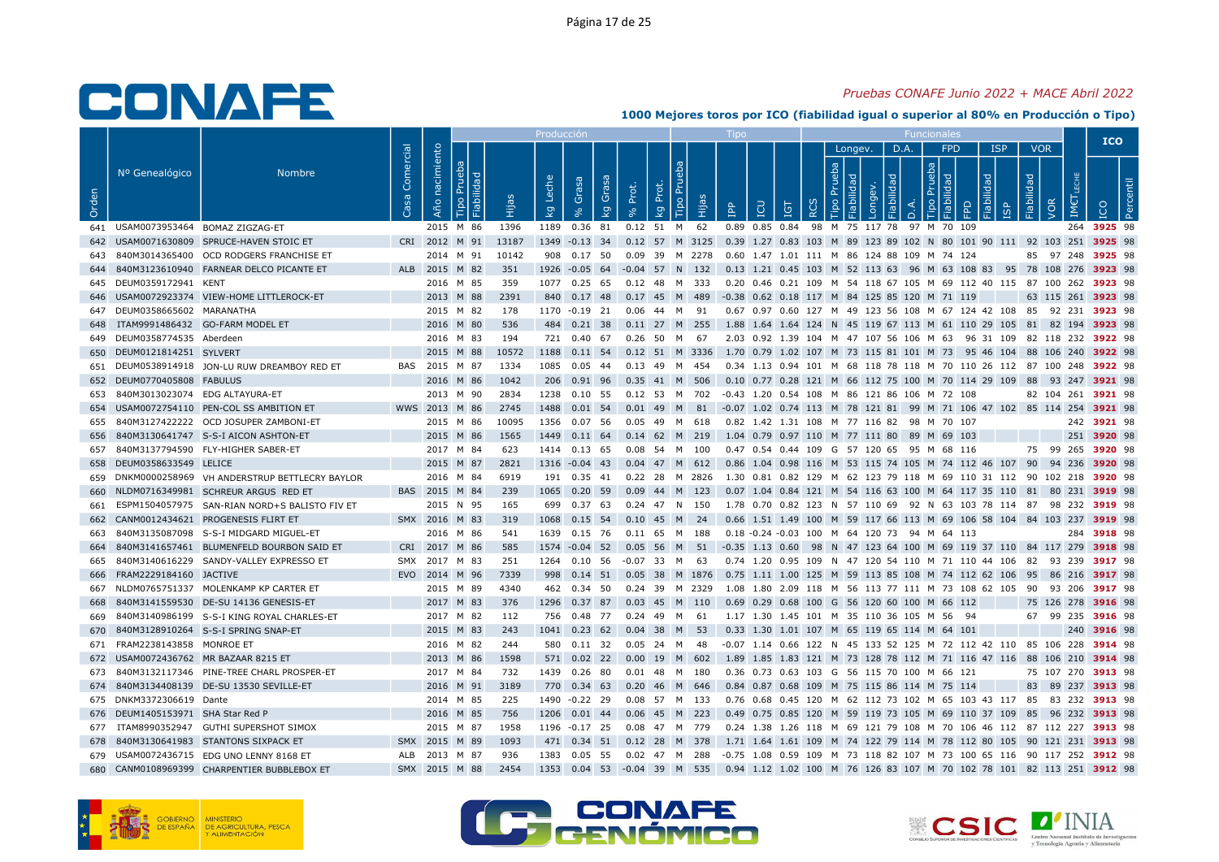# CONAFE

*Pruebas CONAFE Junio 2022 + MACE Abril 2022*

**1000 Mejores toros por ICO (fiabilidad igual o superior al 80% en Producción o Tipo)**

| | | | | | Producción | | | | | | | | Tipo | | | | | Funcionales | | | | | | | | | | | | | | ICO | |
|---|---|---|---|---|---|---|---|---|---|---|---|---|---|---|---|---|---|---|---|---|---|---|---|---|---|---|---|---|---|---|---|---|---|
| | | | | | | | | | | | | | | | | | | | Longev. | | | D.A. | | FPD | | | ISP | | VOR | | | | |
| Orden | Nº Genealógico | Nombre | Casa Comercial | Año nacimiento | Tipo Prueba | Fiabilidad | Hijas | kg Leche | % Grasa | kg Grasa | % Prot. | kg Prot. | Tipo Prueba | Hijas | IPP | ICU | IGT | RCS | Tipo Prueba | Fiabilidad | Longev. | Fiabilidad | D.A. | Tipo Prueba | Fiabilidad | FPD | Fiabilidad | ISP | Fiabilidad | VOR | IMET LECHE | ICO | Percentil |
| 641 | USAM0073953464 | BOMAZ ZIGZAG-ET | | 2015 | M | 86 | 1396 | 1189 | 0.36 | 81 | 0.12 | 51 | M | 62 | 0.89 | 0.85 | 0.84 | 98 | M | 75 | 117 | 78 | 97 | M | 70 | 109 | | | | | 264 | 3925 | 98 |
| 642 | USAM0071630809 | SPRUCE-HAVEN STOIC ET | CRI | 2012 | M | 91 | 13187 | 1349 | -0.13 | 34 | 0.12 | 57 | M | 3125 | 0.39 | 1.27 | 0.83 | 103 | M | 89 | 123 | 89 | 102 | N | 80 | 101 | 90 | 111 | 92 | 103 | 251 | 3925 | 98 |
| 643 | 840M3014365400 | OCD RODGERS FRANCHISE ET | | 2014 | M | 91 | 10142 | 908 | 0.17 | 50 | 0.09 | 39 | M | 2278 | 0.60 | 1.47 | 1.01 | 111 | M | 86 | 124 | 88 | 109 | M | 74 | 124 | | | 85 | 97 | 248 | 3925 | 98 |
| 644 | 840M3123610940 | FARNEAR DELCO PICANTE ET | ALB | 2015 | M | 82 | 351 | 1926 | -0.05 | 64 | -0.04 | 57 | N | 132 | 0.13 | 1.21 | 0.45 | 103 | M | 52 | 113 | 63 | 96 | M | 63 | 108 | 83 | 95 | 78 | 108 | 276 | 3923 | 98 |
| 645 | DEUM0359172941 | KENT | | 2016 | M | 85 | 359 | 1077 | 0.25 | 65 | 0.12 | 48 | M | 333 | 0.20 | 0.46 | 0.21 | 109 | M | 54 | 118 | 67 | 105 | M | 69 | 112 | 40 | 115 | 87 | 100 | 262 | 3923 | 98 |
| 646 | USAM0072923374 | VIEW-HOME LITTLEROCK-ET | | 2013 | M | 88 | 2391 | 840 | 0.17 | 48 | 0.17 | 45 | M | 489 | -0.38 | 0.62 | 0.18 | 117 | M | 84 | 125 | 85 | 120 | M | 71 | 119 | | | 63 | 115 | 261 | 3923 | 98 |
| 647 | DEUM0358665602 | MARANATHA | | 2015 | M | 82 | 178 | 1170 | -0.19 | 21 | 0.06 | 44 | M | 91 | 0.67 | 0.97 | 0.60 | 127 | M | 49 | 123 | 56 | 108 | M | 67 | 124 | 42 | 108 | 85 | 92 | 231 | 3923 | 98 |
| 648 | ITAM9991486432 | GO-FARM MODEL ET | | 2016 | M | 80 | 536 | 484 | 0.21 | 38 | 0.11 | 27 | M | 255 | 1.88 | 1.64 | 1.64 | 124 | N | 45 | 119 | 67 | 113 | M | 61 | 110 | 29 | 105 | 81 | 82 | 194 | 3923 | 98 |
| 649 | DEUM0358774535 | Aberdeen | | 2016 | M | 83 | 194 | 721 | 0.40 | 67 | 0.26 | 50 | M | 67 | 2.03 | 0.92 | 1.39 | 104 | M | 47 | 107 | 56 | 106 | M | 63 | 96 | 31 | 109 | 82 | 118 | 232 | 3922 | 98 |
| 650 | DEUM0121814251 | SYLVERT | | 2015 | M | 88 | 10572 | 1188 | 0.11 | 54 | 0.12 | 51 | M | 3336 | 1.70 | 0.79 | 1.02 | 107 | M | 73 | 115 | 81 | 101 | M | 73 | 95 | 46 | 104 | 88 | 106 | 240 | 3922 | 98 |
| 651 | DEUM0538914918 | JON-LU RUW DREAMBOY RED ET | BAS | 2015 | M | 87 | 1334 | 1085 | 0.05 | 44 | 0.13 | 49 | M | 454 | 0.34 | 1.13 | 0.94 | 101 | M | 68 | 118 | 78 | 118 | M | 70 | 110 | 26 | 112 | 87 | 100 | 248 | 3922 | 98 |
| 652 | DEUM0770405808 | FABULUS | | 2016 | M | 86 | 1042 | 206 | 0.91 | 96 | 0.35 | 41 | M | 506 | 0.10 | 0.77 | 0.28 | 121 | M | 66 | 112 | 75 | 100 | M | 70 | 114 | 29 | 109 | 88 | 93 | 247 | 3921 | 98 |
| 653 | 840M3013023074 | EDG ALTAYURA-ET | | 2013 | M | 90 | 2834 | 1238 | 0.10 | 55 | 0.12 | 53 | M | 702 | -0.43 | 1.20 | 0.54 | 108 | M | 86 | 121 | 86 | 106 | M | 72 | 108 | | | 82 | 104 | 261 | 3921 | 98 |
| 654 | USAM0072754110 | PEN-COL SS AMBITION ET | WWS | 2013 | M | 86 | 2745 | 1488 | 0.01 | 54 | 0.01 | 49 | M | 81 | -0.07 | 1.02 | 0.74 | 113 | M | 78 | 121 | 81 | 99 | M | 71 | 106 | 47 | 102 | 85 | 114 | 254 | 3921 | 98 |
| 655 | 840M3127422222 | OCD JOSUPER ZAMBONI-ET | | 2015 | M | 86 | 10095 | 1356 | 0.07 | 56 | 0.05 | 49 | M | 618 | 0.82 | 1.42 | 1.31 | 108 | M | 77 | 116 | 82 | 98 | M | 70 | 107 | | | | | 242 | 3921 | 98 |
| 656 | 840M3130641747 | S-S-I AICON ASHTON-ET | | 2015 | M | 86 | 1565 | 1449 | 0.11 | 64 | 0.14 | 62 | M | 219 | 1.04 | 0.79 | 0.97 | 110 | M | 77 | 111 | 80 | 89 | M | 69 | 103 | | | | | 251 | 3920 | 98 |
| 657 | 840M3137794590 | FLY-HIGHER SABER-ET | | 2017 | M | 84 | 623 | 1414 | 0.13 | 65 | 0.08 | 54 | M | 100 | 0.47 | 0.54 | 0.44 | 109 | G | 57 | 120 | 65 | 95 | M | 68 | 116 | | | 75 | 99 | 265 | 3920 | 98 |
| 658 | DEUM0358633549 | LELICE | | 2015 | M | 87 | 2821 | 1316 | -0.04 | 43 | 0.04 | 47 | M | 612 | 0.86 | 1.04 | 0.98 | 116 | M | 53 | 115 | 74 | 105 | M | 74 | 112 | 46 | 107 | 90 | 94 | 236 | 3920 | 98 |
| 659 | DNKM0000258969 | VH ANDERSTRUP BETTLECRY BAYLOR | | 2016 | M | 84 | 6919 | 191 | 0.35 | 41 | 0.22 | 28 | M | 2826 | 1.30 | 0.81 | 0.82 | 129 | M | 62 | 123 | 79 | 118 | M | 69 | 110 | 31 | 112 | 90 | 102 | 218 | 3920 | 98 |
| 660 | NLDM0716349981 | SCHREUR ARGUS RED ET | BAS | 2015 | M | 84 | 239 | 1065 | 0.20 | 59 | 0.09 | 44 | M | 123 | 0.07 | 1.04 | 0.84 | 121 | M | 54 | 116 | 63 | 100 | M | 64 | 117 | 35 | 110 | 81 | 80 | 231 | 3919 | 98 |
| 661 | ESPM1504057975 | SAN-RIAN NORD+S BALISTO FIV ET | | 2015 | N | 95 | 165 | 699 | 0.37 | 63 | 0.24 | 47 | N | 150 | 1.78 | 0.70 | 0.82 | 123 | N | 57 | 110 | 69 | 92 | N | 63 | 103 | 78 | 114 | 87 | 98 | 232 | 3919 | 98 |
| 662 | CANM0012434621 | PROGENESIS FLIRT ET | SMX | 2016 | M | 83 | 319 | 1068 | 0.15 | 54 | 0.10 | 45 | M | 24 | 0.66 | 1.51 | 1.49 | 100 | M | 59 | 117 | 66 | 113 | M | 69 | 106 | 58 | 104 | 84 | 103 | 237 | 3919 | 98 |
| 663 | 840M3135087098 | S-S-I MIDGARD MIGUEL-ET | | 2016 | M | 86 | 541 | 1639 | 0.15 | 76 | 0.11 | 65 | M | 188 | 0.18 | -0.24 | -0.03 | 100 | M | 64 | 120 | 73 | 94 | M | 64 | 113 | | | | | 284 | 3918 | 98 |
| 664 | 840M3141657461 | BLUMENFELD BOURBON SAID ET | CRI | 2017 | M | 86 | 585 | 1574 | -0.04 | 52 | 0.05 | 56 | M | 51 | -0.35 | 1.13 | 0.60 | 98 | N | 47 | 123 | 64 | 100 | M | 69 | 119 | 37 | 110 | 84 | 117 | 279 | 3918 | 98 |
| 665 | 840M3140616229 | SANDY-VALLEY EXPRESSO ET | SMX | 2017 | M | 83 | 251 | 1264 | 0.10 | 56 | -0.07 | 33 | M | 63 | 0.74 | 1.20 | 0.95 | 109 | N | 47 | 120 | 54 | 110 | M | 71 | 110 | 44 | 106 | 82 | 93 | 239 | 3917 | 98 |
| 666 | FRAM2229184160 | JACTIVE | EVO | 2014 | M | 96 | 7339 | 998 | 0.14 | 51 | 0.05 | 38 | M | 1876 | 0.75 | 1.11 | 1.00 | 125 | M | 59 | 113 | 85 | 108 | M | 74 | 112 | 62 | 106 | 95 | 86 | 216 | 3917 | 98 |
| 667 | NLDM0765751337 | MOLENKAMP KP CARTER ET | | 2015 | M | 89 | 4340 | 462 | 0.34 | 50 | 0.24 | 39 | M | 2329 | 1.08 | 1.80 | 2.09 | 118 | M | 56 | 113 | 77 | 111 | M | 73 | 108 | 62 | 105 | 90 | 93 | 206 | 3917 | 98 |
| 668 | 840M3141559530 | DE-SU 14136 GENESIS-ET | | 2017 | M | 83 | 376 | 1296 | 0.37 | 87 | 0.03 | 45 | M | 110 | 0.69 | 0.29 | 0.68 | 100 | G | 56 | 120 | 60 | 100 | M | 66 | 112 | | | 75 | 126 | 278 | 3916 | 98 |
| 669 | 840M3140986199 | S-S-I KING ROYAL CHARLES-ET | | 2017 | M | 82 | 112 | 756 | 0.48 | 77 | 0.24 | 49 | M | 61 | 1.17 | 1.30 | 1.45 | 101 | M | 35 | 110 | 36 | 105 | M | 56 | 94 | | | 67 | 99 | 235 | 3916 | 98 |
| 670 | 840M3128910264 | S-S-I SPRING SNAP-ET | | 2015 | M | 83 | 243 | 1041 | 0.23 | 62 | 0.04 | 38 | M | 53 | 0.33 | 1.30 | 1.01 | 107 | M | 65 | 119 | 65 | 114 | M | 64 | 101 | | | | | 240 | 3916 | 98 |
| 671 | FRAM2238143858 | MONROE ET | | 2016 | M | 82 | 244 | 580 | 0.11 | 32 | 0.05 | 24 | M | 48 | -0.07 | 1.14 | 0.66 | 122 | N | 45 | 133 | 52 | 125 | M | 72 | 112 | 42 | 110 | 85 | 106 | 228 | 3914 | 98 |
| 672 | USAM0072436762 | MR BAZAAR 8215 ET | | 2013 | M | 86 | 1598 | 571 | 0.02 | 22 | 0.00 | 19 | M | 602 | 1.89 | 1.85 | 1.83 | 121 | M | 73 | 128 | 78 | 112 | M | 71 | 116 | 47 | 116 | 88 | 106 | 210 | 3914 | 98 |
| 673 | 840M3132117346 | PINE-TREE CHARL PROSPER-ET | | 2017 | M | 84 | 732 | 1439 | 0.26 | 80 | 0.01 | 48 | M | 180 | 0.36 | 0.73 | 0.63 | 103 | G | 56 | 115 | 70 | 100 | M | 66 | 121 | | | 75 | 107 | 270 | 3913 | 98 |
| 674 | 840M3134408139 | DE-SU 13530 SEVILLE-ET | | 2016 | M | 91 | 3189 | 770 | 0.34 | 63 | 0.20 | 46 | M | 646 | 0.84 | 0.87 | 0.68 | 109 | M | 75 | 115 | 86 | 114 | M | 75 | 114 | | | 83 | 89 | 237 | 3913 | 98 |
| 675 | DNKM3372306619 | Dante | | 2014 | M | 85 | 225 | 1490 | -0.22 | 29 | 0.08 | 57 | M | 133 | 0.76 | 0.68 | 0.45 | 120 | M | 62 | 112 | 73 | 102 | M | 65 | 103 | 43 | 117 | 85 | 83 | 232 | 3913 | 98 |
| 676 | DEUM1405153971 | SHA Star Red P | | 2016 | M | 85 | 756 | 1206 | 0.01 | 44 | 0.06 | 45 | M | 223 | 0.49 | 0.75 | 0.85 | 120 | M | 59 | 119 | 73 | 105 | M | 69 | 110 | 37 | 109 | 85 | 96 | 252 | 3913 | 98 |
| 677 | ITAM8990352947 | GUTHI SUPERSHOT SIMOX | | 2015 | M | 87 | 1958 | 1196 | -0.17 | 25 | 0.08 | 47 | M | 779 | 0.24 | 1.38 | 1.26 | 118 | M | 69 | 121 | 79 | 108 | M | 70 | 106 | 46 | 112 | 87 | 112 | 227 | 3913 | 98 |
| 678 | 840M3130641983 | STANTONS SIXPACK ET | SMX | 2015 | M | 89 | 1093 | 471 | 0.34 | 51 | 0.12 | 28 | M | 378 | 1.71 | 1.64 | 1.61 | 109 | M | 74 | 122 | 79 | 114 | M | 78 | 112 | 80 | 105 | 90 | 121 | 231 | 3913 | 98 |
| 679 | USAM0072436715 | EDG UNO LENNY 8168 ET | ALB | 2013 | M | 87 | 936 | 1383 | 0.05 | 55 | 0.02 | 47 | M | 288 | -0.75 | 1.08 | 0.59 | 109 | M | 73 | 118 | 82 | 107 | M | 73 | 100 | 65 | 116 | 90 | 117 | 252 | 3912 | 98 |
| 680 | CANM0108969399 | CHARPENTIER BUBBLEBOX ET | SMX | 2015 | M | 88 | 2454 | 1353 | 0.04 | 53 | -0.04 | 39 | M | 535 | 0.94 | 1.12 | 1.02 | 100 | M | 76 | 126 | 83 | 107 | M | 70 | 102 | 78 | 101 | 82 | 113 | 251 | 3912 | 98 |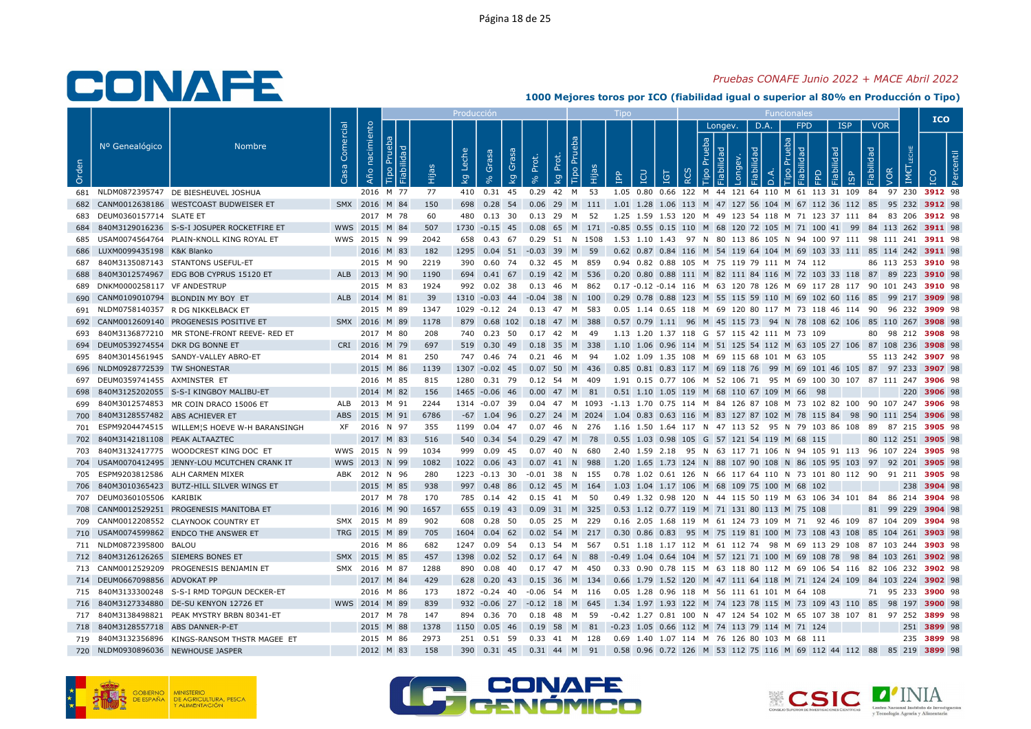# Pruebas CONAFE Junio 2022 + MACE Abril 2022

## 1000 Mejores toros por ICO (fiabilidad igual o superior al 80% en Producción o Tipo)

| | | | | | Producción | | | | | | | | Tipo | | | | | | Funcionales | | | | | | | | | | | | | ICO | |
|---|---|---|---|---|---|---|---|---|---|---|---|---|---|---|---|---|---|---|---|---|---|---|---|---|---|---|---|---|---|---|---|---|---|
| | | | | | | | | | | | | | | | | | | | Longev. | | | D.A. | | FPD | | | | ISP | | VOR | | | |
| Orden | Nº Genealógico | Nombre | Casa Comercial | Año nacimiento | Tipo Prueba | Fiabilidad | Hijas | kg Leche | % Grasa | kg Grasa | % Prot. | kg Prot. | Tipo Prueba | Hijas | IPP | ICU | IGT | RCS | Tipo Prueba | Fiabilidad | Longev. | Fiabilidad | D.A. | Tipo Prueba | Fiabilidad | FPD | Fiabilidad | ISP | Fiabilidad | VOR | IMET LECHE | ICO | Percentil |
| 681 | NLDM0872395747 | DE BIESHEUVEL JOSHUA | | 2016 | M | 77 | 77 | 410 | 0.31 | 45 | 0.29 | 42 | M | 53 | 1.05 | 0.80 | 0.66 | 122 | M | 44 | 121 | 64 | 110 | M | 61 | 113 | 31 | 109 | 84 | 97 | 230 | 3912 | 98 |
| 682 | CANM0012638186 | WESTCOAST BUDWEISER ET | SMX | 2016 | M | 84 | 150 | 698 | 0.28 | 54 | 0.06 | 29 | M | 111 | 1.01 | 1.28 | 1.06 | 113 | M | 47 | 127 | 56 | 104 | M | 67 | 112 | 36 | 112 | 85 | 95 | 232 | 3912 | 98 |
| 683 | DEUM0360157714 | SLATE ET | | 2017 | M | 78 | 60 | 480 | 0.13 | 30 | 0.13 | 29 | M | 52 | 1.25 | 1.59 | 1.53 | 120 | M | 49 | 123 | 54 | 118 | M | 71 | 123 | 37 | 111 | 84 | 83 | 206 | 3912 | 98 |
| 684 | 840M3129016236 | S-S-I JOSUPER ROCKETFIRE ET | WWS | 2015 | M | 84 | 507 | 1730 | -0.15 | 45 | 0.08 | 65 | M | 171 | -0.85 | 0.55 | 0.15 | 110 | M | 68 | 120 | 72 | 105 | M | 71 | 100 | 41 | 99 | 84 | 113 | 262 | 3911 | 98 |
| 685 | USAM0074564764 | PLAIN-KNOLL KING ROYAL ET | WWS | 2015 | N | 99 | 2042 | 658 | 0.43 | 67 | 0.29 | 51 | N | 1508 | 1.53 | 1.10 | 1.43 | 97 | N | 80 | 113 | 86 | 105 | N | 94 | 100 | 97 | 111 | 98 | 111 | 241 | 3911 | 98 |
| 686 | LUXM0099435198 | K&K Blanko | | 2016 | M | 83 | 182 | 1295 | 0.04 | 51 | -0.03 | 39 | M | 59 | 0.62 | 0.87 | 0.84 | 116 | M | 54 | 119 | 64 | 104 | M | 69 | 103 | 33 | 111 | 85 | 114 | 242 | 3911 | 98 |
| 687 | 840M3135087143 | STANTONS USEFUL-ET | | 2015 | M | 90 | 2219 | 390 | 0.60 | 74 | 0.32 | 45 | M | 859 | 0.94 | 0.82 | 0.88 | 105 | M | 75 | 119 | 79 | 111 | M | 74 | 112 | | | 86 | 113 | 253 | 3910 | 98 |
| 688 | 840M3012574967 | EDG BOB CYPRUS 15120 ET | ALB | 2013 | M | 90 | 1190 | 694 | 0.41 | 67 | 0.19 | 42 | M | 536 | 0.20 | 0.80 | 0.88 | 111 | M | 82 | 111 | 84 | 116 | M | 72 | 103 | 33 | 118 | 87 | 89 | 223 | 3910 | 98 |
| 689 | DNKM0000258117 | VF ANDESTRUP | | 2015 | M | 83 | 1924 | 992 | 0.02 | 38 | 0.13 | 46 | M | 862 | 0.17 | -0.12 | -0.14 | 116 | M | 63 | 120 | 78 | 126 | M | 69 | 117 | 28 | 117 | 90 | 101 | 243 | 3910 | 98 |
| 690 | CANM0109010794 | BLONDIN MY BOY ET | ALB | 2014 | M | 81 | 39 | 1310 | -0.03 | 44 | -0.04 | 38 | N | 100 | 0.29 | 0.78 | 0.88 | 123 | M | 55 | 115 | 59 | 110 | M | 69 | 102 | 60 | 116 | 85 | 99 | 217 | 3909 | 98 |
| 691 | NLDM0758140357 | R DG NIKKELBACK ET | | 2015 | M | 89 | 1347 | 1029 | -0.12 | 24 | 0.13 | 47 | M | 583 | 0.05 | 1.14 | 0.65 | 118 | M | 69 | 120 | 80 | 117 | M | 73 | 118 | 46 | 114 | 90 | 96 | 232 | 3909 | 98 |
| 692 | CANM0012609140 | PROGENESIS POSITIVE ET | SMX | 2016 | M | 89 | 1178 | 879 | 0.68 | 102 | 0.18 | 47 | M | 388 | 0.57 | 0.79 | 1.11 | 96 | M | 45 | 115 | 73 | 94 | N | 78 | 108 | 62 | 106 | 85 | 110 | 267 | 3908 | 98 |
| 693 | 840M3136877210 | MR STONE-FRONT REEVE- RED ET | | 2017 | M | 80 | 208 | 740 | 0.23 | 50 | 0.17 | 42 | M | 49 | 1.13 | 1.20 | 1.37 | 118 | G | 57 | 115 | 42 | 111 | M | 73 | 109 | | | 80 | 98 | 212 | 3908 | 98 |
| 694 | DEUM0539274554 | DKR DG BONNE ET | CRI | 2016 | M | 79 | 697 | 519 | 0.30 | 49 | 0.18 | 35 | M | 338 | 1.10 | 1.06 | 0.96 | 114 | M | 51 | 125 | 54 | 112 | M | 63 | 105 | 27 | 106 | 87 | 108 | 236 | 3908 | 98 |
| 695 | 840M3014561945 | SANDY-VALLEY ABRO-ET | | 2014 | M | 81 | 250 | 747 | 0.46 | 74 | 0.21 | 46 | M | 94 | 1.02 | 1.09 | 1.35 | 108 | M | 69 | 115 | 68 | 101 | M | 63 | 105 | | | 55 | 113 | 242 | 3907 | 98 |
| 696 | NLDM0928772539 | TW SHONESTAR | | 2015 | M | 86 | 1139 | 1307 | -0.02 | 45 | 0.07 | 50 | M | 436 | 0.85 | 0.81 | 0.83 | 117 | M | 69 | 118 | 76 | 99 | M | 69 | 101 | 46 | 105 | 87 | 97 | 233 | 3907 | 98 |
| 697 | DEUM0359741455 | AXMINSTER ET | | 2016 | M | 85 | 815 | 1280 | 0.31 | 79 | 0.12 | 54 | M | 409 | 1.91 | 0.15 | 0.77 | 106 | M | 52 | 106 | 71 | 95 | M | 69 | 100 | 30 | 107 | 87 | 111 | 247 | 3906 | 98 |
| 698 | 840M3125202055 | S-S-I KINGBOY MALIBU-ET | | 2014 | M | 82 | 156 | 1465 | -0.06 | 46 | 0.00 | 47 | M | 81 | 0.51 | 1.10 | 1.05 | 119 | M | 68 | 110 | 67 | 109 | M | 66 | 98 | | | | | 220 | 3906 | 98 |
| 699 | 840M3012574853 | MR COIN DRACO 15006 ET | ALB | 2013 | M | 91 | 2244 | 1314 | -0.07 | 39 | 0.04 | 47 | M | 1093 | -1.13 | 1.70 | 0.75 | 114 | M | 84 | 126 | 87 | 108 | M | 73 | 102 | 82 | 100 | 90 | 107 | 247 | 3906 | 98 |
| 700 | 840M3128557482 | ABS ACHIEVER ET | ABS | 2015 | M | 91 | 6786 | -67 | 1.04 | 96 | 0.27 | 24 | M | 2024 | 1.04 | 0.83 | 0.63 | 116 | M | 83 | 127 | 87 | 102 | M | 78 | 115 | 84 | 98 | 90 | 111 | 254 | 3906 | 98 |
| 701 | ESPM9204474515 | WILLEM¦S HOEVE W-H BARANSINGH | XF | 2016 | N | 97 | 355 | 1199 | 0.04 | 47 | 0.07 | 46 | N | 276 | 1.16 | 1.50 | 1.64 | 117 | N | 47 | 113 | 52 | 95 | N | 79 | 103 | 86 | 108 | 89 | 87 | 215 | 3905 | 98 |
| 702 | 840M3142181108 | PEAK ALTAAZTEC | | 2017 | M | 83 | 516 | 540 | 0.34 | 54 | 0.29 | 47 | M | 78 | 0.55 | 1.03 | 0.98 | 105 | G | 57 | 121 | 54 | 119 | M | 68 | 115 | | | 80 | 112 | 251 | 3905 | 98 |
| 703 | 840M3132417775 | WOODCREST KING DOC ET | WWS | 2015 | N | 99 | 1034 | 999 | 0.09 | 45 | 0.07 | 40 | N | 680 | 2.40 | 1.59 | 2.18 | 95 | N | 63 | 117 | 71 | 106 | N | 94 | 105 | 91 | 113 | 96 | 107 | 224 | 3905 | 98 |
| 704 | USAM0070412495 | JENNY-LOU MCUTCHEN CRANK IT | WWS | 2013 | N | 99 | 1082 | 1022 | 0.06 | 43 | 0.07 | 41 | N | 988 | 1.20 | 1.65 | 1.73 | 124 | N | 88 | 107 | 90 | 108 | N | 86 | 105 | 95 | 103 | 97 | 92 | 201 | 3905 | 98 |
| 705 | ESPM9203812586 | ALH CARMEN MIXER | ABK | 2012 | N | 96 | 280 | 1223 | -0.13 | 30 | -0.01 | 38 | N | 155 | 0.78 | 1.02 | 0.61 | 126 | N | 66 | 117 | 64 | 110 | N | 73 | 101 | 80 | 112 | 90 | 91 | 211 | 3905 | 98 |
| 706 | 840M3010365423 | BUTZ-HILL SILVER WINGS ET | | 2015 | M | 85 | 938 | 997 | 0.48 | 86 | 0.12 | 45 | M | 164 | 1.03 | 1.04 | 1.17 | 106 | M | 68 | 109 | 75 | 100 | M | 68 | 102 | | | | | 238 | 3904 | 98 |
| 707 | DEUM0360105506 | KARIBIK | | 2017 | M | 78 | 170 | 785 | 0.14 | 42 | 0.15 | 41 | M | 50 | 0.49 | 1.32 | 0.98 | 120 | N | 44 | 115 | 50 | 119 | M | 63 | 106 | 34 | 101 | 84 | 86 | 214 | 3904 | 98 |
| 708 | CANM0012529251 | PROGENESIS MANITOBA ET | | 2016 | M | 90 | 1657 | 655 | 0.19 | 43 | 0.09 | 31 | M | 325 | 0.53 | 1.12 | 0.77 | 119 | M | 71 | 131 | 80 | 113 | M | 75 | 108 | | | 81 | 99 | 229 | 3904 | 98 |
| 709 | CANM0012208552 | CLAYNOOK COUNTRY ET | SMX | 2015 | M | 89 | 902 | 608 | 0.28 | 50 | 0.05 | 25 | M | 229 | 0.16 | 2.05 | 1.68 | 119 | M | 61 | 124 | 73 | 109 | M | 71 | 92 | 46 | 109 | 87 | 104 | 209 | 3904 | 98 |
| 710 | USAM0074599862 | ENDCO THE ANSWER ET | TRG | 2015 | M | 89 | 705 | 1604 | 0.04 | 62 | 0.02 | 54 | M | 217 | 0.30 | 0.86 | 0.83 | 95 | M | 75 | 119 | 81 | 100 | M | 73 | 108 | 43 | 108 | 85 | 104 | 261 | 3903 | 98 |
| 711 | NLDM0872395800 | BALOU | | 2016 | M | 86 | 682 | 1247 | 0.09 | 54 | 0.13 | 54 | M | 567 | 0.51 | 1.18 | 1.17 | 112 | M | 61 | 112 | 74 | 98 | M | 69 | 113 | 29 | 108 | 87 | 103 | 244 | 3903 | 98 |
| 712 | 840M3126126265 | SIEMERS BONES ET | SMX | 2015 | M | 85 | 457 | 1398 | 0.02 | 52 | 0.17 | 64 | N | 88 | -0.49 | 1.04 | 0.64 | 104 | M | 57 | 121 | 71 | 100 | M | 69 | 108 | 78 | 98 | 84 | 103 | 261 | 3902 | 98 |
| 713 | CANM0012529209 | PROGENESIS BENJAMIN ET | SMX | 2016 | M | 87 | 1288 | 890 | 0.08 | 40 | 0.17 | 47 | M | 450 | 0.33 | 0.90 | 0.78 | 115 | M | 63 | 118 | 80 | 112 | M | 69 | 106 | 54 | 116 | 82 | 106 | 232 | 3902 | 98 |
| 714 | DEUM0667098856 | ADVOKAT PP | | 2017 | M | 84 | 429 | 628 | 0.20 | 43 | 0.15 | 36 | M | 134 | 0.66 | 1.79 | 1.52 | 120 | M | 47 | 111 | 64 | 108 | M | 71 | 124 | 24 | 109 | 84 | 103 | 224 | 3902 | 98 |
| 715 | 840M3133300248 | S-S-I RMD TOPGUN DECKER-ET | | 2016 | M | 86 | 173 | 1872 | -0.24 | 40 | -0.06 | 54 | M | 116 | 0.05 | 1.28 | 0.96 | 118 | M | 56 | 111 | 61 | 101 | M | 64 | 108 | | | 71 | 95 | 233 | 3900 | 98 |
| 716 | 840M3127334880 | DE-SU KENYON 12726 ET | WWS | 2014 | M | 89 | 839 | 932 | -0.06 | 27 | -0.12 | 18 | M | 645 | 1.34 | 1.97 | 1.93 | 122 | M | 74 | 123 | 78 | 115 | M | 73 | 109 | 43 | 110 | 85 | 98 | 197 | 3900 | 98 |
| 717 | 840M3138498821 | PEAK MYSTRY BRBN 80341-ET | | 2017 | M | 78 | 147 | 894 | 0.36 | 70 | 0.18 | 48 | M | 59 | -0.42 | 1.27 | 0.81 | 100 | N | 47 | 124 | 54 | 102 | M | 65 | 107 | 38 | 107 | 81 | 97 | 252 | 3899 | 98 |
| 718 | 840M3128557718 | ABS DANNER-P-ET | | 2015 | M | 88 | 1378 | 1150 | 0.05 | 46 | 0.19 | 58 | M | 81 | -0.23 | 1.05 | 0.66 | 112 | M | 74 | 113 | 79 | 114 | M | 71 | 124 | | | | | 251 | 3899 | 98 |
| 719 | 840M3132356896 | KINGS-RANSOM THSTR MAGEE ET | | 2015 | M | 86 | 2973 | 251 | 0.51 | 59 | 0.33 | 41 | M | 128 | 0.69 | 1.40 | 1.07 | 114 | M | 76 | 126 | 80 | 103 | M | 68 | 111 | | | | | 235 | 3899 | 98 |
| 720 | NLDM0930896036 | NEWHOUSE JASPER | | 2012 | M | 83 | 158 | 390 | 0.31 | 45 | 0.31 | 44 | M | 91 | 0.58 | 0.96 | 0.72 | 126 | M | 53 | 112 | 75 | 116 | M | 69 | 112 | 44 | 112 | 88 | 85 | 219 | 3899 | 98 |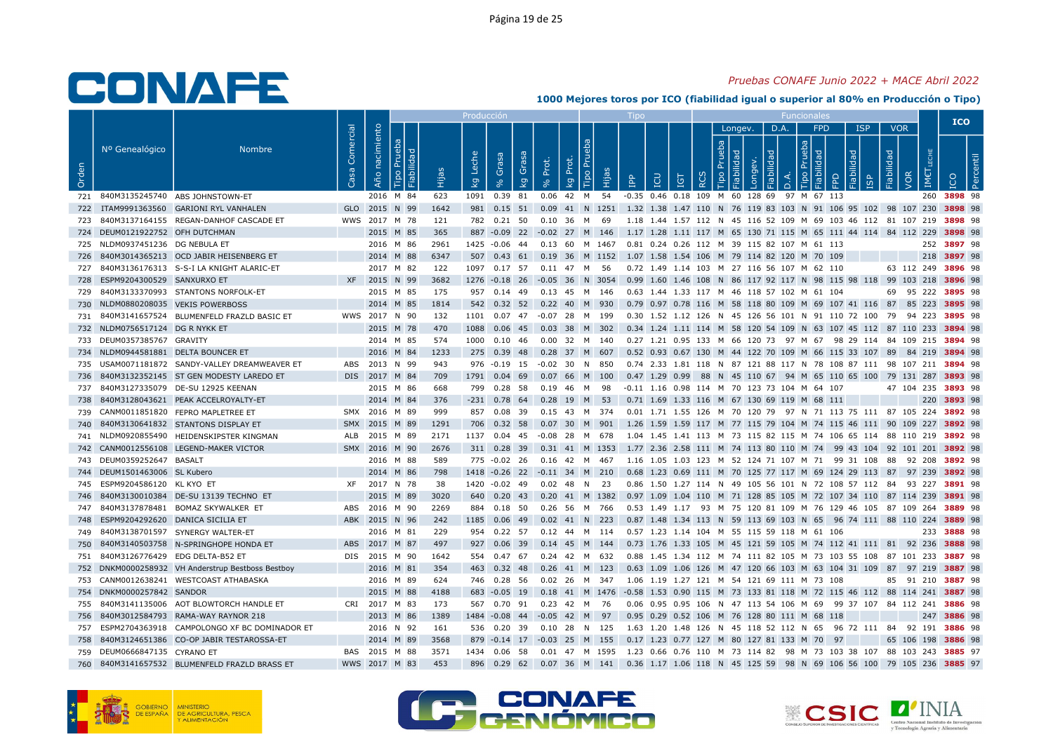# CONAFE

*Pruebas CONAFE Junio 2022 + MACE Abril 2022*

**1000 Mejores toros por ICO (fiabilidad igual o superior al 80% en Producción o Tipo)**

| Orden | Nº Genealógico | Nombre | Casa Comercial | Año nacimiento | Producción | | | | | | | | | | Tipo | | | | Funcionales | | | | | | | | | | | | | | IMET LECHE | ICO | |
|---|---|---|---|---|---|---|---|---|---|---|---|---|---|---|---|---|---|---|---|---|---|---|---|---|---|---|---|---|---|---|---|---|---|---|---|
| | | | | | Tipo Prueba | Fiabilidad | Hijas | kg Leche | % Grasa | kg Grasa | % Prot. | kg Prot. | Tipo Prueba | Hijas | IPP | ICU | IGT | RCS | Longev. | | | D.A. | | FPD | | | ISP | | VOR | | | ICO | Percentil |
| | | | | | | | | | | | | | | | | | | | Tipo Prueba | Fiabilidad | Longev. | Fiabilidad | D.A. | Tipo Prueba | Fiabilidad | FPD | Fiabilidad | ISP | Fiabilidad | VOR | | | |
| 721 | 840M3135245740 | ABS JOHNSTOWN-ET | | 2016 | M | 84 | 623 | 1091 | 0.39 | 81 | 0.06 | 42 | M | 54 | -0.35 | 0.46 | 0.18 | 109 | M | 60 | 128 | 69 | 97 | M | 67 | 113 | | | | | 260 | 3898 | 98 |
| 722 | ITAM9991363560 | GARIONI RYL VANHALEN | GLO | 2015 | N | 99 | 1642 | 981 | 0.15 | 51 | 0.09 | 41 | N | 1251 | 1.32 | 1.38 | 1.47 | 110 | N | 76 | 119 | 83 | 103 | N | 91 | 106 | 95 | 102 | 98 | 107 | 230 | 3898 | 98 |
| 723 | 840M3137164155 | REGAN-DANHOF CASCADE ET | WWS | 2017 | M | 78 | 121 | 782 | 0.21 | 50 | 0.10 | 36 | M | 69 | 1.18 | 1.44 | 1.57 | 112 | N | 45 | 116 | 52 | 109 | M | 69 | 103 | 46 | 112 | 81 | 107 | 219 | 3898 | 98 |
| 724 | DEUM0121922752 | OFH DUTCHMAN | | 2015 | M | 85 | 365 | 887 | -0.09 | 22 | -0.02 | 27 | M | 146 | 1.17 | 1.28 | 1.11 | 117 | M | 65 | 130 | 71 | 115 | M | 65 | 111 | 44 | 114 | 84 | 112 | 229 | 3898 | 98 |
| 725 | NLDM0937451236 | DG NEBULA ET | | 2016 | M | 86 | 2961 | 1425 | -0.06 | 44 | 0.13 | 60 | M | 1467 | 0.81 | 0.24 | 0.26 | 112 | M | 39 | 115 | 82 | 107 | M | 61 | 113 | | | | | 252 | 3897 | 98 |
| 726 | 840M3014365213 | OCD JABIR HEISENBERG ET | | 2014 | M | 88 | 6347 | 507 | 0.43 | 61 | 0.19 | 36 | M | 1152 | 1.07 | 1.58 | 1.54 | 106 | M | 79 | 114 | 82 | 120 | M | 70 | 109 | | | | | 218 | 3897 | 98 |
| 727 | 840M3136176313 | S-S-I LA KNIGHT ALARIC-ET | | 2017 | M | 82 | 122 | 1097 | 0.17 | 57 | 0.11 | 47 | M | 56 | 0.72 | 1.49 | 1.14 | 103 | M | 27 | 116 | 56 | 107 | M | 62 | 110 | | | 63 | 112 | 249 | 3896 | 98 |
| 728 | ESPM9204300529 | SANXURXO ET | XF | 2015 | N | 99 | 3682 | 1276 | -0.18 | 26 | -0.05 | 36 | N | 3054 | 0.99 | 1.60 | 1.46 | 108 | N | 86 | 117 | 92 | 117 | N | 98 | 115 | 98 | 118 | 99 | 103 | 218 | 3896 | 98 |
| 729 | 840M3133370993 | STANTONS NORFOLK-ET | | 2015 | M | 85 | 175 | 957 | 0.14 | 49 | 0.13 | 45 | M | 146 | 0.63 | 1.44 | 1.33 | 117 | M | 46 | 118 | 57 | 102 | M | 61 | 104 | | | 69 | 95 | 222 | 3895 | 98 |
| 730 | NLDM0880208035 | VEKIS POWERBOSS | | 2014 | M | 85 | 1814 | 542 | 0.32 | 52 | 0.22 | 40 | M | 930 | 0.79 | 0.97 | 0.78 | 116 | M | 58 | 118 | 80 | 109 | M | 69 | 107 | 41 | 116 | 87 | 85 | 223 | 3895 | 98 |
| 731 | 840M3141657524 | BLUMENFELD FRAZLD BASIC ET | WWS | 2017 | N | 90 | 132 | 1101 | 0.07 | 47 | -0.07 | 28 | M | 199 | 0.30 | 1.52 | 1.12 | 126 | N | 45 | 126 | 56 | 101 | N | 91 | 110 | 72 | 100 | 79 | 94 | 223 | 3895 | 98 |
| 732 | NLDM0756517124 | DG R NYKK ET | | 2015 | M | 78 | 470 | 1088 | 0.06 | 45 | 0.03 | 38 | M | 302 | 0.34 | 1.24 | 1.11 | 114 | M | 58 | 120 | 54 | 109 | N | 63 | 107 | 45 | 112 | 87 | 110 | 233 | 3894 | 98 |
| 733 | DEUM0357385767 | GRAVITY | | 2014 | M | 85 | 574 | 1000 | 0.10 | 46 | 0.00 | 32 | M | 140 | 0.27 | 1.21 | 0.95 | 133 | M | 66 | 120 | 73 | 97 | M | 67 | 98 | 29 | 114 | 84 | 109 | 215 | 3894 | 98 |
| 734 | NLDM0944581881 | DELTA BOUNCER ET | | 2016 | M | 84 | 1233 | 275 | 0.39 | 48 | 0.28 | 37 | M | 607 | 0.52 | 0.93 | 0.67 | 130 | M | 44 | 122 | 70 | 109 | M | 66 | 115 | 33 | 107 | 89 | 84 | 219 | 3894 | 98 |
| 735 | USAM0071181872 | SANDY-VALLEY DREAMWEAVER ET | ABS | 2013 | N | 99 | 943 | 976 | -0.19 | 15 | -0.02 | 30 | N | 850 | 0.74 | 2.33 | 1.81 | 118 | N | 87 | 121 | 88 | 117 | N | 78 | 108 | 87 | 111 | 98 | 107 | 211 | 3894 | 98 |
| 736 | 840M3132352145 | ST GEN MODESTY LAREDO ET | DIS | 2017 | M | 84 | 709 | 1791 | 0.04 | 69 | 0.07 | 66 | M | 100 | 0.47 | 1.29 | 0.99 | 88 | N | 45 | 110 | 67 | 94 | M | 65 | 110 | 65 | 100 | 79 | 131 | 287 | 3893 | 98 |
| 737 | 840M3127335079 | DE-SU 12925 KEENAN | | 2015 | M | 86 | 668 | 799 | 0.28 | 58 | 0.19 | 46 | M | 98 | -0.11 | 1.16 | 0.98 | 114 | M | 70 | 123 | 73 | 104 | M | 64 | 107 | | | 47 | 104 | 235 | 3893 | 98 |
| 738 | 840M3128043621 | PEAK ACCELROYALTY-ET | | 2014 | M | 84 | 376 | -231 | 0.78 | 64 | 0.28 | 19 | M | 53 | 0.71 | 1.69 | 1.33 | 116 | M | 67 | 130 | 69 | 119 | M | 68 | 111 | | | | | 220 | 3893 | 98 |
| 739 | CANM0011851820 | FEPRO MAPLETREE ET | SMX | 2016 | M | 89 | 999 | 857 | 0.08 | 39 | 0.15 | 43 | M | 374 | 0.01 | 1.71 | 1.55 | 126 | M | 70 | 120 | 79 | 97 | N | 71 | 113 | 75 | 111 | 87 | 105 | 224 | 3892 | 98 |
| 740 | 840M3130641832 | STANTONS DISPLAY ET | SMX | 2015 | M | 89 | 1291 | 706 | 0.32 | 58 | 0.07 | 30 | M | 901 | 1.26 | 1.59 | 1.59 | 117 | M | 77 | 115 | 79 | 104 | M | 74 | 115 | 46 | 111 | 90 | 109 | 227 | 3892 | 98 |
| 741 | NLDM0920855490 | HEIDENSKIPSTER KINGMAN | ALB | 2015 | M | 89 | 2171 | 1137 | 0.04 | 45 | -0.08 | 28 | M | 678 | 1.04 | 1.45 | 1.41 | 113 | M | 73 | 115 | 82 | 115 | M | 74 | 106 | 65 | 114 | 88 | 110 | 219 | 3892 | 98 |
| 742 | CANM0012556108 | LEGEND-MAKER VICTOR | SMX | 2016 | M | 90 | 2676 | 311 | 0.28 | 39 | 0.31 | 41 | M | 1353 | 1.77 | 2.36 | 2.58 | 111 | M | 74 | 113 | 80 | 110 | M | 74 | 99 | 43 | 104 | 92 | 101 | 201 | 3892 | 98 |
| 743 | DEUM0359252647 | BASALT | | 2016 | M | 88 | 589 | 775 | -0.02 | 26 | 0.16 | 42 | M | 467 | 1.16 | 1.05 | 1.03 | 123 | M | 52 | 124 | 71 | 107 | M | 71 | 99 | 31 | 108 | 88 | 92 | 208 | 3892 | 98 |
| 744 | DEUM1501463006 | SL Kubero | | 2014 | M | 86 | 798 | 1418 | -0.26 | 22 | -0.11 | 34 | M | 210 | 0.68 | 1.23 | 0.69 | 111 | M | 70 | 125 | 77 | 117 | M | 69 | 124 | 29 | 113 | 87 | 97 | 239 | 3892 | 98 |
| 745 | ESPM9204586120 | KL KYO ET | XF | 2017 | N | 78 | 38 | 1420 | -0.02 | 49 | 0.02 | 48 | N | 23 | 0.86 | 1.50 | 1.27 | 114 | N | 49 | 105 | 56 | 101 | N | 72 | 108 | 57 | 112 | 84 | 93 | 227 | 3891 | 98 |
| 746 | 840M3130010384 | DE-SU 13139 TECHNO ET | | 2015 | M | 89 | 3020 | 640 | 0.20 | 43 | 0.20 | 41 | M | 1382 | 0.97 | 1.09 | 1.04 | 110 | M | 71 | 128 | 85 | 105 | M | 72 | 107 | 34 | 110 | 87 | 114 | 239 | 3891 | 98 |
| 747 | 840M3137878481 | BOMAZ SKYWALKER ET | ABS | 2016 | M | 90 | 2269 | 884 | 0.18 | 50 | 0.26 | 56 | M | 766 | 0.53 | 1.49 | 1.17 | 93 | M | 75 | 120 | 81 | 109 | M | 76 | 129 | 46 | 105 | 87 | 109 | 264 | 3889 | 98 |
| 748 | ESPM9204292620 | DANICA SICILIA ET | ABK | 2015 | N | 96 | 242 | 1185 | 0.06 | 49 | 0.02 | 41 | N | 223 | 0.87 | 1.48 | 1.34 | 113 | N | 59 | 113 | 69 | 103 | N | 65 | 96 | 74 | 111 | 88 | 110 | 224 | 3889 | 98 |
| 749 | 840M3138701597 | SYNERGY WALTER-ET | | 2016 | M | 81 | 229 | 954 | 0.22 | 57 | 0.12 | 44 | M | 114 | 0.57 | 1.23 | 1.14 | 104 | M | 55 | 115 | 59 | 118 | M | 61 | 106 | | | | | 233 | 3888 | 98 |
| 750 | 840M3140503758 | N-SPRINGHOPE HONDA ET | ABS | 2017 | M | 87 | 497 | 927 | 0.06 | 39 | 0.14 | 45 | M | 144 | 0.73 | 1.76 | 1.33 | 105 | M | 45 | 121 | 59 | 105 | M | 74 | 112 | 41 | 111 | 81 | 92 | 236 | 3888 | 98 |
| 751 | 840M3126776429 | EDG DELTA-B52 ET | DIS | 2015 | M | 90 | 1642 | 554 | 0.47 | 67 | 0.24 | 42 | M | 632 | 0.88 | 1.45 | 1.34 | 112 | M | 74 | 111 | 82 | 105 | M | 73 | 103 | 55 | 108 | 87 | 101 | 233 | 3887 | 98 |
| 752 | DNKM0000258932 | VH Anderstrup Bestboss Bestboy | | 2016 | M | 81 | 354 | 463 | 0.32 | 48 | 0.26 | 41 | M | 123 | 0.63 | 1.09 | 1.06 | 126 | M | 47 | 120 | 66 | 103 | M | 63 | 104 | 31 | 109 | 87 | 97 | 219 | 3887 | 98 |
| 753 | CANM0012638241 | WESTCOAST ATHABASKA | | 2016 | M | 89 | 624 | 746 | 0.28 | 56 | 0.02 | 26 | M | 347 | 1.06 | 1.19 | 1.27 | 121 | M | 54 | 121 | 69 | 111 | M | 73 | 108 | | | 85 | 91 | 210 | 3887 | 98 |
| 754 | DNKM0000257842 | SANDOR | | 2015 | M | 88 | 4188 | 683 | -0.05 | 19 | 0.18 | 41 | M | 1476 | -0.58 | 1.53 | 0.90 | 115 | M | 73 | 133 | 81 | 118 | M | 72 | 115 | 46 | 112 | 88 | 114 | 241 | 3887 | 98 |
| 755 | 840M3141135006 | AOT BLOWTORCH HANDLE ET | CRI | 2017 | M | 83 | 173 | 567 | 0.70 | 91 | 0.23 | 42 | M | 76 | 0.06 | 0.95 | 0.95 | 106 | N | 47 | 113 | 54 | 106 | M | 69 | 99 | 37 | 107 | 84 | 112 | 241 | 3886 | 98 |
| 756 | 840M3012584793 | RAMA-WAY RAYNOR 218 | | 2013 | M | 86 | 1389 | 1484 | -0.08 | 44 | -0.05 | 42 | M | 97 | 0.95 | 0.29 | 0.52 | 106 | M | 76 | 128 | 80 | 111 | M | 68 | 118 | | | | | 247 | 3886 | 98 |
| 757 | ESPM2704363918 | CAMPOLONGO XF BC DOMINADOR ET | | 2016 | N | 92 | 161 | 536 | 0.20 | 39 | 0.10 | 28 | N | 125 | 1.63 | 1.20 | 1.48 | 126 | N | 45 | 118 | 52 | 112 | N | 65 | 96 | 72 | 111 | 84 | 92 | 191 | 3886 | 98 |
| 758 | 840M3124651386 | CO-OP JABIR TESTAROSSA-ET | | 2014 | M | 89 | 3568 | 879 | -0.14 | 17 | -0.03 | 25 | M | 155 | 0.17 | 1.23 | 0.77 | 127 | M | 80 | 127 | 81 | 133 | M | 70 | 97 | | | 65 | 106 | 198 | 3886 | 98 |
| 759 | DEUM0666847135 | CYRANO ET | BAS | 2015 | M | 88 | 3571 | 1434 | 0.06 | 58 | 0.01 | 47 | M | 1595 | 1.23 | 0.66 | 0.76 | 110 | M | 73 | 114 | 82 | 98 | M | 73 | 103 | 38 | 107 | 88 | 103 | 243 | 3885 | 97 |
| 760 | 840M3141657532 | BLUMENFELD FRAZLD BRASS ET | WWS | 2017 | M | 83 | 453 | 896 | 0.29 | 62 | 0.07 | 36 | M | 141 | 0.36 | 1.17 | 1.06 | 118 | N | 45 | 125 | 59 | 98 | N | 69 | 106 | 56 | 100 | 79 | 105 | 236 | 3885 | 97 |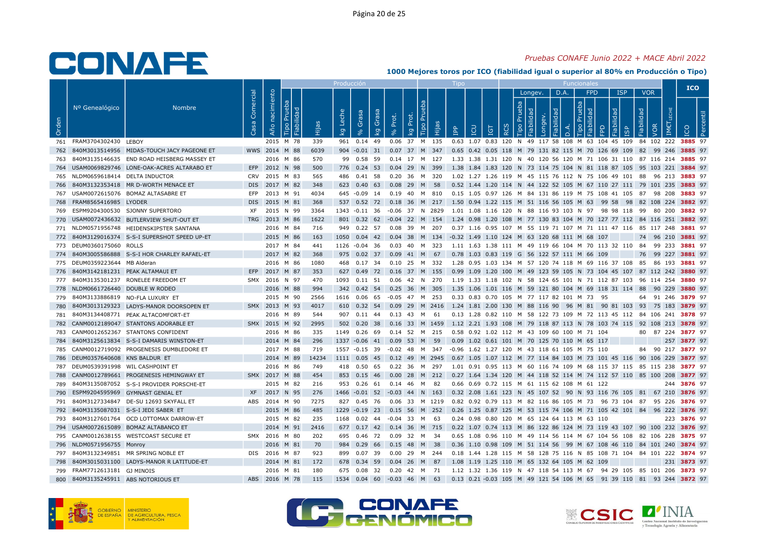Pruebas CONAFE Junio 2022 + MACE Abril 2022

## 1000 Mejores toros por ICO (fiabilidad igual o superior al 80% en Producción o Tipo)

| Orden | Nº Genealógico | Nombre | Casa Comercial | Año nacimiento | Producción Tipo Prueba | Producción Fiabilidad | Hijas | kg Leche | % Grasa | kg Grasa | % Prot. | kg Prot. | Tipo Tipo Prueba | Tipo Hijas | IPP | ICU | IGT | RCS | Longev. Tipo Prueba | Longev. Fiabilidad | Longev. | D.A. Fiabilidad | D.A. | FPD Tipo Prueba | FPD Fiabilidad | FPD | ISP Fiabilidad | ISP | VOR Fiabilidad | VOR | IMET LECHE | ICO | ICO Percentil |
|---|---|---|---|---|---|---|---|---|---|---|---|---|---|---|---|---|---|---|---|---|---|---|---|---|---|---|---|---|---|---|---|---|---|
| 761 | FRAM3704302430 | LEBOY | | 2015 | M | 78 | 339 | 961 | 0.14 | 49 | 0.06 | 37 | M | 135 | 0.63 | 1.07 | 0.83 | 120 | N | 49 | 117 | 58 | 108 | M | 63 | 104 | 45 | 109 | 84 | 102 | 222 | 3885 | 97 |
| 762 | 840M3013514956 | MIDAS-TOUCH JACY PAGEONE ET | WWS | 2014 | M | 88 | 6039 | 904 | -0.01 | 31 | 0.07 | 37 | M | 347 | 0.65 | 0.42 | 0.05 | 118 | M | 79 | 131 | 82 | 115 | M | 70 | 126 | 69 | 109 | 82 | 99 | 246 | 3885 | 97 |
| 763 | 840M3135146635 | END ROAD HEISBERG MASSEY ET | | 2016 | M | 86 | 570 | 99 | 0.58 | 59 | 0.14 | 17 | M | 127 | 1.33 | 1.38 | 1.31 | 120 | N | 40 | 120 | 56 | 120 | M | 71 | 106 | 31 | 110 | 87 | 116 | 214 | 3885 | 97 |
| 764 | USAM0069829746 | LONE-OAK-ACRES ALTARABO ET | EFP | 2012 | N | 98 | 500 | 776 | 0.24 | 53 | 0.04 | 29 | N | 399 | 1.38 | 1.84 | 1.83 | 120 | N | 73 | 114 | 75 | 104 | N | 81 | 118 | 87 | 105 | 95 | 103 | 221 | 3884 | 97 |
| 765 | NLDM0659618414 | DELTA INDUCTOR | CRV | 2015 | M | 83 | 565 | 486 | 0.41 | 58 | 0.20 | 36 | M | 320 | 1.02 | 1.27 | 1.26 | 119 | M | 45 | 115 | 76 | 112 | N | 75 | 106 | 49 | 101 | 88 | 96 | 213 | 3883 | 97 |
| 766 | 840M3132353418 | MR D-WORTH MENACE ET | DIS | 2017 | M | 82 | 348 | 623 | 0.40 | 63 | 0.08 | 29 | M | 58 | 0.52 | 1.44 | 1.20 | 114 | N | 44 | 122 | 52 | 105 | M | 67 | 110 | 27 | 111 | 79 | 101 | 235 | 3883 | 97 |
| 767 | USAM0072615076 | BOMAZ ALTASABRE ET | EFP | 2013 | M | 91 | 4034 | 645 | -0.09 | 14 | 0.19 | 40 | M | 810 | 0.15 | 1.05 | 0.97 | 126 | M | 84 | 131 | 86 | 119 | M | 75 | 108 | 41 | 105 | 87 | 98 | 208 | 3883 | 97 |
| 768 | FRAM8565416985 | LYODER | DIS | 2015 | M | 81 | 368 | 537 | 0.52 | 72 | 0.18 | 36 | M | 217 | 1.50 | 0.94 | 1.22 | 115 | M | 51 | 116 | 56 | 105 | M | 63 | 99 | 58 | 98 | 82 | 108 | 224 | 3882 | 97 |
| 769 | ESPM9204300530 | SJONNY SUPERTORO | XF | 2015 | N | 99 | 3364 | 1343 | -0.11 | 36 | -0.06 | 37 | N | 2829 | 1.01 | 1.08 | 1.16 | 120 | N | 88 | 116 | 93 | 103 | N | 97 | 98 | 98 | 118 | 99 | 80 | 200 | 3882 | 97 |
| 770 | USAM0072436632 | BUTLERVIEW SHUT-OUT ET | TRG | 2013 | M | 86 | 1622 | 801 | 0.32 | 62 | -0.04 | 22 | M | 154 | 1.24 | 0.98 | 1.20 | 108 | M | 77 | 130 | 83 | 104 | M | 70 | 127 | 77 | 112 | 84 | 116 | 251 | 3882 | 97 |
| 771 | NLDM0571956748 | HEIDENSKIPSTER SANTANA | | 2016 | M | 84 | 716 | 949 | 0.22 | 57 | 0.08 | 39 | M | 207 | 0.37 | 1.16 | 0.95 | 107 | M | 55 | 119 | 71 | 107 | M | 71 | 111 | 47 | 116 | 85 | 117 | 248 | 3881 | 97 |
| 772 | 840M3129016374 | S-S-I SUPERSHOT SPEED UP-ET | | 2015 | M | 86 | 163 | 1050 | 0.04 | 42 | 0.04 | 38 | M | 134 | -0.32 | 1.49 | 1.10 | 124 | M | 63 | 120 | 68 | 111 | M | 68 | 107 | | | 74 | 96 | 210 | 3881 | 97 |
| 773 | DEUM0360175060 | ROLLS | | 2017 | M | 84 | 441 | 1126 | -0.04 | 36 | 0.03 | 40 | M | 323 | 1.11 | 1.63 | 1.38 | 111 | M | 49 | 119 | 66 | 104 | M | 70 | 113 | 32 | 110 | 84 | 99 | 233 | 3881 | 97 |
| 774 | 840M3005586888 | S-S-I HOR CHARLEY RAFAEL-ET | | 2017 | M | 82 | 368 | 975 | 0.02 | 37 | 0.09 | 41 | M | 67 | 0.78 | 1.03 | 0.83 | 119 | G | 56 | 122 | 57 | 111 | M | 66 | 109 | | | 76 | 99 | 227 | 3881 | 97 |
| 775 | DEUM0359223644 | MB Alderan | | 2016 | M | 86 | 1080 | 468 | 0.17 | 34 | 0.10 | 25 | M | 332 | 1.28 | 0.95 | 1.03 | 134 | M | 57 | 120 | 74 | 118 | M | 69 | 116 | 37 | 108 | 85 | 86 | 193 | 3881 | 97 |
| 776 | 840M3142181231 | PEAK ALTAMAUI ET | EFP | 2017 | M | 87 | 353 | 627 | 0.49 | 72 | 0.16 | 37 | M | 155 | 0.99 | 1.09 | 1.20 | 100 | M | 49 | 123 | 59 | 105 | N | 73 | 104 | 45 | 107 | 87 | 112 | 242 | 3880 | 97 |
| 777 | 840M3135301237 | RONELEE FREEDOM ET | SMX | 2016 | N | 97 | 470 | 1093 | 0.11 | 51 | 0.06 | 42 | N | 270 | 1.19 | 1.33 | 1.18 | 102 | N | 58 | 124 | 65 | 101 | N | 71 | 112 | 87 | 103 | 96 | 114 | 254 | 3880 | 97 |
| 778 | NLDM0661726440 | DOUBLE W RODEO | | 2016 | M | 88 | 994 | 342 | 0.42 | 54 | 0.25 | 36 | M | 305 | 1.35 | 1.06 | 1.01 | 116 | M | 59 | 121 | 80 | 104 | M | 69 | 118 | 31 | 114 | 88 | 90 | 229 | 3880 | 97 |
| 779 | 840M3133886819 | NO-FLA LUXURY ET | | 2015 | M | 90 | 2566 | 1616 | 0.06 | 65 | -0.05 | 47 | M | 253 | 0.33 | 0.83 | 0.70 | 105 | M | 77 | 117 | 82 | 101 | M | 73 | 95 | | | 64 | 91 | 246 | 3879 | 97 |
| 780 | 840M3013129323 | LADYS-MANOR DOORSOPEN ET | SMX | 2013 | M | 93 | 4017 | 610 | 0.32 | 54 | 0.09 | 29 | M | 2416 | 1.24 | 1.81 | 2.00 | 130 | M | 88 | 116 | 90 | 96 | M | 81 | 90 | 81 | 103 | 93 | 75 | 183 | 3879 | 97 |
| 781 | 840M3134408771 | PEAK ALTACOMFORT-ET | | 2016 | M | 89 | 544 | 907 | 0.11 | 44 | 0.13 | 43 | M | 61 | 0.13 | 1.28 | 0.82 | 110 | M | 58 | 122 | 73 | 109 | M | 72 | 113 | 45 | 112 | 84 | 106 | 241 | 3878 | 97 |
| 782 | CANM0012189047 | STANTONS ADORABLE ET | SMX | 2015 | M | 92 | 2995 | 502 | 0.20 | 38 | 0.16 | 33 | M | 1459 | 1.12 | 2.21 | 1.93 | 108 | M | 79 | 118 | 87 | 113 | N | 78 | 103 | 74 | 115 | 92 | 108 | 213 | 3878 | 97 |
| 783 | CANM0012652367 | STANTONS CONFIDENT | | 2016 | M | 86 | 335 | 1149 | 0.26 | 69 | 0.14 | 52 | M | 215 | 0.58 | 0.92 | 1.02 | 112 | M | 43 | 109 | 60 | 100 | M | 71 | 104 | | | 80 | 87 | 224 | 3877 | 97 |
| 784 | 840M3125613834 | S-S-I DAMARIS WINSTON-ET | | 2014 | M | 84 | 296 | 1337 | -0.06 | 41 | 0.09 | 53 | M | 59 | 0.09 | 1.02 | 0.61 | 101 | M | 70 | 125 | 70 | 110 | M | 65 | 117 | | | | | 257 | 3877 | 97 |
| 785 | CANM0012719092 | PROGENESIS DUMBLEDORE ET | | 2017 | M | 88 | 719 | 1557 | -0.15 | 39 | -0.02 | 48 | M | 347 | -0.96 | 1.62 | 1.27 | 120 | M | 43 | 118 | 61 | 105 | M | 75 | 110 | | | 84 | 90 | 217 | 3877 | 97 |
| 786 | DEUM0357640608 | KNS BALDUR ET | | 2014 | M | 89 | 14234 | 1111 | 0.05 | 45 | 0.12 | 49 | M | 2945 | 0.67 | 1.05 | 1.07 | 112 | M | 77 | 114 | 84 | 103 | M | 73 | 101 | 45 | 116 | 90 | 106 | 229 | 3877 | 97 |
| 787 | DEUM0539391998 | WIL CASHPOINT ET | | 2016 | M | 86 | 749 | 418 | 0.50 | 65 | 0.22 | 36 | M | 297 | 1.01 | 0.91 | 0.95 | 113 | M | 60 | 116 | 74 | 109 | M | 68 | 115 | 37 | 115 | 85 | 115 | 238 | 3877 | 97 |
| 788 | CANM0012789661 | PROGENESIS HEMINGWAY ET | SMX | 2017 | M | 88 | 454 | 853 | 0.15 | 46 | 0.00 | 28 | M | 212 | 0.27 | 1.64 | 1.34 | 120 | M | 44 | 118 | 52 | 114 | M | 74 | 112 | 57 | 110 | 85 | 100 | 208 | 3877 | 97 |
| 789 | 840M3135087052 | S-S-I PROVIDER PORSCHE-ET | | 2015 | M | 82 | 216 | 953 | 0.26 | 61 | 0.14 | 46 | M | 82 | 0.66 | 0.69 | 0.72 | 115 | M | 61 | 115 | 62 | 108 | M | 61 | 122 | | | | | 244 | 3876 | 97 |
| 790 | ESPM9204595969 | GYMNAST GENIAL ET | XF | 2017 | N | 95 | 276 | 1466 | -0.01 | 52 | -0.03 | 44 | N | 163 | 0.32 | 2.08 | 1.61 | 123 | N | 45 | 107 | 52 | 90 | N | 93 | 116 | 76 | 105 | 81 | 67 | 210 | 3876 | 97 |
| 791 | 840M3127334847 | DE-SU 12693 SKYFALL ET | ABS | 2014 | M | 90 | 7275 | 827 | 0.45 | 76 | 0.06 | 33 | M | 1219 | 0.82 | 0.92 | 0.79 | 113 | M | 82 | 116 | 86 | 105 | M | 73 | 96 | 73 | 104 | 87 | 95 | 226 | 3876 | 97 |
| 792 | 840M3135087031 | S-S-I JEDI SABER ET | | 2015 | M | 86 | 485 | 1229 | -0.19 | 23 | 0.15 | 56 | M | 252 | 0.26 | 1.25 | 0.87 | 125 | M | 53 | 115 | 74 | 106 | M | 71 | 105 | 42 | 101 | 84 | 96 | 222 | 3876 | 97 |
| 793 | 840M3127601764 | OCD LOTTOMAX DARROW-ET | | 2015 | M | 82 | 235 | 1168 | 0.02 | 44 | -0.04 | 33 | M | 63 | 0.24 | 0.98 | 0.80 | 120 | M | 65 | 124 | 64 | 113 | M | 63 | 110 | | | | | 223 | 3876 | 97 |
| 794 | USAM0072615089 | BOMAZ ALTABANCO ET | | 2014 | M | 91 | 2416 | 677 | 0.17 | 42 | 0.14 | 36 | M | 715 | 0.22 | 1.07 | 0.74 | 113 | M | 86 | 122 | 86 | 124 | M | 73 | 119 | 43 | 107 | 90 | 100 | 232 | 3876 | 97 |
| 795 | CANM0012638155 | WESTCOAST SECURE ET | SMX | 2016 | M | 80 | 202 | 695 | 0.46 | 72 | 0.09 | 32 | M | 34 | 0.65 | 1.08 | 0.96 | 110 | M | 49 | 114 | 56 | 114 | M | 67 | 104 | 56 | 108 | 82 | 106 | 228 | 3875 | 97 |
| 796 | NLDM0571956755 | Monroy | | 2016 | M | 81 | 70 | 984 | 0.29 | 66 | 0.15 | 48 | M | 38 | 0.36 | 1.10 | 0.98 | 109 | M | 51 | 114 | 56 | 99 | M | 67 | 108 | 46 | 110 | 84 | 101 | 240 | 3874 | 97 |
| 797 | 840M3132349851 | MR SPRING NOBLE ET | DIS | 2016 | M | 87 | 923 | 899 | 0.07 | 39 | 0.00 | 29 | M | 244 | 0.18 | 1.44 | 1.28 | 115 | M | 58 | 128 | 75 | 116 | N | 85 | 108 | 71 | 104 | 84 | 101 | 222 | 3874 | 97 |
| 798 | 840M3015031100 | LADYS-MANOR R LATITUDE-ET | | 2014 | M | 81 | 172 | 678 | 0.34 | 59 | 0.04 | 26 | M | 87 | 1.08 | 1.19 | 1.25 | 110 | M | 65 | 132 | 64 | 105 | M | 62 | 109 | | | | | 231 | 3873 | 97 |
| 799 | FRAM7712613181 | GJ MINOIS | | 2016 | M | 81 | 180 | 675 | 0.08 | 32 | 0.20 | 42 | M | 71 | 1.12 | 1.32 | 1.36 | 119 | N | 47 | 118 | 54 | 113 | M | 67 | 94 | 29 | 105 | 85 | 101 | 206 | 3873 | 97 |
| 800 | 840M3135245911 | ABS NOTORIOUS ET | ABS | 2016 | M | 78 | 115 | 1534 | 0.04 | 60 | -0.03 | 46 | M | 63 | 0.13 | 0.21 | -0.03 | 105 | M | 49 | 121 | 54 | 106 | M | 65 | 91 | 39 | 110 | 81 | 93 | 244 | 3872 | 97 |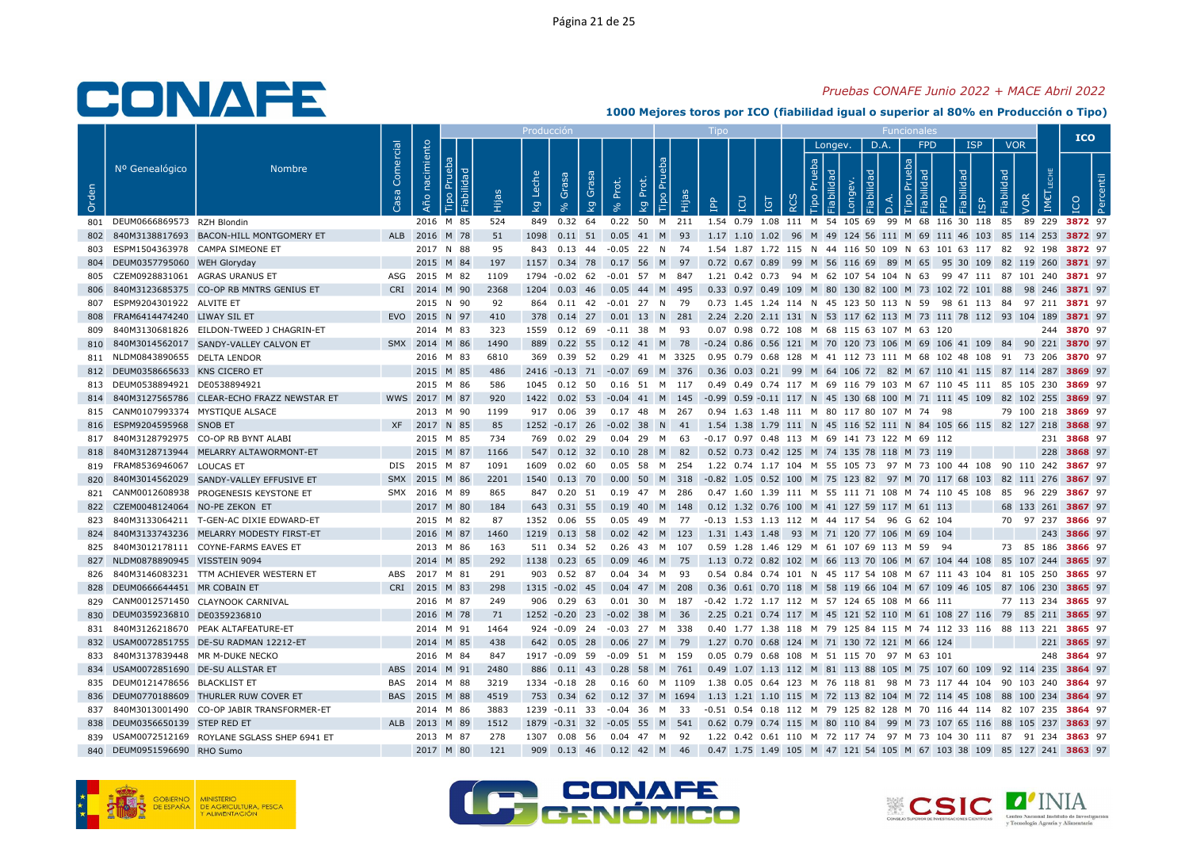# CONAFE

*Pruebas CONAFE Junio 2022 + MACE Abril 2022*

**1000 Mejores toros por ICO (fiabilidad igual o superior al 80% en Producción o Tipo)**

| Orden | Nº Genealógico | Nombre | Casa Comercial | Año nacimiento | Producción | | | | | | | | Tipo | | | | | Funcionales | | | | | | | | | | | | | IMCT LECHE | ICO | |
|---|---|---|---|---|---|---|---|---|---|---|---|---|---|---|---|---|---|---|---|---|---|---|---|---|---|---|---|---|---|---|---|---|---|
| | | | | | Tipo Prueba | Fiabilidad | Hijas | kg Leche | % Grasa | kg Grasa | % Prot. | kg Prot. | Tipo Prueba | Hijas | IPP | ICU | IGT | RCS | Longev. | | | D.A. | | FPD | | | ISP | | VOR | | | | |
| | | | | | | | | | | | | | | | | | | | Tipo Prueba | Fiabilidad | Longev. | Fiabilidad | D.A. | Tipo Prueba | Fiabilidad | FPD | Fiabilidad | ISP | Fiabilidad | VOR | | ICO | Percentil |
| 801 | DEUM0666869573 | RZH Blondin | | 2016 | M | 85 | 524 | 849 | 0.32 | 64 | 0.22 | 50 | M | 211 | 1.54 | 0.79 | 1.08 | 111 | M | 54 | 105 | 69 | 99 | M | 68 | 116 | 30 | 118 | 85 | 89 | 229 | 3872 | 97 |
| 802 | 840M3138817693 | BACON-HILL MONTGOMERY ET | ALB | 2016 | M | 78 | 51 | 1098 | 0.11 | 51 | 0.05 | 41 | M | 93 | 1.17 | 1.10 | 1.02 | 96 | M | 49 | 124 | 56 | 111 | M | 69 | 111 | 46 | 103 | 85 | 114 | 253 | 3872 | 97 |
| 803 | ESPM1504363978 | CAMPA SIMEONE ET | | 2017 | N | 88 | 95 | 843 | 0.13 | 44 | -0.05 | 22 | N | 74 | 1.54 | 1.87 | 1.72 | 115 | N | 44 | 116 | 50 | 109 | N | 63 | 101 | 63 | 117 | 82 | 92 | 198 | 3872 | 97 |
| 804 | DEUM0357795060 | WEH Gloryday | | 2015 | M | 84 | 197 | 1157 | 0.34 | 78 | 0.17 | 56 | M | 97 | 0.72 | 0.67 | 0.89 | 99 | M | 56 | 116 | 69 | 89 | M | 65 | 95 | 30 | 109 | 82 | 119 | 260 | 3871 | 97 |
| 805 | CZEM0928831061 | AGRAS URANUS ET | ASG | 2015 | M | 82 | 1109 | 1794 | -0.02 | 62 | -0.01 | 57 | M | 847 | 1.21 | 0.42 | 0.73 | 94 | M | 62 | 107 | 54 | 104 | N | 63 | 99 | 47 | 111 | 87 | 101 | 240 | 3871 | 97 |
| 806 | 840M3123685375 | CO-OP RB MNTRS GENIUS ET | CRI | 2014 | M | 90 | 2368 | 1204 | 0.03 | 46 | 0.05 | 44 | M | 495 | 0.33 | 0.97 | 0.49 | 109 | M | 80 | 130 | 82 | 100 | M | 73 | 102 | 72 | 101 | 88 | 98 | 246 | 3871 | 97 |
| 807 | ESPM9204301922 | ALVITE ET | | 2015 | N | 90 | 92 | 864 | 0.11 | 42 | -0.01 | 27 | N | 79 | 0.73 | 1.45 | 1.24 | 114 | N | 45 | 123 | 50 | 113 | N | 59 | 98 | 61 | 113 | 84 | 97 | 211 | 3871 | 97 |
| 808 | FRAM6414474240 | LIWAY SIL ET | EVO | 2015 | N | 97 | 410 | 378 | 0.14 | 27 | 0.01 | 13 | N | 281 | 2.24 | 2.20 | 2.11 | 131 | N | 53 | 117 | 62 | 113 | M | 73 | 111 | 78 | 112 | 93 | 104 | 189 | 3871 | 97 |
| 809 | 840M3130681826 | EILDON-TWEED J CHAGRIN-ET | | 2014 | M | 83 | 323 | 1559 | 0.12 | 69 | -0.11 | 38 | M | 93 | 0.07 | 0.98 | 0.72 | 108 | M | 68 | 115 | 63 | 107 | M | 63 | 120 | | | | | 244 | 3870 | 97 |
| 810 | 840M3014562017 | SANDY-VALLEY CALVON ET | SMX | 2014 | M | 86 | 1490 | 889 | 0.22 | 55 | 0.12 | 41 | M | 78 | -0.24 | 0.86 | 0.56 | 121 | M | 70 | 120 | 73 | 106 | M | 69 | 106 | 41 | 109 | 84 | 90 | 221 | 3870 | 97 |
| 811 | NLDM0843890655 | DELTA LENDOR | | 2016 | M | 83 | 6810 | 369 | 0.39 | 52 | 0.29 | 41 | M | 3325 | 0.95 | 0.79 | 0.68 | 128 | M | 41 | 112 | 73 | 111 | M | 68 | 102 | 48 | 108 | 91 | 73 | 206 | 3870 | 97 |
| 812 | DEUM0358665633 | KNS CICERO ET | | 2015 | M | 85 | 486 | 2416 | -0.13 | 71 | -0.07 | 69 | M | 376 | 0.36 | 0.03 | 0.21 | 99 | M | 64 | 106 | 72 | 82 | M | 67 | 110 | 41 | 115 | 87 | 114 | 287 | 3869 | 97 |
| 813 | DEUM0538894921 | DE0538894921 | | 2015 | M | 86 | 586 | 1045 | 0.12 | 50 | 0.16 | 51 | M | 117 | 0.49 | 0.49 | 0.74 | 117 | M | 69 | 116 | 79 | 103 | M | 67 | 110 | 45 | 111 | 85 | 105 | 230 | 3869 | 97 |
| 814 | 840M3127565786 | CLEAR-ECHO FRAZZ NEWSTAR ET | WWS | 2017 | M | 87 | 920 | 1422 | 0.02 | 53 | -0.04 | 41 | M | 145 | -0.99 | 0.59 | -0.11 | 117 | M | 45 | 130 | 68 | 100 | M | 71 | 111 | 45 | 109 | 82 | 102 | 255 | 3869 | 97 |
| 815 | CANM0107993374 | MYSTIQUE ALSACE | | 2013 | M | 90 | 1199 | 917 | 0.06 | 39 | 0.17 | 48 | M | 267 | 0.94 | 1.63 | 1.48 | 111 | M | 80 | 117 | 80 | 107 | M | 74 | 98 | | | 79 | 100 | 218 | 3869 | 97 |
| 816 | ESPM9204595968 | SNOB ET | XF | 2017 | N | 85 | 85 | 1252 | -0.17 | 26 | -0.02 | 38 | N | 41 | 1.54 | 1.38 | 1.79 | 111 | N | 45 | 116 | 52 | 111 | N | 84 | 105 | 66 | 115 | 82 | 127 | 218 | 3868 | 97 |
| 817 | 840M3128792975 | CO-OP RB BYNT ALABI | | 2015 | M | 85 | 734 | 769 | 0.02 | 29 | 0.04 | 29 | M | 63 | -0.17 | 0.97 | 0.48 | 113 | M | 69 | 141 | 73 | 122 | M | 69 | 112 | | | | | 231 | 3868 | 97 |
| 818 | 840M3128713944 | MELARRY ALTAWORMONT-ET | | 2015 | M | 87 | 1166 | 547 | 0.12 | 32 | 0.10 | 28 | M | 82 | 0.52 | 0.73 | 0.42 | 125 | M | 74 | 135 | 78 | 118 | M | 73 | 119 | | | | | 228 | 3868 | 97 |
| 819 | FRAM8536946067 | LOUCAS ET | DIS | 2015 | M | 87 | 1091 | 1609 | 0.02 | 60 | 0.05 | 58 | M | 254 | 1.22 | 0.74 | 1.17 | 104 | M | 55 | 105 | 73 | 97 | M | 73 | 100 | 44 | 108 | 90 | 110 | 242 | 3867 | 97 |
| 820 | 840M3014562029 | SANDY-VALLEY EFFUSIVE ET | SMX | 2015 | M | 86 | 2201 | 1540 | 0.13 | 70 | 0.00 | 50 | M | 318 | -0.82 | 1.05 | 0.52 | 100 | M | 75 | 123 | 82 | 97 | M | 70 | 117 | 68 | 103 | 82 | 111 | 276 | 3867 | 97 |
| 821 | CANM0012608938 | PROGENESIS KEYSTONE ET | SMX | 2016 | M | 89 | 865 | 847 | 0.20 | 51 | 0.19 | 47 | M | 286 | 0.47 | 1.60 | 1.39 | 111 | M | 55 | 111 | 71 | 108 | M | 74 | 110 | 45 | 108 | 85 | 96 | 229 | 3867 | 97 |
| 822 | CZEM0048124064 | NO-PE ZEKON ET | | 2017 | M | 80 | 184 | 643 | 0.31 | 55 | 0.19 | 40 | M | 148 | 0.12 | 1.32 | 0.76 | 100 | M | 41 | 127 | 59 | 117 | M | 61 | 113 | | | 68 | 133 | 261 | 3867 | 97 |
| 823 | 840M3133064211 | T-GEN-AC DIXIE EDWARD-ET | | 2015 | M | 82 | 87 | 1352 | 0.06 | 55 | 0.05 | 49 | M | 77 | -0.13 | 1.53 | 1.13 | 112 | M | 44 | 117 | 54 | 96 | G | 62 | 104 | | | 70 | 97 | 237 | 3866 | 97 |
| 824 | 840M3133743236 | MELARRY MODESTY FIRST-ET | | 2016 | M | 87 | 1460 | 1219 | 0.13 | 58 | 0.02 | 42 | M | 123 | 1.31 | 1.43 | 1.48 | 93 | M | 71 | 120 | 77 | 106 | M | 69 | 104 | | | | | 243 | 3866 | 97 |
| 825 | 840M3012178111 | COYNE-FARMS EAVES ET | | 2013 | M | 86 | 163 | 511 | 0.34 | 52 | 0.26 | 43 | M | 107 | 0.59 | 1.28 | 1.46 | 129 | M | 61 | 107 | 69 | 113 | M | 59 | 94 | | | 73 | 85 | 186 | 3866 | 97 |
| 827 | NLDM0878890945 | VISSTEIN 9094 | | 2014 | M | 85 | 292 | 1138 | 0.23 | 65 | 0.09 | 46 | M | 75 | 1.13 | 0.72 | 0.82 | 102 | M | 66 | 113 | 70 | 106 | M | 67 | 104 | 44 | 108 | 85 | 107 | 244 | 3865 | 97 |
| 826 | 840M3146083231 | TTM ACHIEVER WESTERN ET | ABS | 2017 | M | 81 | 291 | 903 | 0.52 | 87 | 0.04 | 34 | M | 93 | 0.54 | 0.84 | 0.74 | 101 | N | 45 | 117 | 54 | 108 | M | 67 | 111 | 43 | 104 | 81 | 105 | 250 | 3865 | 97 |
| 828 | DEUM0666644451 | MR COBAIN ET | CRI | 2015 | M | 83 | 298 | 1315 | -0.02 | 45 | 0.04 | 47 | M | 208 | 0.36 | 0.61 | 0.70 | 118 | M | 58 | 119 | 66 | 104 | M | 67 | 109 | 46 | 105 | 87 | 106 | 230 | 3865 | 97 |
| 829 | CANM0012571450 | CLAYNOOK CARNIVAL | | 2016 | M | 87 | 249 | 906 | 0.29 | 63 | 0.01 | 30 | M | 187 | -0.42 | 1.72 | 1.17 | 112 | M | 57 | 124 | 65 | 108 | M | 66 | 111 | | | 77 | 113 | 234 | 3865 | 97 |
| 830 | DEUM0359236810 | DE0359236810 | | 2016 | M | 78 | 71 | 1252 | -0.20 | 23 | -0.02 | 38 | M | 36 | 2.25 | 0.21 | 0.74 | 117 | M | 45 | 121 | 52 | 110 | M | 61 | 108 | 27 | 116 | 79 | 85 | 211 | 3865 | 97 |
| 831 | 840M3126218670 | PEAK ALTAFEATURE-ET | | 2014 | M | 91 | 1464 | 924 | -0.09 | 24 | -0.03 | 27 | M | 338 | 0.40 | 1.77 | 1.38 | 118 | M | 79 | 125 | 84 | 115 | M | 74 | 112 | 33 | 116 | 88 | 113 | 221 | 3865 | 97 |
| 832 | USAM0072851755 | DE-SU RADMAN 12212-ET | | 2014 | M | 85 | 438 | 642 | 0.05 | 28 | 0.06 | 27 | M | 79 | 1.27 | 0.70 | 0.68 | 124 | M | 71 | 130 | 72 | 121 | M | 66 | 124 | | | | | 221 | 3865 | 97 |
| 833 | 840M3137839448 | MR M-DUKE NECKO | | 2016 | M | 84 | 847 | 1917 | -0.09 | 59 | -0.09 | 51 | M | 159 | 0.05 | 0.79 | 0.68 | 108 | M | 51 | 115 | 70 | 97 | M | 63 | 101 | | | | | 248 | 3864 | 97 |
| 834 | USAM0072851690 | DE-SU ALLSTAR ET | ABS | 2014 | M | 91 | 2480 | 886 | 0.11 | 43 | 0.28 | 58 | M | 761 | 0.49 | 1.07 | 1.13 | 112 | M | 81 | 113 | 88 | 105 | M | 75 | 107 | 60 | 109 | 92 | 114 | 235 | 3864 | 97 |
| 835 | DEUM0121478656 | BLACKLIST ET | BAS | 2014 | M | 88 | 3219 | 1334 | -0.18 | 28 | 0.16 | 60 | M | 1109 | 1.38 | 0.05 | 0.64 | 123 | M | 76 | 118 | 81 | 98 | M | 73 | 117 | 44 | 104 | 90 | 103 | 240 | 3864 | 97 |
| 836 | DEUM0770188609 | THURLER RUW COVER ET | BAS | 2015 | M | 88 | 4519 | 753 | 0.34 | 62 | 0.12 | 37 | M | 1694 | 1.13 | 1.21 | 1.10 | 115 | M | 72 | 113 | 82 | 104 | M | 72 | 114 | 45 | 108 | 88 | 100 | 234 | 3864 | 97 |
| 837 | 840M3013001490 | CO-OP JABIR TRANSFORMER-ET | | 2014 | M | 86 | 3883 | 1239 | -0.11 | 33 | -0.04 | 36 | M | 33 | -0.51 | 0.54 | 0.18 | 112 | M | 79 | 125 | 82 | 128 | M | 70 | 116 | 44 | 114 | 82 | 107 | 235 | 3864 | 97 |
| 838 | DEUM0356650139 | STEP RED ET | ALB | 2013 | M | 89 | 1512 | 1879 | -0.31 | 32 | -0.05 | 55 | M | 541 | 0.62 | 0.79 | 0.74 | 115 | M | 80 | 110 | 84 | 99 | M | 73 | 107 | 65 | 116 | 88 | 105 | 237 | 3863 | 97 |
| 839 | USAM0072512169 | ROYLANE SGLASS SHEP 6941 ET | | 2013 | M | 87 | 278 | 1307 | 0.08 | 56 | 0.04 | 47 | M | 92 | 1.22 | 0.42 | 0.61 | 110 | M | 72 | 117 | 74 | 97 | M | 73 | 104 | 30 | 111 | 87 | 91 | 234 | 3863 | 97 |
| 840 | DEUM0951596690 | RHO Sumo | | 2017 | M | 80 | 121 | 909 | 0.13 | 46 | 0.12 | 42 | M | 46 | 0.47 | 1.75 | 1.49 | 105 | M | 47 | 121 | 54 | 105 | M | 67 | 103 | 38 | 109 | 85 | 127 | 241 | 3863 | 97 |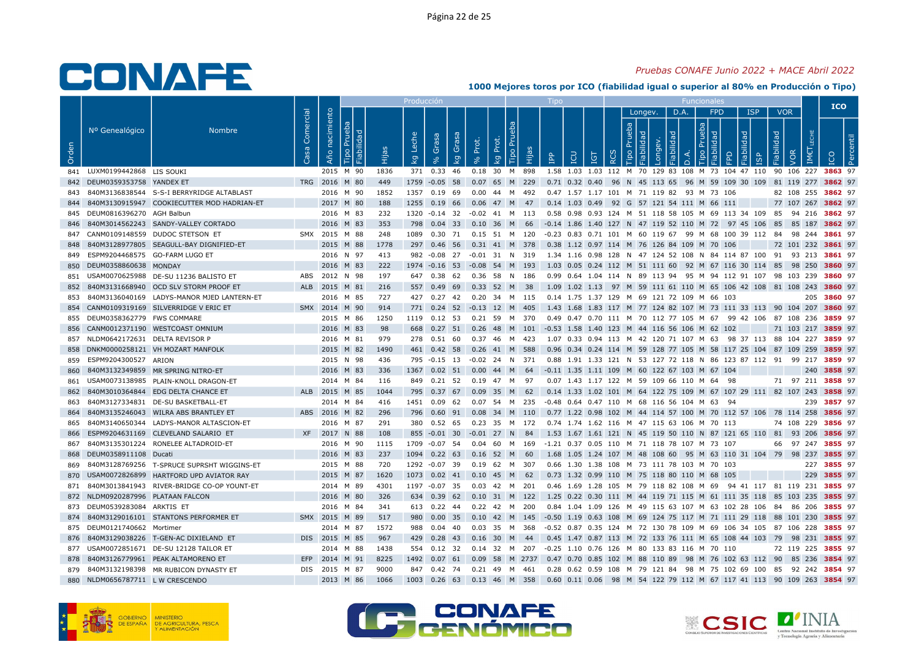Pruebas CONAFE Junio 2022 + MACE Abril 2022

## 1000 Mejores toros por ICO (fiabilidad igual o superior al 80% en Producción o Tipo)

| Orden | Nº Genealógico | Nombre | Casa Comercial | Año nacimiento | Producción | | | | | | | | | | Tipo | | | | | | Funcionales | | | | | | | | | | | | | | | ICO | |
|---|---|---|---|---|---|---|---|---|---|---|---|---|---|---|---|---|---|---|---|---|---|---|---|---|---|---|---|---|---|---|---|---|---|---|---|---|---|
| | | | | | Tipo Prueba | Fiabilidad | Hijas | kg Leche | % Grasa | kg Grasa | % Prot. | kg Prot. | Tipo Prueba | Hijas | IPP | ICU | IGT | RCS | Longev. | | | D.A. | | FPD | | | | ISP | | VOR | | IMET LECHE | ICO | Percentil |
| | | | | | | | | | | | | | | | | | | | Tipo Prueba | Fiabilidad | Longev. | Fiabilidad | D.A. | Tipo Prueba | Fiabilidad | FPD | Fiabilidad | ISP | Fiabilidad | VOR | | | |
| 841 | LUXM0199442868 | LIS SOUKI | | 2015 | M | 90 | 1836 | 371 | 0.33 | 46 | 0.18 | 30 | M | 898 | 1.58 | 1.03 | 1.03 | 112 | M | 70 | 129 | 83 | 108 | M | 73 | 104 | 47 | 110 | 90 | 106 | 227 | 3863 | 97 |
| 842 | DEUM0359353758 | YANDEX ET | TRG | 2016 | M | 80 | 449 | 1759 | -0.05 | 58 | 0.07 | 65 | M | 229 | 0.71 | 0.32 | 0.40 | 96 | N | 45 | 113 | 65 | 96 | M | 59 | 109 | 30 | 109 | 81 | 119 | 277 | 3862 | 97 |
| 843 | 840M3136838544 | S-S-I BERRYRIDGE ALTABLAST | | 2016 | M | 90 | 1852 | 1357 | 0.19 | 69 | 0.00 | 44 | M | 492 | 0.47 | 1.57 | 1.17 | 101 | M | 71 | 119 | 82 | 93 | M | 73 | 106 | | | 82 | 108 | 255 | 3862 | 97 |
| 844 | 840M3130915947 | COOKIECUTTER MOD HADRIAN-ET | | 2017 | M | 80 | 188 | 1255 | 0.19 | 66 | 0.06 | 47 | M | 47 | 0.14 | 1.03 | 0.49 | 92 | G | 57 | 121 | 54 | 111 | M | 66 | 111 | | | 77 | 107 | 267 | 3862 | 97 |
| 845 | DEUM0816396270 | AGH Balbun | | 2016 | M | 83 | 232 | 1320 | -0.14 | 32 | -0.02 | 41 | M | 113 | 0.58 | 0.98 | 0.93 | 124 | M | 51 | 118 | 58 | 105 | M | 69 | 113 | 34 | 109 | 85 | 94 | 216 | 3862 | 97 |
| 846 | 840M3014562243 | SANDY-VALLEY CORTADO | | 2016 | M | 83 | 353 | 798 | 0.04 | 33 | 0.10 | 36 | M | 66 | -0.14 | 1.86 | 1.40 | 127 | N | 47 | 119 | 52 | 110 | M | 72 | 97 | 45 | 106 | 85 | 85 | 187 | 3862 | 97 |
| 847 | CANM0109148559 | DUDOC STETSON ET | SMX | 2015 | M | 88 | 248 | 1089 | 0.30 | 71 | 0.15 | 51 | M | 120 | -0.23 | 0.83 | 0.71 | 101 | M | 60 | 119 | 67 | 99 | M | 68 | 100 | 39 | 112 | 84 | 98 | 244 | 3861 | 97 |
| 848 | 840M3128977805 | SEAGULL-BAY DIGNIFIED-ET | | 2015 | M | 88 | 1778 | 297 | 0.46 | 56 | 0.31 | 41 | M | 378 | 0.38 | 1.12 | 0.97 | 114 | M | 76 | 126 | 84 | 109 | M | 70 | 106 | | | 72 | 101 | 232 | 3861 | 97 |
| 849 | ESPM9204468575 | GO-FARM LUGO ET | | 2016 | N | 97 | 413 | 982 | -0.08 | 27 | -0.01 | 31 | N | 319 | 1.34 | 1.16 | 0.98 | 128 | N | 47 | 124 | 52 | 108 | N | 84 | 114 | 87 | 100 | 91 | 93 | 213 | 3861 | 97 |
| 850 | DEUM0358860638 | MONDAY | | 2016 | M | 83 | 222 | 1974 | -0.16 | 53 | -0.08 | 54 | M | 193 | 1.03 | 0.05 | 0.24 | 112 | M | 51 | 111 | 60 | 92 | M | 67 | 116 | 30 | 114 | 85 | 98 | 250 | 3860 | 97 |
| 851 | USAM0070625988 | DE-SU 11236 BALISTO ET | ABS | 2012 | N | 98 | 197 | 647 | 0.38 | 62 | 0.36 | 58 | N | 186 | 0.99 | 0.64 | 1.04 | 114 | N | 89 | 113 | 94 | 95 | M | 94 | 112 | 91 | 107 | 98 | 103 | 239 | 3860 | 97 |
| 852 | 840M3131668940 | OCD SLV STORM PROOF ET | ALB | 2015 | M | 81 | 216 | 557 | 0.49 | 69 | 0.33 | 52 | M | 38 | 1.09 | 1.02 | 1.13 | 97 | M | 59 | 111 | 61 | 110 | M | 65 | 106 | 42 | 108 | 81 | 108 | 243 | 3860 | 97 |
| 853 | 840M3136040169 | LADYS-MANOR MJED LANTERN-ET | | 2016 | M | 85 | 727 | 427 | 0.27 | 42 | 0.20 | 34 | M | 115 | 0.14 | 1.75 | 1.37 | 129 | M | 69 | 121 | 72 | 109 | M | 66 | 103 | | | | | 205 | 3860 | 97 |
| 854 | CANM0109319169 | SILVERRIDGE V ERIC ET | SMX | 2014 | M | 90 | 914 | 771 | 0.24 | 52 | -0.13 | 12 | M | 405 | 1.43 | 1.68 | 1.83 | 117 | M | 77 | 124 | 82 | 107 | M | 73 | 111 | 33 | 113 | 90 | 104 | 207 | 3860 | 97 |
| 855 | DEUM0358362779 | FWS COMMARE | | 2015 | M | 86 | 1250 | 1119 | 0.12 | 53 | 0.21 | 59 | M | 370 | 0.49 | 0.47 | 0.70 | 111 | M | 70 | 112 | 77 | 105 | M | 67 | 99 | 42 | 106 | 87 | 108 | 236 | 3859 | 97 |
| 856 | CANM0012371190 | WESTCOAST OMNIUM | | 2016 | M | 83 | 98 | 668 | 0.27 | 51 | 0.26 | 48 | M | 101 | -0.53 | 1.58 | 1.40 | 123 | M | 44 | 116 | 56 | 106 | M | 62 | 102 | | | 71 | 103 | 217 | 3859 | 97 |
| 857 | NLDM0642172631 | DELTA REVISOR P | | 2016 | M | 81 | 979 | 278 | 0.51 | 60 | 0.37 | 46 | M | 423 | 1.07 | 0.33 | 0.94 | 113 | M | 42 | 120 | 71 | 107 | M | 63 | 98 | 37 | 113 | 88 | 104 | 227 | 3859 | 97 |
| 858 | DNKM0000258121 | VH MOZART MANFOLK | | 2015 | M | 82 | 1490 | 461 | 0.42 | 58 | 0.26 | 41 | M | 588 | 0.96 | 0.34 | 0.24 | 114 | M | 59 | 128 | 77 | 105 | M | 58 | 117 | 25 | 104 | 87 | 109 | 259 | 3859 | 97 |
| 859 | ESPM9204300527 | ARION | | 2015 | N | 98 | 436 | 795 | -0.15 | 13 | -0.02 | 24 | N | 371 | 0.88 | 1.91 | 1.33 | 121 | N | 53 | 127 | 72 | 118 | N | 86 | 123 | 87 | 112 | 91 | 99 | 217 | 3859 | 97 |
| 860 | 840M3132349859 | MR SPRING NITRO-ET | | 2016 | M | 83 | 336 | 1367 | 0.02 | 51 | 0.00 | 44 | M | 64 | -0.11 | 1.35 | 1.11 | 109 | M | 60 | 122 | 67 | 103 | M | 67 | 104 | | | | | 240 | 3858 | 97 |
| 861 | USAM0073138985 | PLAIN-KNOLL DRAGON-ET | | 2014 | M | 84 | 116 | 849 | 0.21 | 52 | 0.19 | 47 | M | 97 | 0.07 | 1.43 | 1.17 | 122 | M | 59 | 109 | 66 | 110 | M | 64 | 98 | | | 71 | 97 | 211 | 3858 | 97 |
| 862 | 840M3010364844 | EDG DELTA CHANCE ET | ALB | 2015 | M | 85 | 1044 | 795 | 0.37 | 67 | 0.09 | 35 | M | 62 | 0.14 | 1.33 | 1.02 | 101 | M | 64 | 122 | 75 | 109 | M | 67 | 107 | 29 | 111 | 82 | 107 | 243 | 3858 | 97 |
| 863 | 840M3127334831 | DE-SU BASKETBALL-ET | | 2014 | M | 84 | 416 | 1451 | 0.09 | 62 | 0.07 | 54 | M | 235 | -0.48 | 0.64 | 0.47 | 110 | M | 68 | 116 | 56 | 104 | M | 63 | 94 | | | | | 239 | 3857 | 97 |
| 864 | 840M3135246043 | WILRA ABS BRANTLEY ET | ABS | 2016 | M | 82 | 296 | 796 | 0.60 | 91 | 0.08 | 34 | M | 110 | 0.77 | 1.22 | 0.98 | 102 | M | 44 | 114 | 57 | 100 | M | 70 | 112 | 57 | 106 | 78 | 114 | 258 | 3856 | 97 |
| 865 | 840M3140650344 | LADYS-MANOR ALTASCION-ET | | 2016 | M | 87 | 291 | 380 | 0.52 | 65 | 0.23 | 35 | M | 172 | 0.74 | 1.74 | 1.62 | 116 | M | 47 | 115 | 63 | 106 | M | 70 | 113 | | | 74 | 108 | 229 | 3856 | 97 |
| 866 | ESPM9204631169 | CLEVELAND SALARIO ET | XF | 2017 | N | 88 | 108 | 855 | -0.01 | 30 | -0.01 | 27 | N | 84 | 1.53 | 1.67 | 1.61 | 121 | N | 45 | 119 | 50 | 110 | N | 87 | 121 | 65 | 110 | 81 | 93 | 206 | 3856 | 97 |
| 867 | 840M3135301224 | RONELEE ALTADROID-ET | | 2016 | M | 90 | 1115 | 1709 | -0.07 | 54 | 0.04 | 60 | M | 169 | -1.21 | 0.37 | 0.05 | 110 | M | 71 | 118 | 78 | 107 | M | 73 | 107 | | | 66 | 97 | 247 | 3855 | 97 |
| 868 | DEUM0358911108 | Ducati | | 2016 | M | 83 | 237 | 1094 | 0.22 | 63 | 0.16 | 52 | M | 60 | 1.68 | 1.05 | 1.24 | 107 | M | 48 | 108 | 60 | 95 | M | 63 | 110 | 31 | 104 | 79 | 98 | 237 | 3855 | 97 |
| 869 | 840M3128769256 | T-SPRUCE SUPRSHT WIGGINS-ET | | 2015 | M | 88 | 720 | 1292 | -0.07 | 39 | 0.19 | 62 | M | 307 | 0.66 | 1.30 | 1.38 | 108 | M | 73 | 111 | 78 | 103 | M | 70 | 103 | | | | | 227 | 3855 | 97 |
| 870 | USAM0072826899 | HARTFORD UPD AVIATOR RAY | | 2015 | M | 87 | 1620 | 1073 | 0.02 | 41 | 0.10 | 45 | M | 62 | 0.73 | 1.32 | 0.99 | 110 | M | 75 | 118 | 80 | 110 | M | 68 | 105 | | | | | 229 | 3855 | 97 |
| 871 | 840M3013841943 | RIVER-BRIDGE CO-OP YOUNT-ET | | 2014 | M | 89 | 4301 | 1197 | -0.07 | 35 | 0.03 | 42 | M | 201 | 0.46 | 1.69 | 1.28 | 105 | M | 79 | 118 | 82 | 108 | M | 69 | 94 | 41 | 117 | 81 | 119 | 231 | 3855 | 97 |
| 872 | NLDM0920287996 | PLATAAN FALCON | | 2016 | M | 80 | 326 | 634 | 0.39 | 62 | 0.10 | 31 | M | 122 | 1.25 | 0.22 | 0.30 | 111 | M | 44 | 119 | 71 | 115 | M | 61 | 111 | 35 | 118 | 85 | 103 | 235 | 3855 | 97 |
| 873 | DEUM0539283084 | ARKTIS ET | | 2016 | M | 84 | 341 | 613 | 0.22 | 44 | 0.22 | 42 | M | 200 | 0.84 | 1.04 | 1.09 | 126 | M | 49 | 115 | 63 | 107 | M | 63 | 102 | 28 | 106 | 84 | 86 | 206 | 3855 | 97 |
| 874 | 840M3129016101 | STANTONS PERFORMER ET | SMX | 2015 | M | 89 | 517 | 980 | 0.00 | 35 | 0.10 | 42 | M | 145 | -0.50 | 1.19 | 0.63 | 108 | M | 69 | 124 | 75 | 117 | M | 71 | 111 | 29 | 118 | 88 | 101 | 230 | 3855 | 97 |
| 875 | DEUM0121740662 | Mortimer | | 2014 | M | 87 | 1572 | 988 | 0.04 | 40 | 0.03 | 35 | M | 368 | -0.52 | 0.87 | 0.35 | 124 | M | 72 | 130 | 78 | 109 | M | 69 | 106 | 34 | 105 | 87 | 106 | 228 | 3855 | 97 |
| 876 | 840M3129038226 | T-GEN-AC DIXIELAND ET | DIS | 2015 | M | 85 | 967 | 429 | 0.28 | 43 | 0.16 | 30 | M | 44 | 0.45 | 1.47 | 0.87 | 113 | M | 72 | 133 | 76 | 111 | M | 65 | 108 | 44 | 103 | 79 | 98 | 231 | 3855 | 97 |
| 877 | USAM0072851671 | DE-SU 12128 TAILOR ET | | 2014 | M | 88 | 1438 | 554 | 0.12 | 32 | 0.14 | 32 | M | 207 | -0.25 | 1.10 | 0.76 | 126 | M | 80 | 133 | 83 | 116 | M | 70 | 110 | | | 72 | 119 | 225 | 3855 | 97 |
| 878 | 840M3126779961 | PEAK ALTAMORENO ET | EFP | 2014 | M | 91 | 8225 | 1492 | 0.07 | 61 | 0.09 | 58 | M | 2737 | 0.47 | 0.70 | 0.85 | 102 | M | 88 | 110 | 89 | 98 | M | 76 | 102 | 63 | 112 | 90 | 85 | 236 | 3854 | 97 |
| 879 | 840M3132198398 | MR RUBICON DYNASTY ET | DIS | 2015 | M | 87 | 9000 | 847 | 0.42 | 74 | 0.21 | 49 | M | 461 | 0.28 | 0.62 | 0.59 | 108 | M | 79 | 121 | 84 | 98 | M | 75 | 102 | 69 | 100 | 85 | 92 | 242 | 3854 | 97 |
| 880 | NLDM0656787711 | L W CRESCENDO | | 2013 | M | 86 | 1066 | 1003 | 0.26 | 63 | 0.13 | 46 | M | 358 | 0.60 | 0.11 | 0.06 | 98 | M | 54 | 122 | 79 | 112 | M | 67 | 117 | 41 | 113 | 90 | 109 | 263 | 3854 | 97 |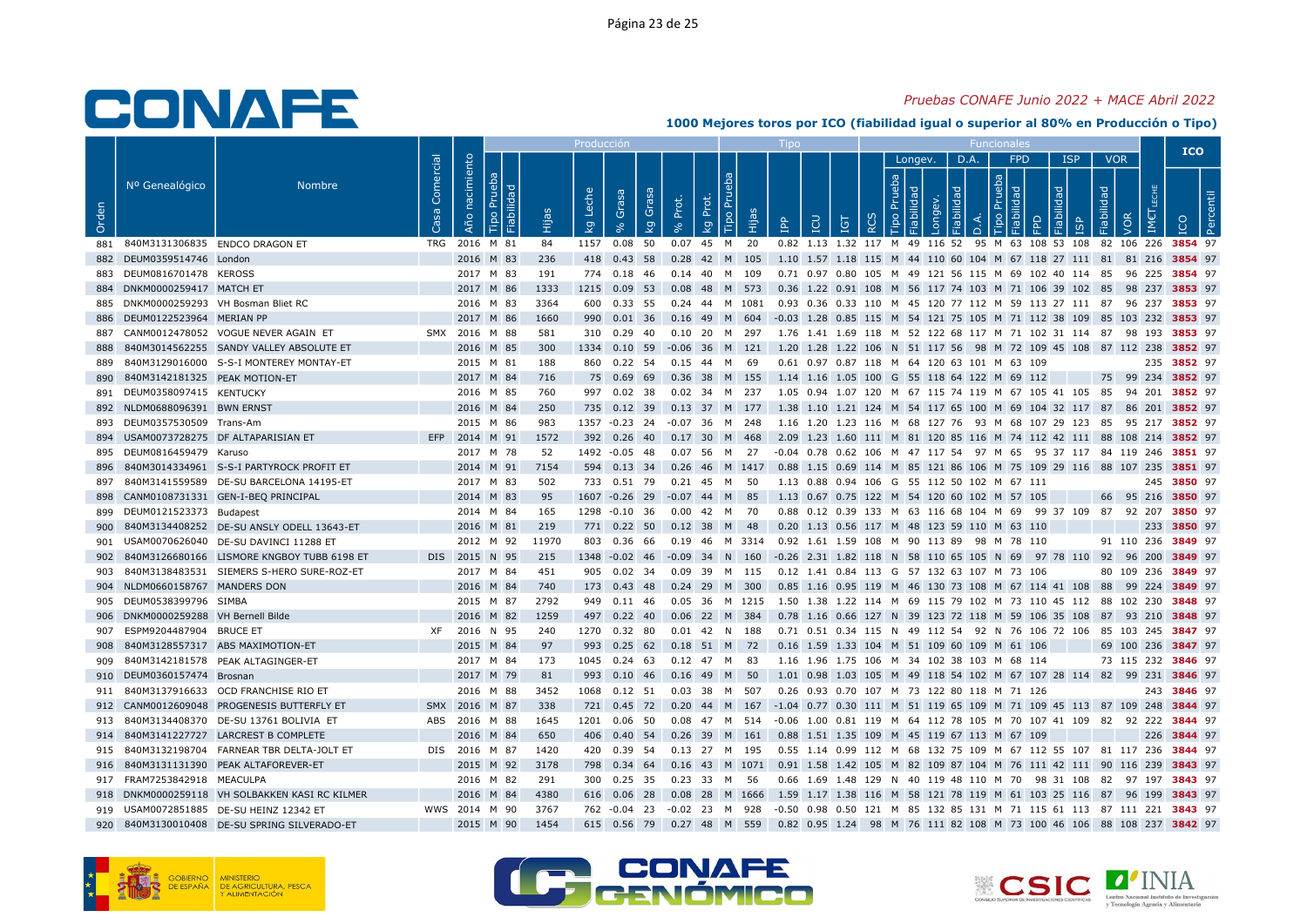# CONAFE

*Pruebas CONAFE Junio 2022 + MACE Abril 2022*

## 1000 Mejores toros por ICO (fiabilidad igual o superior al 80% en Producción o Tipo)

| | | | | | Producción | | | | | | | | | Tipo | | | | | | Funcionales | | | | | | | | | | | | | ICO | |
|---|---|---|---|---|---|---|---|---|---|---|---|---|---|---|---|---|---|---|---|---|---|---|---|---|---|---|---|---|---|---|---|---|---|---|
| | | | | | | | | | | | | | | | | | | | Longev. | | | D.A. | | FPD | | | ISP | | VOR | | | | | |
| Orden | Nº Genealógico | Nombre | Casa Comercial | Año nacimiento | Tipo Prueba | Fiabilidad | Hijas | kg Leche | % Grasa | kg Grasa | % Prot. | kg Prot. | Tipo Prueba | Hijas | IPP | ICU | IGT | RCS | Tipo Prueba | Fiabilidad | Longev. | Fiabilidad | D.A. | Tipo Prueba | Fiabilidad | FPD | Fiabilidad | ISP | Fiabilidad | VOR | IMCT LECHE | ICO | Percentil |
| 881 | 840M3131306835 | ENDCO DRAGON ET | TRG | 2016 | M | 81 | 84 | 1157 | 0.08 | 50 | 0.07 | 45 | M | 20 | 0.82 | 1.13 | 1.32 | 117 | M | 49 | 116 | 52 | 95 | M | 63 | 108 | 53 | 108 | 82 | 106 | 226 | 3854 | 97 |
| 882 | DEUM0359514746 | London | | 2016 | M | 83 | 236 | 418 | 0.43 | 58 | 0.28 | 42 | M | 105 | 1.10 | 1.57 | 1.18 | 115 | M | 44 | 110 | 60 | 104 | M | 67 | 118 | 27 | 111 | 81 | 81 | 216 | 3854 | 97 |
| 883 | DEUM0816701478 | KEROSS | | 2017 | M | 83 | 191 | 774 | 0.18 | 46 | 0.14 | 40 | M | 109 | 0.71 | 0.97 | 0.80 | 105 | M | 49 | 121 | 56 | 115 | M | 69 | 102 | 40 | 114 | 85 | 96 | 225 | 3854 | 97 |
| 884 | DNKM0000259417 | MATCH ET | | 2017 | M | 86 | 1333 | 1215 | 0.09 | 53 | 0.08 | 48 | M | 573 | 0.36 | 1.22 | 0.91 | 108 | M | 56 | 117 | 74 | 103 | M | 71 | 106 | 39 | 102 | 85 | 98 | 237 | 3853 | 97 |
| 885 | DNKM0000259293 | VH Bosman Bliet RC | | 2016 | M | 83 | 3364 | 600 | 0.33 | 55 | 0.24 | 44 | M | 1081 | 0.93 | 0.36 | 0.33 | 110 | M | 45 | 120 | 77 | 112 | M | 59 | 113 | 27 | 111 | 87 | 96 | 237 | 3853 | 97 |
| 886 | DEUM0122523964 | MERIAN PP | | 2017 | M | 86 | 1660 | 990 | 0.01 | 36 | 0.16 | 49 | M | 604 | -0.03 | 1.28 | 0.85 | 115 | M | 54 | 121 | 75 | 105 | M | 71 | 112 | 38 | 109 | 85 | 103 | 232 | 3853 | 97 |
| 887 | CANM0012478052 | VOGUE NEVER AGAIN ET | SMX | 2016 | M | 88 | 581 | 310 | 0.29 | 40 | 0.10 | 20 | M | 297 | 1.76 | 1.41 | 1.69 | 118 | M | 52 | 122 | 68 | 117 | M | 71 | 102 | 31 | 114 | 87 | 98 | 193 | 3853 | 97 |
| 888 | 840M3014562255 | SANDY VALLEY ABSOLUTE ET | | 2016 | M | 85 | 300 | 1334 | 0.10 | 59 | -0.06 | 36 | M | 121 | 1.20 | 1.28 | 1.22 | 106 | N | 51 | 117 | 56 | 98 | M | 72 | 109 | 45 | 108 | 87 | 112 | 238 | 3852 | 97 |
| 889 | 840M3129016000 | S-S-I MONTEREY MONTAY-ET | | 2015 | M | 81 | 188 | 860 | 0.22 | 54 | 0.15 | 44 | M | 69 | 0.61 | 0.97 | 0.87 | 118 | M | 64 | 120 | 63 | 101 | M | 63 | 109 | | | | | 235 | 3852 | 97 |
| 890 | 840M3142181325 | PEAK MOTION-ET | | 2017 | M | 84 | 716 | 75 | 0.69 | 69 | 0.36 | 38 | M | 155 | 1.14 | 1.16 | 1.05 | 100 | G | 55 | 118 | 64 | 122 | M | 69 | 112 | | | 75 | 99 | 234 | 3852 | 97 |
| 891 | DEUM0358097415 | KENTUCKY | | 2016 | M | 85 | 760 | 997 | 0.02 | 38 | 0.02 | 34 | M | 237 | 1.05 | 0.94 | 1.07 | 120 | M | 67 | 115 | 74 | 119 | M | 67 | 105 | 41 | 105 | 85 | 94 | 201 | 3852 | 97 |
| 892 | NLDM0688096391 | BWN ERNST | | 2016 | M | 84 | 250 | 735 | 0.12 | 39 | 0.13 | 37 | M | 177 | 1.38 | 1.10 | 1.21 | 124 | M | 54 | 117 | 65 | 100 | M | 69 | 104 | 32 | 117 | 87 | 86 | 201 | 3852 | 97 |
| 893 | DEUM0357530509 | Trans-Am | | 2015 | M | 86 | 983 | 1357 | -0.23 | 24 | -0.07 | 36 | M | 248 | 1.16 | 1.20 | 1.23 | 116 | M | 68 | 127 | 76 | 93 | M | 68 | 107 | 29 | 123 | 85 | 95 | 217 | 3852 | 97 |
| 894 | USAM0073728275 | DF ALTAPARISIAN ET | EFP | 2014 | M | 91 | 1572 | 392 | 0.26 | 40 | 0.17 | 30 | M | 468 | 2.09 | 1.23 | 1.60 | 111 | M | 81 | 120 | 85 | 116 | M | 74 | 112 | 42 | 111 | 88 | 108 | 214 | 3852 | 97 |
| 895 | DEUM0816459479 | Karuso | | 2017 | M | 78 | 52 | 1492 | -0.05 | 48 | 0.07 | 56 | M | 27 | -0.04 | 0.78 | 0.62 | 106 | M | 47 | 117 | 54 | 97 | M | 65 | 95 | 37 | 117 | 84 | 119 | 246 | 3851 | 97 |
| 896 | 840M3014334961 | S-S-I PARTYROCK PROFIT ET | | 2014 | M | 91 | 7154 | 594 | 0.13 | 34 | 0.26 | 46 | M | 1417 | 0.88 | 1.15 | 0.69 | 114 | M | 85 | 121 | 86 | 106 | M | 75 | 109 | 29 | 116 | 88 | 107 | 235 | 3851 | 97 |
| 897 | 840M3141559589 | DE-SU BARCELONA 14195-ET | | 2017 | M | 83 | 502 | 733 | 0.51 | 79 | 0.21 | 45 | M | 50 | 1.13 | 0.88 | 0.94 | 106 | G | 55 | 112 | 50 | 102 | M | 67 | 111 | | | | | 245 | 3850 | 97 |
| 898 | CANM0108731331 | GEN-I-BEQ PRINCIPAL | | 2014 | M | 83 | 95 | 1607 | -0.26 | 29 | -0.07 | 44 | M | 85 | 1.13 | 0.67 | 0.75 | 122 | M | 54 | 120 | 60 | 102 | M | 57 | 105 | | | 66 | 95 | 216 | 3850 | 97 |
| 899 | DEUM0121523373 | Budapest | | 2014 | M | 84 | 165 | 1298 | -0.10 | 36 | 0.00 | 42 | M | 70 | 0.88 | 0.12 | 0.39 | 133 | M | 63 | 116 | 68 | 104 | M | 69 | 99 | 37 | 109 | 87 | 92 | 207 | 3850 | 97 |
| 900 | 840M3134408252 | DE-SU ANSLY ODELL 13643-ET | | 2016 | M | 81 | 219 | 771 | 0.22 | 50 | 0.12 | 38 | M | 48 | 0.20 | 1.13 | 0.56 | 117 | M | 48 | 123 | 59 | 110 | M | 63 | 110 | | | | | 233 | 3850 | 97 |
| 901 | USAM0070626040 | DE-SU DAVINCI 11288 ET | | 2012 | M | 92 | 11970 | 803 | 0.36 | 66 | 0.19 | 46 | M | 3314 | 0.92 | 1.61 | 1.59 | 108 | M | 90 | 113 | 89 | 98 | M | 78 | 110 | | | 91 | 110 | 236 | 3849 | 97 |
| 902 | 840M3126680166 | LISMORE KNGBOY TUBB 6198 ET | DIS | 2015 | N | 95 | 215 | 1348 | -0.02 | 46 | -0.09 | 34 | N | 160 | -0.26 | 2.31 | 1.82 | 118 | N | 58 | 110 | 65 | 105 | N | 69 | 97 | 78 | 110 | 92 | 96 | 200 | 3849 | 97 |
| 903 | 840M3138483531 | SIEMERS S-HERO SURE-ROZ-ET | | 2017 | M | 84 | 451 | 905 | 0.02 | 34 | 0.09 | 39 | M | 115 | 0.12 | 1.41 | 0.84 | 113 | G | 57 | 132 | 63 | 107 | M | 73 | 106 | | | 80 | 109 | 236 | 3849 | 97 |
| 904 | NLDM0660158767 | MANDERS DON | | 2016 | M | 84 | 740 | 173 | 0.43 | 48 | 0.24 | 29 | M | 300 | 0.85 | 1.16 | 0.95 | 119 | M | 46 | 130 | 73 | 108 | M | 67 | 114 | 41 | 108 | 88 | 99 | 224 | 3849 | 97 |
| 905 | DEUM0538399796 | SIMBA | | 2015 | M | 87 | 2792 | 949 | 0.11 | 46 | 0.05 | 36 | M | 1215 | 1.50 | 1.38 | 1.22 | 114 | M | 69 | 115 | 79 | 102 | M | 73 | 110 | 45 | 112 | 88 | 102 | 230 | 3848 | 97 |
| 906 | DNKM0000259288 | VH Bernell Bilde | | 2016 | M | 82 | 1259 | 497 | 0.22 | 40 | 0.06 | 22 | M | 384 | 0.78 | 1.16 | 0.66 | 127 | N | 39 | 123 | 72 | 118 | M | 59 | 106 | 35 | 108 | 87 | 93 | 210 | 3848 | 97 |
| 907 | ESPM9204487904 | BRUCE ET | XF | 2016 | N | 95 | 240 | 1270 | 0.32 | 80 | 0.01 | 42 | N | 188 | 0.71 | 0.51 | 0.34 | 115 | N | 49 | 112 | 54 | 92 | N | 76 | 106 | 72 | 106 | 85 | 103 | 245 | 3847 | 97 |
| 908 | 840M3128557317 | ABS MAXIMOTION-ET | | 2015 | M | 84 | 97 | 993 | 0.25 | 62 | 0.18 | 51 | M | 72 | 0.16 | 1.59 | 1.33 | 104 | M | 51 | 109 | 60 | 109 | M | 61 | 106 | | | 69 | 100 | 236 | 3847 | 97 |
| 909 | 840M3142181578 | PEAK ALTAGINGER-ET | | 2017 | M | 84 | 173 | 1045 | 0.24 | 63 | 0.12 | 47 | M | 83 | 1.16 | 1.96 | 1.75 | 106 | M | 34 | 102 | 38 | 103 | M | 68 | 114 | | | 73 | 115 | 232 | 3846 | 97 |
| 910 | DEUM0360157474 | Brosnan | | 2017 | M | 79 | 81 | 993 | 0.10 | 46 | 0.16 | 49 | M | 50 | 1.01 | 0.98 | 1.03 | 105 | M | 49 | 118 | 54 | 102 | M | 67 | 107 | 28 | 114 | 82 | 99 | 231 | 3846 | 97 |
| 911 | 840M3137916633 | OCD FRANCHISE RIO ET | | 2016 | M | 88 | 3452 | 1068 | 0.12 | 51 | 0.03 | 38 | M | 507 | 0.26 | 0.93 | 0.70 | 107 | M | 73 | 122 | 80 | 118 | M | 71 | 126 | | | | | 243 | 3846 | 97 |
| 912 | CANM0012609048 | PROGENESIS BUTTERFLY ET | SMX | 2016 | M | 87 | 338 | 721 | 0.45 | 72 | 0.20 | 44 | M | 167 | -1.04 | 0.77 | 0.30 | 111 | M | 51 | 119 | 65 | 109 | M | 71 | 109 | 45 | 113 | 87 | 109 | 248 | 3844 | 97 |
| 913 | 840M3134408370 | DE-SU 13761 BOLIVIA ET | ABS | 2016 | M | 88 | 1645 | 1201 | 0.06 | 50 | 0.08 | 47 | M | 514 | -0.06 | 1.00 | 0.81 | 119 | M | 64 | 112 | 78 | 105 | M | 70 | 107 | 41 | 109 | 82 | 92 | 222 | 3844 | 97 |
| 914 | 840M3141227727 | LARCREST B COMPLETE | | 2016 | M | 84 | 650 | 406 | 0.40 | 54 | 0.26 | 39 | M | 161 | 0.88 | 1.51 | 1.35 | 109 | M | 45 | 119 | 67 | 113 | M | 67 | 109 | | | | | 226 | 3844 | 97 |
| 915 | 840M3132198704 | FARNEAR TBR DELTA-JOLT ET | DIS | 2016 | M | 87 | 1420 | 420 | 0.39 | 54 | 0.13 | 27 | M | 195 | 0.55 | 1.14 | 0.99 | 112 | M | 68 | 132 | 75 | 109 | M | 67 | 112 | 55 | 107 | 81 | 117 | 236 | 3844 | 97 |
| 916 | 840M3131131390 | PEAK ALTAFOREVER-ET | | 2015 | M | 92 | 3178 | 798 | 0.34 | 64 | 0.16 | 43 | M | 1071 | 0.91 | 1.58 | 1.42 | 105 | M | 82 | 109 | 87 | 104 | M | 76 | 111 | 42 | 111 | 90 | 116 | 239 | 3843 | 97 |
| 917 | FRAM7253842918 | MEACULPA | | 2016 | M | 82 | 291 | 300 | 0.25 | 35 | 0.23 | 33 | M | 56 | 0.66 | 1.69 | 1.48 | 129 | N | 40 | 119 | 48 | 110 | M | 70 | 98 | 31 | 108 | 82 | 97 | 197 | 3843 | 97 |
| 918 | DNKM0000259118 | VH SOLBAKKEN KASI RC KILMER | | 2016 | M | 84 | 4380 | 616 | 0.06 | 28 | 0.08 | 28 | M | 1666 | 1.59 | 1.17 | 1.38 | 116 | M | 58 | 121 | 78 | 119 | M | 61 | 103 | 25 | 116 | 87 | 96 | 199 | 3843 | 97 |
| 919 | USAM0072851885 | DE-SU HEINZ 12342 ET | WWS | 2014 | M | 90 | 3767 | 762 | -0.04 | 23 | -0.02 | 23 | M | 928 | -0.50 | 0.98 | 0.50 | 121 | M | 85 | 132 | 85 | 131 | M | 71 | 115 | 61 | 113 | 87 | 111 | 221 | 3843 | 97 |
| 920 | 840M3130010408 | DE-SU SPRING SILVERADO-ET | | 2015 | M | 90 | 1454 | 615 | 0.56 | 79 | 0.27 | 48 | M | 559 | 0.82 | 0.95 | 1.24 | 98 | M | 76 | 111 | 82 | 108 | M | 73 | 100 | 46 | 106 | 88 | 108 | 237 | 3842 | 97 |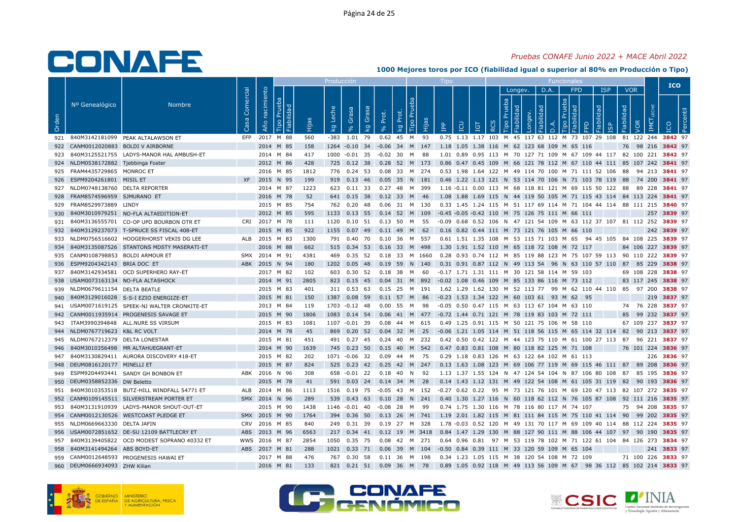*Pruebas CONAFE Junio 2022 + MACE Abril 2022*

**1000 Mejores toros por ICO (fiabilidad igual o superior al 80% en Producción o Tipo)**

| | | | | | Producción | | | | | | | | | Tipo | | | | | | Funcionales | | | | | | | | | | | | ICO | |
|---|---|---|---|---|---|---|---|---|---|---|---|---|---|---|---|---|---|---|---|---|---|---|---|---|---|---|---|---|---|---|---|---|---|
| | | | | | | | | | | | | | | | | | | | Longev. | | | D.A. | | FPD | | | ISP | | VOR | | | | |
| Orden | Nº Genealógico | Nombre | Casa Comercial | Año nacimiento | Tipo Prueba | Fiabilidad | Hijas | kg Leche | % Grasa | kg Grasa | % Prot. | kg Prot. | Tipo Prueba | Hijas | IPP | ICU | IGT | RCS | Tipo Prueba | Fiabilidad | Longev. | Fiabilidad | D.A. | Tipo Prueba | Fiabilidad | FPD | Fiabilidad | ISP | Fiabilidad | VOR | IMCT LECHE | ICO | Percentil |
| 921 | 840M3142181099 | PEAK ALTALAWSON ET | EFP | 2017 | M | 88 | 560 | -383 | 1.01 | 79 | 0.62 | 45 | M | 93 | 0.75 | 1.13 | 1.17 | 103 | M | 45 | 117 | 63 | 112 | M | 73 | 107 | 29 | 108 | 81 | 122 | 244 | 3842 | 97 |
| 922 | CANM0012020883 | BOLDI V AIRBORNE | | 2014 | M | 85 | 158 | 1264 | -0.10 | 34 | -0.06 | 34 | M | 147 | 1.18 | 1.05 | 1.38 | 116 | M | 62 | 123 | 68 | 109 | M | 65 | 116 | | | 76 | 98 | 216 | 3842 | 97 |
| 923 | 840M3125521755 | LADYS-MANOR HAL AMBUSH-ET | | 2014 | M | 84 | 417 | 1000 | -0.01 | 35 | -0.02 | 30 | M | 88 | 1.01 | 0.89 | 0.95 | 113 | M | 70 | 127 | 71 | 109 | M | 67 | 109 | 44 | 117 | 82 | 100 | 221 | 3842 | 97 |
| 924 | NLDM0538172882 | Tjebbinga Foster | | 2012 | M | 86 | 428 | 725 | 0.12 | 38 | 0.28 | 52 | M | 173 | 0.86 | 0.47 | 0.45 | 109 | M | 66 | 121 | 78 | 112 | M | 67 | 110 | 44 | 111 | 85 | 107 | 242 | 3841 | 97 |
| 925 | FRAM4435729865 | MONROC ET | | 2016 | M | 85 | 1812 | 776 | 0.24 | 53 | 0.08 | 33 | M | 274 | 0.53 | 1.98 | 1.64 | 122 | M | 49 | 114 | 70 | 100 | M | 71 | 111 | 52 | 106 | 88 | 94 | 213 | 3841 | 97 |
| 926 | ESPM9204261801 | MISIL ET | XF | 2015 | N | 95 | 199 | 919 | 0.13 | 46 | 0.05 | 35 | N | 181 | 0.46 | 1.22 | 1.13 | 121 | N | 53 | 114 | 70 | 106 | N | 71 | 103 | 78 | 119 | 88 | 74 | 200 | 3841 | 97 |
| 927 | NLDM0748138760 | DELTA REPORTER | | 2014 | M | 87 | 1223 | 623 | 0.11 | 33 | 0.27 | 48 | M | 399 | 1.16 | -0.11 | 0.00 | 113 | M | 68 | 118 | 81 | 121 | M | 69 | 115 | 50 | 122 | 88 | 89 | 228 | 3841 | 97 |
| 928 | FRAM8574596959 | SJMURANO ET | | 2016 | M | 78 | 52 | 641 | 0.15 | 38 | 0.12 | 33 | M | 46 | 1.08 | 1.88 | 1.69 | 115 | N | 44 | 119 | 50 | 105 | M | 71 | 115 | 43 | 114 | 84 | 113 | 224 | 3841 | 97 |
| 929 | FRAM8529973889 | LINDY | | 2015 | M | 85 | 754 | 762 | 0.20 | 48 | 0.06 | 31 | M | 130 | 0.33 | 1.45 | 1.24 | 115 | M | 51 | 117 | 69 | 114 | M | 71 | 104 | 44 | 114 | 88 | 111 | 215 | 3840 | 97 |
| 930 | 840M3010979251 | NO-FLA ALTAEDITION-ET | | 2012 | M | 85 | 595 | 1133 | 0.13 | 55 | 0.14 | 52 | M | 109 | -0.45 | -0.05 | -0.42 | 110 | M | 75 | 126 | 75 | 111 | M | 66 | 111 | | | | | 257 | 3839 | 97 |
| 931 | 840M3136555701 | CO-OP UPD BOURBON OTR ET | CRI | 2017 | M | 78 | 111 | 1120 | 0.10 | 51 | 0.13 | 50 | M | 55 | -0.09 | 0.68 | 0.52 | 106 | N | 47 | 121 | 54 | 109 | M | 63 | 112 | 37 | 107 | 81 | 112 | 252 | 3839 | 97 |
| 932 | 840M3129237073 | T-SPRUCE SS FISCAL 408-ET | | 2015 | M | 85 | 922 | 1155 | 0.07 | 49 | 0.11 | 49 | M | 62 | 0.16 | 0.82 | 0.44 | 111 | M | 73 | 121 | 76 | 105 | M | 66 | 110 | | | | | 242 | 3839 | 97 |
| 933 | NLDM0756516602 | HOOGERHORST VEKIS DG LEE | ALB | 2015 | M | 83 | 1300 | 791 | 0.40 | 70 | 0.10 | 36 | M | 557 | 0.61 | 1.51 | 1.35 | 108 | M | 53 | 115 | 71 | 103 | M | 65 | 94 | 45 | 105 | 84 | 108 | 225 | 3839 | 97 |
| 934 | 840M3135087526 | STANTONS MDSTY MASERATI-ET | | 2016 | M | 88 | 662 | 515 | 0.34 | 53 | 0.16 | 33 | M | 498 | 1.30 | 1.91 | 1.52 | 110 | M | 65 | 118 | 72 | 108 | M | 72 | 117 | | | 84 | 106 | 227 | 3839 | 97 |
| 935 | CANM0108798853 | BOLDI ARMOUR ET | SMX | 2014 | M | 91 | 4381 | 469 | 0.35 | 52 | 0.18 | 33 | M | 1660 | 0.28 | 0.93 | 0.74 | 112 | M | 85 | 119 | 88 | 123 | M | 75 | 107 | 59 | 113 | 90 | 110 | 222 | 3839 | 97 |
| 936 | ESPM9204342143 | BRIA DOC ET | ABK | 2015 | N | 94 | 180 | 1202 | 0.05 | 48 | 0.19 | 59 | N | 140 | 0.31 | 0.91 | 0.87 | 112 | N | 49 | 113 | 54 | 96 | N | 63 | 110 | 57 | 110 | 87 | 85 | 229 | 3838 | 97 |
| 937 | 840M3142934581 | OCD SUPERHERO RAY-ET | | 2017 | M | 82 | 102 | 603 | 0.30 | 52 | 0.18 | 38 | M | 60 | -0.17 | 1.71 | 1.31 | 111 | M | 30 | 121 | 58 | 114 | M | 59 | 103 | | | 69 | 108 | 228 | 3838 | 97 |
| 938 | USAM0073163134 | NO-FLA ALTASHOCK | | 2014 | M | 91 | 2805 | 823 | 0.15 | 45 | 0.04 | 31 | M | 892 | -0.02 | 1.08 | 0.46 | 109 | M | 85 | 133 | 86 | 116 | M | 73 | 112 | | | 83 | 117 | 245 | 3838 | 97 |
| 939 | NLDM0679611154 | DELTA BEATLE | | 2015 | M | 83 | 401 | 311 | 0.53 | 63 | 0.15 | 25 | M | 191 | 1.62 | 1.29 | 1.62 | 130 | M | 52 | 113 | 77 | 99 | M | 62 | 110 | 44 | 110 | 85 | 97 | 200 | 3838 | 97 |
| 940 | 840M3129016028 | S-S-I EZIO ENERGIZE-ET | | 2015 | M | 81 | 150 | 1387 | 0.08 | 59 | 0.11 | 57 | M | 86 | -0.23 | 1.53 | 1.34 | 122 | M | 60 | 103 | 61 | 93 | M | 62 | 95 | | | | | 219 | 3837 | 97 |
| 941 | USAM0071619125 | SPEEK-NJ WALTER CRONKITE-ET | | 2013 | M | 84 | 119 | 1703 | -0.12 | 48 | 0.00 | 55 | M | 98 | -0.05 | 0.50 | 0.47 | 115 | M | 63 | 113 | 67 | 104 | M | 63 | 110 | | | 74 | 76 | 228 | 3837 | 97 |
| 942 | CANM0011935914 | PROGENESIS SAVAGE ET | | 2015 | M | 90 | 1806 | 1083 | 0.14 | 54 | 0.06 | 41 | M | 477 | -0.72 | 1.44 | 0.71 | 121 | M | 78 | 119 | 83 | 103 | M | 72 | 111 | | | 85 | 99 | 232 | 3837 | 97 |
| 943 | ITAM3990394848 | ALL.NURE SS VIRSUM | | 2015 | M | 83 | 1081 | 1107 | -0.01 | 39 | 0.08 | 44 | M | 615 | 0.49 | 1.25 | 0.91 | 115 | M | 50 | 121 | 75 | 106 | M | 58 | 110 | | | 67 | 109 | 237 | 3837 | 97 |
| 944 | NLDM0767719623 | K&L RC VOLT | | 2014 | M | 78 | 45 | 869 | 0.20 | 52 | 0.04 | 32 | M | 25 | -0.06 | 1.21 | 1.05 | 114 | M | 51 | 118 | 56 | 115 | M | 65 | 114 | 32 | 114 | 82 | 90 | 213 | 3837 | 97 |
| 945 | NLDM0767212379 | DELTA LONESTAR | | 2015 | M | 81 | 451 | 491 | 0.27 | 45 | 0.24 | 40 | M | 232 | 0.42 | 0.50 | 0.42 | 122 | M | 44 | 123 | 75 | 110 | M | 61 | 100 | 27 | 113 | 87 | 96 | 221 | 3837 | 97 |
| 946 | 840M3010356498 | MR ALTAHUEGRANT-ET | | 2014 | M | 90 | 1639 | 745 | 0.23 | 50 | 0.15 | 40 | M | 542 | 0.47 | 0.83 | 0.81 | 108 | M | 80 | 118 | 82 | 125 | M | 71 | 108 | | | 76 | 101 | 224 | 3836 | 97 |
| 947 | 840M3130829411 | AURORA DISCOVERY 418-ET | | 2015 | M | 82 | 202 | 1071 | -0.06 | 32 | 0.09 | 44 | M | 75 | 0.29 | 1.18 | 0.83 | 126 | M | 63 | 122 | 64 | 102 | M | 61 | 113 | | | | | 226 | 3836 | 97 |
| 948 | DEUM0816120177 | MINELLI ET | | 2015 | M | 87 | 824 | 525 | 0.23 | 42 | 0.25 | 42 | M | 247 | 0.13 | 1.63 | 1.08 | 123 | M | 69 | 106 | 77 | 119 | M | 69 | 115 | 46 | 111 | 87 | 89 | 208 | 3836 | 97 |
| 949 | ESPM9204493441 | SANDY GH BONBON ET | ABK | 2016 | N | 96 | 308 | 658 | -0.01 | 22 | 0.18 | 40 | N | 92 | 1.13 | 1.37 | 1.55 | 124 | N | 47 | 124 | 54 | 104 | N | 87 | 106 | 80 | 108 | 87 | 85 | 195 | 3836 | 97 |
| 950 | DEUM0358852336 | DW Beletto | | 2015 | M | 78 | 41 | 591 | 0.03 | 24 | 0.14 | 34 | M | 28 | 0.14 | 1.43 | 1.12 | 131 | M | 49 | 122 | 54 | 108 | M | 61 | 105 | 31 | 119 | 82 | 90 | 193 | 3836 | 97 |
| 951 | 840M3010353518 | BUTZ-HILL WINDFALL 54771 ET | ALB | 2014 | M | 86 | 1113 | 1516 | 0.19 | 75 | -0.05 | 43 | M | 152 | -0.27 | 0.62 | 0.22 | 95 | M | 73 | 121 | 76 | 101 | M | 69 | 120 | 47 | 113 | 82 | 107 | 272 | 3835 | 97 |
| 952 | CANM0109145511 | SILVERSTREAM PORTER ET | SMX | 2014 | N | 96 | 289 | 539 | 0.43 | 63 | 0.10 | 28 | N | 241 | 0.40 | 1.30 | 1.27 | 116 | N | 60 | 118 | 62 | 112 | N | 76 | 105 | 87 | 108 | 92 | 111 | 216 | 3835 | 97 |
| 953 | 840M3131910939 | LADYS-MANOR SHOUT-OUT-ET | | 2015 | M | 90 | 1438 | 1146 | -0.01 | 40 | -0.08 | 28 | M | 99 | 0.74 | 1.75 | 1.30 | 116 | M | 78 | 116 | 80 | 117 | M | 74 | 107 | | | 75 | 94 | 208 | 3835 | 97 |
| 954 | CANM0012130526 | WESTCOAST PLEDGE ET | SMX | 2015 | M | 90 | 1764 | 394 | 0.36 | 50 | 0.13 | 26 | M | 741 | 1.19 | 2.01 | 1.82 | 115 | M | 81 | 111 | 84 | 115 | M | 75 | 110 | 41 | 114 | 90 | 99 | 202 | 3835 | 97 |
| 955 | NLDM0669663330 | DELTA JAFIN | CRV | 2016 | M | 85 | 840 | 249 | 0.31 | 39 | 0.19 | 27 | M | 328 | 1.78 | -0.03 | 0.52 | 120 | M | 49 | 131 | 70 | 117 | M | 69 | 109 | 40 | 114 | 88 | 112 | 224 | 3835 | 97 |
| 956 | USAM0072851652 | DE-SU 12109 BATTLECRY ET | ABS | 2013 | M | 96 | 6563 | 217 | 0.34 | 41 | 0.12 | 19 | M | 3418 | 0.84 | 1.47 | 1.29 | 130 | M | 88 | 127 | 90 | 111 | M | 88 | 106 | 44 | 107 | 97 | 90 | 190 | 3835 | 97 |
| 957 | 840M3139405822 | OCD MODEST SOPRANO 40332 ET | WWS | 2016 | M | 87 | 2854 | 1050 | 0.35 | 75 | 0.08 | 42 | M | 271 | 0.64 | 0.96 | 0.81 | 97 | M | 53 | 119 | 78 | 102 | M | 71 | 122 | 61 | 104 | 84 | 126 | 273 | 3834 | 97 |
| 958 | 840M3141494264 | ABS BOYD-ET | ABS | 2017 | M | 81 | 288 | 1021 | 0.33 | 71 | 0.06 | 39 | M | 104 | -0.50 | 0.84 | 0.39 | 111 | M | 33 | 120 | 59 | 109 | M | 65 | 104 | | | | | 241 | 3833 | 97 |
| 959 | CANM0012648593 | PROGENESIS HAWAI ET | | 2017 | M | 88 | 476 | 767 | 0.30 | 58 | 0.11 | 36 | M | 198 | 0.34 | 1.23 | 1.05 | 115 | M | 38 | 120 | 54 | 108 | M | 72 | 109 | | | 71 | 100 | 226 | 3833 | 97 |
| 960 | DEUM0666934093 | ZHW Kilian | | 2016 | M | 81 | 133 | 821 | 0.21 | 51 | 0.09 | 36 | M | 78 | 0.89 | 1.05 | 0.92 | 118 | M | 49 | 113 | 56 | 109 | M | 67 | 98 | 36 | 112 | 85 | 102 | 214 | 3833 | 97 |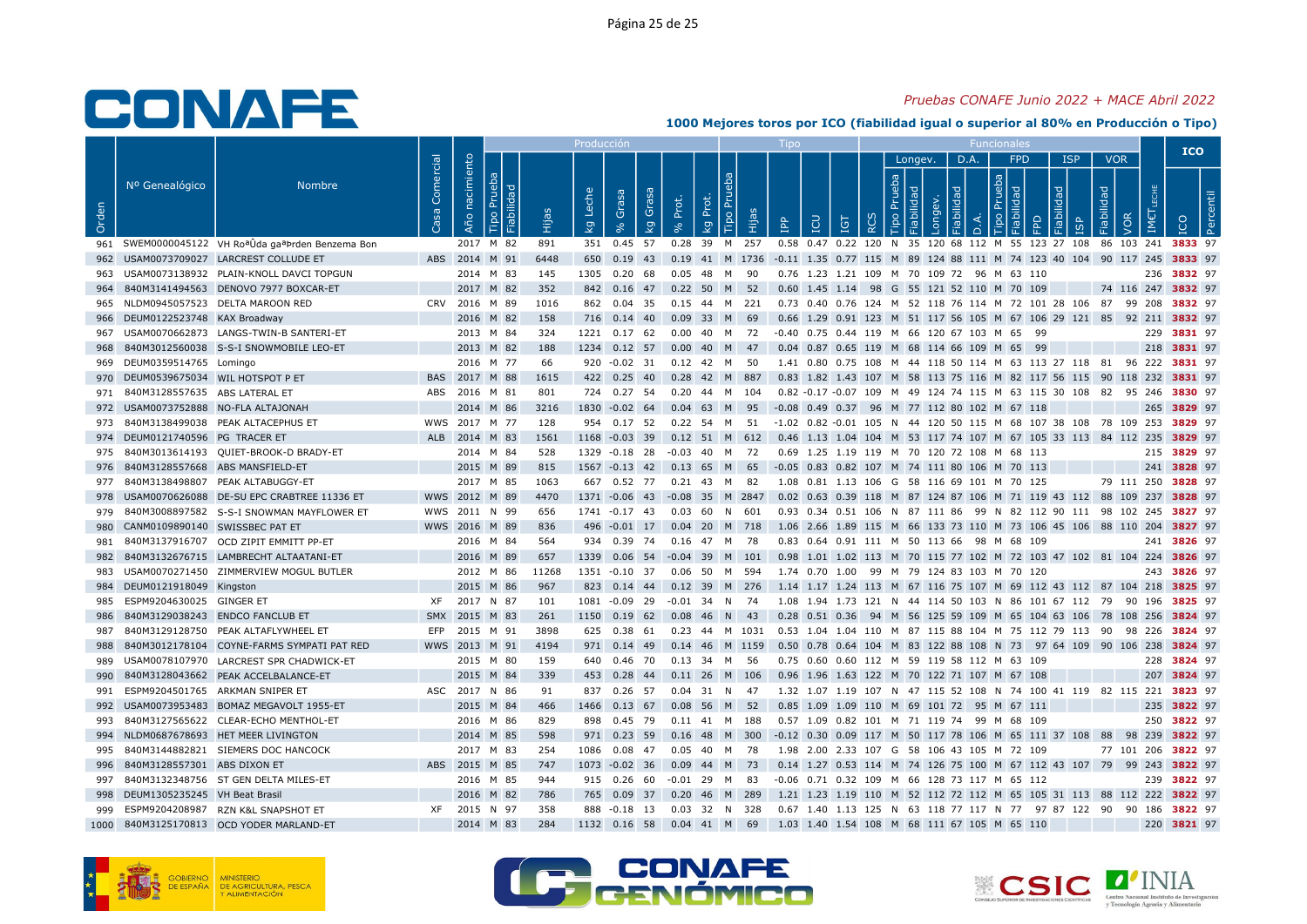# CONAFE

*Pruebas CONAFE Junio 2022 + MACE Abril 2022*

**1000 Mejores toros por ICO (fiabilidad igual o superior al 80% en Producción o Tipo)**

| | | | | | Producción | | | | | | | | Tipo | | | | | | Funcionales | | | | | | | | | | | | | | ICO | |
|---|---|---|---|---|---|---|---|---|---|---|---|---|---|---|---|---|---|---|---|---|---|---|---|---|---|---|---|---|---|---|---|---|---|---|
| | | | | | | | | | | | | | | | | | | | Longev. | | | D.A. | | FPD | | | ISP | | VOR | | | | | |
| Orden | Nº Genealógico | Nombre | Casa Comercial | Año nacimiento | Tipo Prueba | Fiabilidad | Hijas | kg Leche | % Grasa | kg Grasa | % Prot. | kg Prot. | Tipo Prueba | Hijas | IPP | ICU | IGT | RCS | Tipo Prueba | Fiabilidad | Longev. | Fiabilidad | D.A. | Tipo Prueba | Fiabilidad | FPD | Fiabilidad | ISP | Fiabilidad | VOR | IMET LECHE | ICO | Percentil |
| 961 | SWEM0000045122 | VH RoªÛda gaªÞrden Benzema Bon | | 2017 | M | 82 | 891 | 351 | 0.45 | 57 | 0.28 | 39 | M | 257 | 0.58 | 0.47 | 0.22 | 120 | N | 35 | 120 | 68 | 112 | M | 55 | 123 | 27 | 108 | 86 | 103 | 241 | 3833 | 97 |
| 962 | USAM0073709027 | LARCREST COLLUDE ET | ABS | 2014 | M | 91 | 6448 | 650 | 0.19 | 43 | 0.19 | 41 | M | 1736 | -0.11 | 1.35 | 0.77 | 115 | M | 89 | 124 | 88 | 111 | M | 74 | 123 | 40 | 104 | 90 | 117 | 245 | 3833 | 97 |
| 963 | USAM0073138932 | PLAIN-KNOLL DAVCI TOPGUN | | 2014 | M | 83 | 145 | 1305 | 0.20 | 68 | 0.05 | 48 | M | 90 | 0.76 | 1.23 | 1.21 | 109 | M | 70 | 109 | 72 | 96 | M | 63 | 110 | | | | | 236 | 3832 | 97 |
| 964 | 840M3141494563 | DENOVO 7977 BOXCAR-ET | | 2017 | M | 82 | 352 | 842 | 0.16 | 47 | 0.22 | 50 | M | 52 | 0.60 | 1.45 | 1.14 | 98 | G | 55 | 121 | 52 | 110 | M | 70 | 109 | | | 74 | 116 | 247 | 3832 | 97 |
| 965 | NLDM0945057523 | DELTA MAROON RED | CRV | 2016 | M | 89 | 1016 | 862 | 0.04 | 35 | 0.15 | 44 | M | 221 | 0.73 | 0.40 | 0.76 | 124 | M | 52 | 118 | 76 | 114 | M | 72 | 101 | 28 | 106 | 87 | 99 | 208 | 3832 | 97 |
| 966 | DEUM0122523748 | KAX Broadway | | 2016 | M | 82 | 158 | 716 | 0.14 | 40 | 0.09 | 33 | M | 69 | 0.66 | 1.29 | 0.91 | 123 | M | 51 | 117 | 56 | 105 | M | 67 | 106 | 29 | 121 | 85 | 92 | 211 | 3832 | 97 |
| 967 | USAM0070662873 | LANGS-TWIN-B SANTERI-ET | | 2013 | M | 84 | 324 | 1221 | 0.17 | 62 | 0.00 | 40 | M | 72 | -0.40 | 0.75 | 0.44 | 119 | M | 66 | 120 | 67 | 103 | M | 65 | 99 | | | | | 229 | 3831 | 97 |
| 968 | 840M3012560038 | S-S-I SNOWMOBILE LEO-ET | | 2013 | M | 82 | 188 | 1234 | 0.12 | 57 | 0.00 | 40 | M | 47 | 0.04 | 0.87 | 0.65 | 119 | M | 68 | 114 | 66 | 109 | M | 65 | 99 | | | | | 218 | 3831 | 97 |
| 969 | DEUM0359514765 | Lomingo | | 2016 | M | 77 | 66 | 920 | -0.02 | 31 | 0.12 | 42 | M | 50 | 1.41 | 0.80 | 0.75 | 108 | M | 44 | 118 | 50 | 114 | M | 63 | 113 | 27 | 118 | 81 | 96 | 222 | 3831 | 97 |
| 970 | DEUM0539675034 | WIL HOTSPOT P ET | BAS | 2017 | M | 88 | 1615 | 422 | 0.25 | 40 | 0.28 | 42 | M | 887 | 0.83 | 1.82 | 1.43 | 107 | M | 58 | 113 | 75 | 116 | M | 82 | 117 | 56 | 115 | 90 | 118 | 232 | 3831 | 97 |
| 971 | 840M3128557635 | ABS LATERAL ET | ABS | 2016 | M | 81 | 801 | 724 | 0.27 | 54 | 0.20 | 44 | M | 104 | 0.82 | -0.17 | -0.07 | 109 | M | 49 | 124 | 74 | 115 | M | 63 | 115 | 30 | 108 | 82 | 95 | 246 | 3830 | 97 |
| 972 | USAM0073752888 | NO-FLA ALTAJONAH | | 2014 | M | 86 | 3216 | 1830 | -0.02 | 64 | 0.04 | 63 | M | 95 | -0.08 | 0.49 | 0.37 | 96 | M | 77 | 112 | 80 | 102 | M | 67 | 118 | | | | | 265 | 3829 | 97 |
| 973 | 840M3138499038 | PEAK ALTACEPHUS ET | WWS | 2017 | M | 77 | 128 | 954 | 0.17 | 52 | 0.22 | 54 | M | 51 | -1.02 | 0.82 | -0.01 | 105 | N | 44 | 120 | 50 | 115 | M | 68 | 107 | 38 | 108 | 78 | 109 | 253 | 3829 | 97 |
| 974 | DEUM0121740596 | PG TRACER ET | ALB | 2014 | M | 83 | 1561 | 1168 | -0.03 | 39 | 0.12 | 51 | M | 612 | 0.46 | 1.13 | 1.04 | 104 | M | 53 | 117 | 74 | 107 | M | 67 | 105 | 33 | 113 | 84 | 112 | 235 | 3829 | 97 |
| 975 | 840M3013614193 | QUIET-BROOK-D BRADY-ET | | 2014 | M | 84 | 528 | 1329 | -0.18 | 28 | -0.03 | 40 | M | 72 | 0.69 | 1.25 | 1.19 | 119 | M | 70 | 120 | 72 | 108 | M | 68 | 113 | | | | | 215 | 3829 | 97 |
| 976 | 840M3128557668 | ABS MANSFIELD-ET | | 2015 | M | 89 | 815 | 1567 | -0.13 | 42 | 0.13 | 65 | M | 65 | -0.05 | 0.83 | 0.82 | 107 | M | 74 | 111 | 80 | 106 | M | 70 | 113 | | | | | 241 | 3828 | 97 |
| 977 | 840M3138498807 | PEAK ALTABUGGY-ET | | 2017 | M | 85 | 1063 | 667 | 0.52 | 77 | 0.21 | 43 | M | 82 | 1.08 | 0.81 | 1.13 | 106 | G | 58 | 116 | 69 | 101 | M | 70 | 125 | | | 79 | 111 | 250 | 3828 | 97 |
| 978 | USAM0070626088 | DE-SU EPC CRABTREE 11336 ET | WWS | 2012 | M | 89 | 4470 | 1371 | -0.06 | 43 | -0.08 | 35 | M | 2847 | 0.02 | 0.63 | 0.39 | 118 | M | 87 | 124 | 87 | 106 | M | 71 | 119 | 43 | 112 | 88 | 109 | 237 | 3828 | 97 |
| 979 | 840M3008897582 | S-S-I SNOWMAN MAYFLOWER ET | WWS | 2011 | N | 99 | 656 | 1741 | -0.17 | 43 | 0.03 | 60 | N | 601 | 0.93 | 0.34 | 0.51 | 106 | N | 87 | 111 | 86 | 99 | N | 82 | 112 | 90 | 111 | 98 | 102 | 245 | 3827 | 97 |
| 980 | CANM0109890140 | SWISSBEC PAT ET | WWS | 2016 | M | 89 | 836 | 496 | -0.01 | 17 | 0.04 | 20 | M | 718 | 1.06 | 2.66 | 1.89 | 115 | M | 66 | 133 | 73 | 110 | M | 73 | 106 | 45 | 106 | 88 | 110 | 204 | 3827 | 97 |
| 981 | 840M3137916707 | OCD ZIPIT EMMITT PP-ET | | 2016 | M | 84 | 564 | 934 | 0.39 | 74 | 0.16 | 47 | M | 78 | 0.83 | 0.64 | 0.91 | 111 | M | 50 | 113 | 66 | 98 | M | 68 | 109 | | | | | 241 | 3826 | 97 |
| 982 | 840M3132676715 | LAMBRECHT ALTAATANI-ET | | 2016 | M | 89 | 657 | 1339 | 0.06 | 54 | -0.04 | 39 | M | 101 | 0.98 | 1.01 | 1.02 | 113 | M | 70 | 115 | 77 | 102 | M | 72 | 103 | 47 | 102 | 81 | 104 | 224 | 3826 | 97 |
| 983 | USAM0070271450 | ZIMMERVIEW MOGUL BUTLER | | 2012 | M | 86 | 11268 | 1351 | -0.10 | 37 | 0.06 | 50 | M | 594 | 1.74 | 0.70 | 1.00 | 99 | M | 79 | 124 | 83 | 103 | M | 70 | 120 | | | | | 243 | 3826 | 97 |
| 984 | DEUM0121918049 | Kingston | | 2015 | M | 86 | 967 | 823 | 0.14 | 44 | 0.12 | 39 | M | 276 | 1.14 | 1.17 | 1.24 | 113 | M | 67 | 116 | 75 | 107 | M | 69 | 112 | 43 | 112 | 87 | 104 | 218 | 3825 | 97 |
| 985 | ESPM9204630025 | GINGER ET | XF | 2017 | N | 87 | 101 | 1081 | -0.09 | 29 | -0.01 | 34 | N | 74 | 1.08 | 1.94 | 1.73 | 121 | N | 44 | 114 | 50 | 103 | N | 86 | 101 | 67 | 112 | 79 | 90 | 196 | 3825 | 97 |
| 986 | 840M3129038243 | ENDCO FANCLUB ET | SMX | 2015 | M | 83 | 261 | 1150 | 0.19 | 62 | 0.08 | 46 | N | 43 | 0.28 | 0.51 | 0.36 | 94 | M | 56 | 125 | 59 | 109 | M | 65 | 104 | 63 | 106 | 78 | 108 | 256 | 3824 | 97 |
| 987 | 840M3129128750 | PEAK ALTAFLYWHEEL ET | EFP | 2015 | M | 91 | 3898 | 625 | 0.38 | 61 | 0.23 | 44 | M | 1031 | 0.53 | 1.04 | 1.04 | 110 | M | 87 | 115 | 88 | 104 | M | 75 | 112 | 79 | 113 | 90 | 98 | 226 | 3824 | 97 |
| 988 | 840M3012178104 | COYNE-FARMS SYMPATI PAT RED | WWS | 2013 | M | 91 | 4194 | 971 | 0.14 | 49 | 0.14 | 46 | M | 1159 | 0.50 | 0.78 | 0.64 | 104 | M | 83 | 122 | 88 | 108 | N | 73 | 97 | 64 | 109 | 90 | 106 | 238 | 3824 | 97 |
| 989 | USAM0078107970 | LARCREST SPR CHADWICK-ET | | 2015 | M | 80 | 159 | 640 | 0.46 | 70 | 0.13 | 34 | M | 56 | 0.75 | 0.60 | 0.60 | 112 | M | 59 | 119 | 58 | 112 | M | 63 | 109 | | | | | 228 | 3824 | 97 |
| 990 | 840M3128043662 | PEAK ACCELBALANCE-ET | | 2015 | M | 84 | 339 | 453 | 0.28 | 44 | 0.11 | 26 | M | 106 | 0.96 | 1.96 | 1.63 | 122 | M | 70 | 122 | 71 | 107 | M | 67 | 108 | | | | | 207 | 3824 | 97 |
| 991 | ESPM9204501765 | ARKMAN SNIPER ET | ASC | 2017 | N | 86 | 91 | 837 | 0.26 | 57 | 0.04 | 31 | N | 47 | 1.32 | 1.07 | 1.19 | 107 | N | 47 | 115 | 52 | 108 | N | 74 | 100 | 41 | 119 | 82 | 115 | 221 | 3823 | 97 |
| 992 | USAM0073953483 | BOMAZ MEGAVOLT 1955-ET | | 2015 | M | 84 | 466 | 1466 | 0.13 | 67 | 0.08 | 56 | M | 52 | 0.85 | 1.09 | 1.09 | 110 | M | 69 | 101 | 72 | 95 | M | 67 | 111 | | | | | 235 | 3822 | 97 |
| 993 | 840M3127565622 | CLEAR-ECHO MENTHOL-ET | | 2016 | M | 86 | 829 | 898 | 0.45 | 79 | 0.11 | 41 | M | 188 | 0.57 | 1.09 | 0.82 | 101 | M | 71 | 119 | 74 | 99 | M | 68 | 109 | | | | | 250 | 3822 | 97 |
| 994 | NLDM0687678693 | HET MEER LIVINGSTON | | 2014 | M | 85 | 598 | 971 | 0.23 | 59 | 0.16 | 48 | M | 300 | -0.12 | 0.30 | 0.09 | 117 | M | 50 | 117 | 78 | 106 | M | 65 | 111 | 37 | 108 | 88 | 98 | 239 | 3822 | 97 |
| 995 | 840M3144882821 | SIEMERS DOC HANCOCK | | 2017 | M | 83 | 254 | 1086 | 0.08 | 47 | 0.05 | 40 | M | 78 | 1.98 | 2.00 | 2.33 | 107 | G | 58 | 106 | 43 | 105 | M | 72 | 109 | | | 77 | 101 | 206 | 3822 | 97 |
| 996 | 840M3128557301 | ABS DIXON ET | ABS | 2015 | M | 85 | 747 | 1073 | -0.02 | 36 | 0.09 | 44 | M | 73 | 0.14 | 1.27 | 0.53 | 114 | M | 74 | 126 | 75 | 100 | M | 67 | 112 | 43 | 107 | 79 | 99 | 243 | 3822 | 97 |
| 997 | 840M3132348756 | ST GEN DELTA MILES-ET | | 2016 | M | 85 | 944 | 915 | 0.26 | 60 | -0.01 | 29 | M | 83 | -0.06 | 0.71 | 0.32 | 109 | M | 66 | 128 | 73 | 117 | M | 65 | 112 | | | | | 239 | 3822 | 97 |
| 998 | DEUM1305235245 | VH Beat Brasil | | 2016 | M | 82 | 786 | 765 | 0.09 | 37 | 0.20 | 46 | M | 289 | 1.21 | 1.23 | 1.19 | 110 | M | 52 | 112 | 72 | 112 | M | 65 | 105 | 31 | 113 | 88 | 112 | 222 | 3822 | 97 |
| 999 | ESPM9204208987 | RZN K&L SNAPSHOT ET | XF | 2015 | N | 97 | 358 | 888 | -0.18 | 13 | 0.03 | 32 | N | 328 | 0.67 | 1.40 | 1.13 | 125 | N | 63 | 118 | 77 | 117 | N | 77 | 97 | 87 | 122 | 90 | 90 | 186 | 3822 | 97 |
| 1000 | 840M3125170813 | OCD YODER MARLAND-ET | | 2014 | M | 83 | 284 | 1132 | 0.16 | 58 | 0.04 | 41 | M | 69 | 1.03 | 1.40 | 1.54 | 108 | M | 68 | 111 | 67 | 105 | M | 65 | 110 | | | | | 220 | 3821 | 97 |